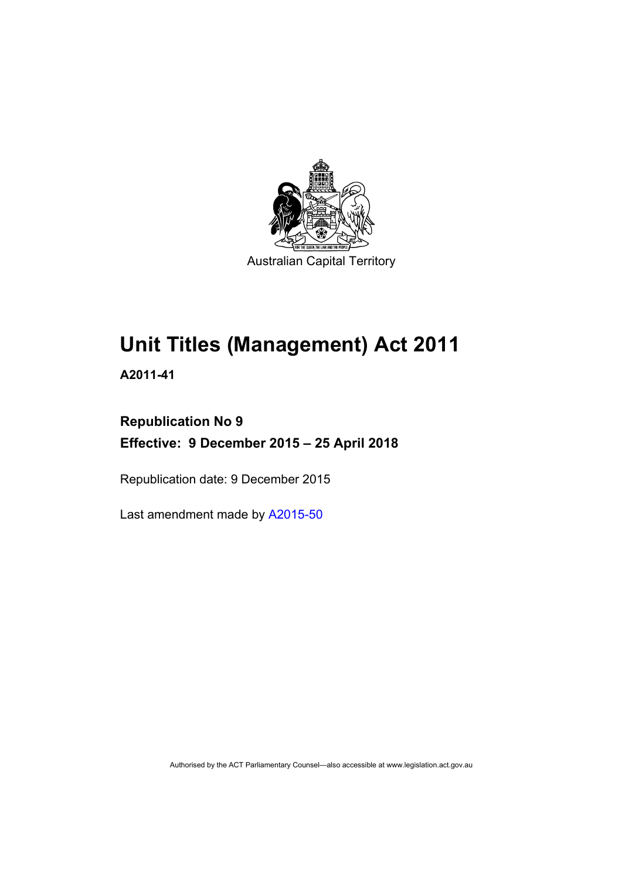Australian Capital Territory

# Unit Titles (Management) Act 2011

**A2011-41**

**Republication No 9**

**Effective: 9 December 2015 – 25 April 2018**

Republication date: 9 December 2015

Last amendment made by A2015-50

Authorised by the ACT Parliamentary Counsel—also accessible at www.legislation.act.gov.au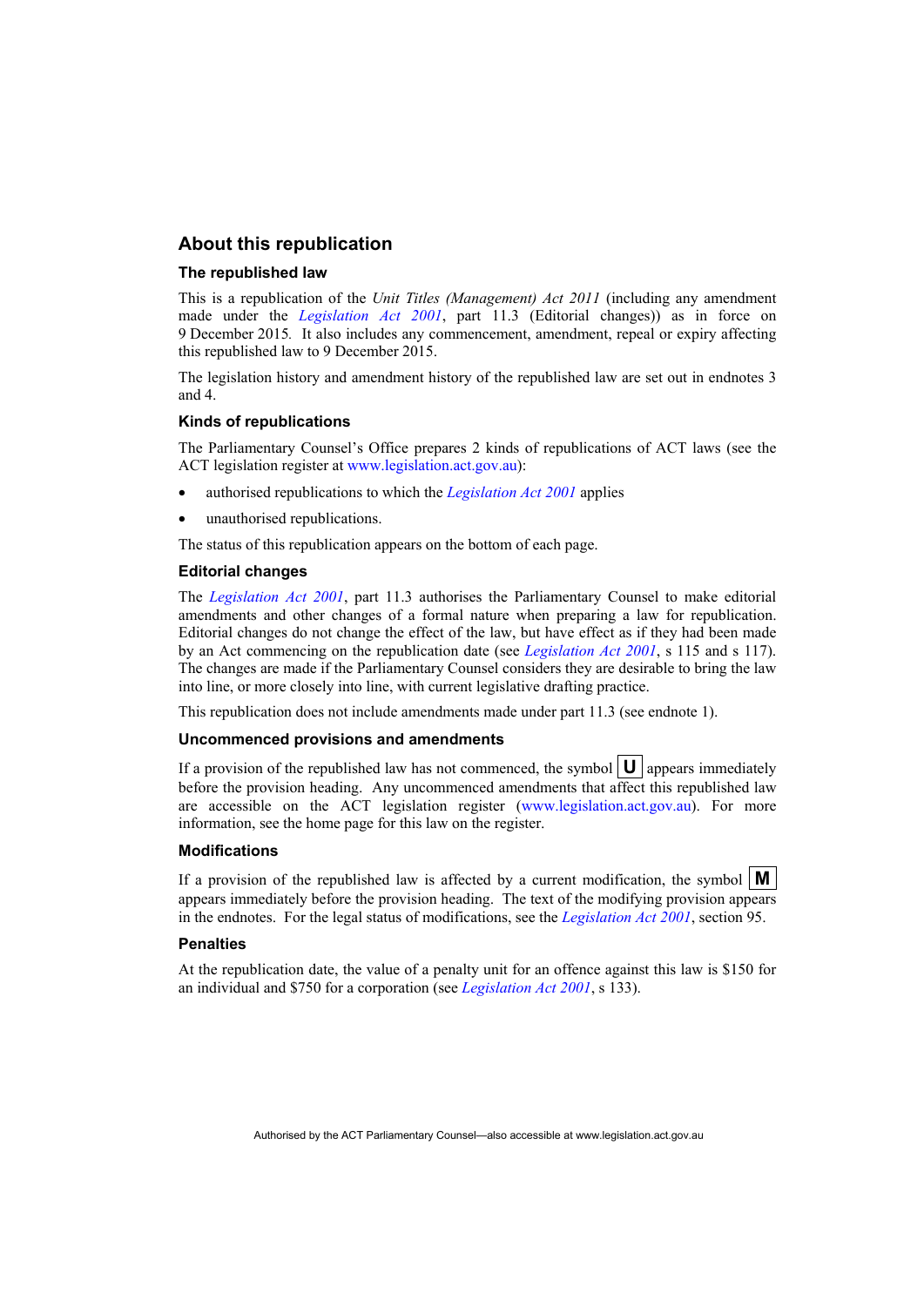## About this republication

### The republished law

This is a republication of the *Unit Titles (Management) Act 2011* (including any amendment made under the *Legislation Act 2001*, part 11.3 (Editorial changes)) as in force on 9 December 2015*.* It also includes any commencement, amendment, repeal or expiry affecting this republished law to 9 December 2015.

The legislation history and amendment history of the republished law are set out in endnotes 3 and 4.

### Kinds of republications

The Parliamentary Counsel's Office prepares 2 kinds of republications of ACT laws (see the ACT legislation register at www.legislation.act.gov.au):

- authorised republications to which the *Legislation Act 2001* applies
- unauthorised republications.

The status of this republication appears on the bottom of each page.

### Editorial changes

The *Legislation Act 2001*, part 11.3 authorises the Parliamentary Counsel to make editorial amendments and other changes of a formal nature when preparing a law for republication. Editorial changes do not change the effect of the law, but have effect as if they had been made by an Act commencing on the republication date (see *Legislation Act 2001*, s 115 and s 117). The changes are made if the Parliamentary Counsel considers they are desirable to bring the law into line, or more closely into line, with current legislative drafting practice.

This republication does not include amendments made under part 11.3 (see endnote 1).

### Uncommenced provisions and amendments

If a provision of the republished law has not commenced, the symbol **U** appears immediately before the provision heading. Any uncommenced amendments that affect this republished law are accessible on the ACT legislation register (www.legislation.act.gov.au). For more information, see the home page for this law on the register.

### Modifications

If a provision of the republished law is affected by a current modification, the symbol **M** appears immediately before the provision heading. The text of the modifying provision appears in the endnotes. For the legal status of modifications, see the *Legislation Act 2001*, section 95.

### Penalties

At the republication date, the value of a penalty unit for an offence against this law is $150 for an individual and $750 for a corporation (see *Legislation Act 2001*, s 133).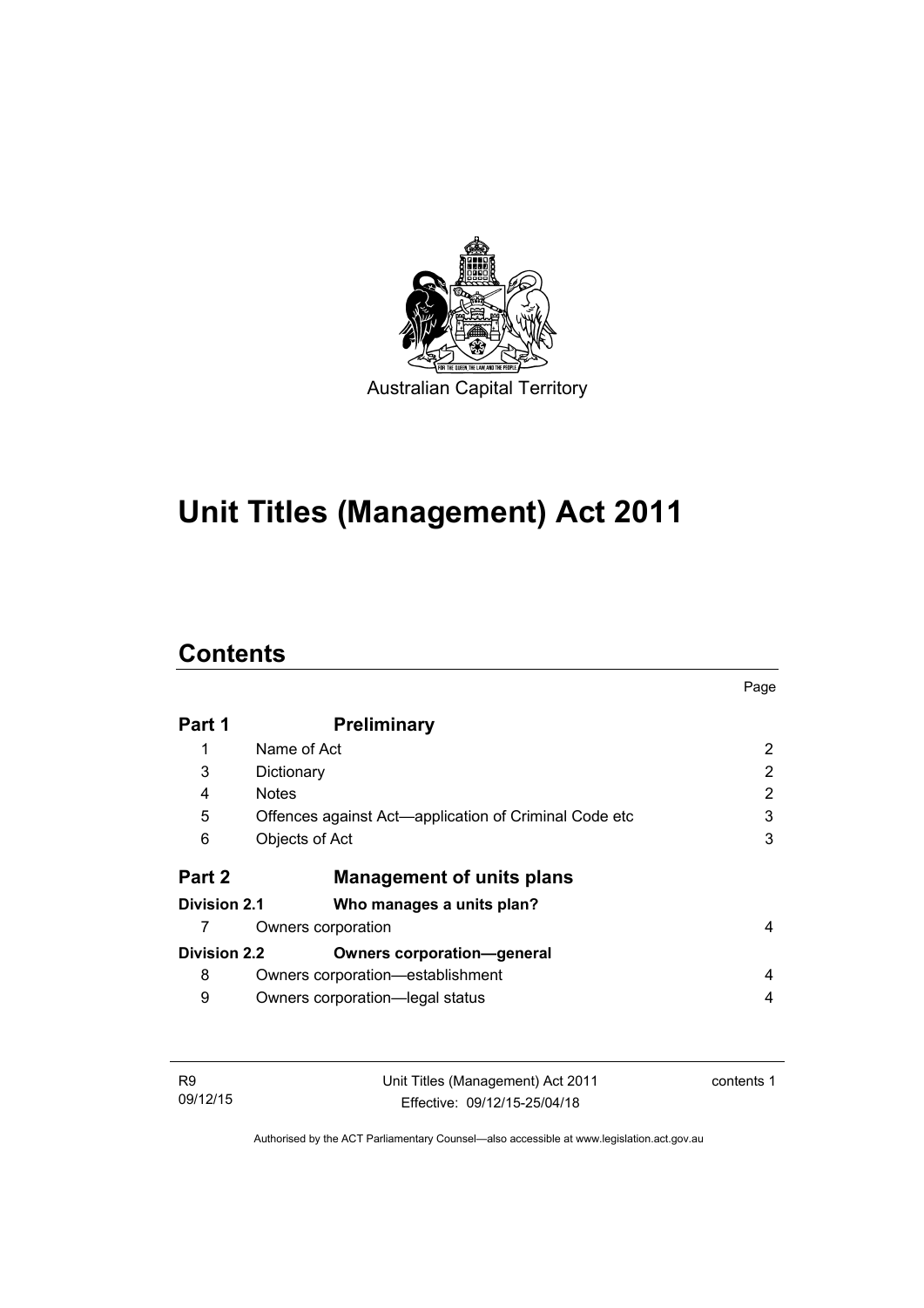Australian Capital Territory

# Unit Titles (Management) Act 2011

## Contents

| | | Page |
|---|---|---|
| **Part 1** | **Preliminary** | |
| 1 | Name of Act | 2 |
| 3 | Dictionary | 2 |
| 4 | Notes | 2 |
| 5 | Offences against Act—application of Criminal Code etc | 3 |
| 6 | Objects of Act | 3 |
| **Part 2** | **Management of units plans** | |
| **Division 2.1** | **Who manages a units plan?** | |
| 7 | Owners corporation | 4 |
| **Division 2.2** | **Owners corporation—general** | |
| 8 | Owners corporation—establishment | 4 |
| 9 | Owners corporation—legal status | 4 |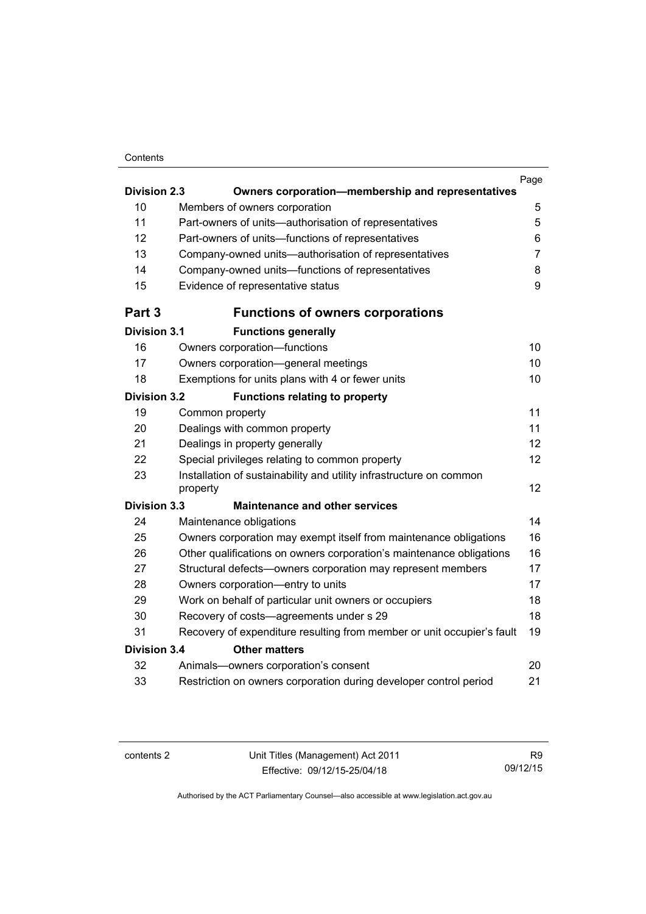| | | Page |
|---|---|---|
| **Division 2.3** | **Owners corporation—membership and representatives** | |
| 10 | Members of owners corporation | 5 |
| 11 | Part-owners of units—authorisation of representatives | 5 |
| 12 | Part-owners of units—functions of representatives | 6 |
| 13 | Company-owned units—authorisation of representatives | 7 |
| 14 | Company-owned units—functions of representatives | 8 |
| 15 | Evidence of representative status | 9 |
| **Part 3** | **Functions of owners corporations** | |
| **Division 3.1** | **Functions generally** | |
| 16 | Owners corporation—functions | 10 |
| 17 | Owners corporation—general meetings | 10 |
| 18 | Exemptions for units plans with 4 or fewer units | 10 |
| **Division 3.2** | **Functions relating to property** | |
| 19 | Common property | 11 |
| 20 | Dealings with common property | 11 |
| 21 | Dealings in property generally | 12 |
| 22 | Special privileges relating to common property | 12 |
| 23 | Installation of sustainability and utility infrastructure on common property | 12 |
| **Division 3.3** | **Maintenance and other services** | |
| 24 | Maintenance obligations | 14 |
| 25 | Owners corporation may exempt itself from maintenance obligations | 16 |
| 26 | Other qualifications on owners corporation's maintenance obligations | 16 |
| 27 | Structural defects—owners corporation may represent members | 17 |
| 28 | Owners corporation—entry to units | 17 |
| 29 | Work on behalf of particular unit owners or occupiers | 18 |
| 30 | Recovery of costs—agreements under s 29 | 18 |
| 31 | Recovery of expenditure resulting from member or unit occupier's fault | 19 |
| **Division 3.4** | **Other matters** | |
| 32 | Animals—owners corporation's consent | 20 |
| 33 | Restriction on owners corporation during developer control period | 21 |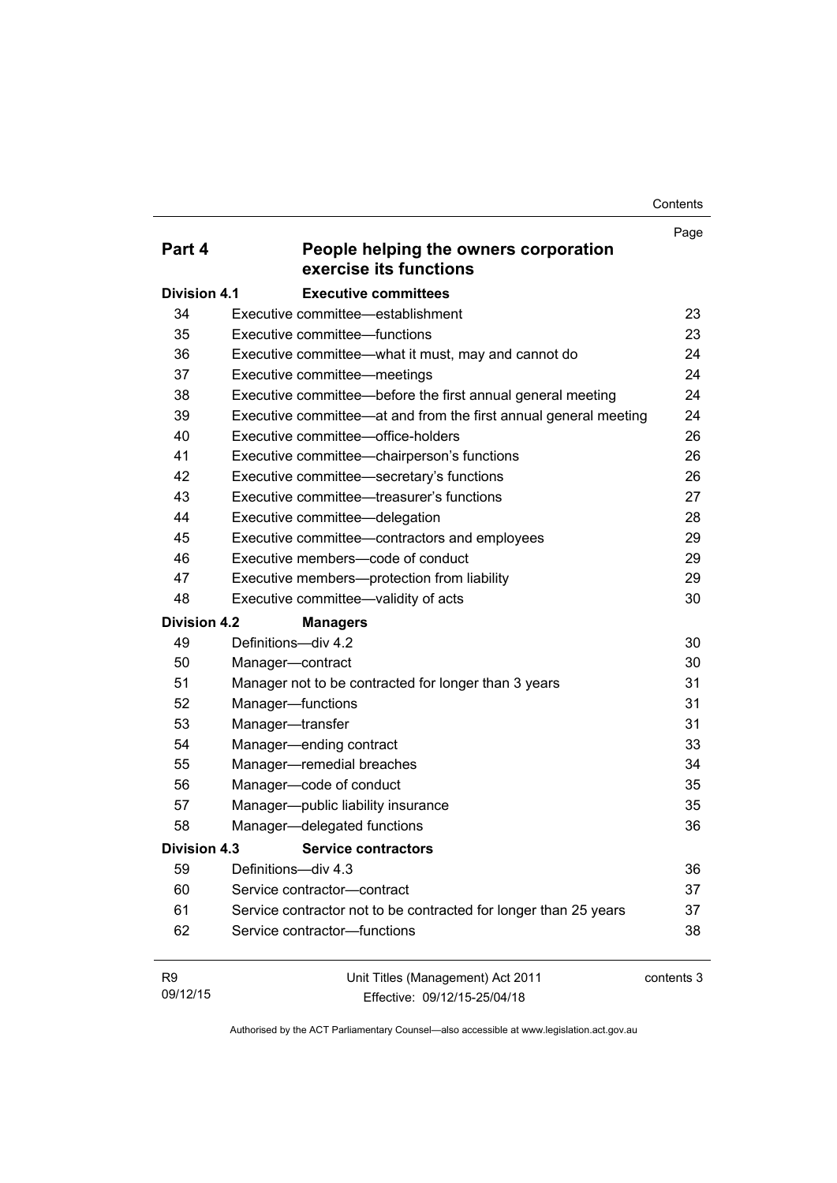| | | Page |
|---|---|---|
| **Part 4** | **People helping the owners corporation exercise its functions** | |
| **Division 4.1** | **Executive committees** | |
| 34 | Executive committee—establishment | 23 |
| 35 | Executive committee—functions | 23 |
| 36 | Executive committee—what it must, may and cannot do | 24 |
| 37 | Executive committee—meetings | 24 |
| 38 | Executive committee—before the first annual general meeting | 24 |
| 39 | Executive committee—at and from the first annual general meeting | 24 |
| 40 | Executive committee—office-holders | 26 |
| 41 | Executive committee—chairperson's functions | 26 |
| 42 | Executive committee—secretary's functions | 26 |
| 43 | Executive committee—treasurer's functions | 27 |
| 44 | Executive committee—delegation | 28 |
| 45 | Executive committee—contractors and employees | 29 |
| 46 | Executive members—code of conduct | 29 |
| 47 | Executive members—protection from liability | 29 |
| 48 | Executive committee—validity of acts | 30 |
| **Division 4.2** | **Managers** | |
| 49 | Definitions—div 4.2 | 30 |
| 50 | Manager—contract | 30 |
| 51 | Manager not to be contracted for longer than 3 years | 31 |
| 52 | Manager—functions | 31 |
| 53 | Manager—transfer | 31 |
| 54 | Manager—ending contract | 33 |
| 55 | Manager—remedial breaches | 34 |
| 56 | Manager—code of conduct | 35 |
| 57 | Manager—public liability insurance | 35 |
| 58 | Manager—delegated functions | 36 |
| **Division 4.3** | **Service contractors** | |
| 59 | Definitions—div 4.3 | 36 |
| 60 | Service contractor—contract | 37 |
| 61 | Service contractor not to be contracted for longer than 25 years | 37 |
| 62 | Service contractor—functions | 38 |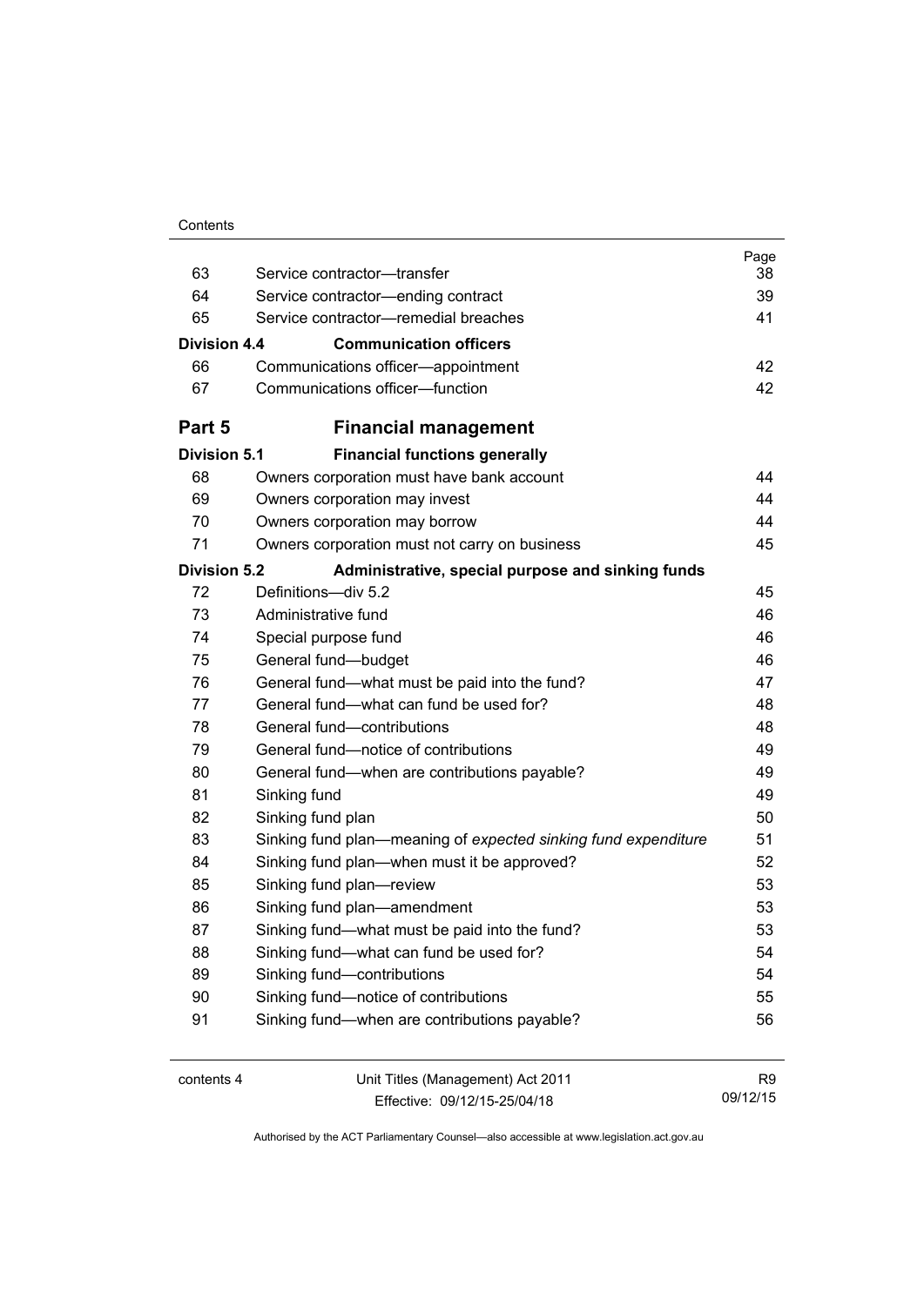| | | Page |
|---|---|---|
| 63 | Service contractor—transfer | 38 |
| 64 | Service contractor—ending contract | 39 |
| 65 | Service contractor—remedial breaches | 41 |
| **Division 4.4** | **Communication officers** | |
| 66 | Communications officer—appointment | 42 |
| 67 | Communications officer—function | 42 |
| **Part 5** | **Financial management** | |
| **Division 5.1** | **Financial functions generally** | |
| 68 | Owners corporation must have bank account | 44 |
| 69 | Owners corporation may invest | 44 |
| 70 | Owners corporation may borrow | 44 |
| 71 | Owners corporation must not carry on business | 45 |
| **Division 5.2** | **Administrative, special purpose and sinking funds** | |
| 72 | Definitions—div 5.2 | 45 |
| 73 | Administrative fund | 46 |
| 74 | Special purpose fund | 46 |
| 75 | General fund—budget | 46 |
| 76 | General fund—what must be paid into the fund? | 47 |
| 77 | General fund—what can fund be used for? | 48 |
| 78 | General fund—contributions | 48 |
| 79 | General fund—notice of contributions | 49 |
| 80 | General fund—when are contributions payable? | 49 |
| 81 | Sinking fund | 49 |
| 82 | Sinking fund plan | 50 |
| 83 | Sinking fund plan—meaning of *expected sinking fund expenditure* | 51 |
| 84 | Sinking fund plan—when must it be approved? | 52 |
| 85 | Sinking fund plan—review | 53 |
| 86 | Sinking fund plan—amendment | 53 |
| 87 | Sinking fund—what must be paid into the fund? | 53 |
| 88 | Sinking fund—what can fund be used for? | 54 |
| 89 | Sinking fund—contributions | 54 |
| 90 | Sinking fund—notice of contributions | 55 |
| 91 | Sinking fund—when are contributions payable? | 56 |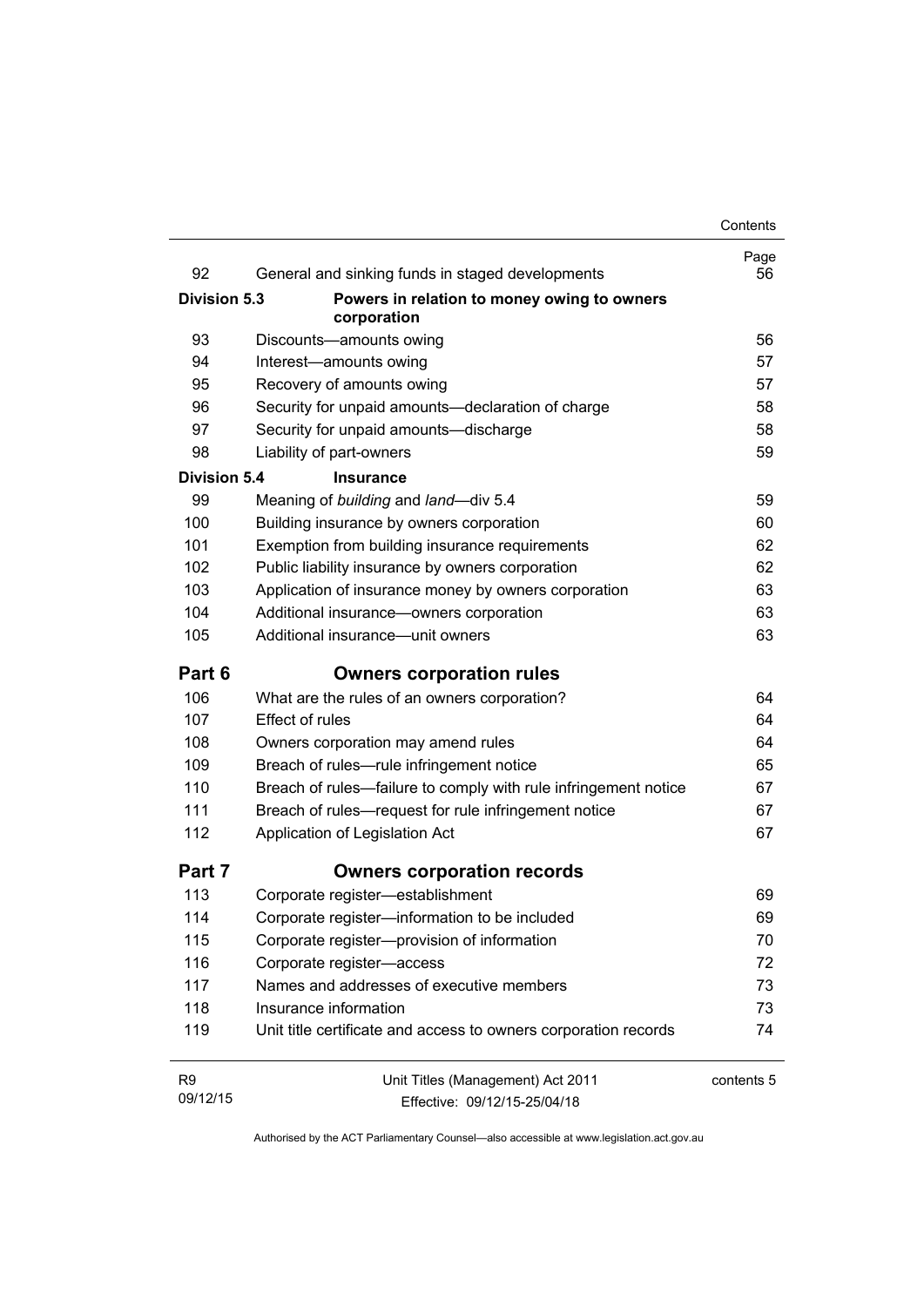| | | Page |
|---|---|---|
| 92 | General and sinking funds in staged developments | 56 |
| **Division 5.3** | **Powers in relation to money owing to owners corporation** | |
| 93 | Discounts—amounts owing | 56 |
| 94 | Interest—amounts owing | 57 |
| 95 | Recovery of amounts owing | 57 |
| 96 | Security for unpaid amounts—declaration of charge | 58 |
| 97 | Security for unpaid amounts—discharge | 58 |
| 98 | Liability of part-owners | 59 |
| **Division 5.4** | **Insurance** | |
| 99 | Meaning of *building* and *land*—div 5.4 | 59 |
| 100 | Building insurance by owners corporation | 60 |
| 101 | Exemption from building insurance requirements | 62 |
| 102 | Public liability insurance by owners corporation | 62 |
| 103 | Application of insurance money by owners corporation | 63 |
| 104 | Additional insurance—owners corporation | 63 |
| 105 | Additional insurance—unit owners | 63 |
| **Part 6** | **Owners corporation rules** | |
| 106 | What are the rules of an owners corporation? | 64 |
| 107 | Effect of rules | 64 |
| 108 | Owners corporation may amend rules | 64 |
| 109 | Breach of rules—rule infringement notice | 65 |
| 110 | Breach of rules—failure to comply with rule infringement notice | 67 |
| 111 | Breach of rules—request for rule infringement notice | 67 |
| 112 | Application of Legislation Act | 67 |
| **Part 7** | **Owners corporation records** | |
| 113 | Corporate register—establishment | 69 |
| 114 | Corporate register—information to be included | 69 |
| 115 | Corporate register—provision of information | 70 |
| 116 | Corporate register—access | 72 |
| 117 | Names and addresses of executive members | 73 |
| 118 | Insurance information | 73 |
| 119 | Unit title certificate and access to owners corporation records | 74 |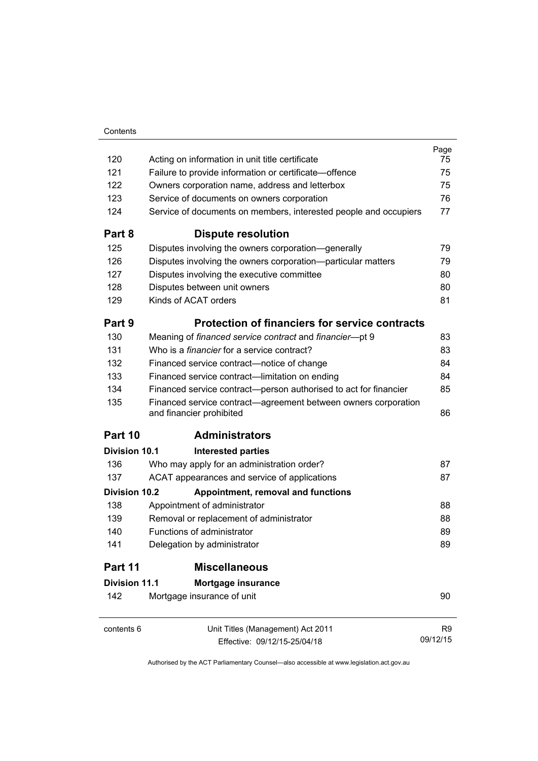| | | Page |
|---|---|---|
| 120 | Acting on information in unit title certificate | 75 |
| 121 | Failure to provide information or certificate—offence | 75 |
| 122 | Owners corporation name, address and letterbox | 75 |
| 123 | Service of documents on owners corporation | 76 |
| 124 | Service of documents on members, interested people and occupiers | 77 |

## Part 8 Dispute resolution

| | | |
|---|---|---|
| 125 | Disputes involving the owners corporation—generally | 79 |
| 126 | Disputes involving the owners corporation—particular matters | 79 |
| 127 | Disputes involving the executive committee | 80 |
| 128 | Disputes between unit owners | 80 |
| 129 | Kinds of ACAT orders | 81 |

## Part 9 Protection of financiers for service contracts

| | | |
|---|---|---|
| 130 | Meaning of *financed service contract* and *financier*—pt 9 | 83 |
| 131 | Who is a *financier* for a service contract? | 83 |
| 132 | Financed service contract—notice of change | 84 |
| 133 | Financed service contract—limitation on ending | 84 |
| 134 | Financed service contract—person authorised to act for financier | 85 |
| 135 | Financed service contract—agreement between owners corporation and financier prohibited | 86 |

## Part 10 Administrators

### Division 10.1 Interested parties

| | | |
|---|---|---|
| 136 | Who may apply for an administration order? | 87 |
| 137 | ACAT appearances and service of applications | 87 |

### Division 10.2 Appointment, removal and functions

| | | |
|---|---|---|
| 138 | Appointment of administrator | 88 |
| 139 | Removal or replacement of administrator | 88 |
| 140 | Functions of administrator | 89 |
| 141 | Delegation by administrator | 89 |

## Part 11 Miscellaneous

### Division 11.1 Mortgage insurance

| | | |
|---|---|---|
| 142 | Mortgage insurance of unit | 90 |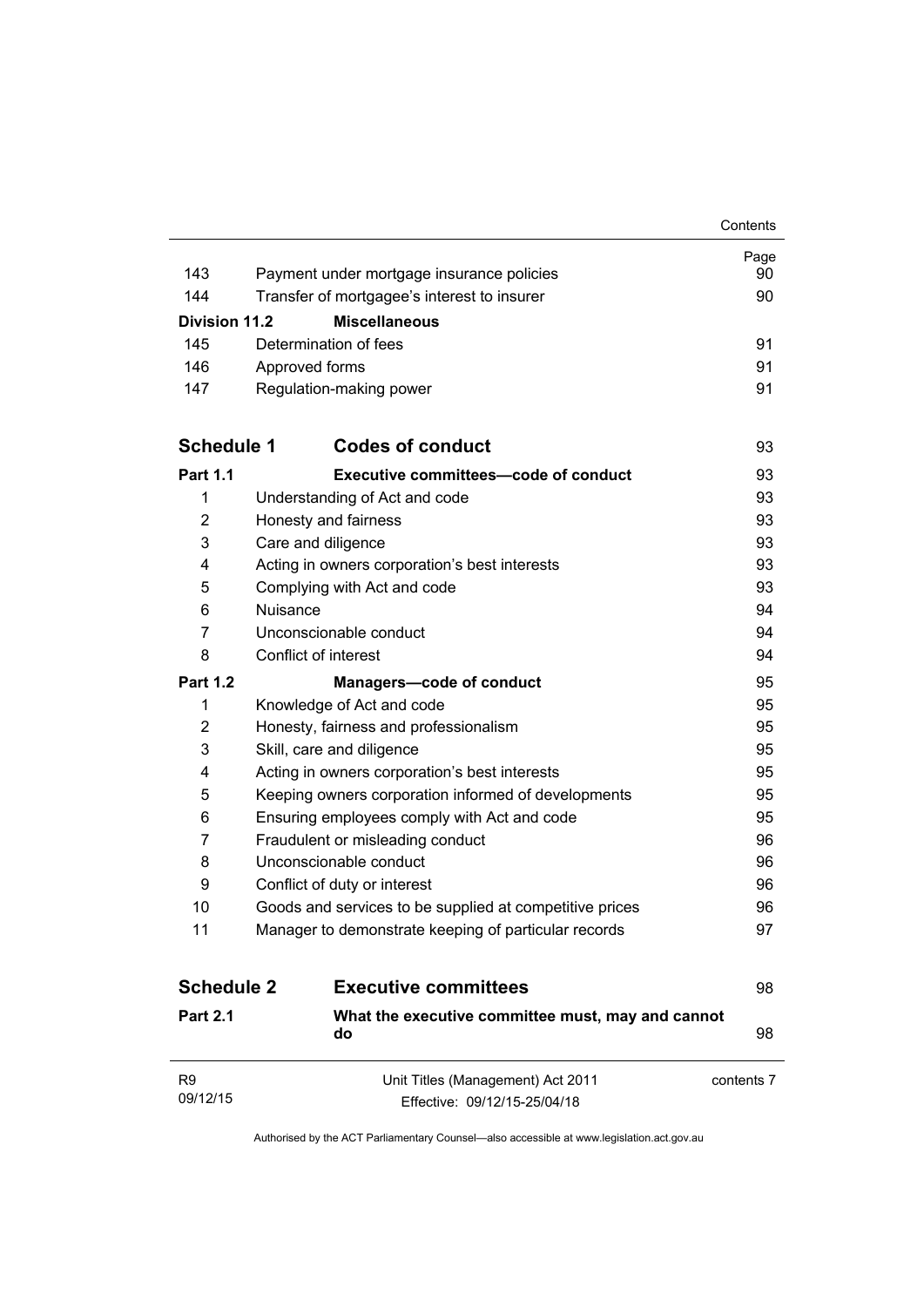| | | Page |
|---|---|---|
| 143 | Payment under mortgage insurance policies | 90 |
| 144 | Transfer of mortgagee's interest to insurer | 90 |
| **Division 11.2** | **Miscellaneous** | |
| 145 | Determination of fees | 91 |
| 146 | Approved forms | 91 |
| 147 | Regulation-making power | 91 |
| **Schedule 1** | **Codes of conduct** | 93 |
| **Part 1.1** | **Executive committees—code of conduct** | 93 |
| 1 | Understanding of Act and code | 93 |
| 2 | Honesty and fairness | 93 |
| 3 | Care and diligence | 93 |
| 4 | Acting in owners corporation's best interests | 93 |
| 5 | Complying with Act and code | 93 |
| 6 | Nuisance | 94 |
| 7 | Unconscionable conduct | 94 |
| 8 | Conflict of interest | 94 |
| **Part 1.2** | **Managers—code of conduct** | 95 |
| 1 | Knowledge of Act and code | 95 |
| 2 | Honesty, fairness and professionalism | 95 |
| 3 | Skill, care and diligence | 95 |
| 4 | Acting in owners corporation's best interests | 95 |
| 5 | Keeping owners corporation informed of developments | 95 |
| 6 | Ensuring employees comply with Act and code | 95 |
| 7 | Fraudulent or misleading conduct | 96 |
| 8 | Unconscionable conduct | 96 |
| 9 | Conflict of duty or interest | 96 |
| 10 | Goods and services to be supplied at competitive prices | 96 |
| 11 | Manager to demonstrate keeping of particular records | 97 |
| **Schedule 2** | **Executive committees** | 98 |
| **Part 2.1** | **What the executive committee must, may and cannot do** | 98 |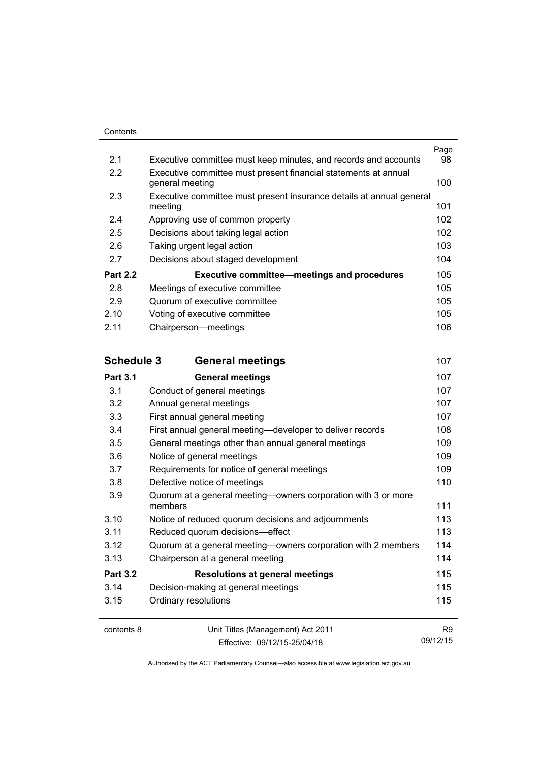| | | Page |
|---|---|---|
| 2.1 | Executive committee must keep minutes, and records and accounts | 98 |
| 2.2 | Executive committee must present financial statements at annual general meeting | 100 |
| 2.3 | Executive committee must present insurance details at annual general meeting | 101 |
| 2.4 | Approving use of common property | 102 |
| 2.5 | Decisions about taking legal action | 102 |
| 2.6 | Taking urgent legal action | 103 |
| 2.7 | Decisions about staged development | 104 |
| **Part 2.2** | **Executive committee—meetings and procedures** | 105 |
| 2.8 | Meetings of executive committee | 105 |
| 2.9 | Quorum of executive committee | 105 |
| 2.10 | Voting of executive committee | 105 |
| 2.11 | Chairperson—meetings | 106 |

| | | |
|---|---|---|
| **Schedule 3** | **General meetings** | 107 |
| **Part 3.1** | **General meetings** | 107 |
| 3.1 | Conduct of general meetings | 107 |
| 3.2 | Annual general meetings | 107 |
| 3.3 | First annual general meeting | 107 |
| 3.4 | First annual general meeting—developer to deliver records | 108 |
| 3.5 | General meetings other than annual general meetings | 109 |
| 3.6 | Notice of general meetings | 109 |
| 3.7 | Requirements for notice of general meetings | 109 |
| 3.8 | Defective notice of meetings | 110 |
| 3.9 | Quorum at a general meeting—owners corporation with 3 or more members | 111 |
| 3.10 | Notice of reduced quorum decisions and adjournments | 113 |
| 3.11 | Reduced quorum decisions—effect | 113 |
| 3.12 | Quorum at a general meeting—owners corporation with 2 members | 114 |
| 3.13 | Chairperson at a general meeting | 114 |
| **Part 3.2** | **Resolutions at general meetings** | 115 |
| 3.14 | Decision-making at general meetings | 115 |
| 3.15 | Ordinary resolutions | 115 |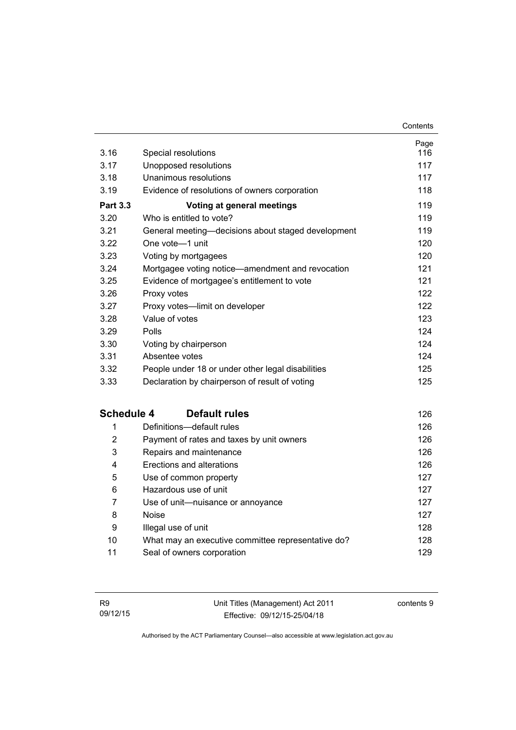| | | Page |
|---|---|---|
| 3.16 | Special resolutions | 116 |
| 3.17 | Unopposed resolutions | 117 |
| 3.18 | Unanimous resolutions | 117 |
| 3.19 | Evidence of resolutions of owners corporation | 118 |
| **Part 3.3** | **Voting at general meetings** | 119 |
| 3.20 | Who is entitled to vote? | 119 |
| 3.21 | General meeting—decisions about staged development | 119 |
| 3.22 | One vote—1 unit | 120 |
| 3.23 | Voting by mortgagees | 120 |
| 3.24 | Mortgagee voting notice—amendment and revocation | 121 |
| 3.25 | Evidence of mortgagee's entitlement to vote | 121 |
| 3.26 | Proxy votes | 122 |
| 3.27 | Proxy votes—limit on developer | 122 |
| 3.28 | Value of votes | 123 |
| 3.29 | Polls | 124 |
| 3.30 | Voting by chairperson | 124 |
| 3.31 | Absentee votes | 124 |
| 3.32 | People under 18 or under other legal disabilities | 125 |
| 3.33 | Declaration by chairperson of result of voting | 125 |

| | | |
|---|---|---|
| **Schedule 4** | **Default rules** | 126 |
| 1 | Definitions—default rules | 126 |
| 2 | Payment of rates and taxes by unit owners | 126 |
| 3 | Repairs and maintenance | 126 |
| 4 | Erections and alterations | 126 |
| 5 | Use of common property | 127 |
| 6 | Hazardous use of unit | 127 |
| 7 | Use of unit—nuisance or annoyance | 127 |
| 8 | Noise | 127 |
| 9 | Illegal use of unit | 128 |
| 10 | What may an executive committee representative do? | 128 |
| 11 | Seal of owners corporation | 129 |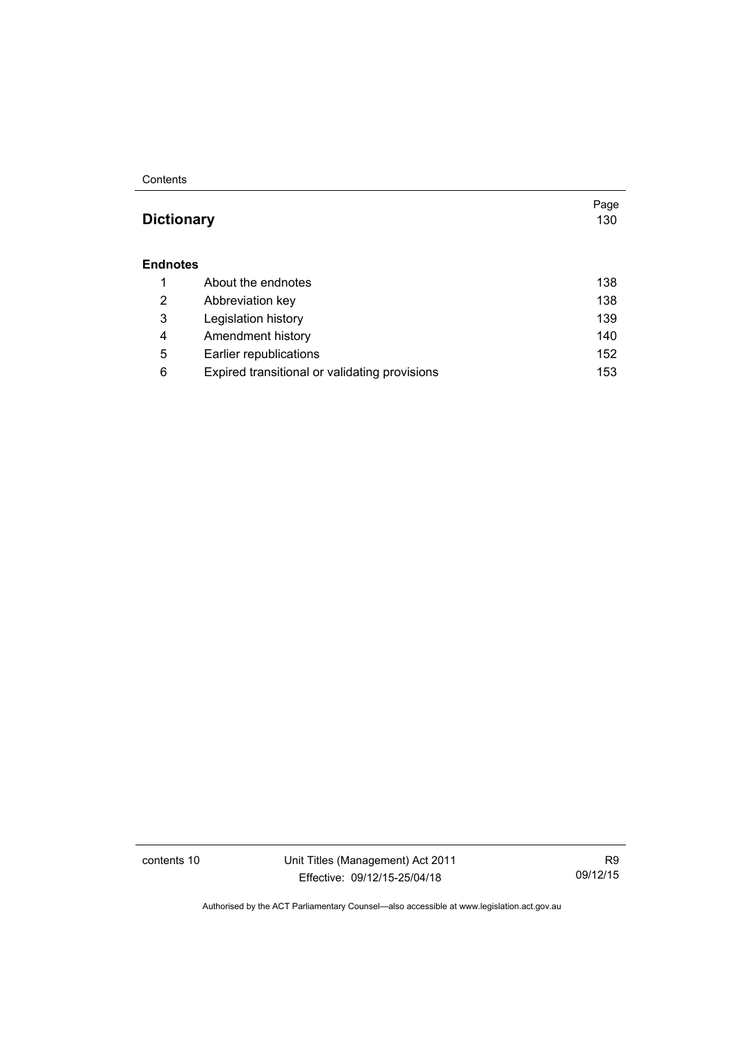| | | Page |
|---|---|---|
| **Dictionary** | | 130 |
| **Endnotes** | | |
| 1 | About the endnotes | 138 |
| 2 | Abbreviation key | 138 |
| 3 | Legislation history | 139 |
| 4 | Amendment history | 140 |
| 5 | Earlier republications | 152 |
| 6 | Expired transitional or validating provisions | 153 |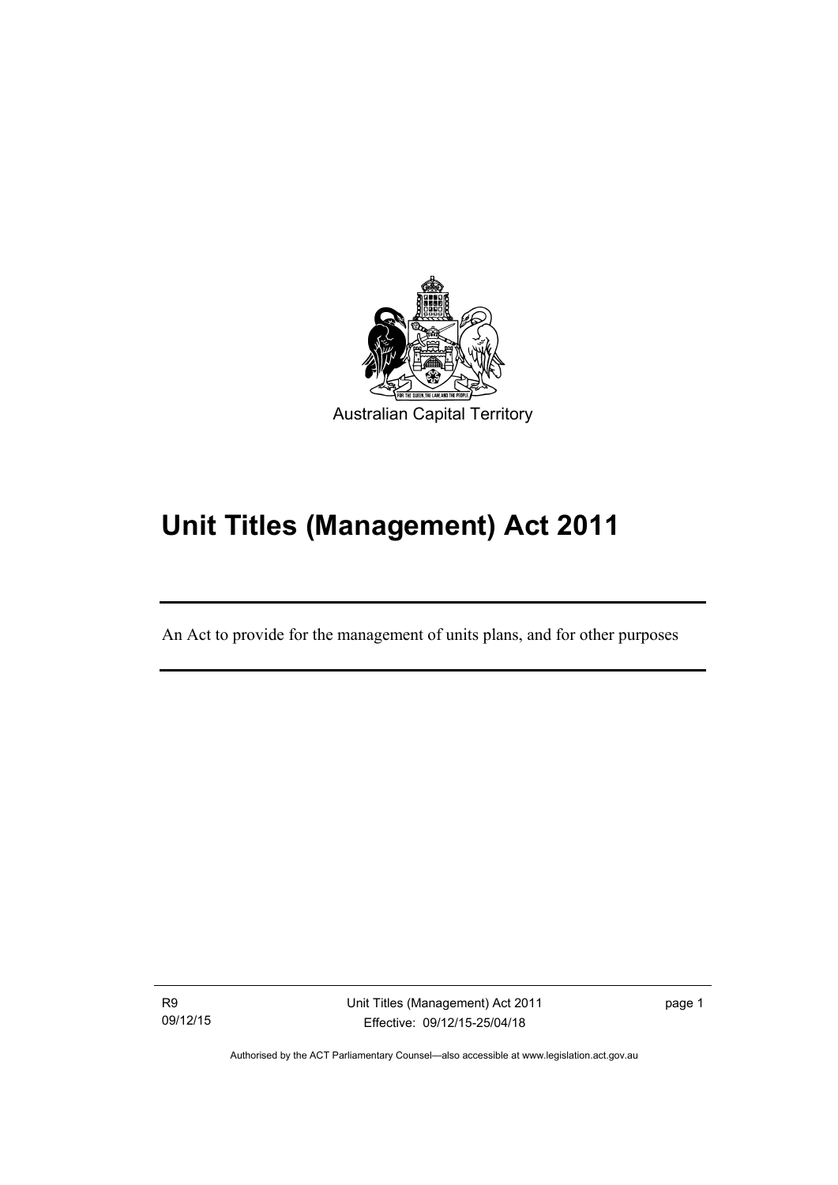Australian Capital Territory

# Unit Titles (Management) Act 2011

An Act to provide for the management of units plans, and for other purposes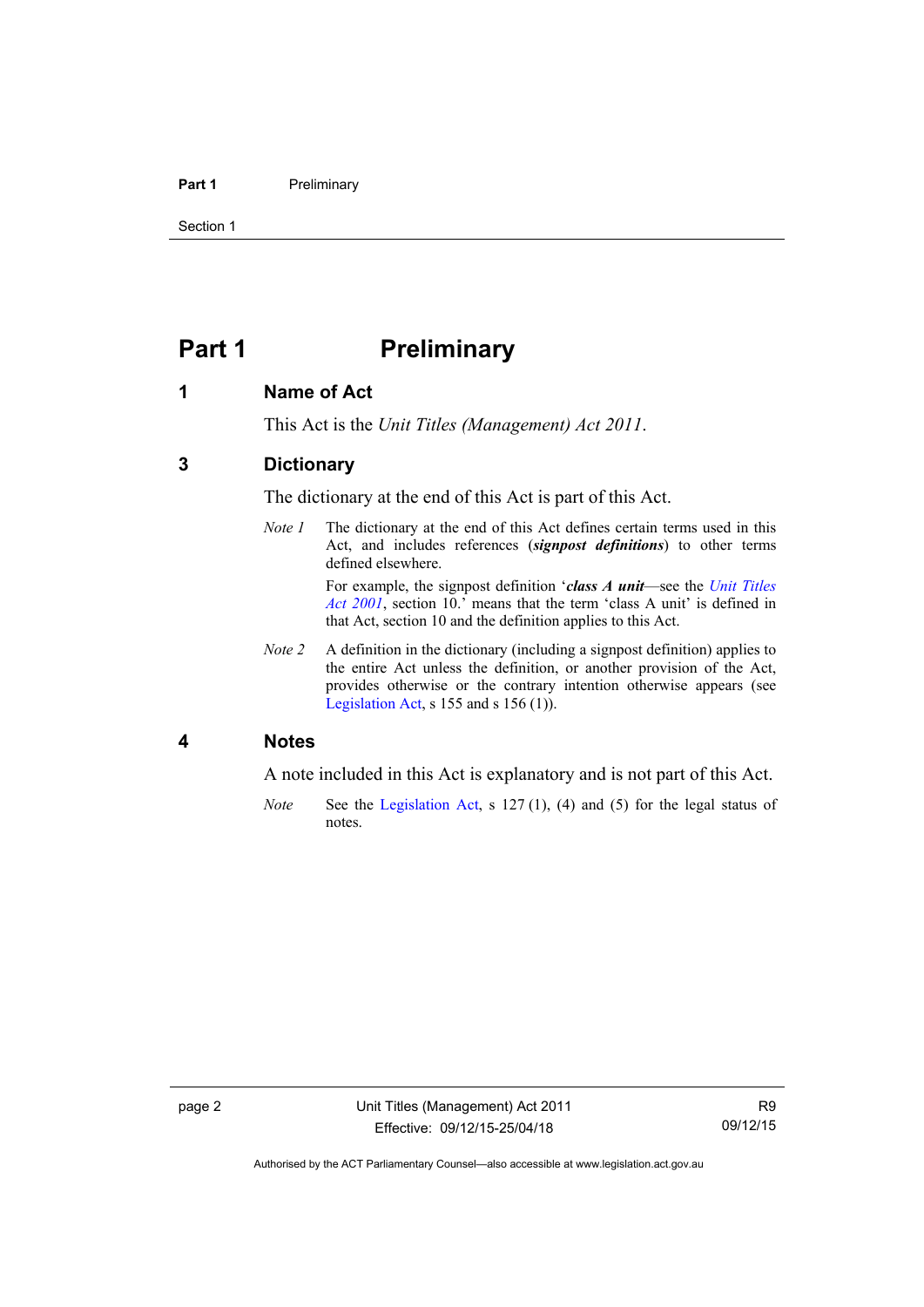# Part 1 Preliminary

## 1 Name of Act

This Act is the *Unit Titles (Management) Act 2011*.

## 3 Dictionary

The dictionary at the end of this Act is part of this Act.

*Note 1* The dictionary at the end of this Act defines certain terms used in this Act, and includes references (***signpost definitions***) to other terms defined elsewhere.

For example, the signpost definition '***class A unit***—see the *Unit Titles Act 2001*, section 10.' means that the term 'class A unit' is defined in that Act, section 10 and the definition applies to this Act.

*Note 2* A definition in the dictionary (including a signpost definition) applies to the entire Act unless the definition, or another provision of the Act, provides otherwise or the contrary intention otherwise appears (see Legislation Act, s 155 and s 156 (1)).

## 4 Notes

A note included in this Act is explanatory and is not part of this Act.

*Note* See the Legislation Act, s 127 (1), (4) and (5) for the legal status of notes.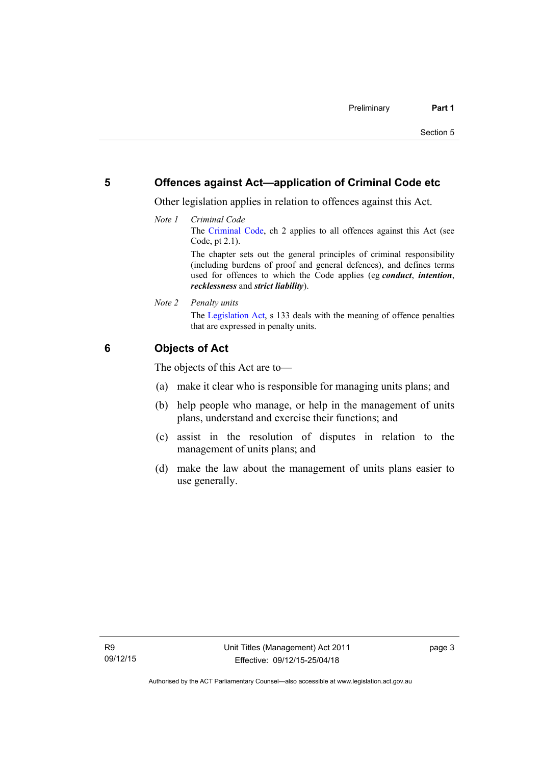## 5 Offences against Act—application of Criminal Code etc

Other legislation applies in relation to offences against this Act.

*Note 1* *Criminal Code*

The Criminal Code, ch 2 applies to all offences against this Act (see Code, pt 2.1).

The chapter sets out the general principles of criminal responsibility (including burdens of proof and general defences), and defines terms used for offences to which the Code applies (eg ***conduct***, ***intention***, ***recklessness*** and ***strict liability***).

*Note 2* *Penalty units*

The Legislation Act, s 133 deals with the meaning of offence penalties that are expressed in penalty units.

## 6 Objects of Act

The objects of this Act are to—

(a) make it clear who is responsible for managing units plans; and

(b) help people who manage, or help in the management of units plans, understand and exercise their functions; and

(c) assist in the resolution of disputes in relation to the management of units plans; and

(d) make the law about the management of units plans easier to use generally.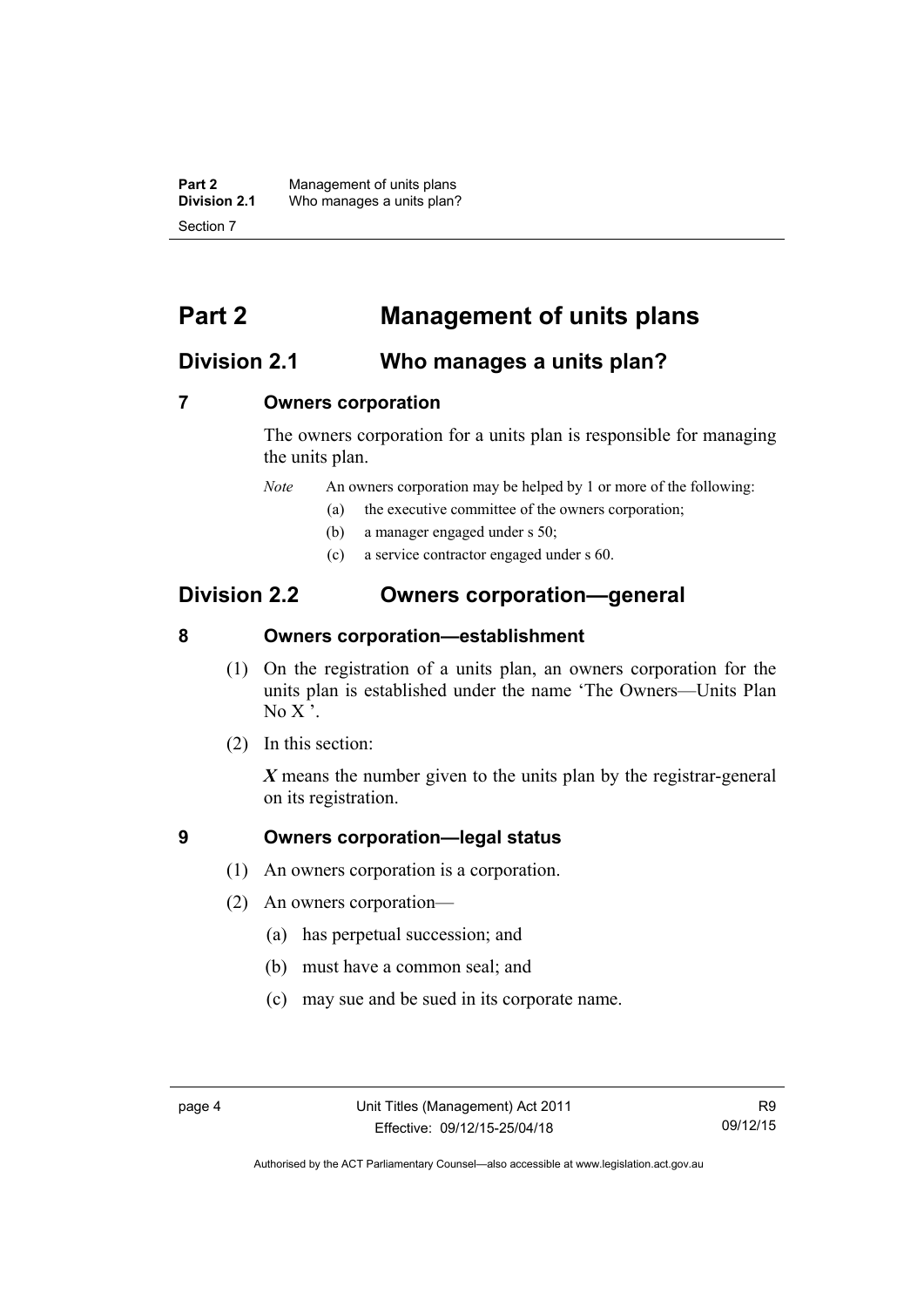# Part 2 Management of units plans

## Division 2.1 Who manages a units plan?

### 7 Owners corporation

The owners corporation for a units plan is responsible for managing the units plan.

*Note* An owners corporation may be helped by 1 or more of the following:

(a) the executive committee of the owners corporation;

(b) a manager engaged under s 50;

(c) a service contractor engaged under s 60.

## Division 2.2 Owners corporation—general

### 8 Owners corporation—establishment

(1) On the registration of a units plan, an owners corporation for the units plan is established under the name 'The Owners—Units Plan No X '.

(2) In this section:

***X*** means the number given to the units plan by the registrar-general on its registration.

### 9 Owners corporation—legal status

(1) An owners corporation is a corporation.

(2) An owners corporation—

(a) has perpetual succession; and

(b) must have a common seal; and

(c) may sue and be sued in its corporate name.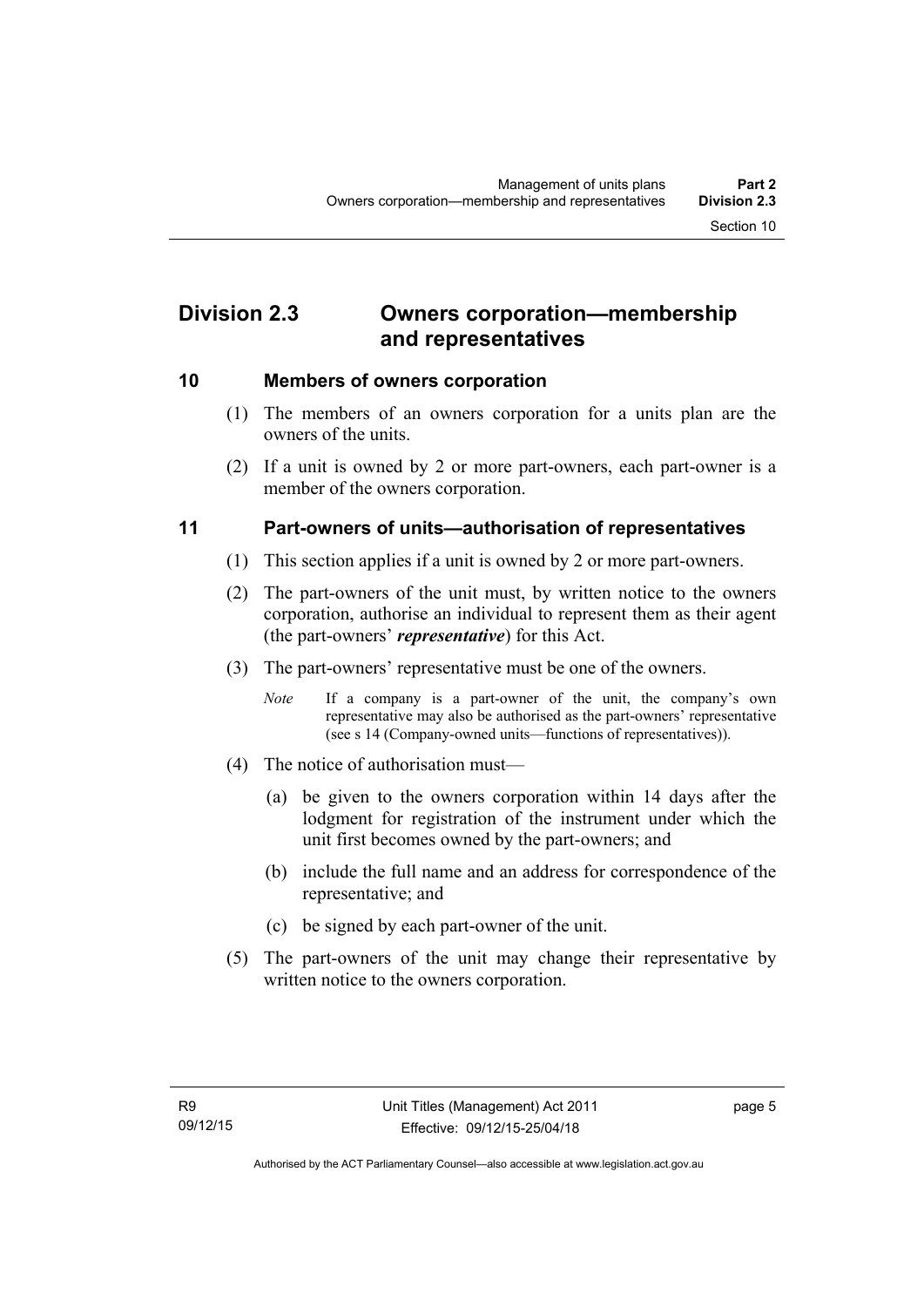## Division 2.3 Owners corporation—membership and representatives

### 10 Members of owners corporation

(1) The members of an owners corporation for a units plan are the owners of the units.

(2) If a unit is owned by 2 or more part-owners, each part-owner is a member of the owners corporation.

### 11 Part-owners of units—authorisation of representatives

(1) This section applies if a unit is owned by 2 or more part-owners.

(2) The part-owners of the unit must, by written notice to the owners corporation, authorise an individual to represent them as their agent (the part-owners' ***representative***) for this Act.

(3) The part-owners' representative must be one of the owners.

*Note* If a company is a part-owner of the unit, the company's own representative may also be authorised as the part-owners' representative (see s 14 (Company-owned units—functions of representatives)).

(4) The notice of authorisation must—

(a) be given to the owners corporation within 14 days after the lodgment for registration of the instrument under which the unit first becomes owned by the part-owners; and

(b) include the full name and an address for correspondence of the representative; and

(c) be signed by each part-owner of the unit.

(5) The part-owners of the unit may change their representative by written notice to the owners corporation.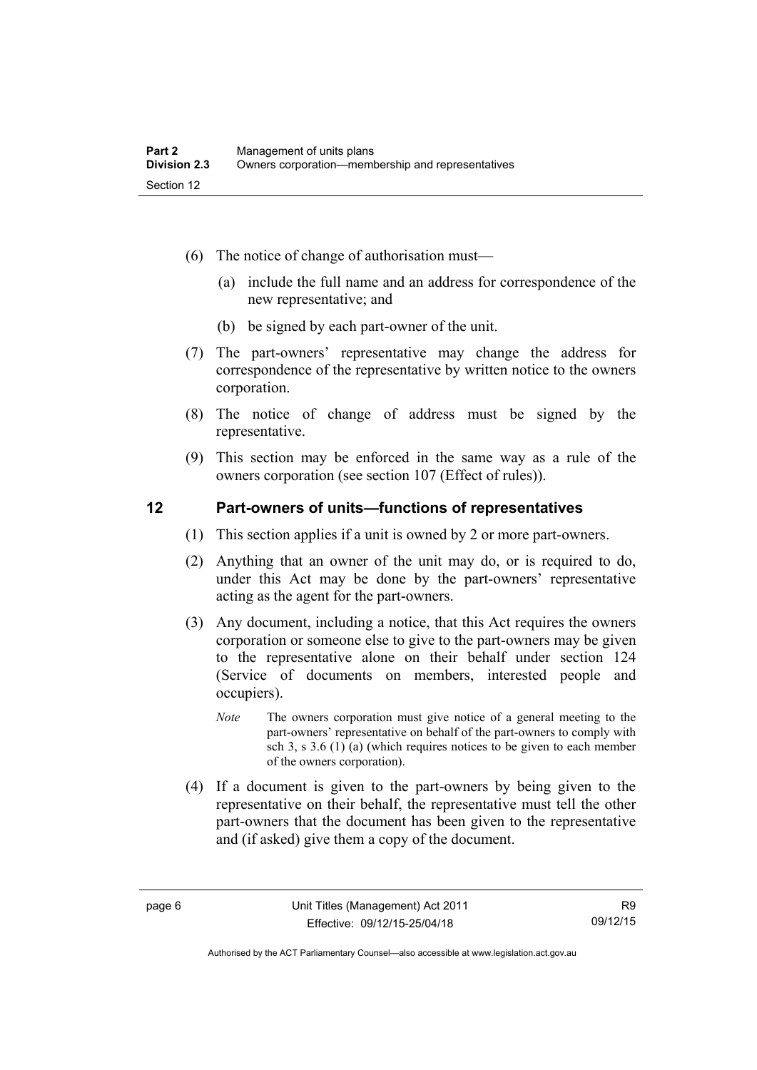(6) The notice of change of authorisation must—

(a) include the full name and an address for correspondence of the new representative; and

(b) be signed by each part-owner of the unit.

(7) The part-owners' representative may change the address for correspondence of the representative by written notice to the owners corporation.

(8) The notice of change of address must be signed by the representative.

(9) This section may be enforced in the same way as a rule of the owners corporation (see section 107 (Effect of rules)).

## 12 Part-owners of units—functions of representatives

(1) This section applies if a unit is owned by 2 or more part-owners.

(2) Anything that an owner of the unit may do, or is required to do, under this Act may be done by the part-owners' representative acting as the agent for the part-owners.

(3) Any document, including a notice, that this Act requires the owners corporation or someone else to give to the part-owners may be given to the representative alone on their behalf under section 124 (Service of documents on members, interested people and occupiers).

*Note* The owners corporation must give notice of a general meeting to the part-owners' representative on behalf of the part-owners to comply with sch 3, s 3.6 (1) (a) (which requires notices to be given to each member of the owners corporation).

(4) If a document is given to the part-owners by being given to the representative on their behalf, the representative must tell the other part-owners that the document has been given to the representative and (if asked) give them a copy of the document.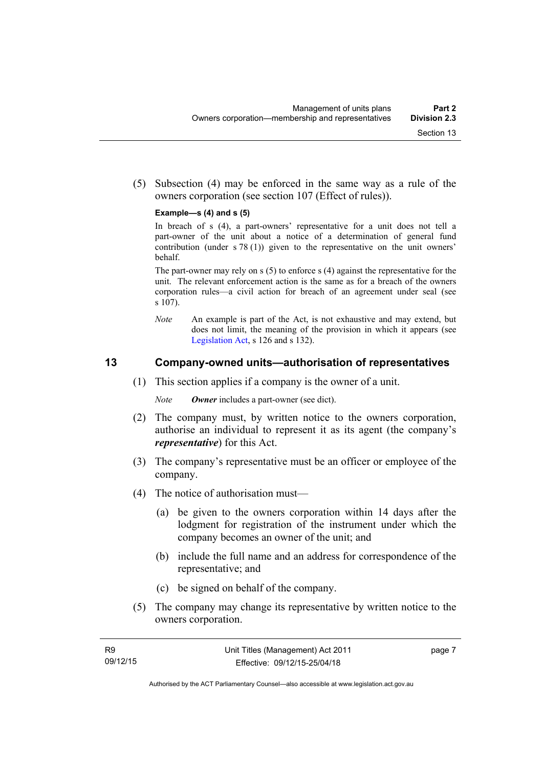(5) Subsection (4) may be enforced in the same way as a rule of the owners corporation (see section 107 (Effect of rules)).

**Example—s (4) and s (5)**

In breach of s (4), a part-owners' representative for a unit does not tell a part-owner of the unit about a notice of a determination of general fund contribution (under s 78 (1)) given to the representative on the unit owners' behalf.

The part-owner may rely on s (5) to enforce s (4) against the representative for the unit. The relevant enforcement action is the same as for a breach of the owners corporation rules—a civil action for breach of an agreement under seal (see s 107).

*Note* An example is part of the Act, is not exhaustive and may extend, but does not limit, the meaning of the provision in which it appears (see Legislation Act, s 126 and s 132).

## 13 Company-owned units—authorisation of representatives

(1) This section applies if a company is the owner of a unit.

*Note* ***Owner*** includes a part-owner (see dict).

(2) The company must, by written notice to the owners corporation, authorise an individual to represent it as its agent (the company's ***representative***) for this Act.

(3) The company's representative must be an officer or employee of the company.

(4) The notice of authorisation must—

(a) be given to the owners corporation within 14 days after the lodgment for registration of the instrument under which the company becomes an owner of the unit; and

(b) include the full name and an address for correspondence of the representative; and

(c) be signed on behalf of the company.

(5) The company may change its representative by written notice to the owners corporation.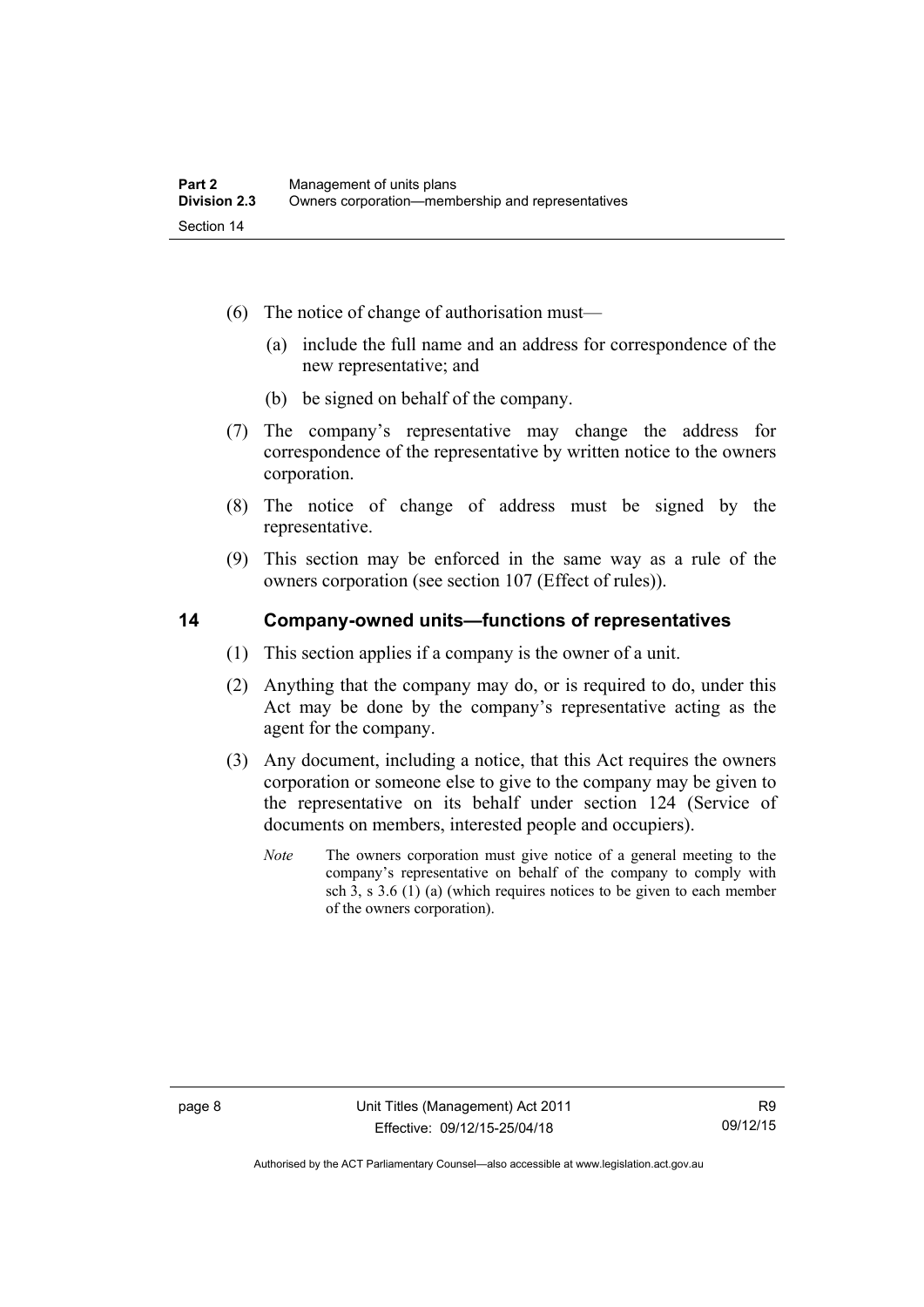(6) The notice of change of authorisation must—

(a) include the full name and an address for correspondence of the new representative; and

(b) be signed on behalf of the company.

(7) The company's representative may change the address for correspondence of the representative by written notice to the owners corporation.

(8) The notice of change of address must be signed by the representative.

(9) This section may be enforced in the same way as a rule of the owners corporation (see section 107 (Effect of rules)).

## 14 Company-owned units—functions of representatives

(1) This section applies if a company is the owner of a unit.

(2) Anything that the company may do, or is required to do, under this Act may be done by the company's representative acting as the agent for the company.

(3) Any document, including a notice, that this Act requires the owners corporation or someone else to give to the company may be given to the representative on its behalf under section 124 (Service of documents on members, interested people and occupiers).

*Note* The owners corporation must give notice of a general meeting to the company's representative on behalf of the company to comply with sch 3, s 3.6 (1) (a) (which requires notices to be given to each member of the owners corporation).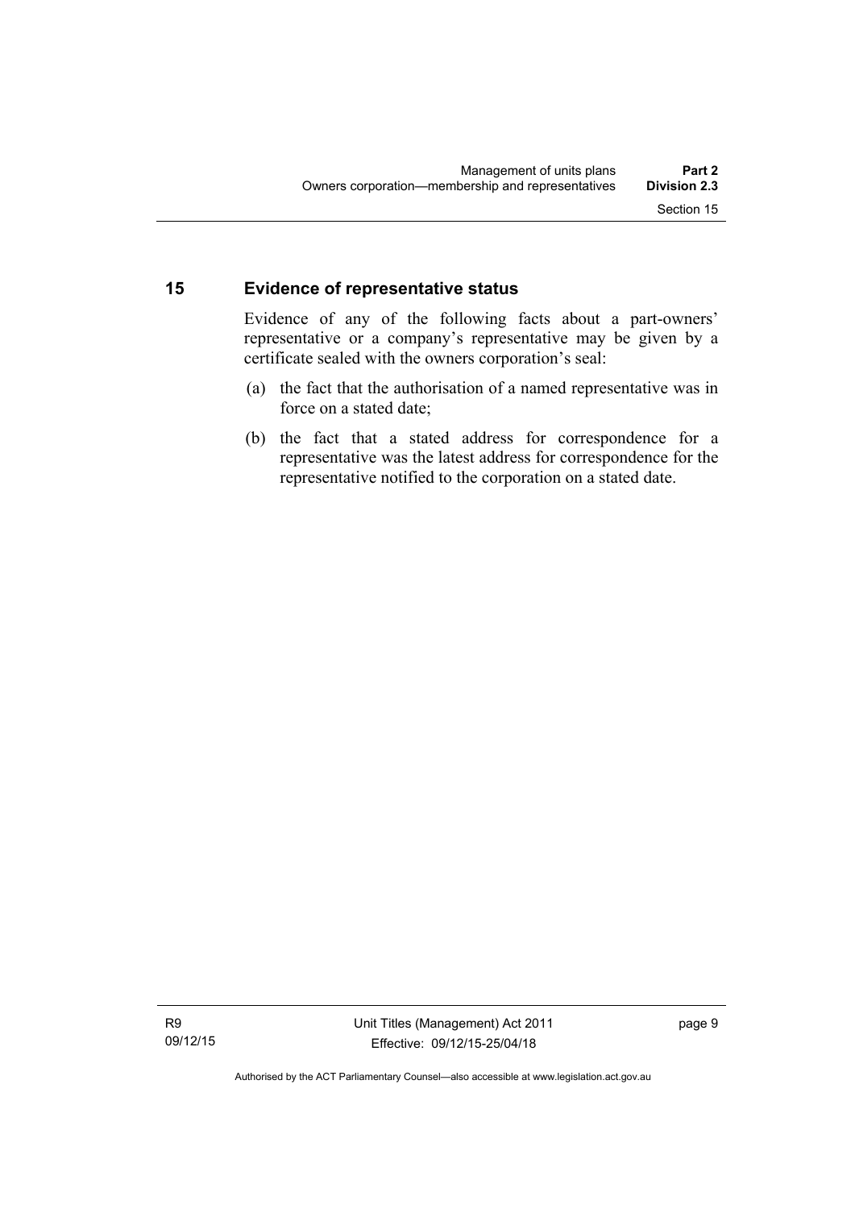## 15 Evidence of representative status

Evidence of any of the following facts about a part-owners' representative or a company's representative may be given by a certificate sealed with the owners corporation's seal:

(a) the fact that the authorisation of a named representative was in force on a stated date;

(b) the fact that a stated address for correspondence for a representative was the latest address for correspondence for the representative notified to the corporation on a stated date.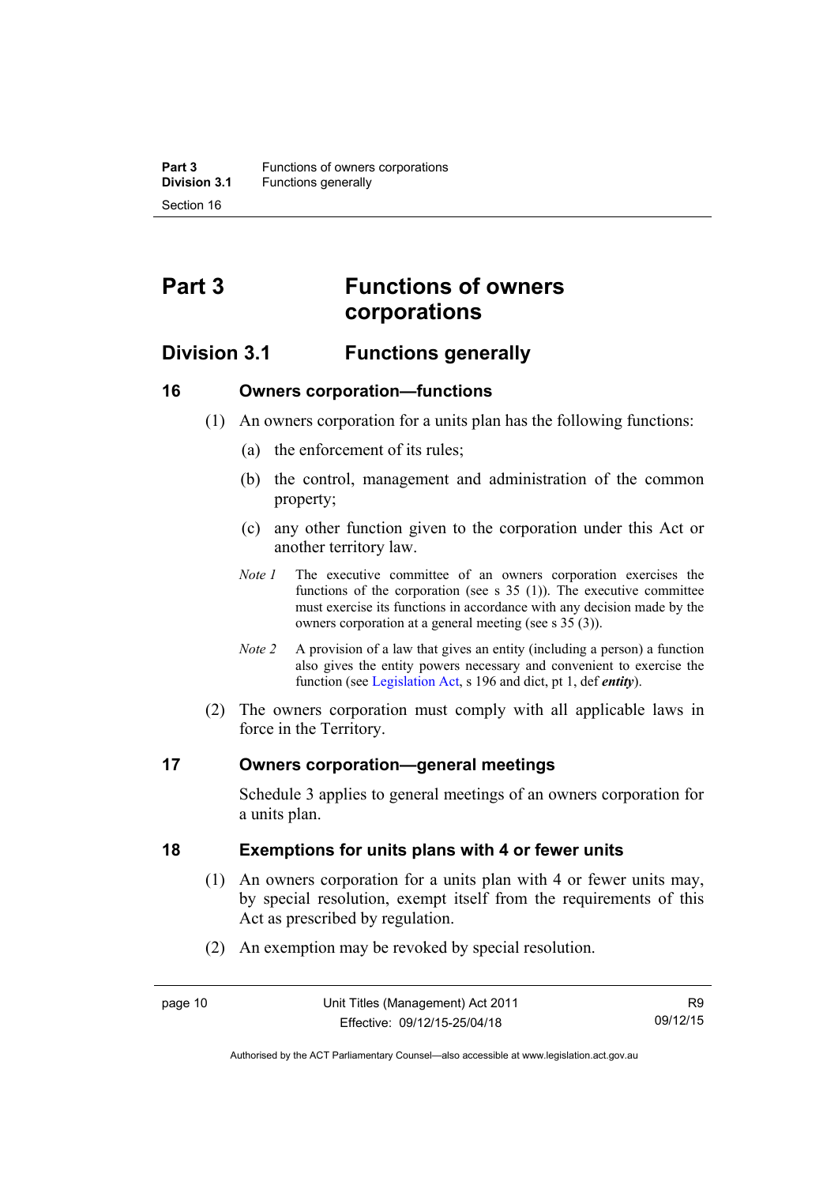# Part 3 Functions of owners corporations

## Division 3.1 Functions generally

### 16 Owners corporation—functions

(1) An owners corporation for a units plan has the following functions:

(a) the enforcement of its rules;

(b) the control, management and administration of the common property;

(c) any other function given to the corporation under this Act or another territory law.

*Note 1* The executive committee of an owners corporation exercises the functions of the corporation (see s 35 (1)). The executive committee must exercise its functions in accordance with any decision made by the owners corporation at a general meeting (see s 35 (3)).

*Note 2* A provision of a law that gives an entity (including a person) a function also gives the entity powers necessary and convenient to exercise the function (see Legislation Act, s 196 and dict, pt 1, def ***entity***).

(2) The owners corporation must comply with all applicable laws in force in the Territory.

### 17 Owners corporation—general meetings

Schedule 3 applies to general meetings of an owners corporation for a units plan.

### 18 Exemptions for units plans with 4 or fewer units

(1) An owners corporation for a units plan with 4 or fewer units may, by special resolution, exempt itself from the requirements of this Act as prescribed by regulation.

(2) An exemption may be revoked by special resolution.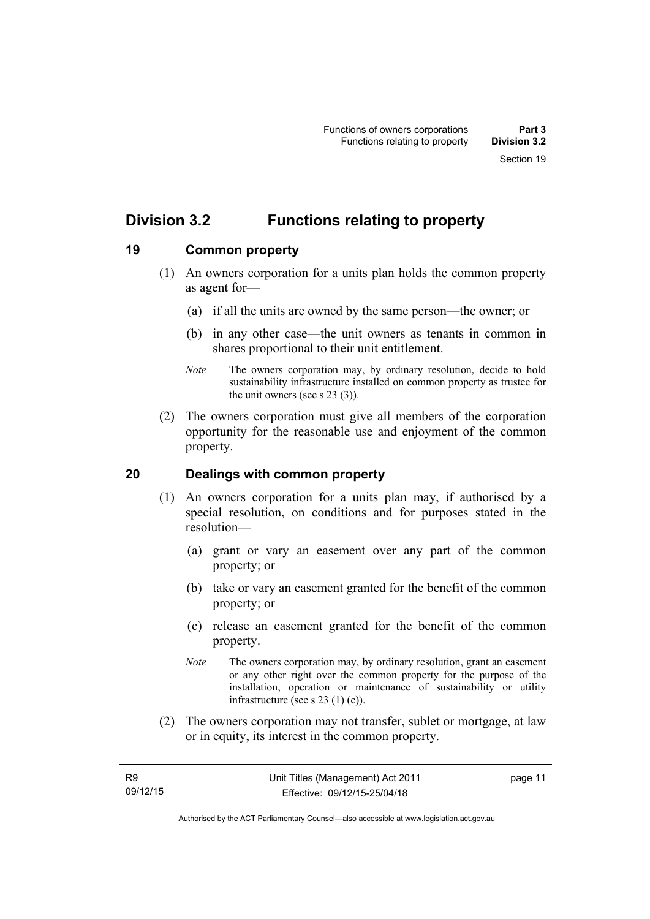## Division 3.2 Functions relating to property

### 19 Common property

(1) An owners corporation for a units plan holds the common property as agent for—

(a) if all the units are owned by the same person—the owner; or

(b) in any other case—the unit owners as tenants in common in shares proportional to their unit entitlement.

*Note* The owners corporation may, by ordinary resolution, decide to hold sustainability infrastructure installed on common property as trustee for the unit owners (see s 23 (3)).

(2) The owners corporation must give all members of the corporation opportunity for the reasonable use and enjoyment of the common property.

### 20 Dealings with common property

(1) An owners corporation for a units plan may, if authorised by a special resolution, on conditions and for purposes stated in the resolution—

(a) grant or vary an easement over any part of the common property; or

(b) take or vary an easement granted for the benefit of the common property; or

(c) release an easement granted for the benefit of the common property.

*Note* The owners corporation may, by ordinary resolution, grant an easement or any other right over the common property for the purpose of the installation, operation or maintenance of sustainability or utility infrastructure (see s 23 (1) (c)).

(2) The owners corporation may not transfer, sublet or mortgage, at law or in equity, its interest in the common property.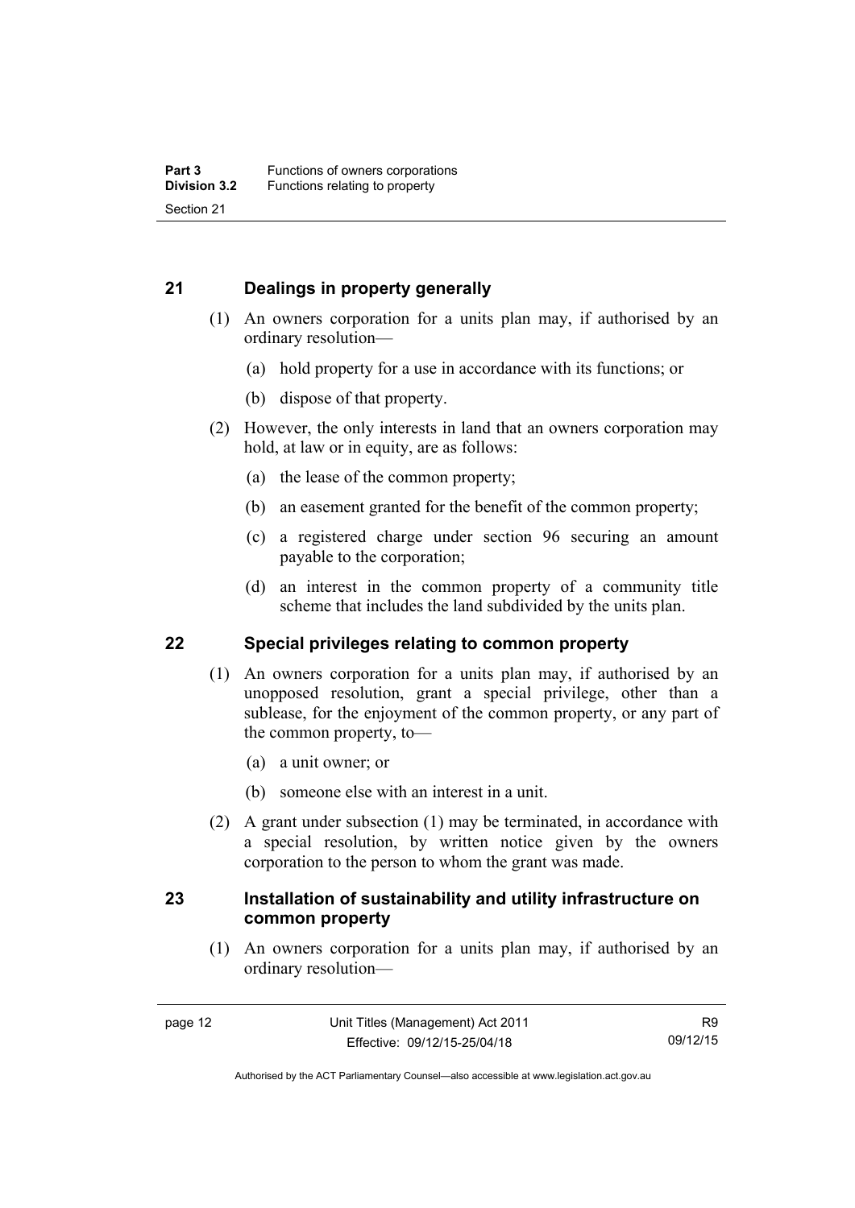## 21 Dealings in property generally

(1) An owners corporation for a units plan may, if authorised by an ordinary resolution—

(a) hold property for a use in accordance with its functions; or

(b) dispose of that property.

(2) However, the only interests in land that an owners corporation may hold, at law or in equity, are as follows:

(a) the lease of the common property;

(b) an easement granted for the benefit of the common property;

(c) a registered charge under section 96 securing an amount payable to the corporation;

(d) an interest in the common property of a community title scheme that includes the land subdivided by the units plan.

## 22 Special privileges relating to common property

(1) An owners corporation for a units plan may, if authorised by an unopposed resolution, grant a special privilege, other than a sublease, for the enjoyment of the common property, or any part of the common property, to—

(a) a unit owner; or

(b) someone else with an interest in a unit.

(2) A grant under subsection (1) may be terminated, in accordance with a special resolution, by written notice given by the owners corporation to the person to whom the grant was made.

## 23 Installation of sustainability and utility infrastructure on common property

(1) An owners corporation for a units plan may, if authorised by an ordinary resolution—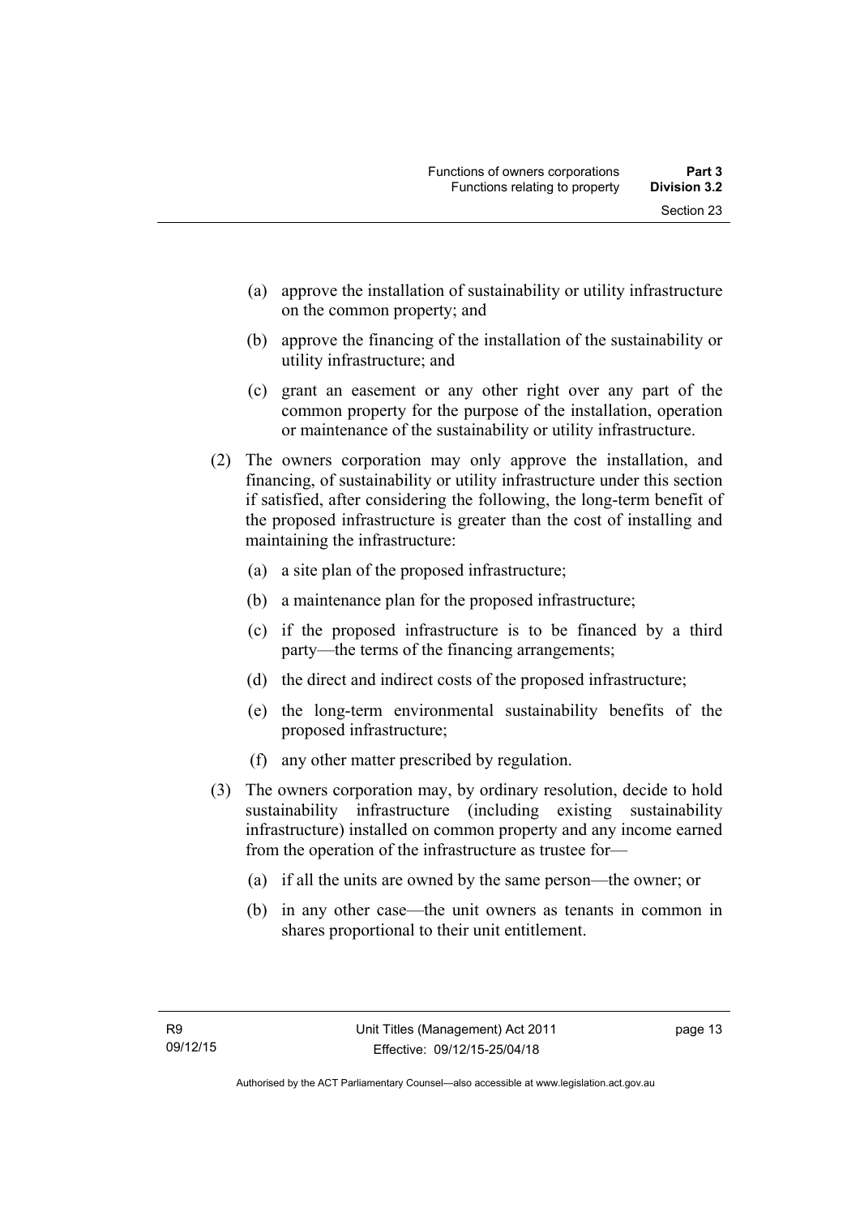(a) approve the installation of sustainability or utility infrastructure on the common property; and

(b) approve the financing of the installation of the sustainability or utility infrastructure; and

(c) grant an easement or any other right over any part of the common property for the purpose of the installation, operation or maintenance of the sustainability or utility infrastructure.

(2) The owners corporation may only approve the installation, and financing, of sustainability or utility infrastructure under this section if satisfied, after considering the following, the long-term benefit of the proposed infrastructure is greater than the cost of installing and maintaining the infrastructure:

(a) a site plan of the proposed infrastructure;

(b) a maintenance plan for the proposed infrastructure;

(c) if the proposed infrastructure is to be financed by a third party—the terms of the financing arrangements;

(d) the direct and indirect costs of the proposed infrastructure;

(e) the long-term environmental sustainability benefits of the proposed infrastructure;

(f) any other matter prescribed by regulation.

(3) The owners corporation may, by ordinary resolution, decide to hold sustainability infrastructure (including existing sustainability infrastructure) installed on common property and any income earned from the operation of the infrastructure as trustee for—

(a) if all the units are owned by the same person—the owner; or

(b) in any other case—the unit owners as tenants in common in shares proportional to their unit entitlement.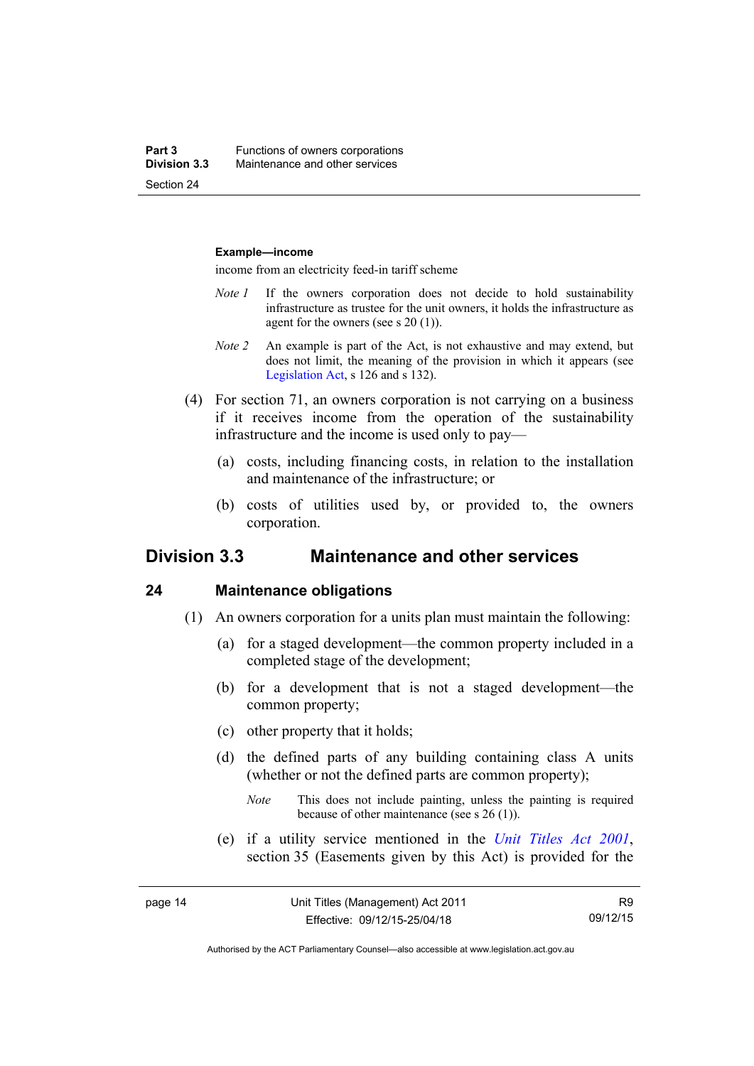**Example—income**

income from an electricity feed-in tariff scheme

*Note 1* If the owners corporation does not decide to hold sustainability infrastructure as trustee for the unit owners, it holds the infrastructure as agent for the owners (see s 20 (1)).

*Note 2* An example is part of the Act, is not exhaustive and may extend, but does not limit, the meaning of the provision in which it appears (see Legislation Act, s 126 and s 132).

(4) For section 71, an owners corporation is not carrying on a business if it receives income from the operation of the sustainability infrastructure and the income is used only to pay—

(a) costs, including financing costs, in relation to the installation and maintenance of the infrastructure; or

(b) costs of utilities used by, or provided to, the owners corporation.

## Division 3.3 Maintenance and other services

### 24 Maintenance obligations

(1) An owners corporation for a units plan must maintain the following:

(a) for a staged development—the common property included in a completed stage of the development;

(b) for a development that is not a staged development—the common property;

(c) other property that it holds;

(d) the defined parts of any building containing class A units (whether or not the defined parts are common property);

*Note* This does not include painting, unless the painting is required because of other maintenance (see s 26 (1)).

(e) if a utility service mentioned in the *Unit Titles Act 2001*, section 35 (Easements given by this Act) is provided for the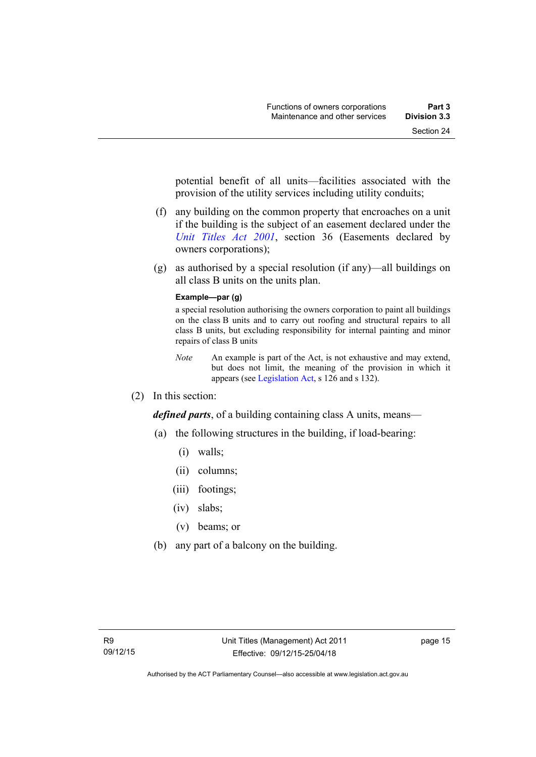potential benefit of all units—facilities associated with the provision of the utility services including utility conduits;

(f) any building on the common property that encroaches on a unit if the building is the subject of an easement declared under the *Unit Titles Act 2001*, section 36 (Easements declared by owners corporations);

(g) as authorised by a special resolution (if any)—all buildings on all class B units on the units plan.

**Example—par (g)**

a special resolution authorising the owners corporation to paint all buildings on the class B units and to carry out roofing and structural repairs to all class B units, but excluding responsibility for internal painting and minor repairs of class B units

*Note* An example is part of the Act, is not exhaustive and may extend, but does not limit, the meaning of the provision in which it appears (see Legislation Act, s 126 and s 132).

(2) In this section:

***defined parts***, of a building containing class A units, means—

(a) the following structures in the building, if load-bearing:

(i) walls;

(ii) columns;

(iii) footings;

(iv) slabs;

(v) beams; or

(b) any part of a balcony on the building.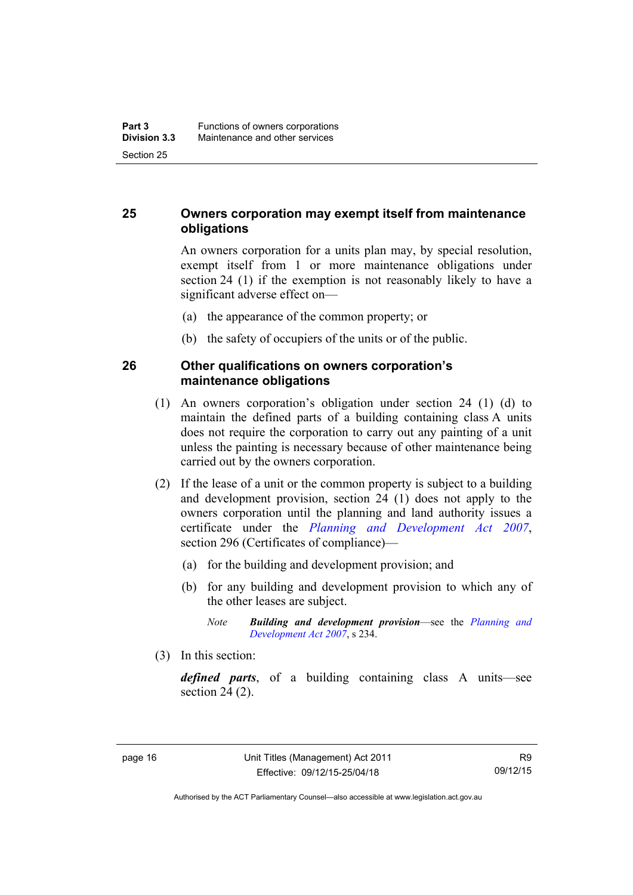## 25 Owners corporation may exempt itself from maintenance obligations

An owners corporation for a units plan may, by special resolution, exempt itself from 1 or more maintenance obligations under section 24 (1) if the exemption is not reasonably likely to have a significant adverse effect on—

(a) the appearance of the common property; or

(b) the safety of occupiers of the units or of the public.

## 26 Other qualifications on owners corporation's maintenance obligations

(1) An owners corporation's obligation under section 24 (1) (d) to maintain the defined parts of a building containing class A units does not require the corporation to carry out any painting of a unit unless the painting is necessary because of other maintenance being carried out by the owners corporation.

(2) If the lease of a unit or the common property is subject to a building and development provision, section 24 (1) does not apply to the owners corporation until the planning and land authority issues a certificate under the *Planning and Development Act 2007*, section 296 (Certificates of compliance)—

(a) for the building and development provision; and

(b) for any building and development provision to which any of the other leases are subject.

*Note* ***Building and development provision***—see the *Planning and Development Act 2007*, s 234.

(3) In this section:

***defined parts***, of a building containing class A units—see section 24 (2).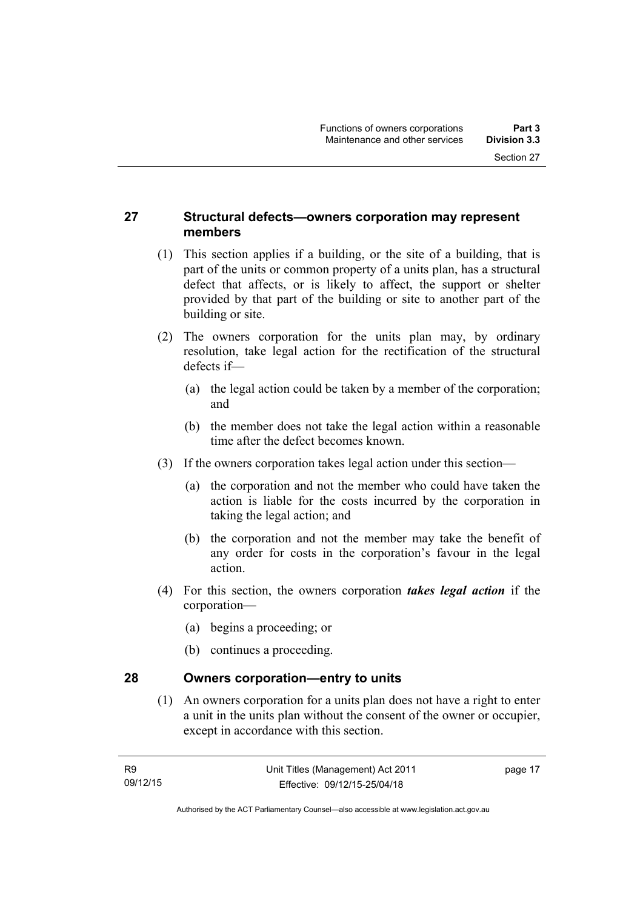## 27 Structural defects—owners corporation may represent members

(1) This section applies if a building, or the site of a building, that is part of the units or common property of a units plan, has a structural defect that affects, or is likely to affect, the support or shelter provided by that part of the building or site to another part of the building or site.

(2) The owners corporation for the units plan may, by ordinary resolution, take legal action for the rectification of the structural defects if—

(a) the legal action could be taken by a member of the corporation; and

(b) the member does not take the legal action within a reasonable time after the defect becomes known.

(3) If the owners corporation takes legal action under this section—

(a) the corporation and not the member who could have taken the action is liable for the costs incurred by the corporation in taking the legal action; and

(b) the corporation and not the member may take the benefit of any order for costs in the corporation's favour in the legal action.

(4) For this section, the owners corporation ***takes legal action*** if the corporation—

(a) begins a proceeding; or

(b) continues a proceeding.

## 28 Owners corporation—entry to units

(1) An owners corporation for a units plan does not have a right to enter a unit in the units plan without the consent of the owner or occupier, except in accordance with this section.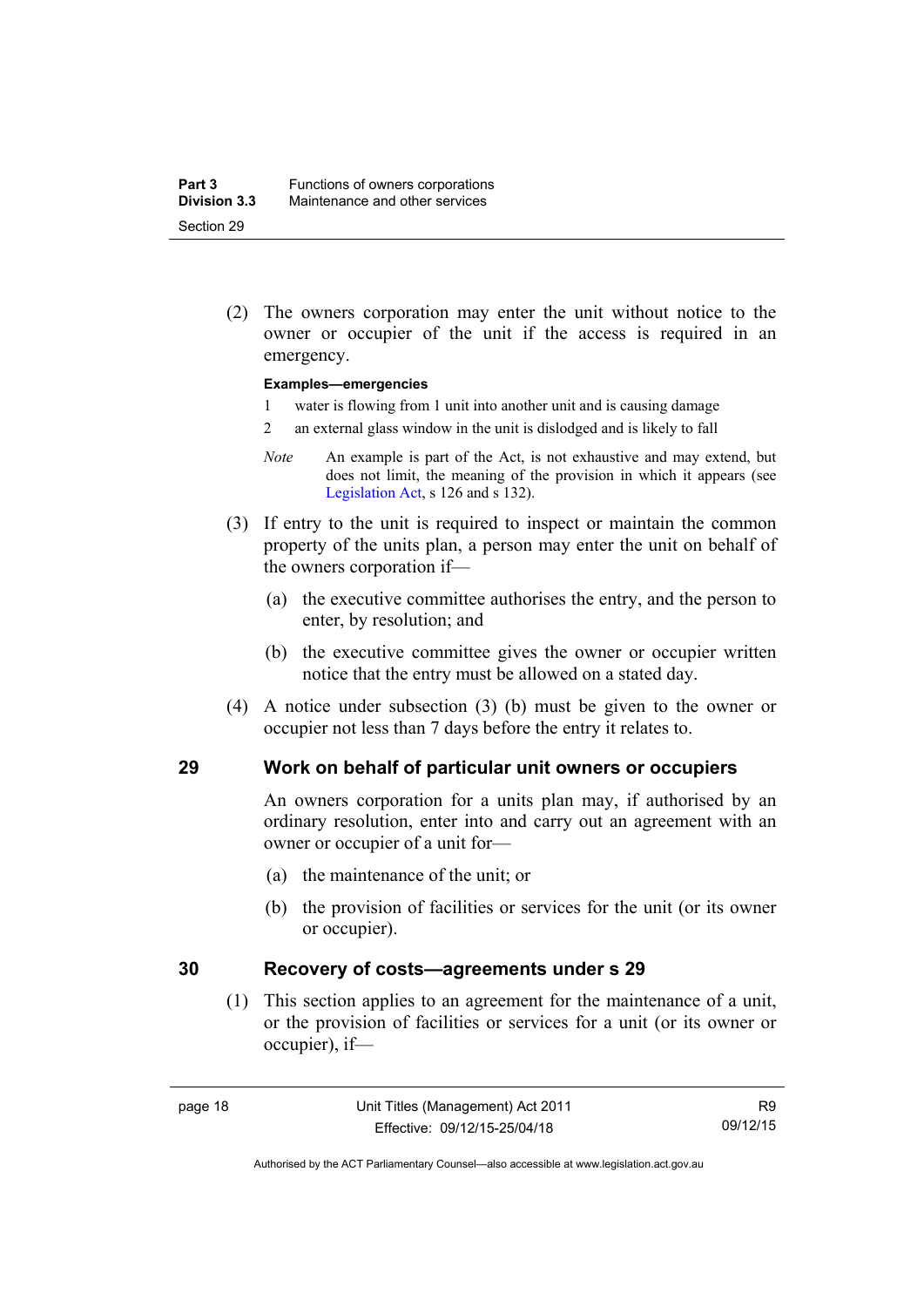(2) The owners corporation may enter the unit without notice to the owner or occupier of the unit if the access is required in an emergency.

**Examples—emergencies**

1 water is flowing from 1 unit into another unit and is causing damage

2 an external glass window in the unit is dislodged and is likely to fall

*Note* An example is part of the Act, is not exhaustive and may extend, but does not limit, the meaning of the provision in which it appears (see Legislation Act, s 126 and s 132).

(3) If entry to the unit is required to inspect or maintain the common property of the units plan, a person may enter the unit on behalf of the owners corporation if—

(a) the executive committee authorises the entry, and the person to enter, by resolution; and

(b) the executive committee gives the owner or occupier written notice that the entry must be allowed on a stated day.

(4) A notice under subsection (3) (b) must be given to the owner or occupier not less than 7 days before the entry it relates to.

## 29 Work on behalf of particular unit owners or occupiers

An owners corporation for a units plan may, if authorised by an ordinary resolution, enter into and carry out an agreement with an owner or occupier of a unit for—

(a) the maintenance of the unit; or

(b) the provision of facilities or services for the unit (or its owner or occupier).

## 30 Recovery of costs—agreements under s 29

(1) This section applies to an agreement for the maintenance of a unit, or the provision of facilities or services for a unit (or its owner or occupier), if—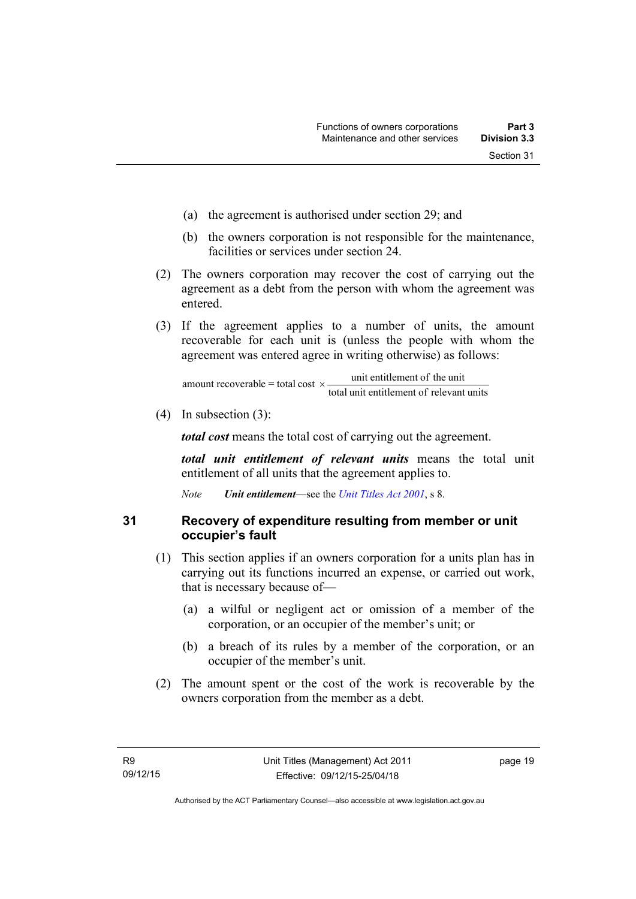(a) the agreement is authorised under section 29; and

(b) the owners corporation is not responsible for the maintenance, facilities or services under section 24.

(2) The owners corporation may recover the cost of carrying out the agreement as a debt from the person with whom the agreement was entered.

(3) If the agreement applies to a number of units, the amount recoverable for each unit is (unless the people with whom the agreement was entered agree in writing otherwise) as follows:

$$\text{amount recoverable} = \text{total cost} \times \frac{\text{unit entitlement of the unit}}{\text{total unit entitlement of relevant units}}$$

(4) In subsection (3):

***total cost*** means the total cost of carrying out the agreement.

***total unit entitlement of relevant units*** means the total unit entitlement of all units that the agreement applies to.

*Note* ***Unit entitlement***—see the *Unit Titles Act 2001*, s 8.

## 31 Recovery of expenditure resulting from member or unit occupier's fault

(1) This section applies if an owners corporation for a units plan has in carrying out its functions incurred an expense, or carried out work, that is necessary because of—

(a) a wilful or negligent act or omission of a member of the corporation, or an occupier of the member's unit; or

(b) a breach of its rules by a member of the corporation, or an occupier of the member's unit.

(2) The amount spent or the cost of the work is recoverable by the owners corporation from the member as a debt.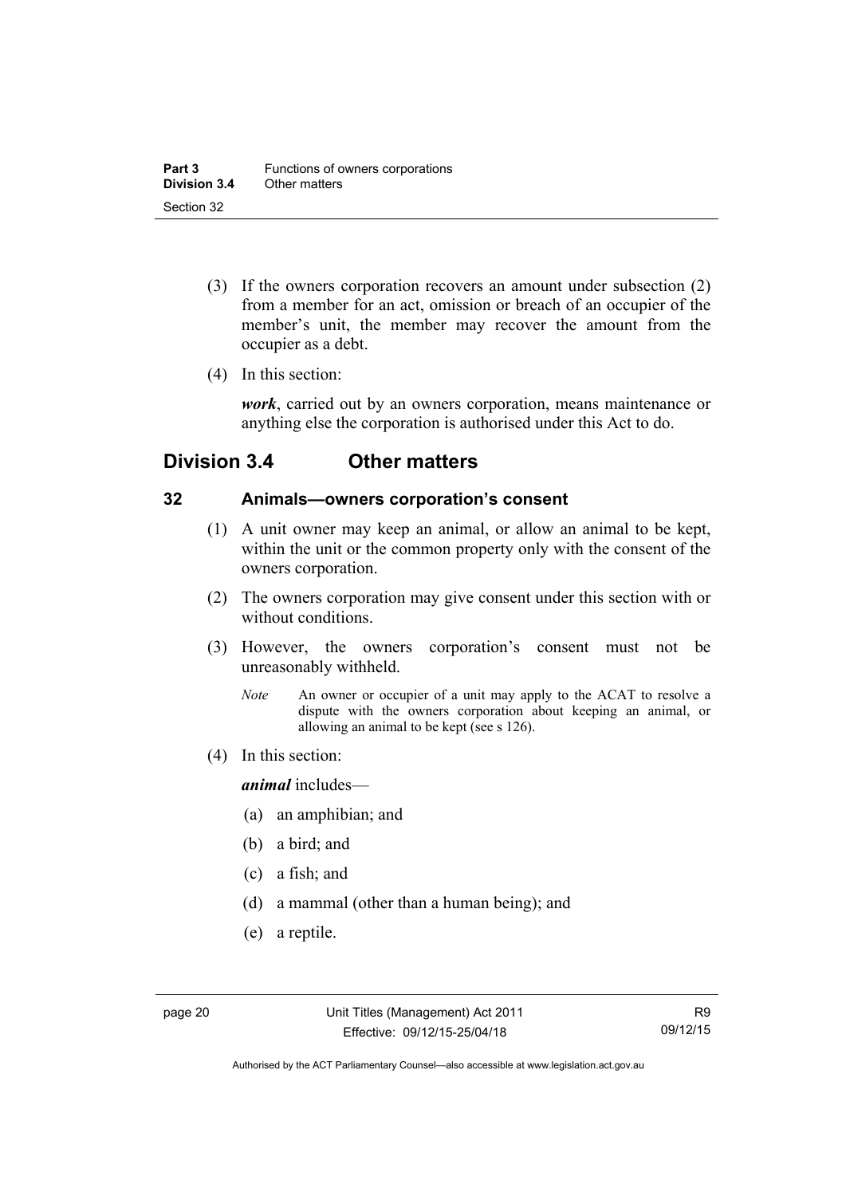(3) If the owners corporation recovers an amount under subsection (2) from a member for an act, omission or breach of an occupier of the member's unit, the member may recover the amount from the occupier as a debt.

(4) In this section:

***work***, carried out by an owners corporation, means maintenance or anything else the corporation is authorised under this Act to do.

## Division 3.4 Other matters

### 32 Animals—owners corporation's consent

(1) A unit owner may keep an animal, or allow an animal to be kept, within the unit or the common property only with the consent of the owners corporation.

(2) The owners corporation may give consent under this section with or without conditions.

(3) However, the owners corporation's consent must not be unreasonably withheld.

*Note* An owner or occupier of a unit may apply to the ACAT to resolve a dispute with the owners corporation about keeping an animal, or allowing an animal to be kept (see s 126).

(4) In this section:

***animal*** includes—

(a) an amphibian; and

(b) a bird; and

(c) a fish; and

(d) a mammal (other than a human being); and

(e) a reptile.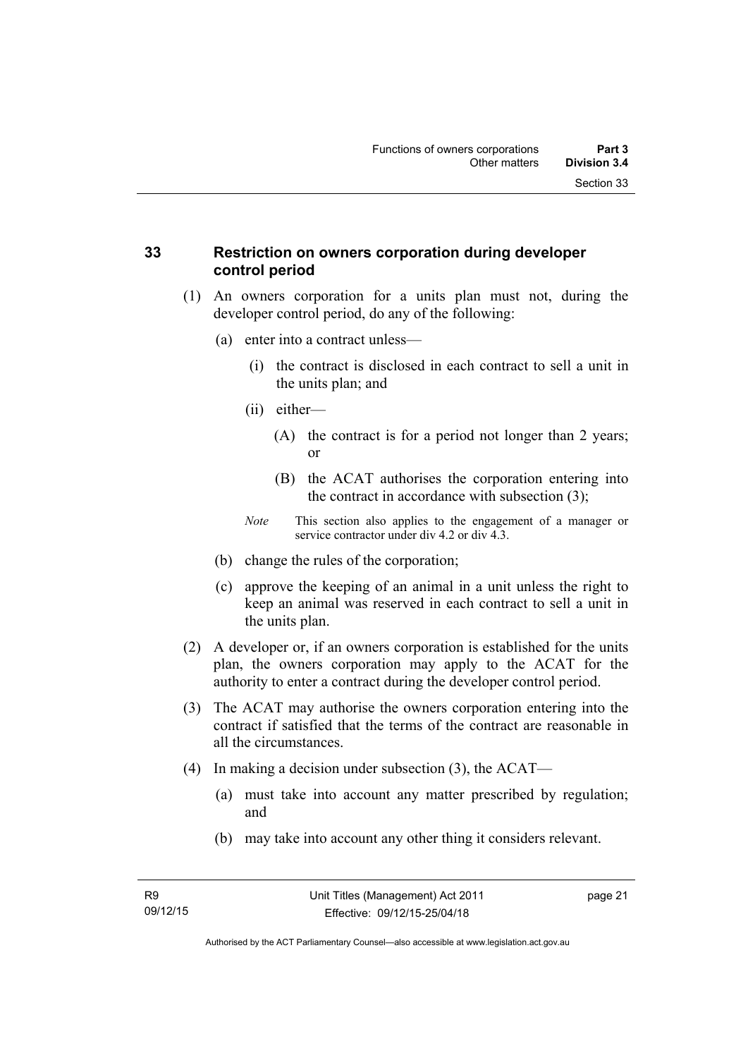## 33 Restriction on owners corporation during developer control period

(1) An owners corporation for a units plan must not, during the developer control period, do any of the following:

(a) enter into a contract unless—

(i) the contract is disclosed in each contract to sell a unit in the units plan; and

(ii) either—

(A) the contract is for a period not longer than 2 years; or

(B) the ACAT authorises the corporation entering into the contract in accordance with subsection (3);

*Note* This section also applies to the engagement of a manager or service contractor under div 4.2 or div 4.3.

(b) change the rules of the corporation;

(c) approve the keeping of an animal in a unit unless the right to keep an animal was reserved in each contract to sell a unit in the units plan.

(2) A developer or, if an owners corporation is established for the units plan, the owners corporation may apply to the ACAT for the authority to enter a contract during the developer control period.

(3) The ACAT may authorise the owners corporation entering into the contract if satisfied that the terms of the contract are reasonable in all the circumstances.

(4) In making a decision under subsection (3), the ACAT—

(a) must take into account any matter prescribed by regulation; and

(b) may take into account any other thing it considers relevant.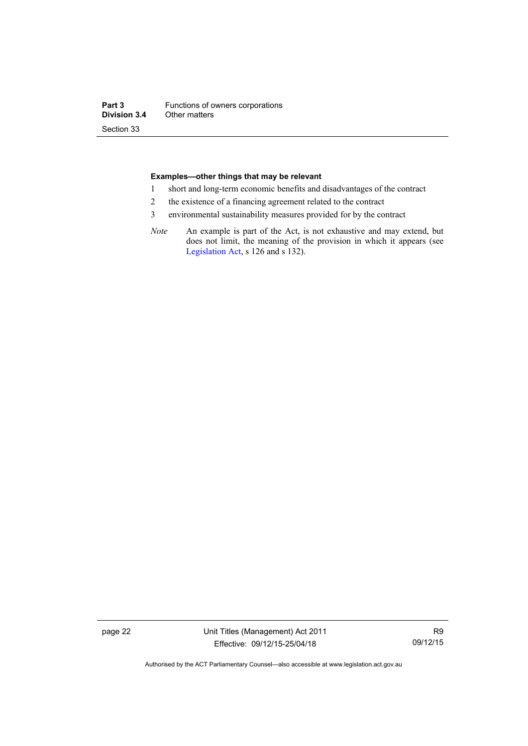**Examples—other things that may be relevant**

1. short and long-term economic benefits and disadvantages of the contract
2. the existence of a financing agreement related to the contract
3. environmental sustainability measures provided for by the contract

*Note* An example is part of the Act, is not exhaustive and may extend, but does not limit, the meaning of the provision in which it appears (see Legislation Act, s 126 and s 132).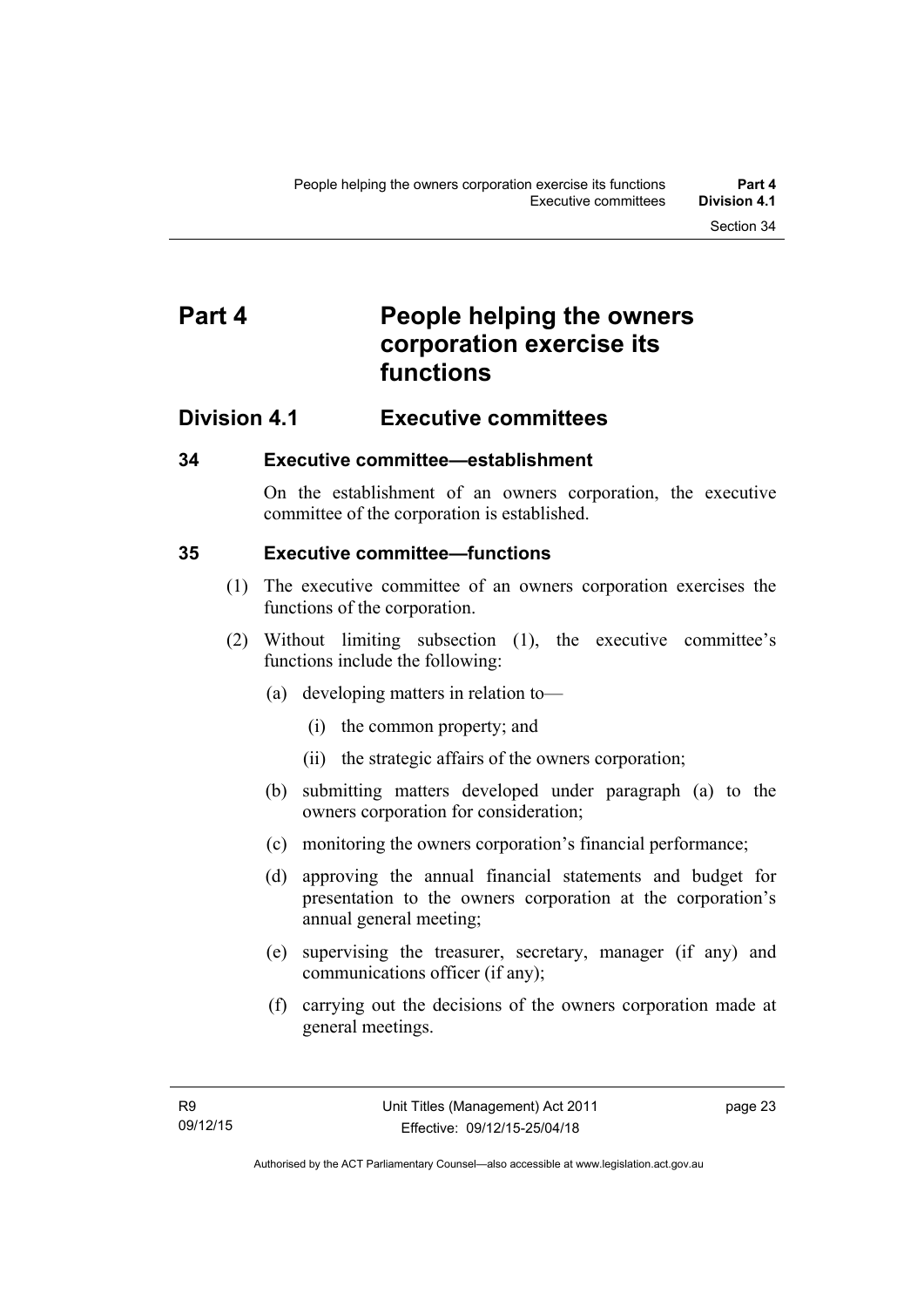# Part 4 People helping the owners corporation exercise its functions

## Division 4.1 Executive committees

### 34 Executive committee—establishment

On the establishment of an owners corporation, the executive committee of the corporation is established.

### 35 Executive committee—functions

(1) The executive committee of an owners corporation exercises the functions of the corporation.

(2) Without limiting subsection (1), the executive committee's functions include the following:

(a) developing matters in relation to—

(i) the common property; and

(ii) the strategic affairs of the owners corporation;

(b) submitting matters developed under paragraph (a) to the owners corporation for consideration;

(c) monitoring the owners corporation's financial performance;

(d) approving the annual financial statements and budget for presentation to the owners corporation at the corporation's annual general meeting;

(e) supervising the treasurer, secretary, manager (if any) and communications officer (if any);

(f) carrying out the decisions of the owners corporation made at general meetings.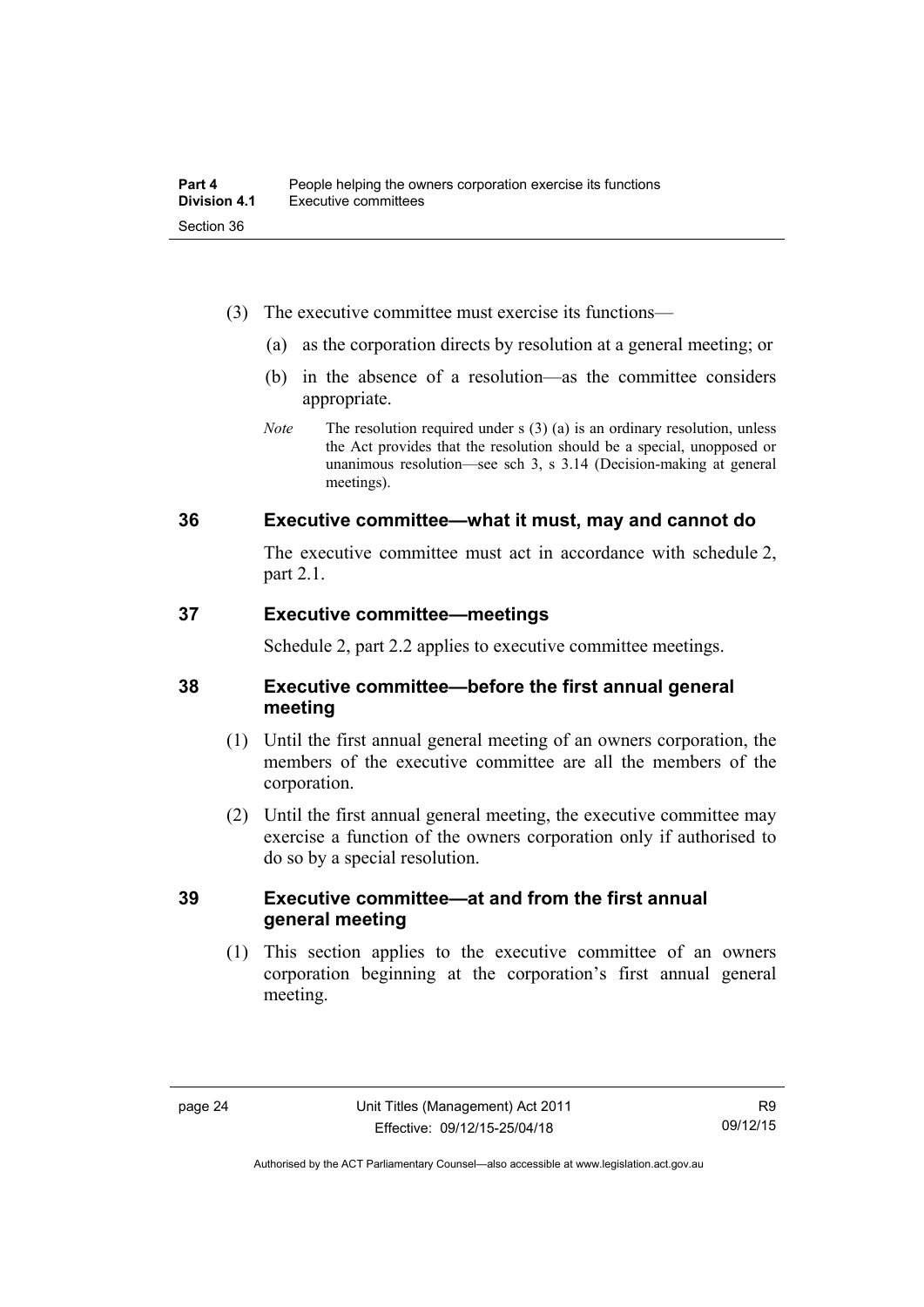(3) The executive committee must exercise its functions—

(a) as the corporation directs by resolution at a general meeting; or

(b) in the absence of a resolution—as the committee considers appropriate.

*Note* The resolution required under s (3) (a) is an ordinary resolution, unless the Act provides that the resolution should be a special, unopposed or unanimous resolution—see sch 3, s 3.14 (Decision-making at general meetings).

## 36 Executive committee—what it must, may and cannot do

The executive committee must act in accordance with schedule 2, part 2.1.

## 37 Executive committee—meetings

Schedule 2, part 2.2 applies to executive committee meetings.

## 38 Executive committee—before the first annual general meeting

(1) Until the first annual general meeting of an owners corporation, the members of the executive committee are all the members of the corporation.

(2) Until the first annual general meeting, the executive committee may exercise a function of the owners corporation only if authorised to do so by a special resolution.

## 39 Executive committee—at and from the first annual general meeting

(1) This section applies to the executive committee of an owners corporation beginning at the corporation's first annual general meeting.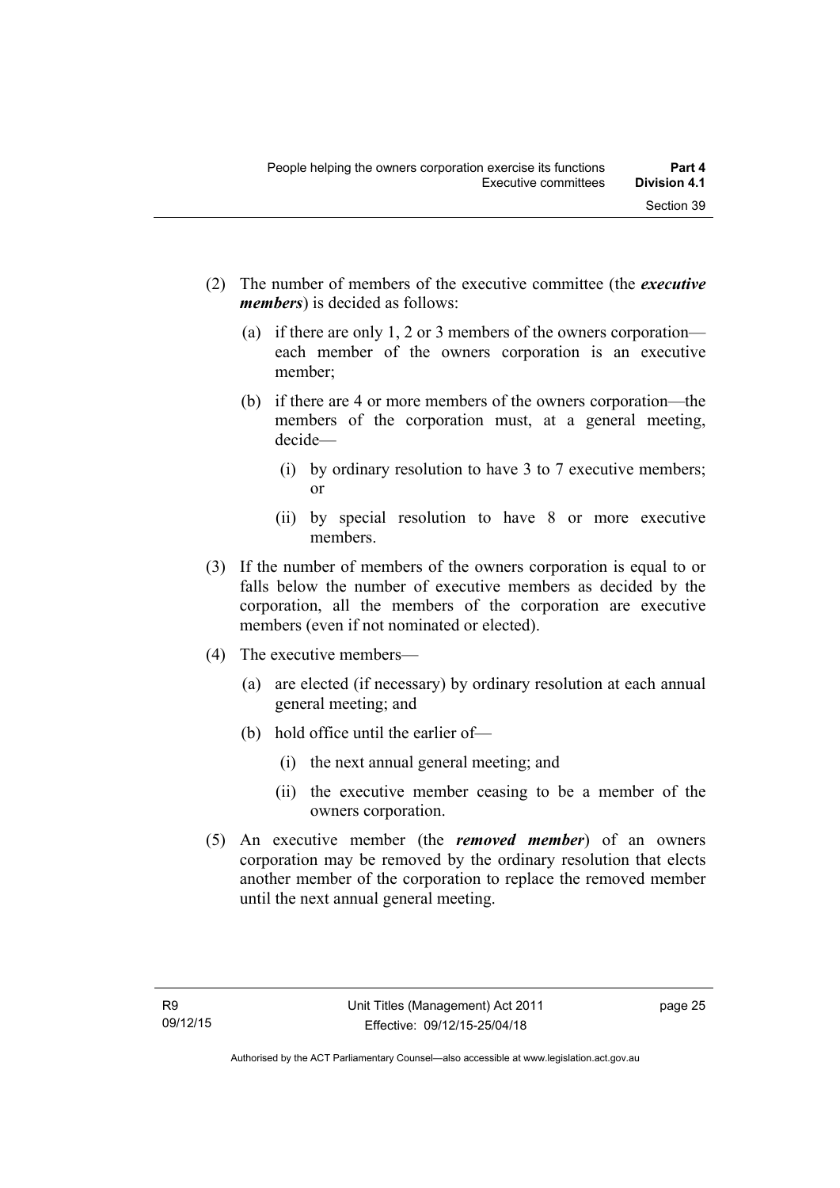(2) The number of members of the executive committee (the ***executive members***) is decided as follows:

  (a) if there are only 1, 2 or 3 members of the owners corporation—each member of the owners corporation is an executive member;

  (b) if there are 4 or more members of the owners corporation—the members of the corporation must, at a general meeting, decide—

    (i) by ordinary resolution to have 3 to 7 executive members; or

    (ii) by special resolution to have 8 or more executive members.

(3) If the number of members of the owners corporation is equal to or falls below the number of executive members as decided by the corporation, all the members of the corporation are executive members (even if not nominated or elected).

(4) The executive members—

  (a) are elected (if necessary) by ordinary resolution at each annual general meeting; and

  (b) hold office until the earlier of—

    (i) the next annual general meeting; and

    (ii) the executive member ceasing to be a member of the owners corporation.

(5) An executive member (the ***removed member***) of an owners corporation may be removed by the ordinary resolution that elects another member of the corporation to replace the removed member until the next annual general meeting.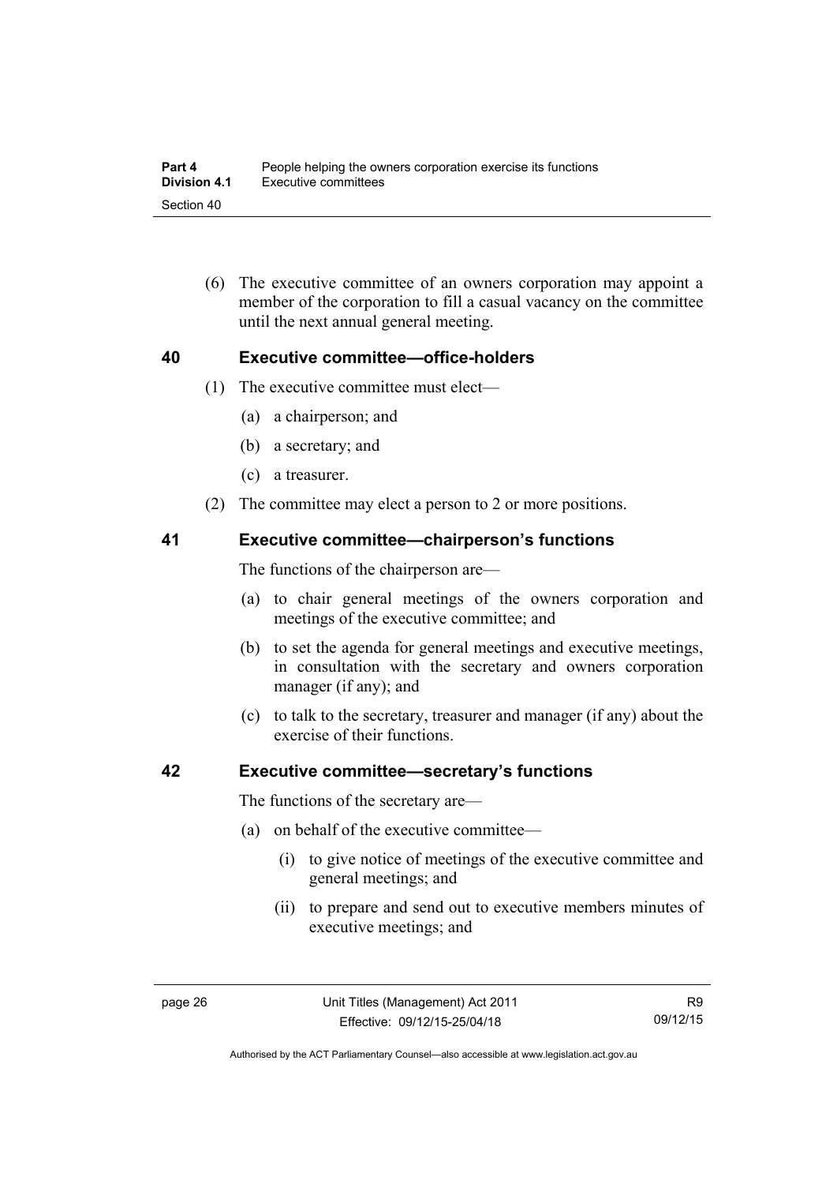(6) The executive committee of an owners corporation may appoint a member of the corporation to fill a casual vacancy on the committee until the next annual general meeting.

## 40 Executive committee—office-holders

(1) The executive committee must elect—

(a) a chairperson; and

(b) a secretary; and

(c) a treasurer.

(2) The committee may elect a person to 2 or more positions.

## 41 Executive committee—chairperson's functions

The functions of the chairperson are—

(a) to chair general meetings of the owners corporation and meetings of the executive committee; and

(b) to set the agenda for general meetings and executive meetings, in consultation with the secretary and owners corporation manager (if any); and

(c) to talk to the secretary, treasurer and manager (if any) about the exercise of their functions.

## 42 Executive committee—secretary's functions

The functions of the secretary are—

(a) on behalf of the executive committee—

(i) to give notice of meetings of the executive committee and general meetings; and

(ii) to prepare and send out to executive members minutes of executive meetings; and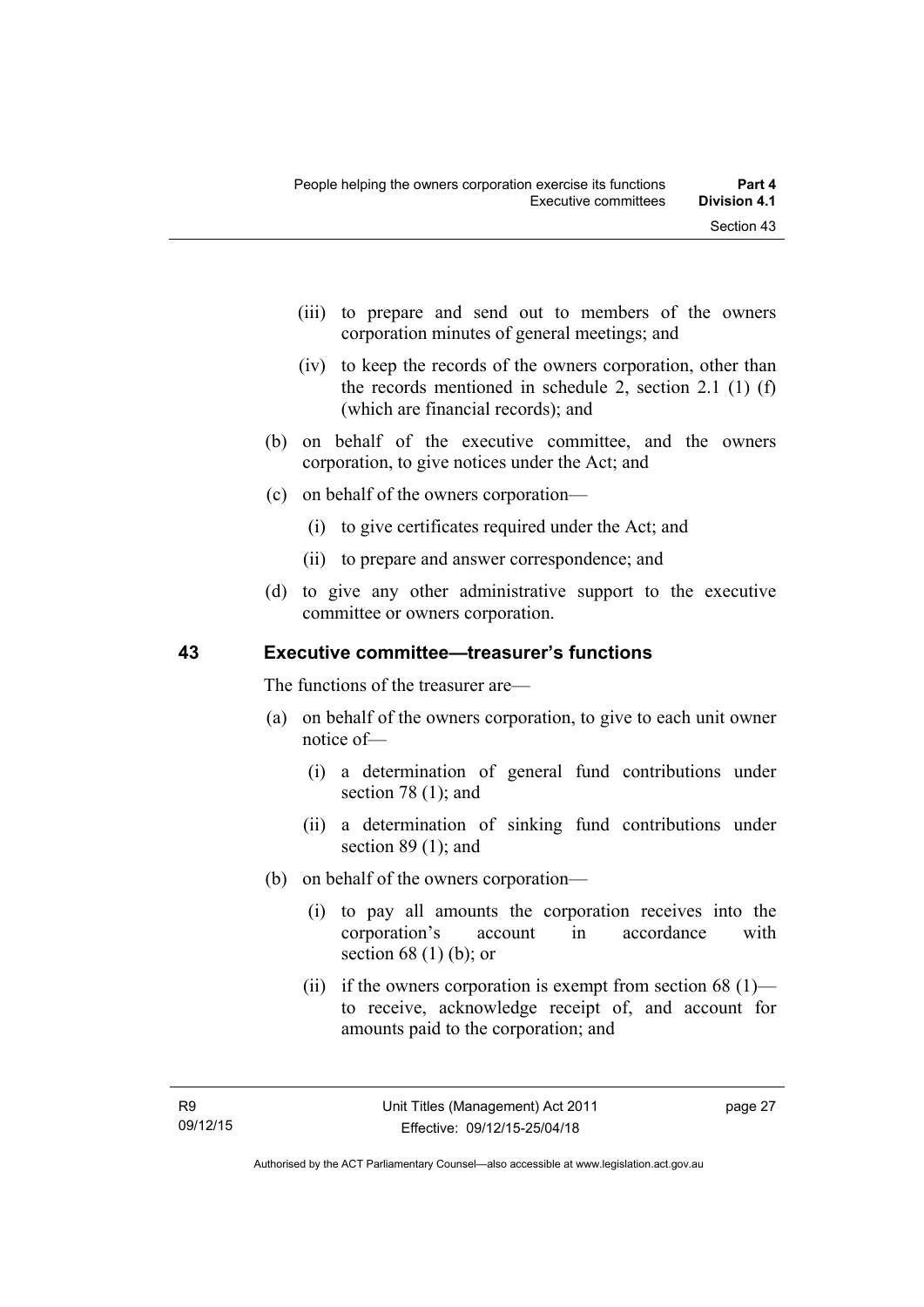(iii) to prepare and send out to members of the owners corporation minutes of general meetings; and

(iv) to keep the records of the owners corporation, other than the records mentioned in schedule 2, section 2.1 (1) (f) (which are financial records); and

(b) on behalf of the executive committee, and the owners corporation, to give notices under the Act; and

(c) on behalf of the owners corporation—

(i) to give certificates required under the Act; and

(ii) to prepare and answer correspondence; and

(d) to give any other administrative support to the executive committee or owners corporation.

## 43 Executive committee—treasurer's functions

The functions of the treasurer are—

(a) on behalf of the owners corporation, to give to each unit owner notice of—

(i) a determination of general fund contributions under section 78 (1); and

(ii) a determination of sinking fund contributions under section 89 (1); and

(b) on behalf of the owners corporation—

(i) to pay all amounts the corporation receives into the corporation's account in accordance with section 68 (1) (b); or

(ii) if the owners corporation is exempt from section 68 (1)—to receive, acknowledge receipt of, and account for amounts paid to the corporation; and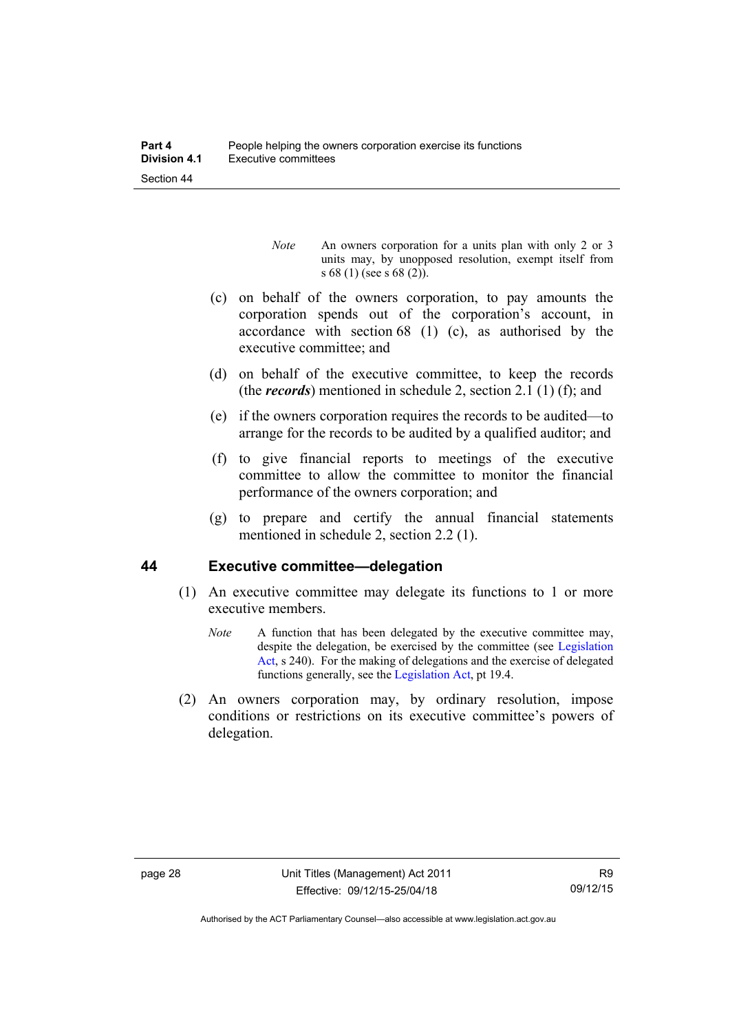*Note* An owners corporation for a units plan with only 2 or 3 units may, by unopposed resolution, exempt itself from s 68 (1) (see s 68 (2)).

(c) on behalf of the owners corporation, to pay amounts the corporation spends out of the corporation's account, in accordance with section 68 (1) (c), as authorised by the executive committee; and

(d) on behalf of the executive committee, to keep the records (the ***records***) mentioned in schedule 2, section 2.1 (1) (f); and

(e) if the owners corporation requires the records to be audited—to arrange for the records to be audited by a qualified auditor; and

(f) to give financial reports to meetings of the executive committee to allow the committee to monitor the financial performance of the owners corporation; and

(g) to prepare and certify the annual financial statements mentioned in schedule 2, section 2.2 (1).

## 44 Executive committee—delegation

(1) An executive committee may delegate its functions to 1 or more executive members.

*Note* A function that has been delegated by the executive committee may, despite the delegation, be exercised by the committee (see Legislation Act, s 240). For the making of delegations and the exercise of delegated functions generally, see the Legislation Act, pt 19.4.

(2) An owners corporation may, by ordinary resolution, impose conditions or restrictions on its executive committee's powers of delegation.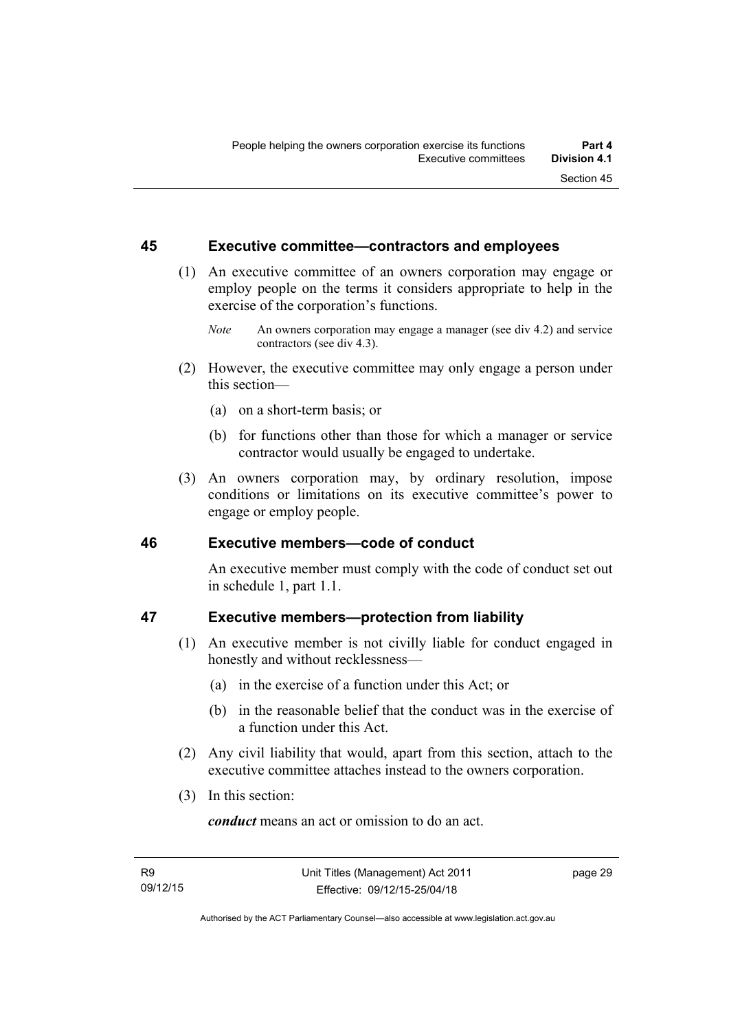## 45 Executive committee—contractors and employees

(1) An executive committee of an owners corporation may engage or employ people on the terms it considers appropriate to help in the exercise of the corporation's functions.

*Note* An owners corporation may engage a manager (see div 4.2) and service contractors (see div 4.3).

(2) However, the executive committee may only engage a person under this section—

(a) on a short-term basis; or

(b) for functions other than those for which a manager or service contractor would usually be engaged to undertake.

(3) An owners corporation may, by ordinary resolution, impose conditions or limitations on its executive committee's power to engage or employ people.

## 46 Executive members—code of conduct

An executive member must comply with the code of conduct set out in schedule 1, part 1.1.

## 47 Executive members—protection from liability

(1) An executive member is not civilly liable for conduct engaged in honestly and without recklessness—

(a) in the exercise of a function under this Act; or

(b) in the reasonable belief that the conduct was in the exercise of a function under this Act.

(2) Any civil liability that would, apart from this section, attach to the executive committee attaches instead to the owners corporation.

(3) In this section:

***conduct*** means an act or omission to do an act.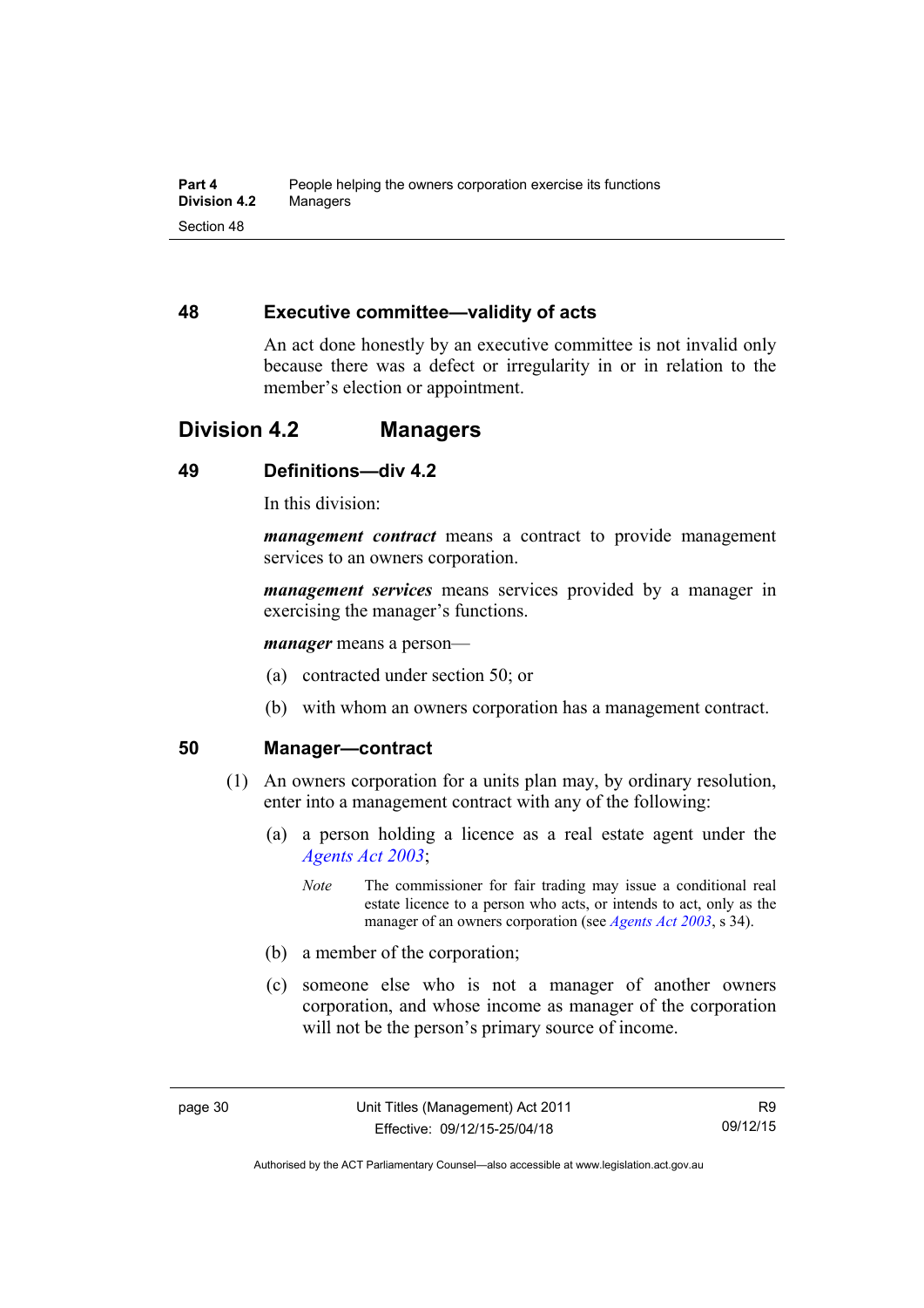### 48 Executive committee—validity of acts

An act done honestly by an executive committee is not invalid only because there was a defect or irregularity in or in relation to the member's election or appointment.

## Division 4.2 Managers

### 49 Definitions—div 4.2

In this division:

***management contract*** means a contract to provide management services to an owners corporation.

***management services*** means services provided by a manager in exercising the manager's functions.

***manager*** means a person—

(a) contracted under section 50; or

(b) with whom an owners corporation has a management contract.

### 50 Manager—contract

(1) An owners corporation for a units plan may, by ordinary resolution, enter into a management contract with any of the following:

(a) a person holding a licence as a real estate agent under the *Agents Act 2003*;

*Note* The commissioner for fair trading may issue a conditional real estate licence to a person who acts, or intends to act, only as the manager of an owners corporation (see *Agents Act 2003*, s 34).

(b) a member of the corporation;

(c) someone else who is not a manager of another owners corporation, and whose income as manager of the corporation will not be the person's primary source of income.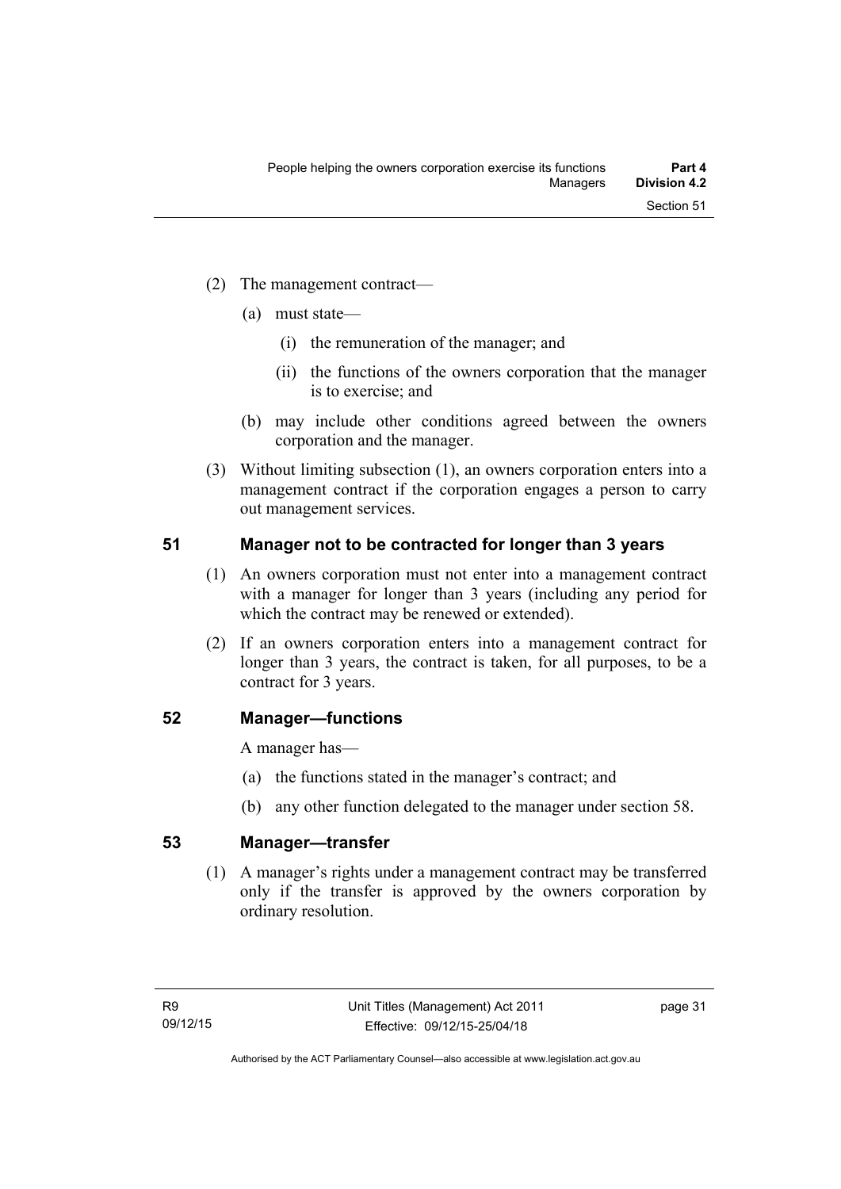(2) The management contract—

(a) must state—

(i) the remuneration of the manager; and

(ii) the functions of the owners corporation that the manager is to exercise; and

(b) may include other conditions agreed between the owners corporation and the manager.

(3) Without limiting subsection (1), an owners corporation enters into a management contract if the corporation engages a person to carry out management services.

## 51 Manager not to be contracted for longer than 3 years

(1) An owners corporation must not enter into a management contract with a manager for longer than 3 years (including any period for which the contract may be renewed or extended).

(2) If an owners corporation enters into a management contract for longer than 3 years, the contract is taken, for all purposes, to be a contract for 3 years.

## 52 Manager—functions

A manager has—

(a) the functions stated in the manager's contract; and

(b) any other function delegated to the manager under section 58.

## 53 Manager—transfer

(1) A manager's rights under a management contract may be transferred only if the transfer is approved by the owners corporation by ordinary resolution.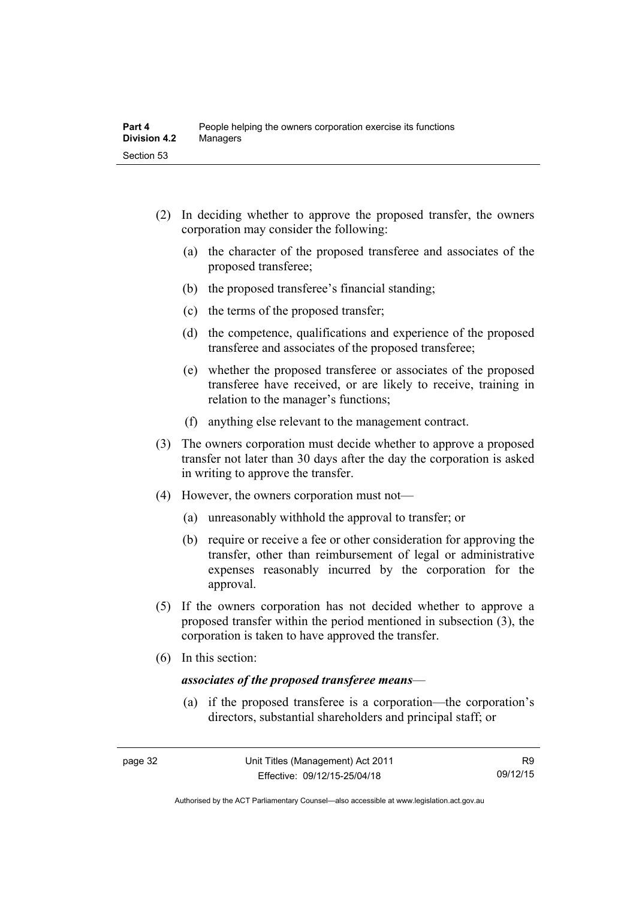(2) In deciding whether to approve the proposed transfer, the owners corporation may consider the following:

(a) the character of the proposed transferee and associates of the proposed transferee;

(b) the proposed transferee's financial standing;

(c) the terms of the proposed transfer;

(d) the competence, qualifications and experience of the proposed transferee and associates of the proposed transferee;

(e) whether the proposed transferee or associates of the proposed transferee have received, or are likely to receive, training in relation to the manager's functions;

(f) anything else relevant to the management contract.

(3) The owners corporation must decide whether to approve a proposed transfer not later than 30 days after the day the corporation is asked in writing to approve the transfer.

(4) However, the owners corporation must not—

(a) unreasonably withhold the approval to transfer; or

(b) require or receive a fee or other consideration for approving the transfer, other than reimbursement of legal or administrative expenses reasonably incurred by the corporation for the approval.

(5) If the owners corporation has not decided whether to approve a proposed transfer within the period mentioned in subsection (3), the corporation is taken to have approved the transfer.

(6) In this section:

***associates of the proposed transferee means***—

(a) if the proposed transferee is a corporation—the corporation's directors, substantial shareholders and principal staff; or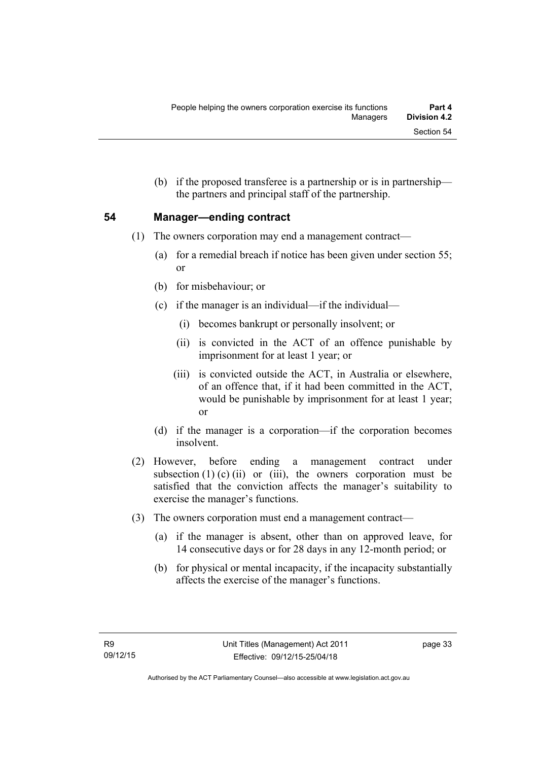(b) if the proposed transferee is a partnership or is in partnership—the partners and principal staff of the partnership.

## 54 Manager—ending contract

(1) The owners corporation may end a management contract—

(a) for a remedial breach if notice has been given under section 55; or

(b) for misbehaviour; or

(c) if the manager is an individual—if the individual—

(i) becomes bankrupt or personally insolvent; or

(ii) is convicted in the ACT of an offence punishable by imprisonment for at least 1 year; or

(iii) is convicted outside the ACT, in Australia or elsewhere, of an offence that, if it had been committed in the ACT, would be punishable by imprisonment for at least 1 year; or

(d) if the manager is a corporation—if the corporation becomes insolvent.

(2) However, before ending a management contract under subsection (1) (c) (ii) or (iii), the owners corporation must be satisfied that the conviction affects the manager's suitability to exercise the manager's functions.

(3) The owners corporation must end a management contract—

(a) if the manager is absent, other than on approved leave, for 14 consecutive days or for 28 days in any 12-month period; or

(b) for physical or mental incapacity, if the incapacity substantially affects the exercise of the manager's functions.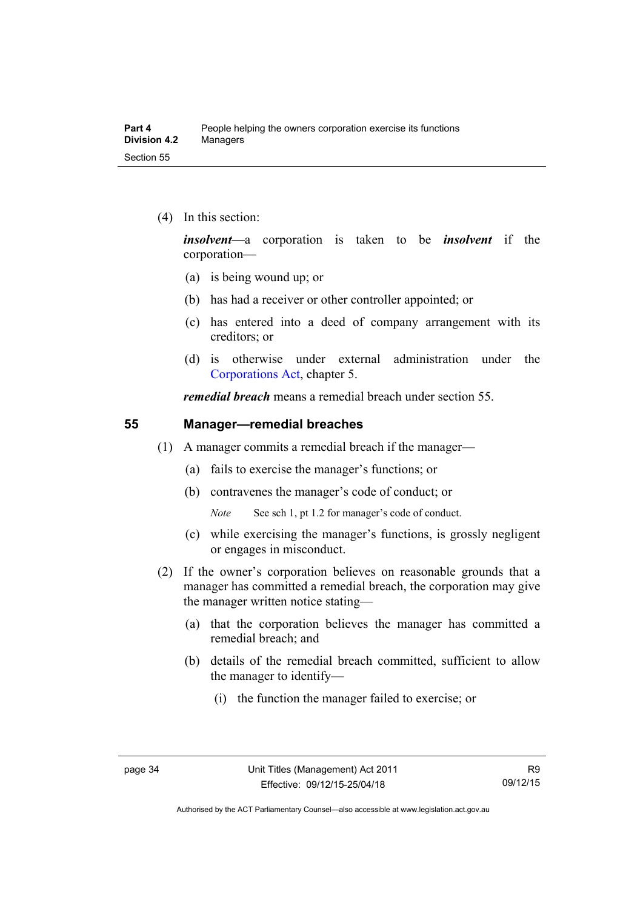(4) In this section:

***insolvent***—a corporation is taken to be ***insolvent*** if the corporation—

(a) is being wound up; or

(b) has had a receiver or other controller appointed; or

(c) has entered into a deed of company arrangement with its creditors; or

(d) is otherwise under external administration under the Corporations Act, chapter 5.

***remedial breach*** means a remedial breach under section 55.

### 55 Manager—remedial breaches

(1) A manager commits a remedial breach if the manager—

(a) fails to exercise the manager's functions; or

(b) contravenes the manager's code of conduct; or

*Note* See sch 1, pt 1.2 for manager's code of conduct.

(c) while exercising the manager's functions, is grossly negligent or engages in misconduct.

(2) If the owner's corporation believes on reasonable grounds that a manager has committed a remedial breach, the corporation may give the manager written notice stating—

(a) that the corporation believes the manager has committed a remedial breach; and

(b) details of the remedial breach committed, sufficient to allow the manager to identify—

(i) the function the manager failed to exercise; or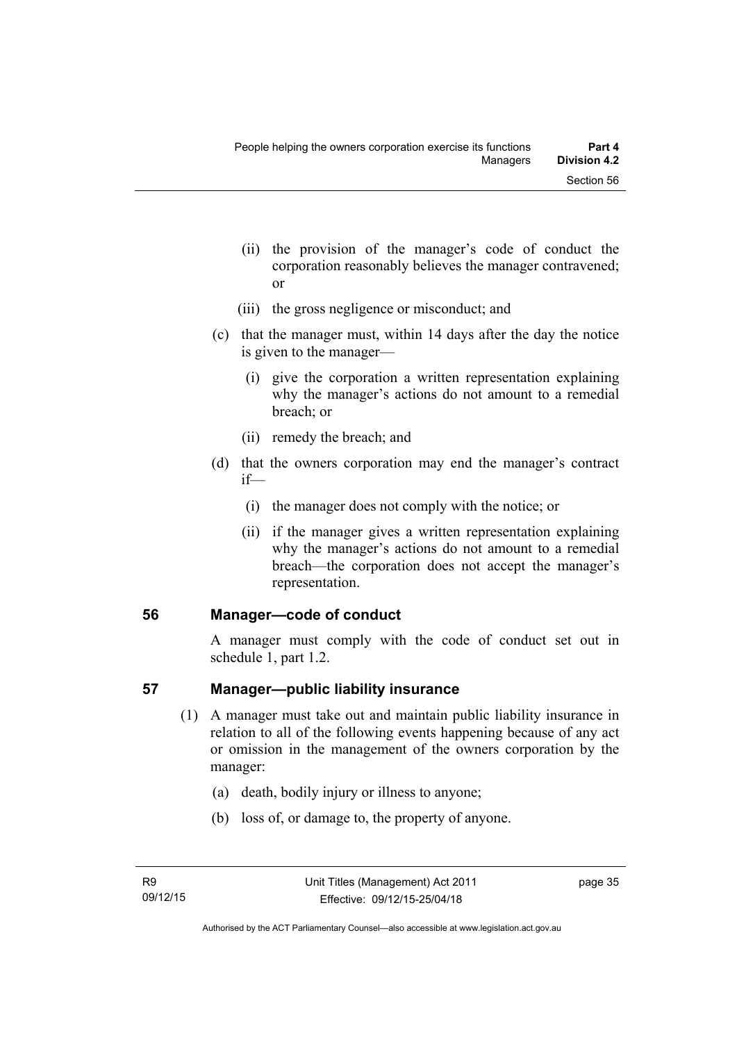(ii) the provision of the manager's code of conduct the corporation reasonably believes the manager contravened; or

(iii) the gross negligence or misconduct; and

(c) that the manager must, within 14 days after the day the notice is given to the manager—

(i) give the corporation a written representation explaining why the manager's actions do not amount to a remedial breach; or

(ii) remedy the breach; and

(d) that the owners corporation may end the manager's contract if—

(i) the manager does not comply with the notice; or

(ii) if the manager gives a written representation explaining why the manager's actions do not amount to a remedial breach—the corporation does not accept the manager's representation.

## 56 Manager—code of conduct

A manager must comply with the code of conduct set out in schedule 1, part 1.2.

## 57 Manager—public liability insurance

(1) A manager must take out and maintain public liability insurance in relation to all of the following events happening because of any act or omission in the management of the owners corporation by the manager:

(a) death, bodily injury or illness to anyone;

(b) loss of, or damage to, the property of anyone.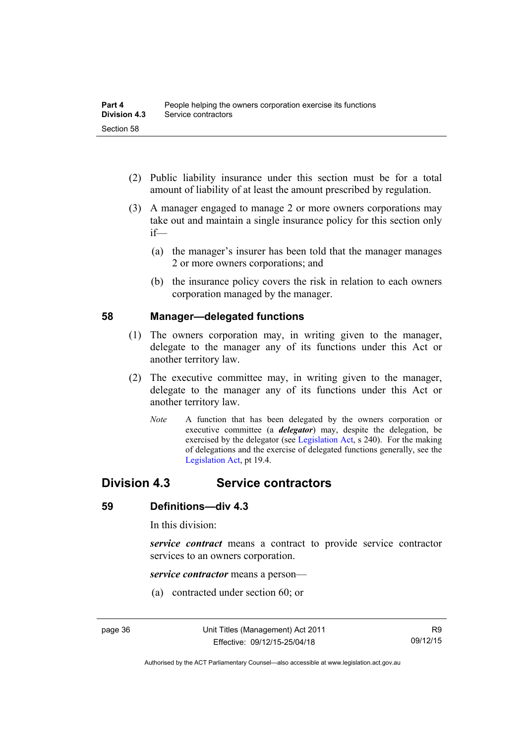(2) Public liability insurance under this section must be for a total amount of liability of at least the amount prescribed by regulation.

(3) A manager engaged to manage 2 or more owners corporations may take out and maintain a single insurance policy for this section only if—

(a) the manager's insurer has been told that the manager manages 2 or more owners corporations; and

(b) the insurance policy covers the risk in relation to each owners corporation managed by the manager.

### 58 Manager—delegated functions

(1) The owners corporation may, in writing given to the manager, delegate to the manager any of its functions under this Act or another territory law.

(2) The executive committee may, in writing given to the manager, delegate to the manager any of its functions under this Act or another territory law.

*Note* A function that has been delegated by the owners corporation or executive committee (a ***delegator***) may, despite the delegation, be exercised by the delegator (see Legislation Act, s 240). For the making of delegations and the exercise of delegated functions generally, see the Legislation Act, pt 19.4.

## Division 4.3 Service contractors

### 59 Definitions—div 4.3

In this division:

***service contract*** means a contract to provide service contractor services to an owners corporation.

***service contractor*** means a person—

(a) contracted under section 60; or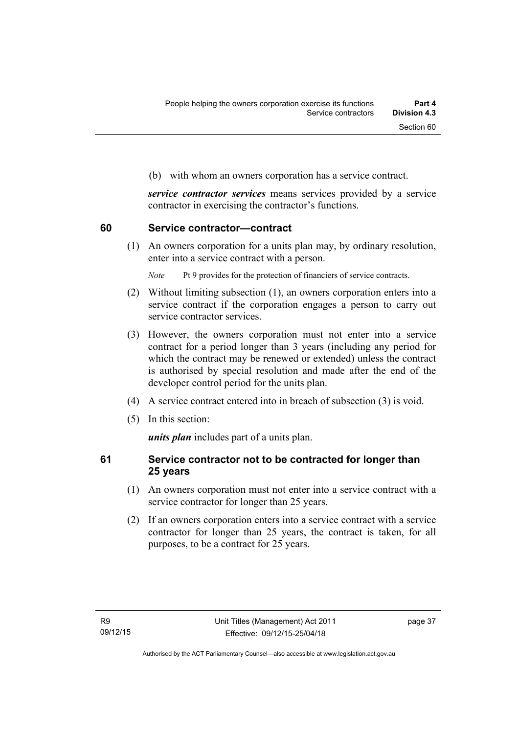(b) with whom an owners corporation has a service contract.

***service contractor services*** means services provided by a service contractor in exercising the contractor's functions.

## 60 Service contractor—contract

(1) An owners corporation for a units plan may, by ordinary resolution, enter into a service contract with a person.

*Note* Pt 9 provides for the protection of financiers of service contracts.

(2) Without limiting subsection (1), an owners corporation enters into a service contract if the corporation engages a person to carry out service contractor services.

(3) However, the owners corporation must not enter into a service contract for a period longer than 3 years (including any period for which the contract may be renewed or extended) unless the contract is authorised by special resolution and made after the end of the developer control period for the units plan.

(4) A service contract entered into in breach of subsection (3) is void.

(5) In this section:

***units plan*** includes part of a units plan.

## 61 Service contractor not to be contracted for longer than 25 years

(1) An owners corporation must not enter into a service contract with a service contractor for longer than 25 years.

(2) If an owners corporation enters into a service contract with a service contractor for longer than 25 years, the contract is taken, for all purposes, to be a contract for 25 years.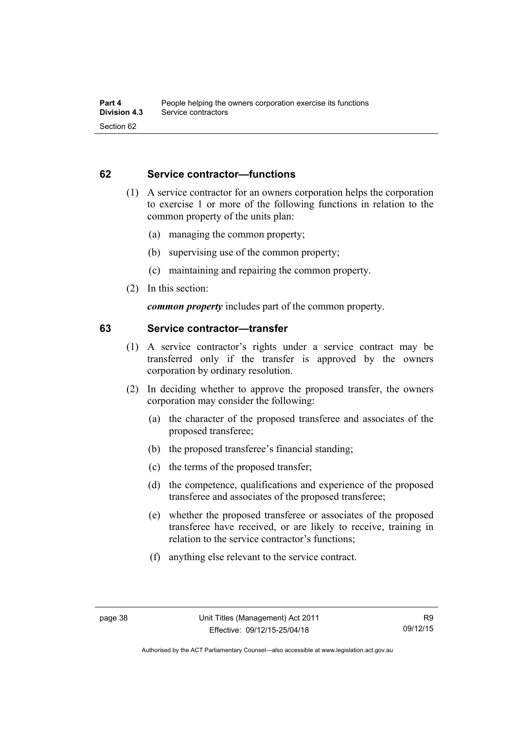## 62 Service contractor—functions

(1) A service contractor for an owners corporation helps the corporation to exercise 1 or more of the following functions in relation to the common property of the units plan:

(a) managing the common property;

(b) supervising use of the common property;

(c) maintaining and repairing the common property.

(2) In this section:

***common property*** includes part of the common property.

## 63 Service contractor—transfer

(1) A service contractor's rights under a service contract may be transferred only if the transfer is approved by the owners corporation by ordinary resolution.

(2) In deciding whether to approve the proposed transfer, the owners corporation may consider the following:

(a) the character of the proposed transferee and associates of the proposed transferee;

(b) the proposed transferee's financial standing;

(c) the terms of the proposed transfer;

(d) the competence, qualifications and experience of the proposed transferee and associates of the proposed transferee;

(e) whether the proposed transferee or associates of the proposed transferee have received, or are likely to receive, training in relation to the service contractor's functions;

(f) anything else relevant to the service contract.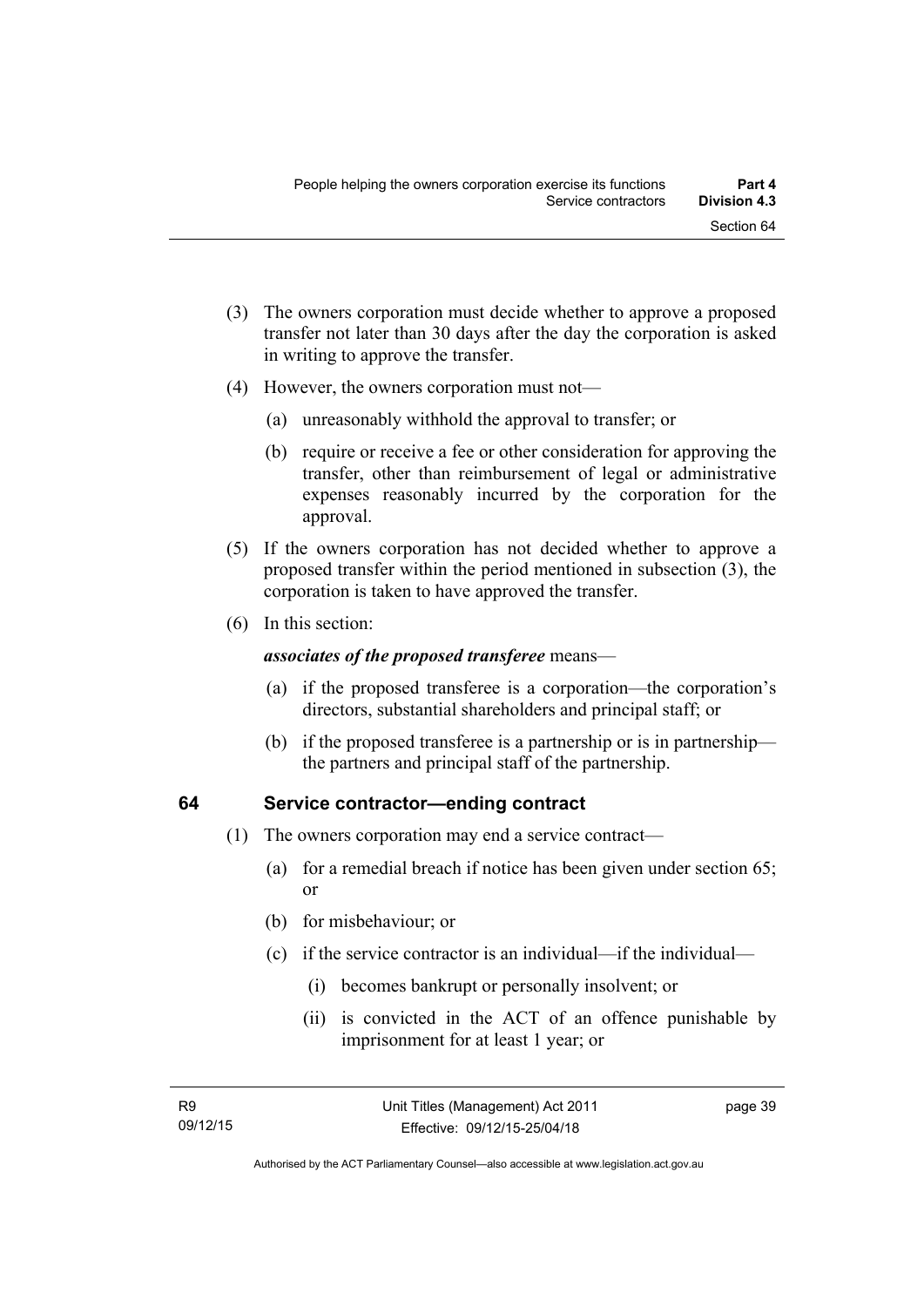(3) The owners corporation must decide whether to approve a proposed transfer not later than 30 days after the day the corporation is asked in writing to approve the transfer.

(4) However, the owners corporation must not—

(a) unreasonably withhold the approval to transfer; or

(b) require or receive a fee or other consideration for approving the transfer, other than reimbursement of legal or administrative expenses reasonably incurred by the corporation for the approval.

(5) If the owners corporation has not decided whether to approve a proposed transfer within the period mentioned in subsection (3), the corporation is taken to have approved the transfer.

(6) In this section:

***associates of the proposed transferee*** means—

(a) if the proposed transferee is a corporation—the corporation's directors, substantial shareholders and principal staff; or

(b) if the proposed transferee is a partnership or is in partnership—the partners and principal staff of the partnership.

## 64 Service contractor—ending contract

(1) The owners corporation may end a service contract—

(a) for a remedial breach if notice has been given under section 65; or

(b) for misbehaviour; or

(c) if the service contractor is an individual—if the individual—

(i) becomes bankrupt or personally insolvent; or

(ii) is convicted in the ACT of an offence punishable by imprisonment for at least 1 year; or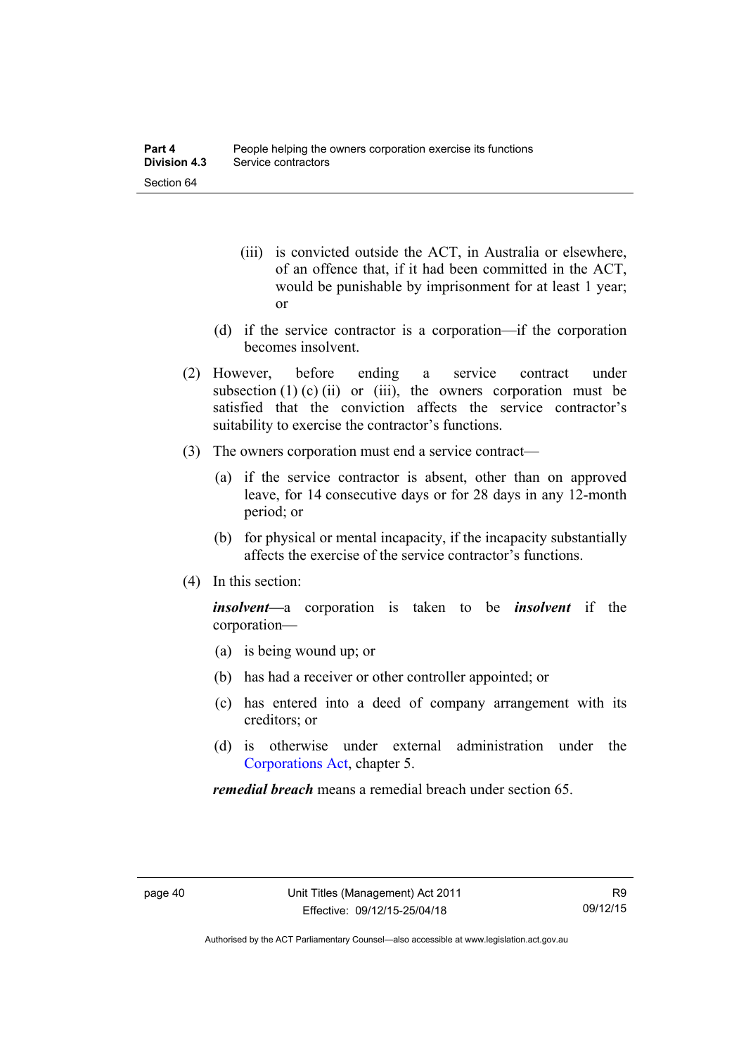(iii) is convicted outside the ACT, in Australia or elsewhere, of an offence that, if it had been committed in the ACT, would be punishable by imprisonment for at least 1 year; or

(d) if the service contractor is a corporation—if the corporation becomes insolvent.

(2) However, before ending a service contract under subsection (1) (c) (ii) or (iii), the owners corporation must be satisfied that the conviction affects the service contractor's suitability to exercise the contractor's functions.

(3) The owners corporation must end a service contract—

(a) if the service contractor is absent, other than on approved leave, for 14 consecutive days or for 28 days in any 12-month period; or

(b) for physical or mental incapacity, if the incapacity substantially affects the exercise of the service contractor's functions.

(4) In this section:

***insolvent***—a corporation is taken to be ***insolvent*** if the corporation—

(a) is being wound up; or

(b) has had a receiver or other controller appointed; or

(c) has entered into a deed of company arrangement with its creditors; or

(d) is otherwise under external administration under the Corporations Act, chapter 5.

***remedial breach*** means a remedial breach under section 65.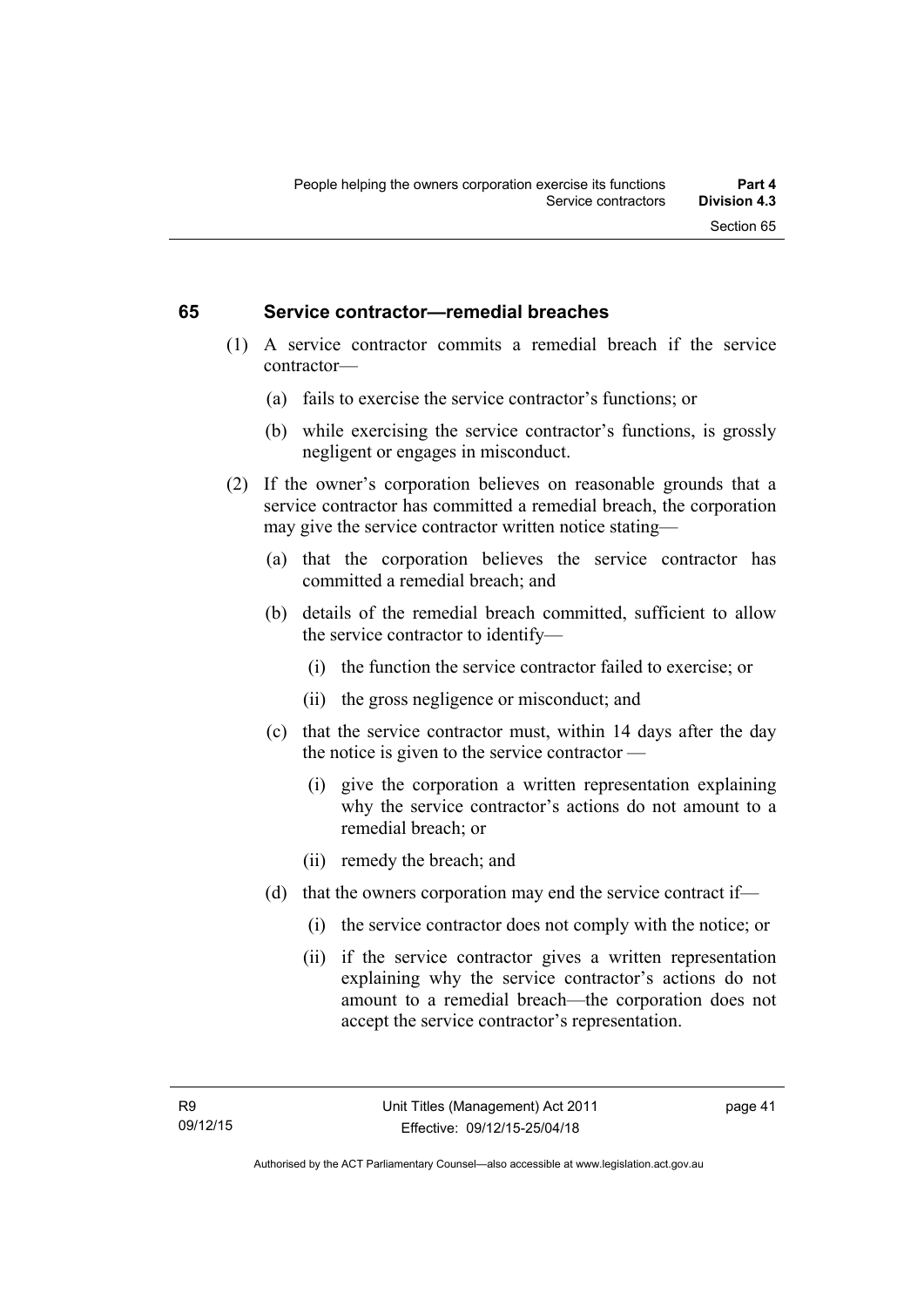## 65 Service contractor—remedial breaches

(1) A service contractor commits a remedial breach if the service contractor—

(a) fails to exercise the service contractor's functions; or

(b) while exercising the service contractor's functions, is grossly negligent or engages in misconduct.

(2) If the owner's corporation believes on reasonable grounds that a service contractor has committed a remedial breach, the corporation may give the service contractor written notice stating—

(a) that the corporation believes the service contractor has committed a remedial breach; and

(b) details of the remedial breach committed, sufficient to allow the service contractor to identify—

(i) the function the service contractor failed to exercise; or

(ii) the gross negligence or misconduct; and

(c) that the service contractor must, within 14 days after the day the notice is given to the service contractor —

(i) give the corporation a written representation explaining why the service contractor's actions do not amount to a remedial breach; or

(ii) remedy the breach; and

(d) that the owners corporation may end the service contract if—

(i) the service contractor does not comply with the notice; or

(ii) if the service contractor gives a written representation explaining why the service contractor's actions do not amount to a remedial breach—the corporation does not accept the service contractor's representation.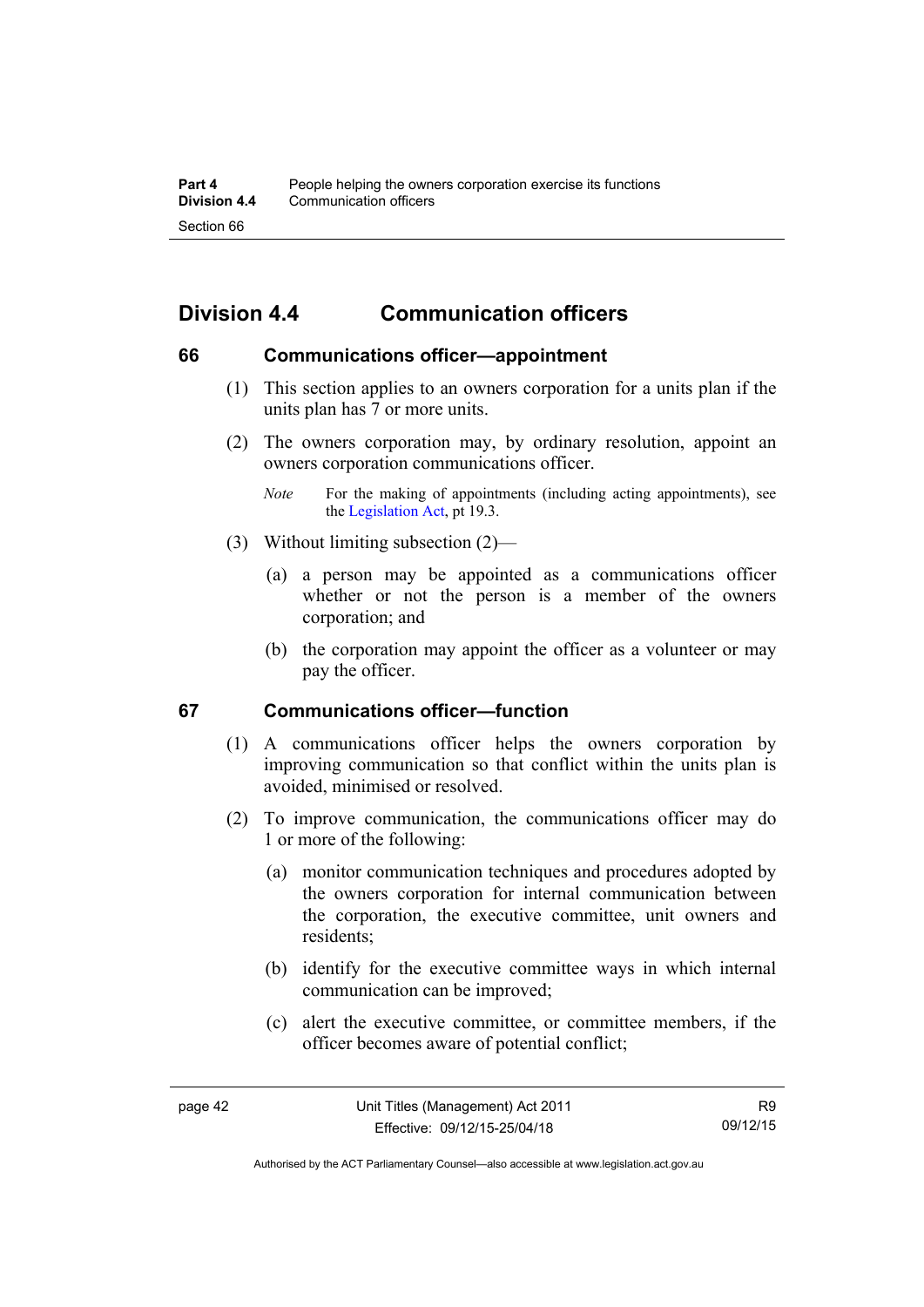## Division 4.4 Communication officers

### 66 Communications officer—appointment

(1) This section applies to an owners corporation for a units plan if the units plan has 7 or more units.

(2) The owners corporation may, by ordinary resolution, appoint an owners corporation communications officer.

*Note* For the making of appointments (including acting appointments), see the Legislation Act, pt 19.3.

(3) Without limiting subsection (2)—

(a) a person may be appointed as a communications officer whether or not the person is a member of the owners corporation; and

(b) the corporation may appoint the officer as a volunteer or may pay the officer.

### 67 Communications officer—function

(1) A communications officer helps the owners corporation by improving communication so that conflict within the units plan is avoided, minimised or resolved.

(2) To improve communication, the communications officer may do 1 or more of the following:

(a) monitor communication techniques and procedures adopted by the owners corporation for internal communication between the corporation, the executive committee, unit owners and residents;

(b) identify for the executive committee ways in which internal communication can be improved;

(c) alert the executive committee, or committee members, if the officer becomes aware of potential conflict;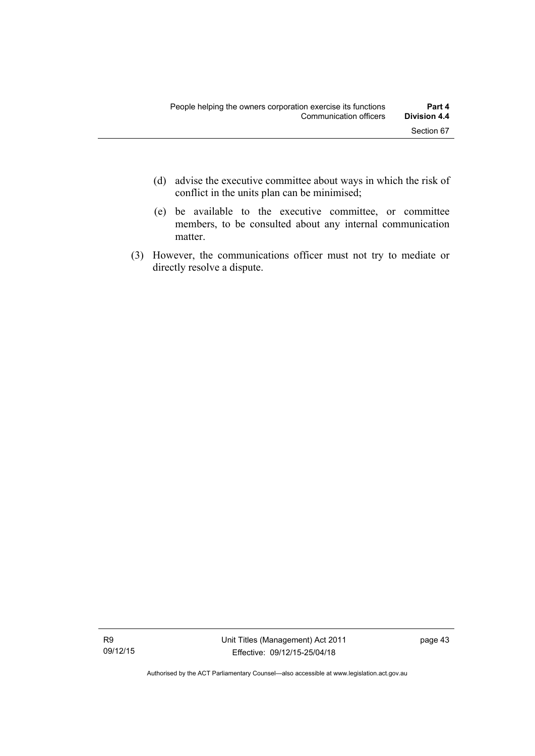(d) advise the executive committee about ways in which the risk of conflict in the units plan can be minimised;

(e) be available to the executive committee, or committee members, to be consulted about any internal communication matter.

(3) However, the communications officer must not try to mediate or directly resolve a dispute.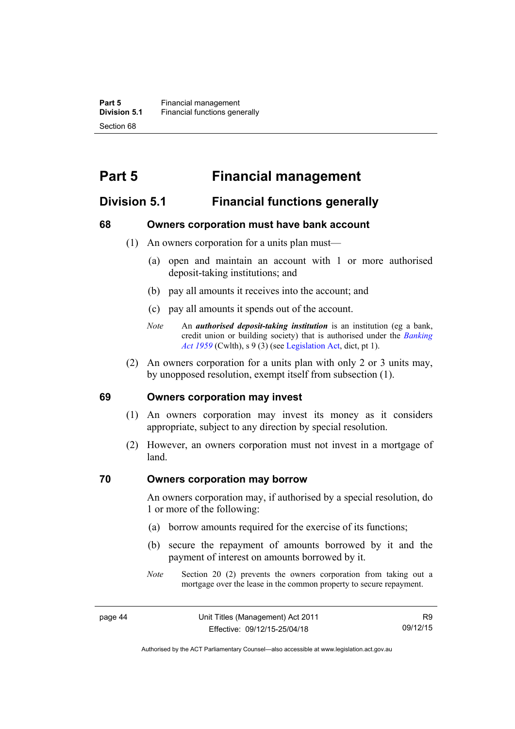# Part 5 Financial management

## Division 5.1 Financial functions generally

### 68 Owners corporation must have bank account

(1) An owners corporation for a units plan must—

(a) open and maintain an account with 1 or more authorised deposit-taking institutions; and

(b) pay all amounts it receives into the account; and

(c) pay all amounts it spends out of the account.

*Note* An ***authorised deposit-taking institution*** is an institution (eg a bank, credit union or building society) that is authorised under the *Banking Act 1959* (Cwlth), s 9 (3) (see Legislation Act, dict, pt 1).

(2) An owners corporation for a units plan with only 2 or 3 units may, by unopposed resolution, exempt itself from subsection (1).

### 69 Owners corporation may invest

(1) An owners corporation may invest its money as it considers appropriate, subject to any direction by special resolution.

(2) However, an owners corporation must not invest in a mortgage of land.

### 70 Owners corporation may borrow

An owners corporation may, if authorised by a special resolution, do 1 or more of the following:

(a) borrow amounts required for the exercise of its functions;

(b) secure the repayment of amounts borrowed by it and the payment of interest on amounts borrowed by it.

*Note* Section 20 (2) prevents the owners corporation from taking out a mortgage over the lease in the common property to secure repayment.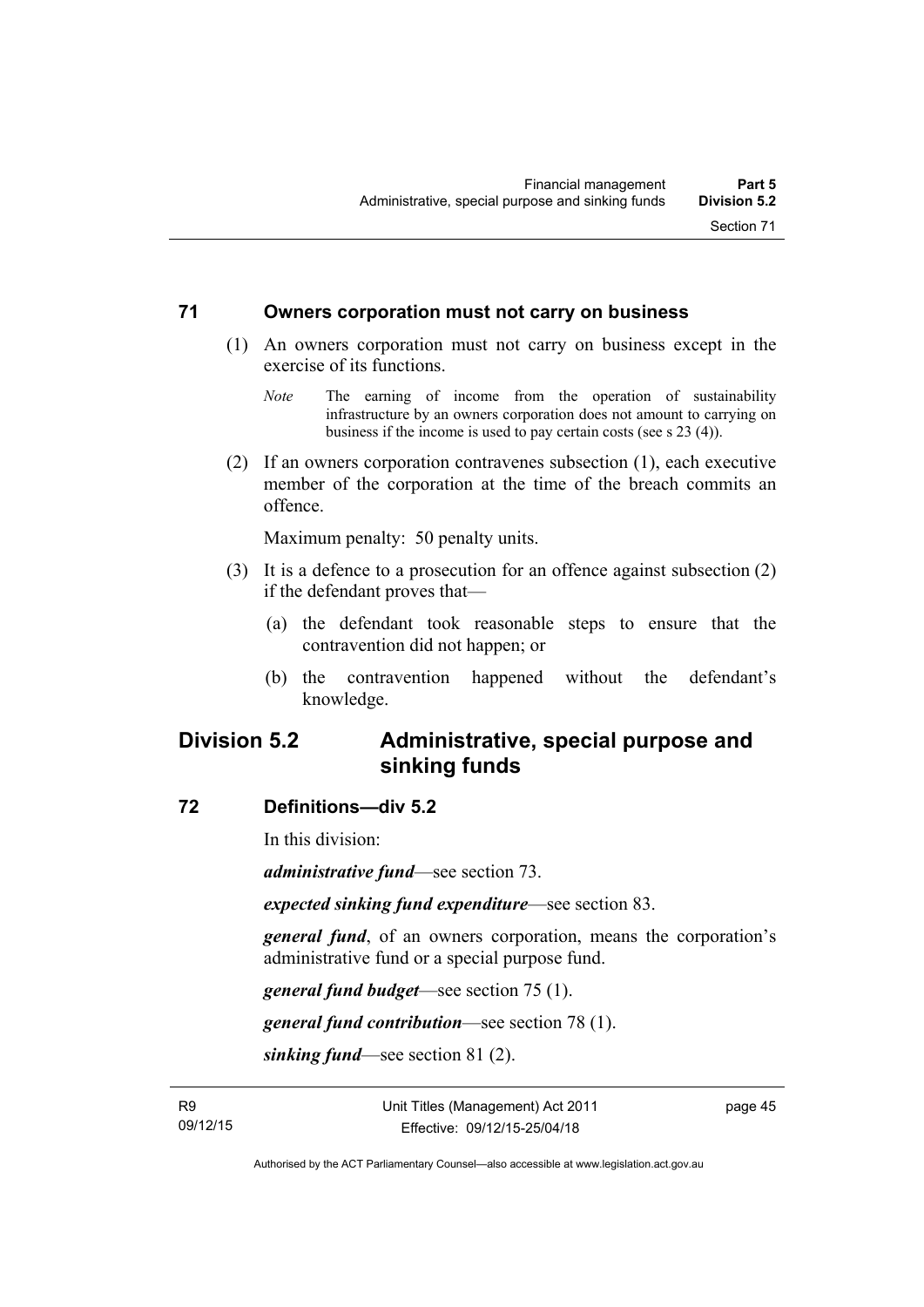### 71 Owners corporation must not carry on business

(1) An owners corporation must not carry on business except in the exercise of its functions.

*Note* The earning of income from the operation of sustainability infrastructure by an owners corporation does not amount to carrying on business if the income is used to pay certain costs (see s 23 (4)).

(2) If an owners corporation contravenes subsection (1), each executive member of the corporation at the time of the breach commits an offence.

Maximum penalty: 50 penalty units.

(3) It is a defence to a prosecution for an offence against subsection (2) if the defendant proves that—

(a) the defendant took reasonable steps to ensure that the contravention did not happen; or

(b) the contravention happened without the defendant's knowledge.

## Division 5.2 Administrative, special purpose and sinking funds

### 72 Definitions—div 5.2

In this division:

***administrative fund***—see section 73.

***expected sinking fund expenditure***—see section 83.

***general fund***, of an owners corporation, means the corporation's administrative fund or a special purpose fund.

***general fund budget***—see section 75 (1).

***general fund contribution***—see section 78 (1).

***sinking fund***—see section 81 (2).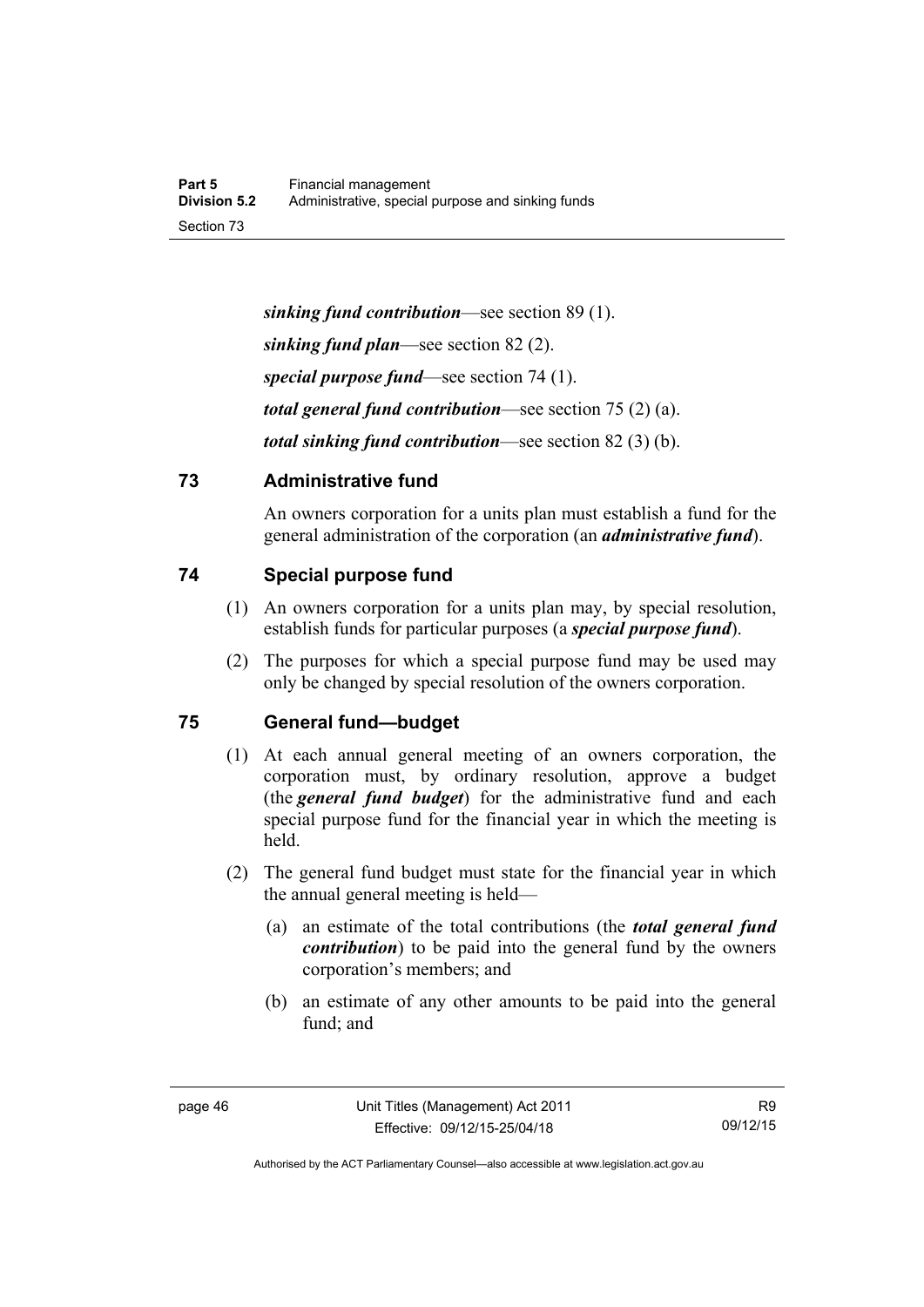***sinking fund contribution***—see section 89 (1).

***sinking fund plan***—see section 82 (2).

***special purpose fund***—see section 74 (1).

***total general fund contribution***—see section 75 (2) (a).

***total sinking fund contribution***—see section 82 (3) (b).

## 73 Administrative fund

An owners corporation for a units plan must establish a fund for the general administration of the corporation (an ***administrative fund***).

## 74 Special purpose fund

(1) An owners corporation for a units plan may, by special resolution, establish funds for particular purposes (a ***special purpose fund***).

(2) The purposes for which a special purpose fund may be used may only be changed by special resolution of the owners corporation.

## 75 General fund—budget

(1) At each annual general meeting of an owners corporation, the corporation must, by ordinary resolution, approve a budget (the ***general fund budget***) for the administrative fund and each special purpose fund for the financial year in which the meeting is held.

(2) The general fund budget must state for the financial year in which the annual general meeting is held—

(a) an estimate of the total contributions (the ***total general fund contribution***) to be paid into the general fund by the owners corporation's members; and

(b) an estimate of any other amounts to be paid into the general fund; and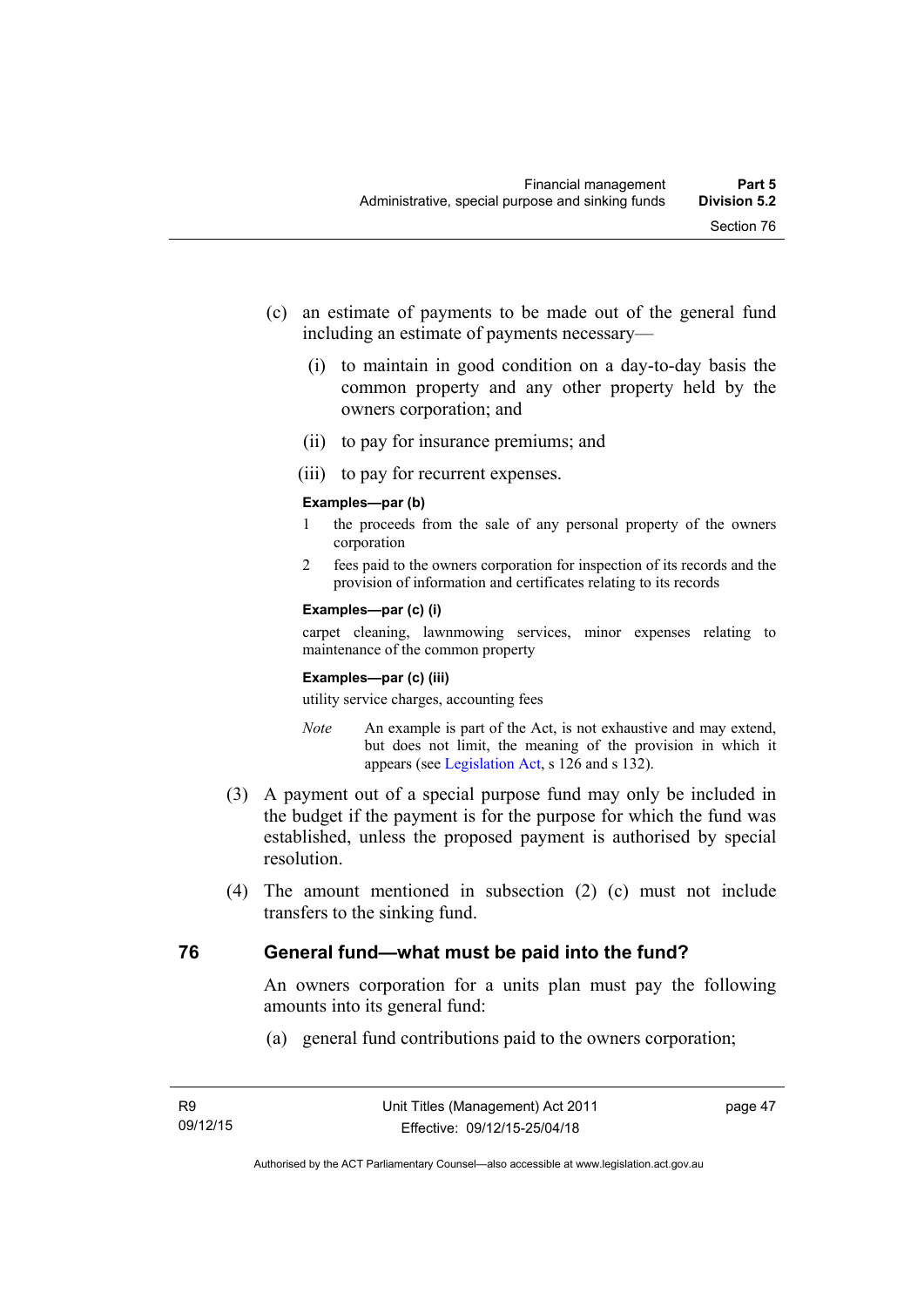(c) an estimate of payments to be made out of the general fund including an estimate of payments necessary—

(i) to maintain in good condition on a day-to-day basis the common property and any other property held by the owners corporation; and

(ii) to pay for insurance premiums; and

(iii) to pay for recurrent expenses.

**Examples—par (b)**

1 the proceeds from the sale of any personal property of the owners corporation

2 fees paid to the owners corporation for inspection of its records and the provision of information and certificates relating to its records

**Examples—par (c) (i)**

carpet cleaning, lawnmowing services, minor expenses relating to maintenance of the common property

**Examples—par (c) (iii)**

utility service charges, accounting fees

*Note* An example is part of the Act, is not exhaustive and may extend, but does not limit, the meaning of the provision in which it appears (see Legislation Act, s 126 and s 132).

(3) A payment out of a special purpose fund may only be included in the budget if the payment is for the purpose for which the fund was established, unless the proposed payment is authorised by special resolution.

(4) The amount mentioned in subsection (2) (c) must not include transfers to the sinking fund.

## 76 General fund—what must be paid into the fund?

An owners corporation for a units plan must pay the following amounts into its general fund:

(a) general fund contributions paid to the owners corporation;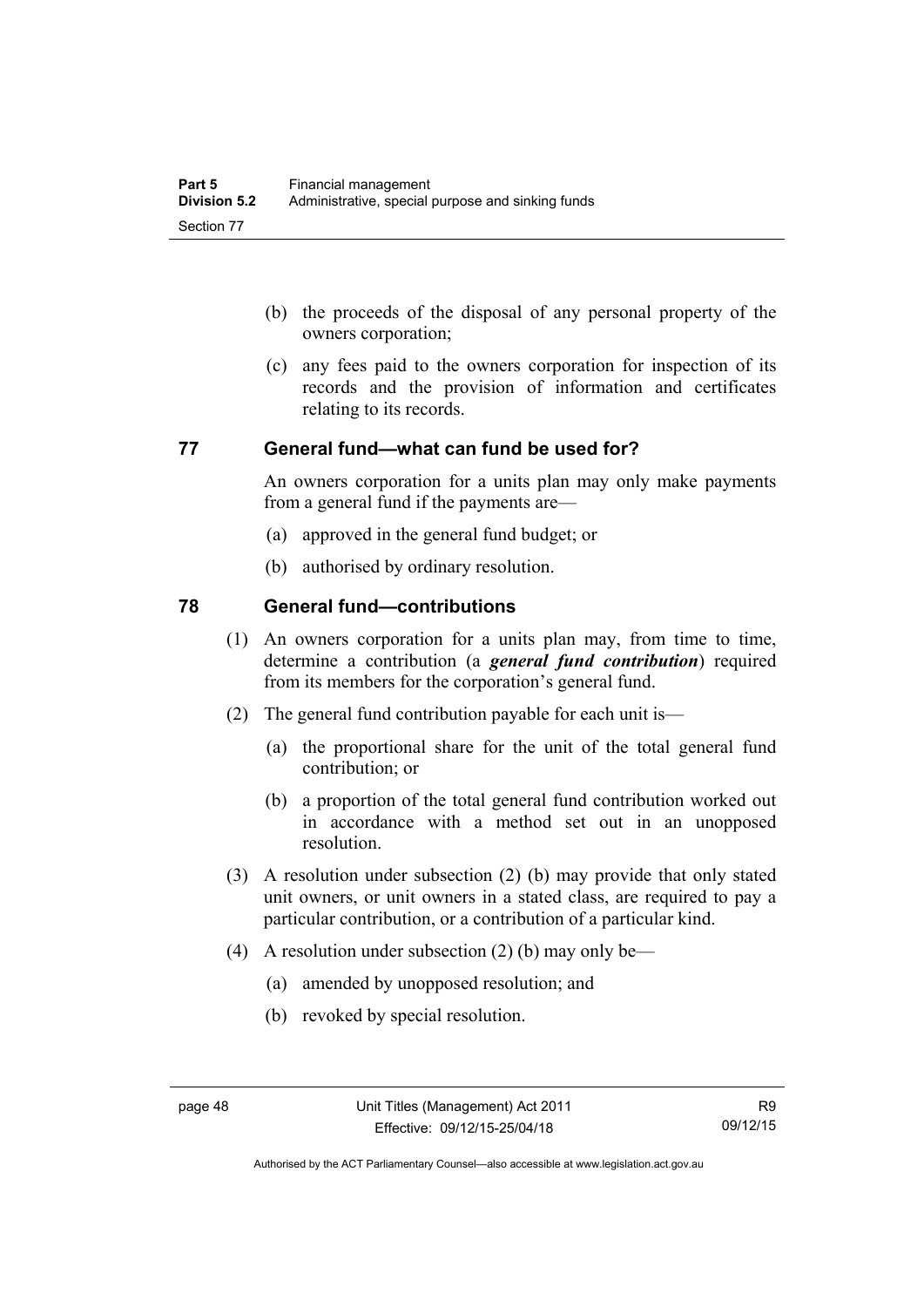(b) the proceeds of the disposal of any personal property of the owners corporation;

(c) any fees paid to the owners corporation for inspection of its records and the provision of information and certificates relating to its records.

## 77 General fund—what can fund be used for?

An owners corporation for a units plan may only make payments from a general fund if the payments are—

(a) approved in the general fund budget; or

(b) authorised by ordinary resolution.

## 78 General fund—contributions

(1) An owners corporation for a units plan may, from time to time, determine a contribution (a ***general fund contribution***) required from its members for the corporation's general fund.

(2) The general fund contribution payable for each unit is—

(a) the proportional share for the unit of the total general fund contribution; or

(b) a proportion of the total general fund contribution worked out in accordance with a method set out in an unopposed resolution.

(3) A resolution under subsection (2) (b) may provide that only stated unit owners, or unit owners in a stated class, are required to pay a particular contribution, or a contribution of a particular kind.

(4) A resolution under subsection (2) (b) may only be—

(a) amended by unopposed resolution; and

(b) revoked by special resolution.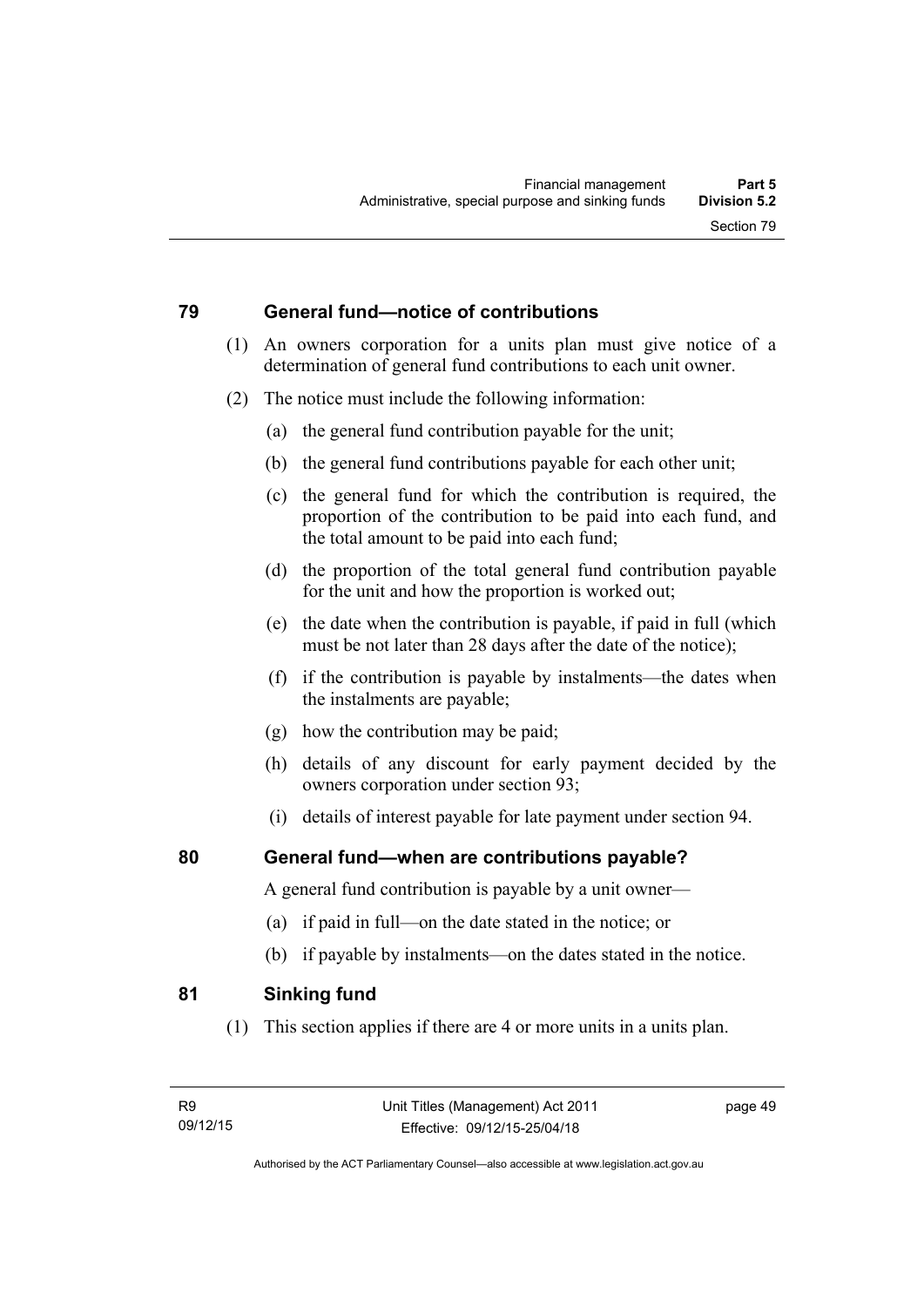## 79 General fund—notice of contributions

(1) An owners corporation for a units plan must give notice of a determination of general fund contributions to each unit owner.

(2) The notice must include the following information:

(a) the general fund contribution payable for the unit;

(b) the general fund contributions payable for each other unit;

(c) the general fund for which the contribution is required, the proportion of the contribution to be paid into each fund, and the total amount to be paid into each fund;

(d) the proportion of the total general fund contribution payable for the unit and how the proportion is worked out;

(e) the date when the contribution is payable, if paid in full (which must be not later than 28 days after the date of the notice);

(f) if the contribution is payable by instalments—the dates when the instalments are payable;

(g) how the contribution may be paid;

(h) details of any discount for early payment decided by the owners corporation under section 93;

(i) details of interest payable for late payment under section 94.

## 80 General fund—when are contributions payable?

A general fund contribution is payable by a unit owner—

(a) if paid in full—on the date stated in the notice; or

(b) if payable by instalments—on the dates stated in the notice.

## 81 Sinking fund

(1) This section applies if there are 4 or more units in a units plan.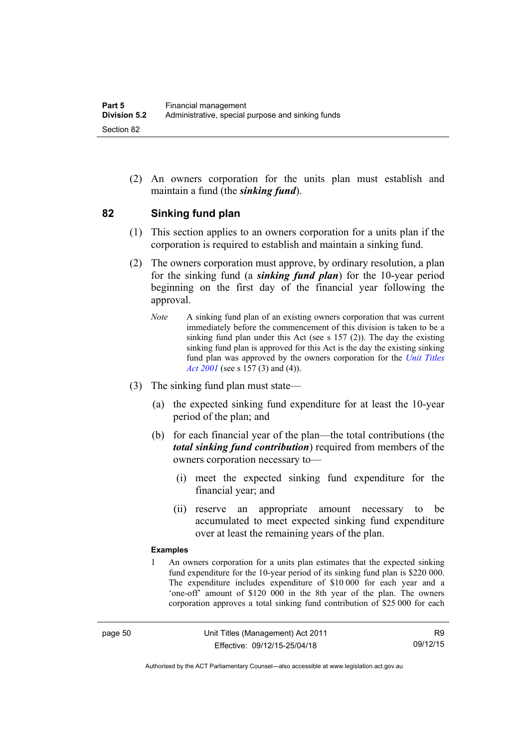(2) An owners corporation for the units plan must establish and maintain a fund (the ***sinking fund***).

## 82 Sinking fund plan

(1) This section applies to an owners corporation for a units plan if the corporation is required to establish and maintain a sinking fund.

(2) The owners corporation must approve, by ordinary resolution, a plan for the sinking fund (a ***sinking fund plan***) for the 10-year period beginning on the first day of the financial year following the approval.

*Note* A sinking fund plan of an existing owners corporation that was current immediately before the commencement of this division is taken to be a sinking fund plan under this Act (see s 157 (2)). The day the existing sinking fund plan is approved for this Act is the day the existing sinking fund plan was approved by the owners corporation for the *Unit Titles Act 2001* (see s 157 (3) and (4)).

(3) The sinking fund plan must state—

(a) the expected sinking fund expenditure for at least the 10-year period of the plan; and

(b) for each financial year of the plan—the total contributions (the ***total sinking fund contribution***) required from members of the owners corporation necessary to—

(i) meet the expected sinking fund expenditure for the financial year; and

(ii) reserve an appropriate amount necessary to be accumulated to meet expected sinking fund expenditure over at least the remaining years of the plan.

**Examples**

1 An owners corporation for a units plan estimates that the expected sinking fund expenditure for the 10-year period of its sinking fund plan is $220 000. The expenditure includes expenditure of $10 000 for each year and a 'one-off' amount of $120 000 in the 8th year of the plan. The owners corporation approves a total sinking fund contribution of $25 000 for each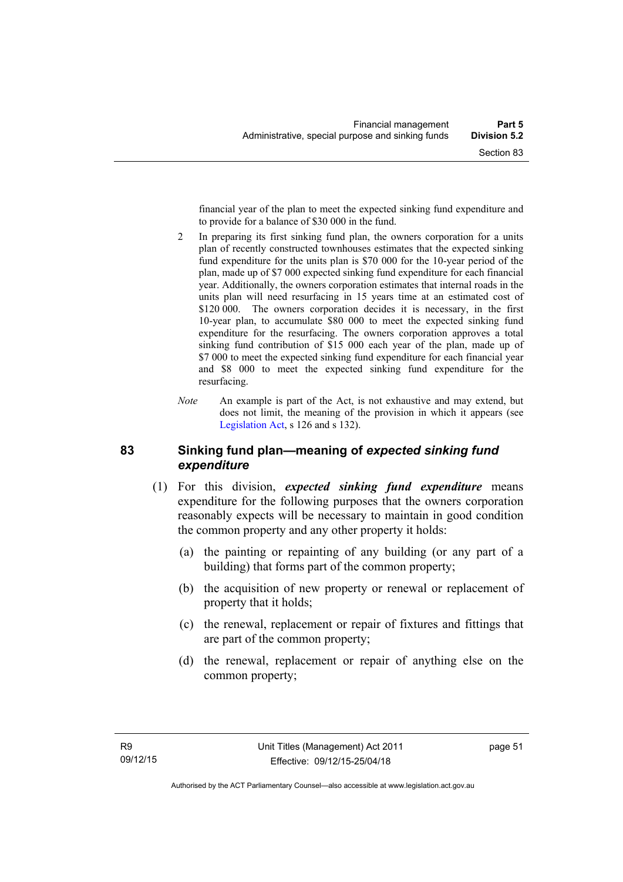financial year of the plan to meet the expected sinking fund expenditure and to provide for a balance of $30 000 in the fund.

2 In preparing its first sinking fund plan, the owners corporation for a units plan of recently constructed townhouses estimates that the expected sinking fund expenditure for the units plan is $70 000 for the 10-year period of the plan, made up of $7 000 expected sinking fund expenditure for each financial year. Additionally, the owners corporation estimates that internal roads in the units plan will need resurfacing in 15 years time at an estimated cost of $120 000. The owners corporation decides it is necessary, in the first 10-year plan, to accumulate $80 000 to meet the expected sinking fund expenditure for the resurfacing. The owners corporation approves a total sinking fund contribution of $15 000 each year of the plan, made up of $7 000 to meet the expected sinking fund expenditure for each financial year and $8 000 to meet the expected sinking fund expenditure for the resurfacing.

*Note* An example is part of the Act, is not exhaustive and may extend, but does not limit, the meaning of the provision in which it appears (see Legislation Act, s 126 and s 132).

## 83 Sinking fund plan—meaning of *expected sinking fund expenditure*

(1) For this division, ***expected sinking fund expenditure*** means expenditure for the following purposes that the owners corporation reasonably expects will be necessary to maintain in good condition the common property and any other property it holds:

(a) the painting or repainting of any building (or any part of a building) that forms part of the common property;

(b) the acquisition of new property or renewal or replacement of property that it holds;

(c) the renewal, replacement or repair of fixtures and fittings that are part of the common property;

(d) the renewal, replacement or repair of anything else on the common property;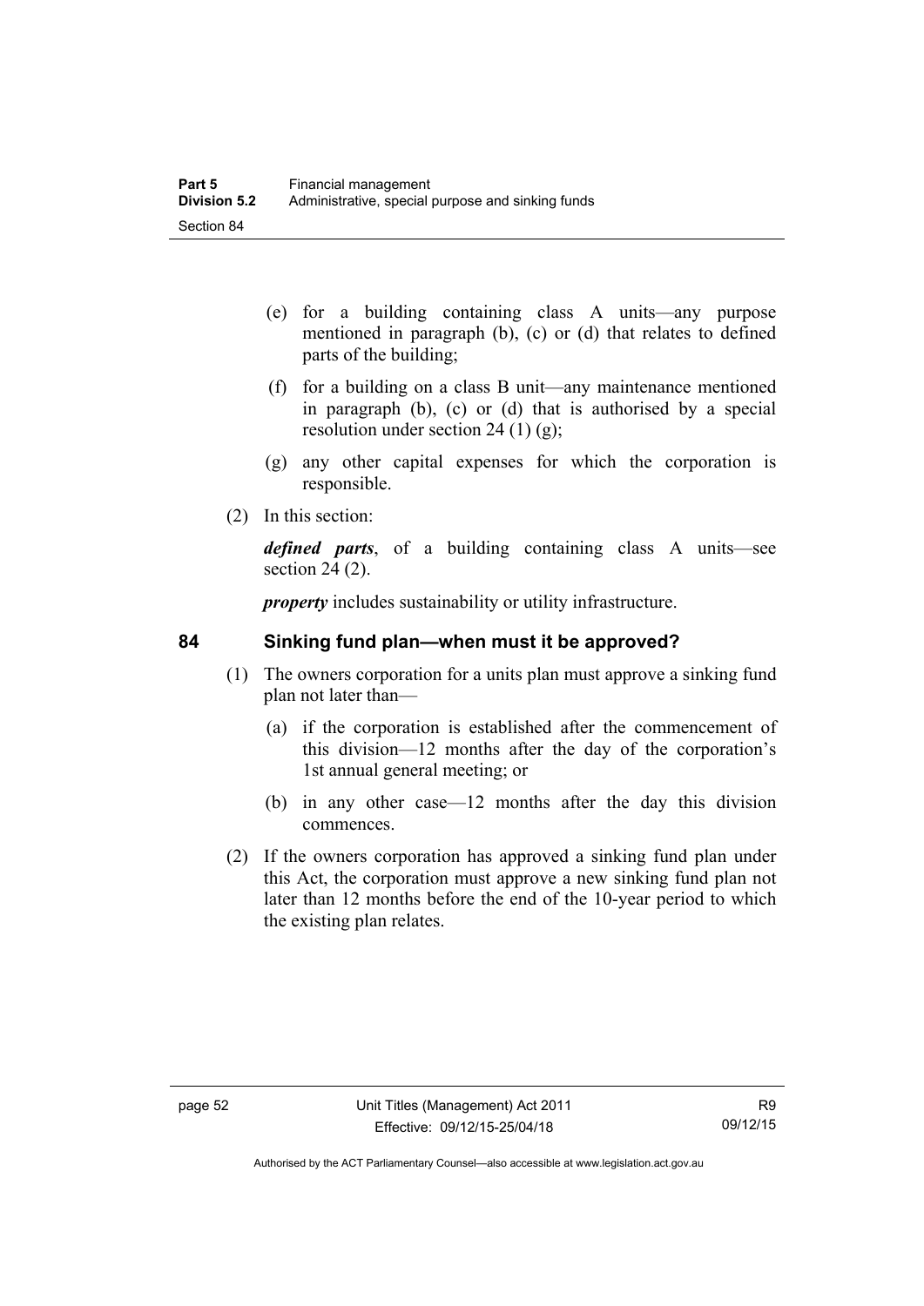(e) for a building containing class A units—any purpose mentioned in paragraph (b), (c) or (d) that relates to defined parts of the building;

(f) for a building on a class B unit—any maintenance mentioned in paragraph (b), (c) or (d) that is authorised by a special resolution under section 24 (1) (g);

(g) any other capital expenses for which the corporation is responsible.

(2) In this section:

***defined parts***, of a building containing class A units—see section 24 (2).

***property*** includes sustainability or utility infrastructure.

## 84 Sinking fund plan—when must it be approved?

(1) The owners corporation for a units plan must approve a sinking fund plan not later than—

(a) if the corporation is established after the commencement of this division—12 months after the day of the corporation's 1st annual general meeting; or

(b) in any other case—12 months after the day this division commences.

(2) If the owners corporation has approved a sinking fund plan under this Act, the corporation must approve a new sinking fund plan not later than 12 months before the end of the 10-year period to which the existing plan relates.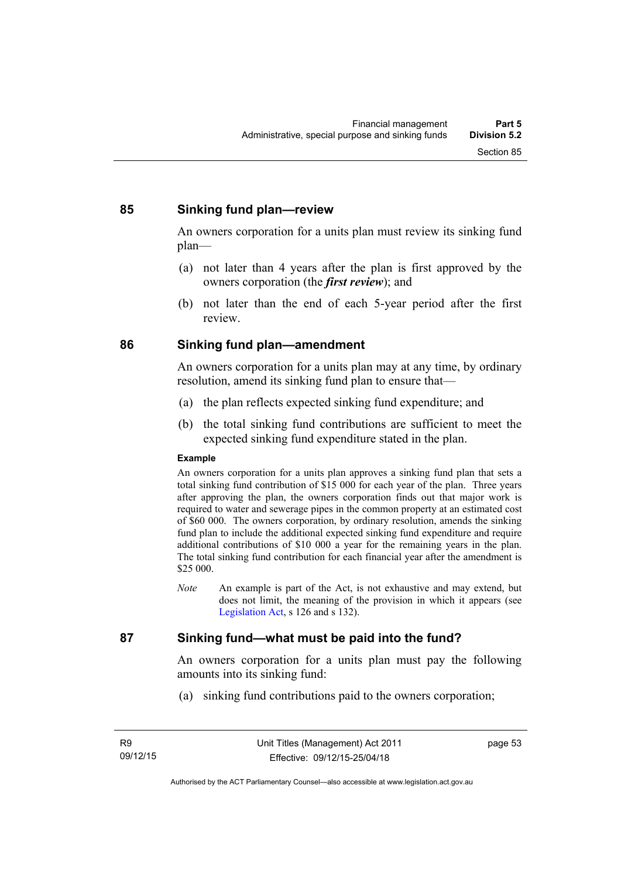## 85 Sinking fund plan—review

An owners corporation for a units plan must review its sinking fund plan—

(a) not later than 4 years after the plan is first approved by the owners corporation (the ***first review***); and

(b) not later than the end of each 5-year period after the first review.

## 86 Sinking fund plan—amendment

An owners corporation for a units plan may at any time, by ordinary resolution, amend its sinking fund plan to ensure that—

(a) the plan reflects expected sinking fund expenditure; and

(b) the total sinking fund contributions are sufficient to meet the expected sinking fund expenditure stated in the plan.

**Example**

An owners corporation for a units plan approves a sinking fund plan that sets a total sinking fund contribution of $15 000 for each year of the plan. Three years after approving the plan, the owners corporation finds out that major work is required to water and sewerage pipes in the common property at an estimated cost of $60 000. The owners corporation, by ordinary resolution, amends the sinking fund plan to include the additional expected sinking fund expenditure and require additional contributions of $10 000 a year for the remaining years in the plan. The total sinking fund contribution for each financial year after the amendment is $25 000.

*Note* An example is part of the Act, is not exhaustive and may extend, but does not limit, the meaning of the provision in which it appears (see Legislation Act, s 126 and s 132).

## 87 Sinking fund—what must be paid into the fund?

An owners corporation for a units plan must pay the following amounts into its sinking fund:

(a) sinking fund contributions paid to the owners corporation;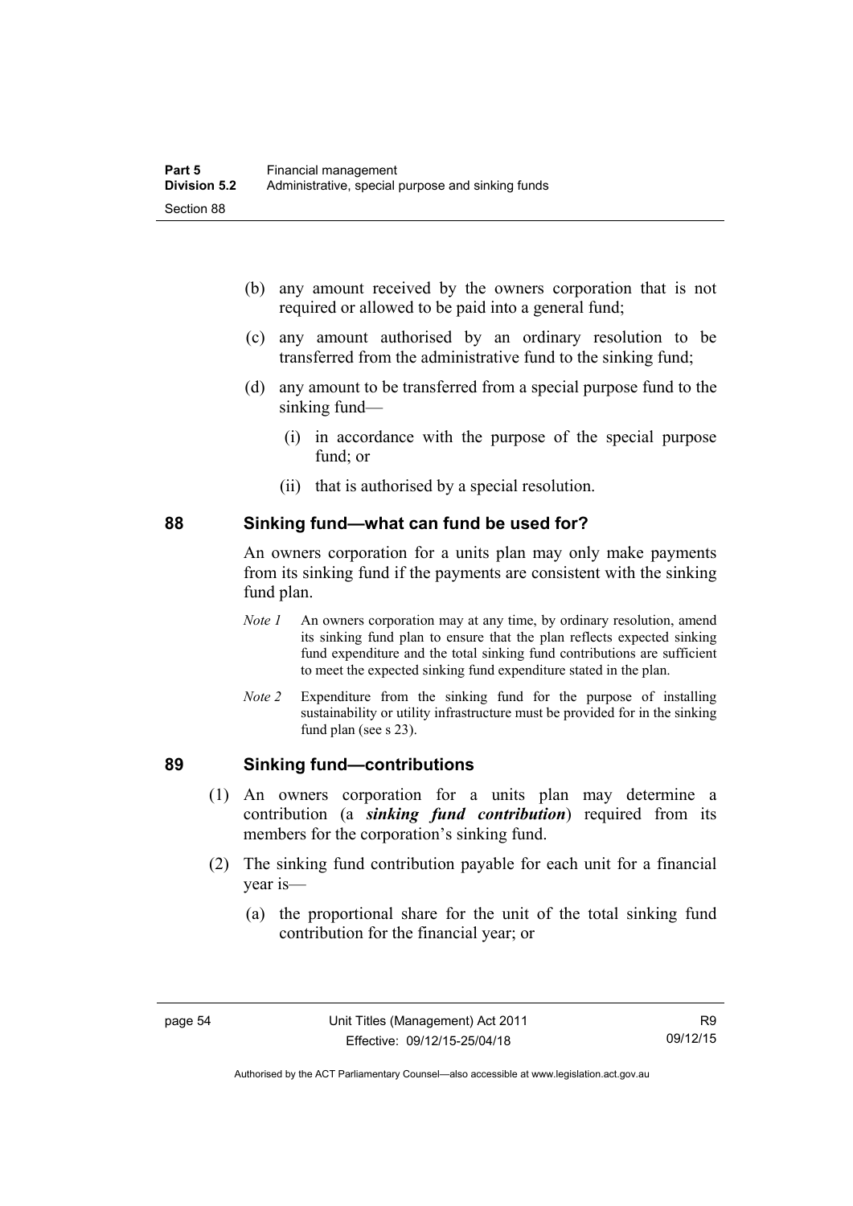(b) any amount received by the owners corporation that is not required or allowed to be paid into a general fund;

(c) any amount authorised by an ordinary resolution to be transferred from the administrative fund to the sinking fund;

(d) any amount to be transferred from a special purpose fund to the sinking fund—

(i) in accordance with the purpose of the special purpose fund; or

(ii) that is authorised by a special resolution.

## 88 Sinking fund—what can fund be used for?

An owners corporation for a units plan may only make payments from its sinking fund if the payments are consistent with the sinking fund plan.

*Note 1* An owners corporation may at any time, by ordinary resolution, amend its sinking fund plan to ensure that the plan reflects expected sinking fund expenditure and the total sinking fund contributions are sufficient to meet the expected sinking fund expenditure stated in the plan.

*Note 2* Expenditure from the sinking fund for the purpose of installing sustainability or utility infrastructure must be provided for in the sinking fund plan (see s 23).

## 89 Sinking fund—contributions

(1) An owners corporation for a units plan may determine a contribution (a ***sinking fund contribution***) required from its members for the corporation's sinking fund.

(2) The sinking fund contribution payable for each unit for a financial year is—

(a) the proportional share for the unit of the total sinking fund contribution for the financial year; or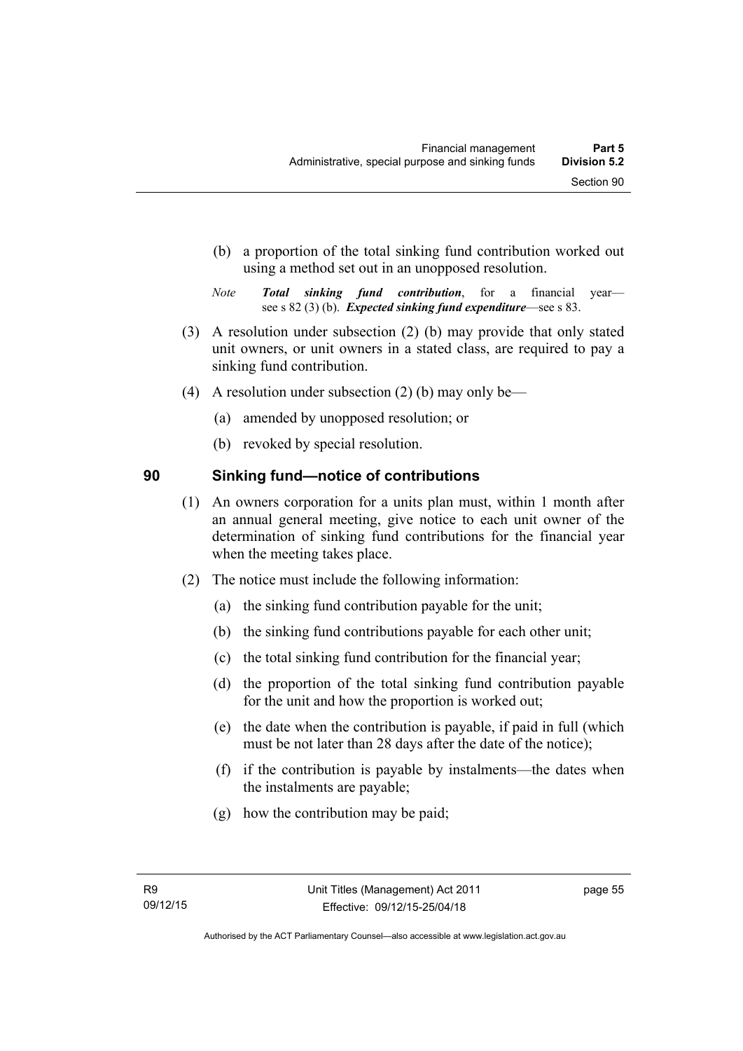(b) a proportion of the total sinking fund contribution worked out using a method set out in an unopposed resolution.

*Note* ***Total sinking fund contribution***, for a financial year—see s 82 (3) (b). ***Expected sinking fund expenditure***—see s 83.

(3) A resolution under subsection (2) (b) may provide that only stated unit owners, or unit owners in a stated class, are required to pay a sinking fund contribution.

(4) A resolution under subsection (2) (b) may only be—

(a) amended by unopposed resolution; or

(b) revoked by special resolution.

## 90 Sinking fund—notice of contributions

(1) An owners corporation for a units plan must, within 1 month after an annual general meeting, give notice to each unit owner of the determination of sinking fund contributions for the financial year when the meeting takes place.

(2) The notice must include the following information:

(a) the sinking fund contribution payable for the unit;

(b) the sinking fund contributions payable for each other unit;

(c) the total sinking fund contribution for the financial year;

(d) the proportion of the total sinking fund contribution payable for the unit and how the proportion is worked out;

(e) the date when the contribution is payable, if paid in full (which must be not later than 28 days after the date of the notice);

(f) if the contribution is payable by instalments—the dates when the instalments are payable;

(g) how the contribution may be paid;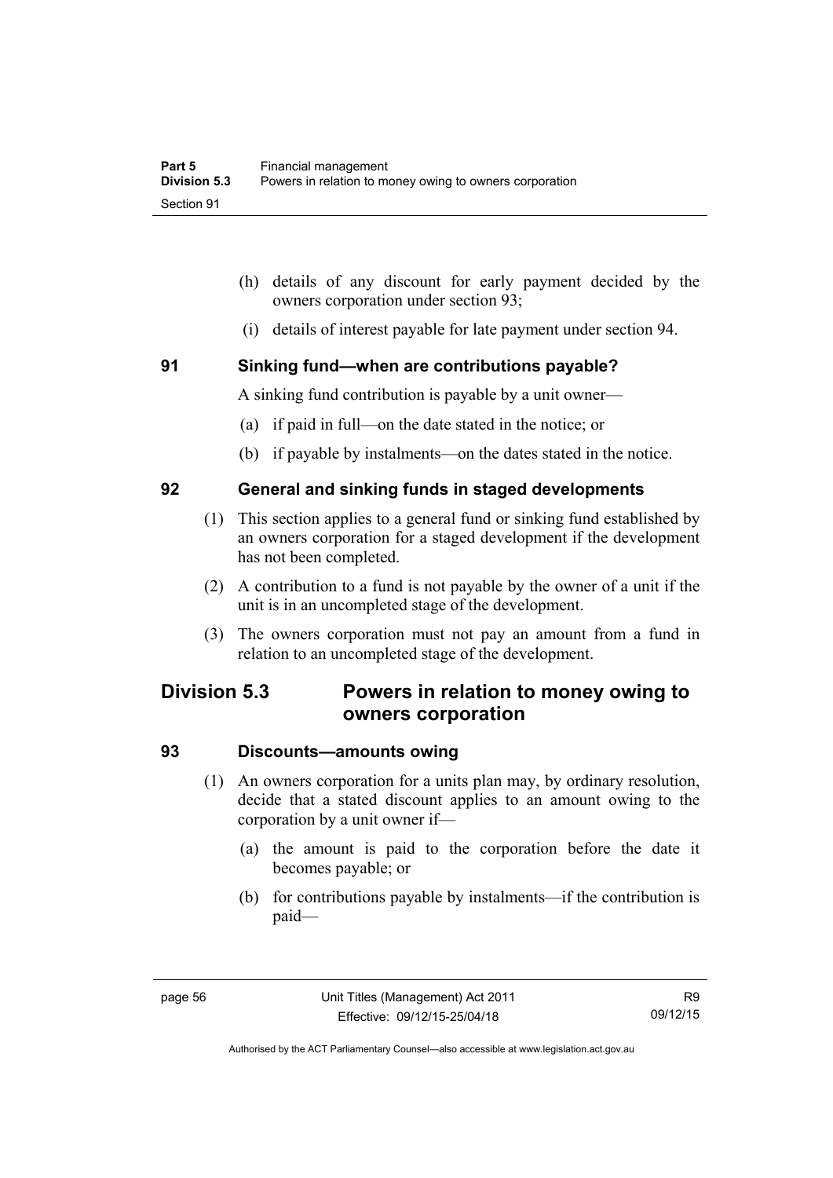(h) details of any discount for early payment decided by the owners corporation under section 93;

(i) details of interest payable for late payment under section 94.

### 91 Sinking fund—when are contributions payable?

A sinking fund contribution is payable by a unit owner—

(a) if paid in full—on the date stated in the notice; or

(b) if payable by instalments—on the dates stated in the notice.

### 92 General and sinking funds in staged developments

(1) This section applies to a general fund or sinking fund established by an owners corporation for a staged development if the development has not been completed.

(2) A contribution to a fund is not payable by the owner of a unit if the unit is in an uncompleted stage of the development.

(3) The owners corporation must not pay an amount from a fund in relation to an uncompleted stage of the development.

## Division 5.3 Powers in relation to money owing to owners corporation

### 93 Discounts—amounts owing

(1) An owners corporation for a units plan may, by ordinary resolution, decide that a stated discount applies to an amount owing to the corporation by a unit owner if—

(a) the amount is paid to the corporation before the date it becomes payable; or

(b) for contributions payable by instalments—if the contribution is paid—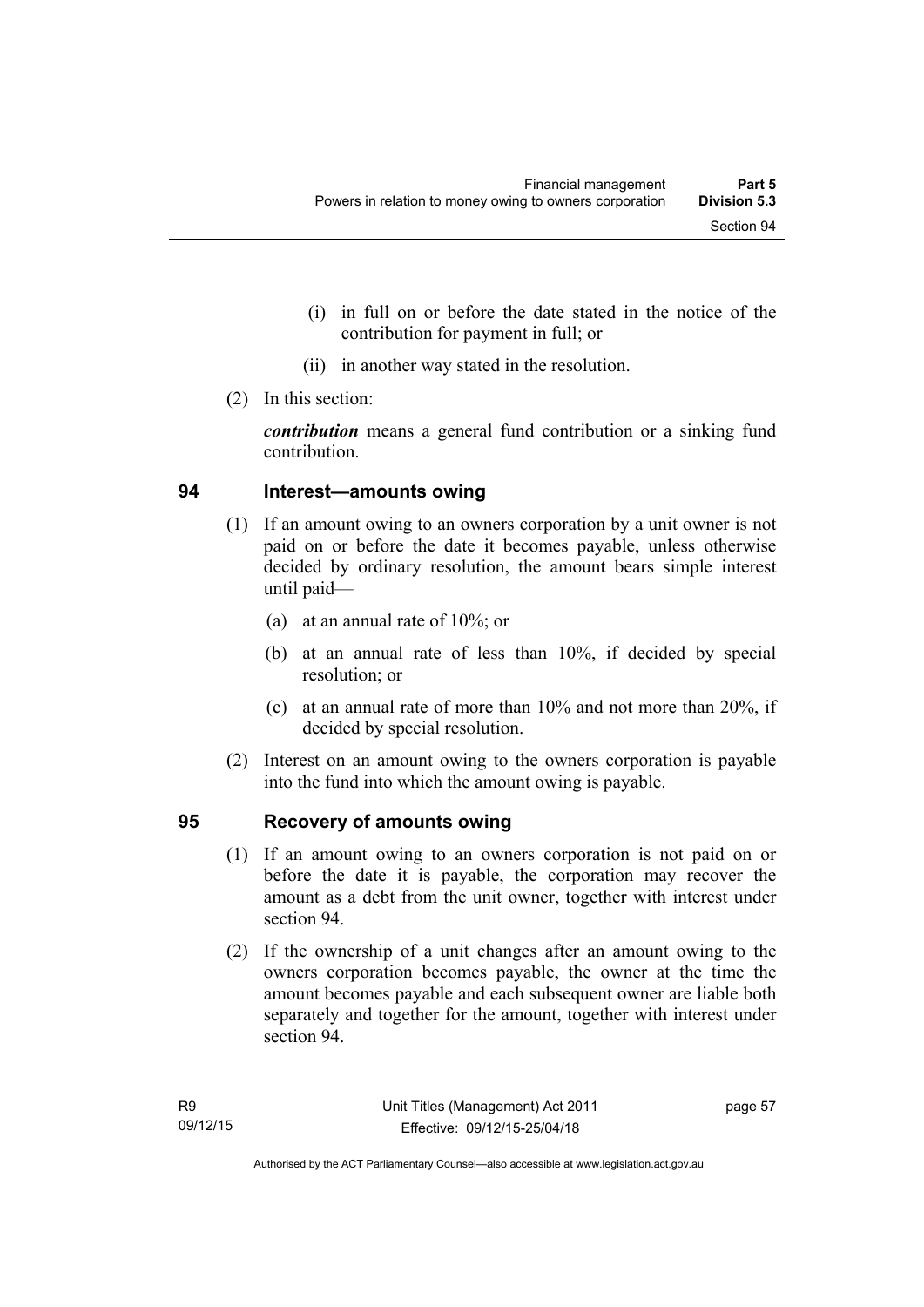(i) in full on or before the date stated in the notice of the contribution for payment in full; or

(ii) in another way stated in the resolution.

(2) In this section:

***contribution*** means a general fund contribution or a sinking fund contribution.

## 94 Interest—amounts owing

(1) If an amount owing to an owners corporation by a unit owner is not paid on or before the date it becomes payable, unless otherwise decided by ordinary resolution, the amount bears simple interest until paid—

(a) at an annual rate of 10%; or

(b) at an annual rate of less than 10%, if decided by special resolution; or

(c) at an annual rate of more than 10% and not more than 20%, if decided by special resolution.

(2) Interest on an amount owing to the owners corporation is payable into the fund into which the amount owing is payable.

## 95 Recovery of amounts owing

(1) If an amount owing to an owners corporation is not paid on or before the date it is payable, the corporation may recover the amount as a debt from the unit owner, together with interest under section 94.

(2) If the ownership of a unit changes after an amount owing to the owners corporation becomes payable, the owner at the time the amount becomes payable and each subsequent owner are liable both separately and together for the amount, together with interest under section 94.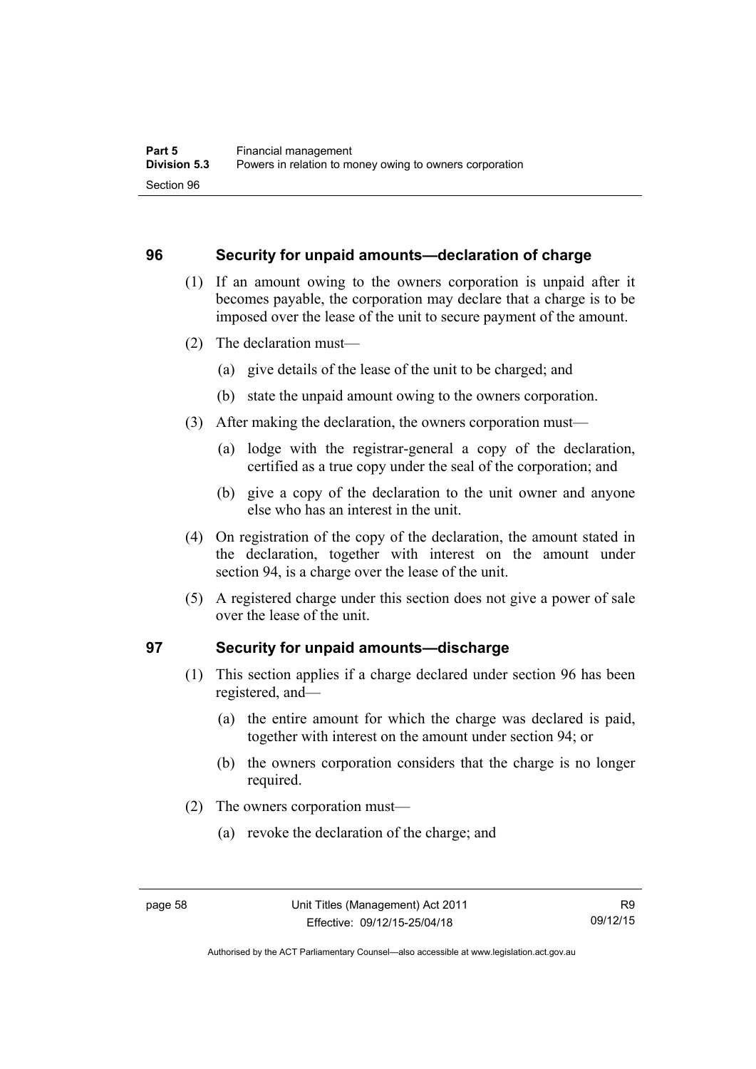## 96 Security for unpaid amounts—declaration of charge

(1) If an amount owing to the owners corporation is unpaid after it becomes payable, the corporation may declare that a charge is to be imposed over the lease of the unit to secure payment of the amount.

(2) The declaration must—

(a) give details of the lease of the unit to be charged; and

(b) state the unpaid amount owing to the owners corporation.

(3) After making the declaration, the owners corporation must—

(a) lodge with the registrar-general a copy of the declaration, certified as a true copy under the seal of the corporation; and

(b) give a copy of the declaration to the unit owner and anyone else who has an interest in the unit.

(4) On registration of the copy of the declaration, the amount stated in the declaration, together with interest on the amount under section 94, is a charge over the lease of the unit.

(5) A registered charge under this section does not give a power of sale over the lease of the unit.

## 97 Security for unpaid amounts—discharge

(1) This section applies if a charge declared under section 96 has been registered, and—

(a) the entire amount for which the charge was declared is paid, together with interest on the amount under section 94; or

(b) the owners corporation considers that the charge is no longer required.

(2) The owners corporation must—

(a) revoke the declaration of the charge; and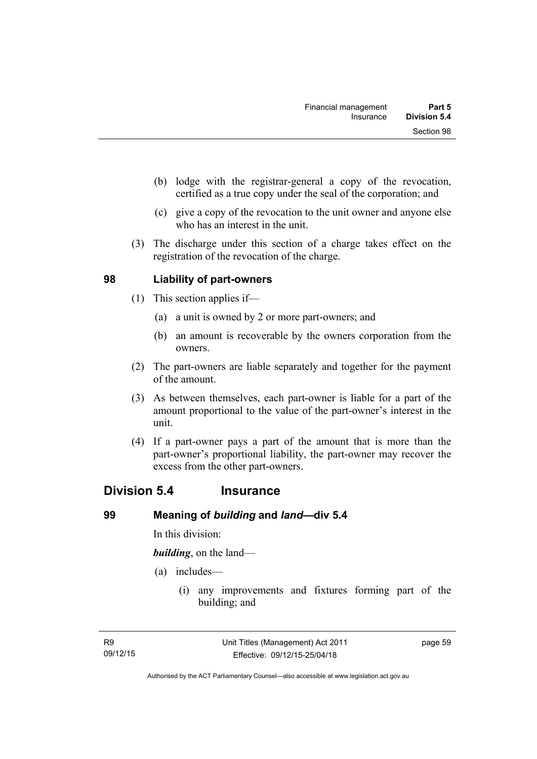(b) lodge with the registrar-general a copy of the revocation, certified as a true copy under the seal of the corporation; and

(c) give a copy of the revocation to the unit owner and anyone else who has an interest in the unit.

(3) The discharge under this section of a charge takes effect on the registration of the revocation of the charge.

### 98 Liability of part-owners

(1) This section applies if—

(a) a unit is owned by 2 or more part-owners; and

(b) an amount is recoverable by the owners corporation from the owners.

(2) The part-owners are liable separately and together for the payment of the amount.

(3) As between themselves, each part-owner is liable for a part of the amount proportional to the value of the part-owner's interest in the unit.

(4) If a part-owner pays a part of the amount that is more than the part-owner's proportional liability, the part-owner may recover the excess from the other part-owners.

## Division 5.4 Insurance

### 99 Meaning of *building* and *land*—div 5.4

In this division:

***building***, on the land—

(a) includes—

(i) any improvements and fixtures forming part of the building; and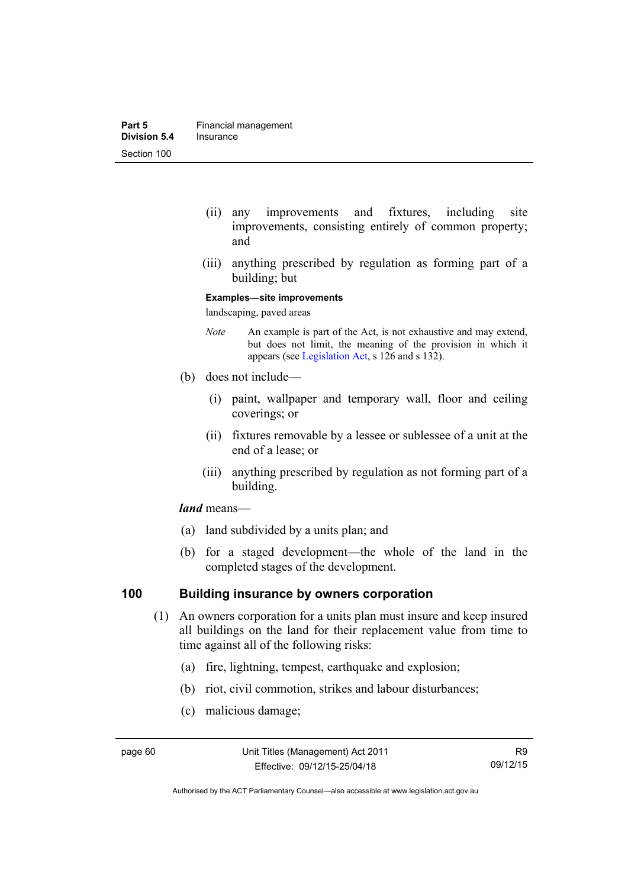(ii) any improvements and fixtures, including site improvements, consisting entirely of common property; and

(iii) anything prescribed by regulation as forming part of a building; but

**Examples—site improvements**

landscaping, paved areas

*Note* An example is part of the Act, is not exhaustive and may extend, but does not limit, the meaning of the provision in which it appears (see Legislation Act, s 126 and s 132).

(b) does not include—

(i) paint, wallpaper and temporary wall, floor and ceiling coverings; or

(ii) fixtures removable by a lessee or sublessee of a unit at the end of a lease; or

(iii) anything prescribed by regulation as not forming part of a building.

***land*** means—

(a) land subdivided by a units plan; and

(b) for a staged development—the whole of the land in the completed stages of the development.

## 100 Building insurance by owners corporation

(1) An owners corporation for a units plan must insure and keep insured all buildings on the land for their replacement value from time to time against all of the following risks:

(a) fire, lightning, tempest, earthquake and explosion;

(b) riot, civil commotion, strikes and labour disturbances;

(c) malicious damage;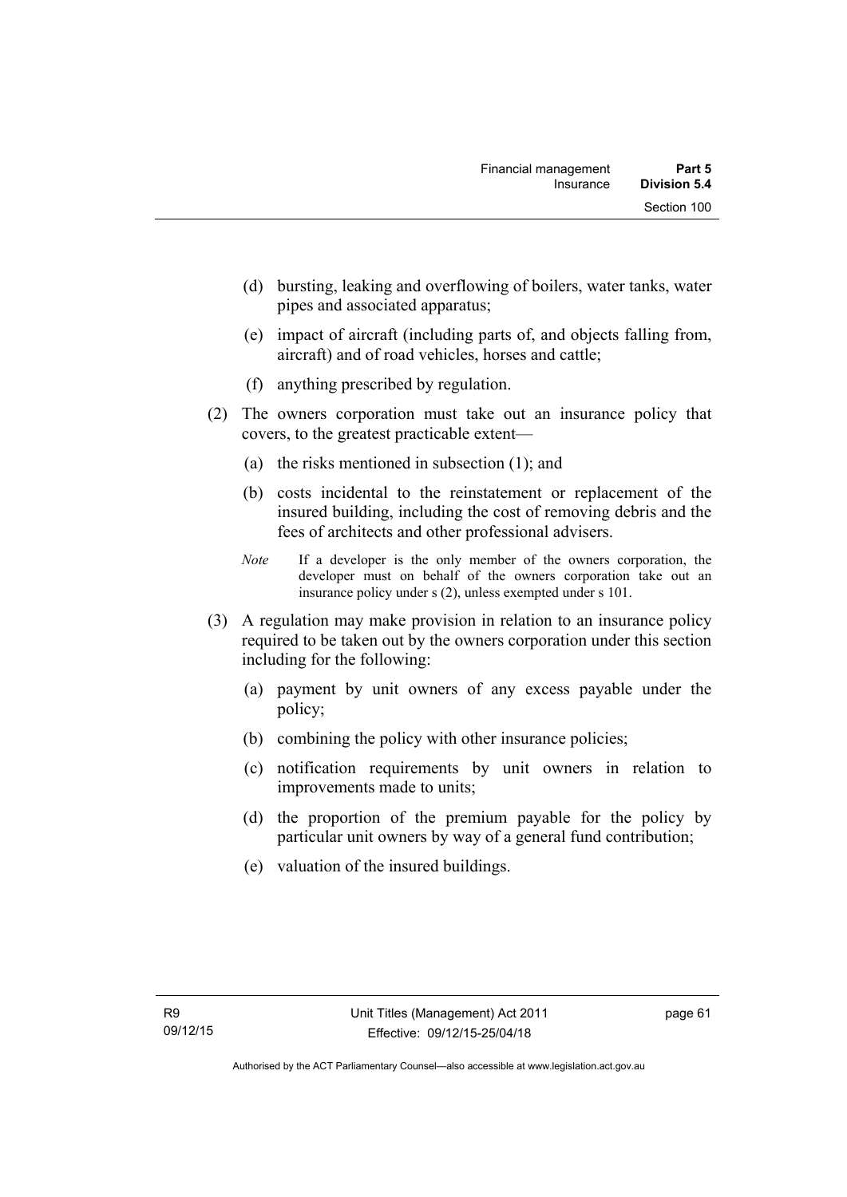(d) bursting, leaking and overflowing of boilers, water tanks, water pipes and associated apparatus;

(e) impact of aircraft (including parts of, and objects falling from, aircraft) and of road vehicles, horses and cattle;

(f) anything prescribed by regulation.

(2) The owners corporation must take out an insurance policy that covers, to the greatest practicable extent—

(a) the risks mentioned in subsection (1); and

(b) costs incidental to the reinstatement or replacement of the insured building, including the cost of removing debris and the fees of architects and other professional advisers.

*Note* If a developer is the only member of the owners corporation, the developer must on behalf of the owners corporation take out an insurance policy under s (2), unless exempted under s 101.

(3) A regulation may make provision in relation to an insurance policy required to be taken out by the owners corporation under this section including for the following:

(a) payment by unit owners of any excess payable under the policy;

(b) combining the policy with other insurance policies;

(c) notification requirements by unit owners in relation to improvements made to units;

(d) the proportion of the premium payable for the policy by particular unit owners by way of a general fund contribution;

(e) valuation of the insured buildings.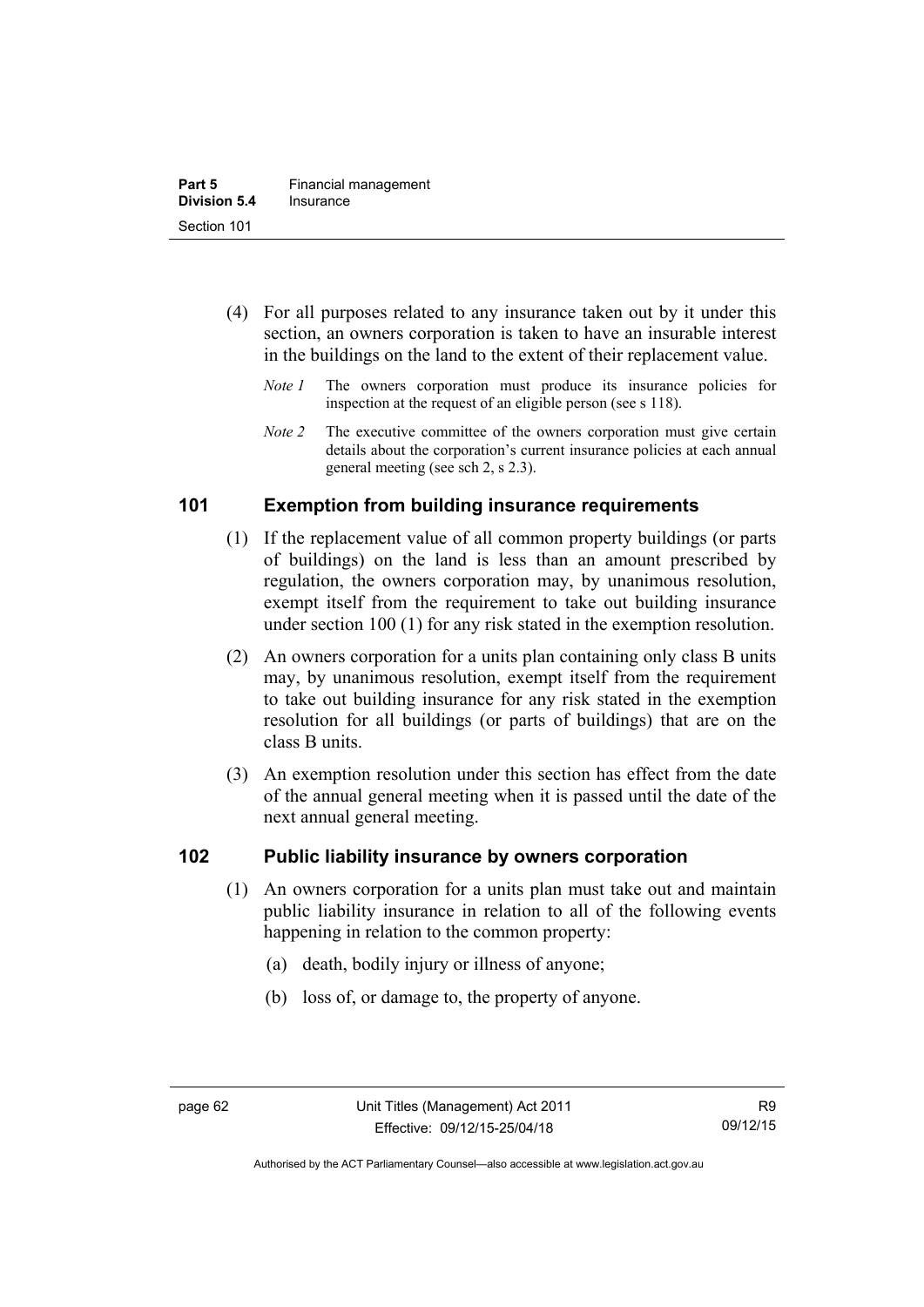(4) For all purposes related to any insurance taken out by it under this section, an owners corporation is taken to have an insurable interest in the buildings on the land to the extent of their replacement value.

*Note 1* The owners corporation must produce its insurance policies for inspection at the request of an eligible person (see s 118).

*Note 2* The executive committee of the owners corporation must give certain details about the corporation's current insurance policies at each annual general meeting (see sch 2, s 2.3).

## 101 Exemption from building insurance requirements

(1) If the replacement value of all common property buildings (or parts of buildings) on the land is less than an amount prescribed by regulation, the owners corporation may, by unanimous resolution, exempt itself from the requirement to take out building insurance under section 100 (1) for any risk stated in the exemption resolution.

(2) An owners corporation for a units plan containing only class B units may, by unanimous resolution, exempt itself from the requirement to take out building insurance for any risk stated in the exemption resolution for all buildings (or parts of buildings) that are on the class B units.

(3) An exemption resolution under this section has effect from the date of the annual general meeting when it is passed until the date of the next annual general meeting.

## 102 Public liability insurance by owners corporation

(1) An owners corporation for a units plan must take out and maintain public liability insurance in relation to all of the following events happening in relation to the common property:

(a) death, bodily injury or illness of anyone;

(b) loss of, or damage to, the property of anyone.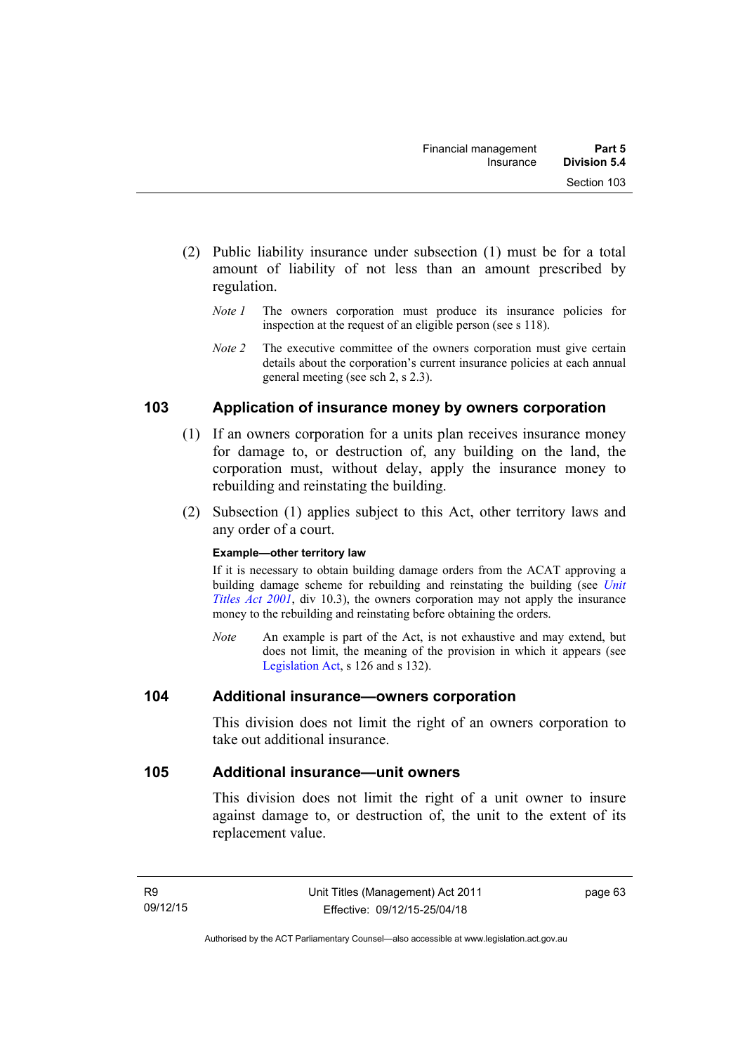(2) Public liability insurance under subsection (1) must be for a total amount of liability of not less than an amount prescribed by regulation.

*Note 1* The owners corporation must produce its insurance policies for inspection at the request of an eligible person (see s 118).

*Note 2* The executive committee of the owners corporation must give certain details about the corporation's current insurance policies at each annual general meeting (see sch 2, s 2.3).

## 103 Application of insurance money by owners corporation

(1) If an owners corporation for a units plan receives insurance money for damage to, or destruction of, any building on the land, the corporation must, without delay, apply the insurance money to rebuilding and reinstating the building.

(2) Subsection (1) applies subject to this Act, other territory laws and any order of a court.

**Example—other territory law**

If it is necessary to obtain building damage orders from the ACAT approving a building damage scheme for rebuilding and reinstating the building (see *Unit Titles Act 2001*, div 10.3), the owners corporation may not apply the insurance money to the rebuilding and reinstating before obtaining the orders.

*Note* An example is part of the Act, is not exhaustive and may extend, but does not limit, the meaning of the provision in which it appears (see Legislation Act, s 126 and s 132).

## 104 Additional insurance—owners corporation

This division does not limit the right of an owners corporation to take out additional insurance.

## 105 Additional insurance—unit owners

This division does not limit the right of a unit owner to insure against damage to, or destruction of, the unit to the extent of its replacement value.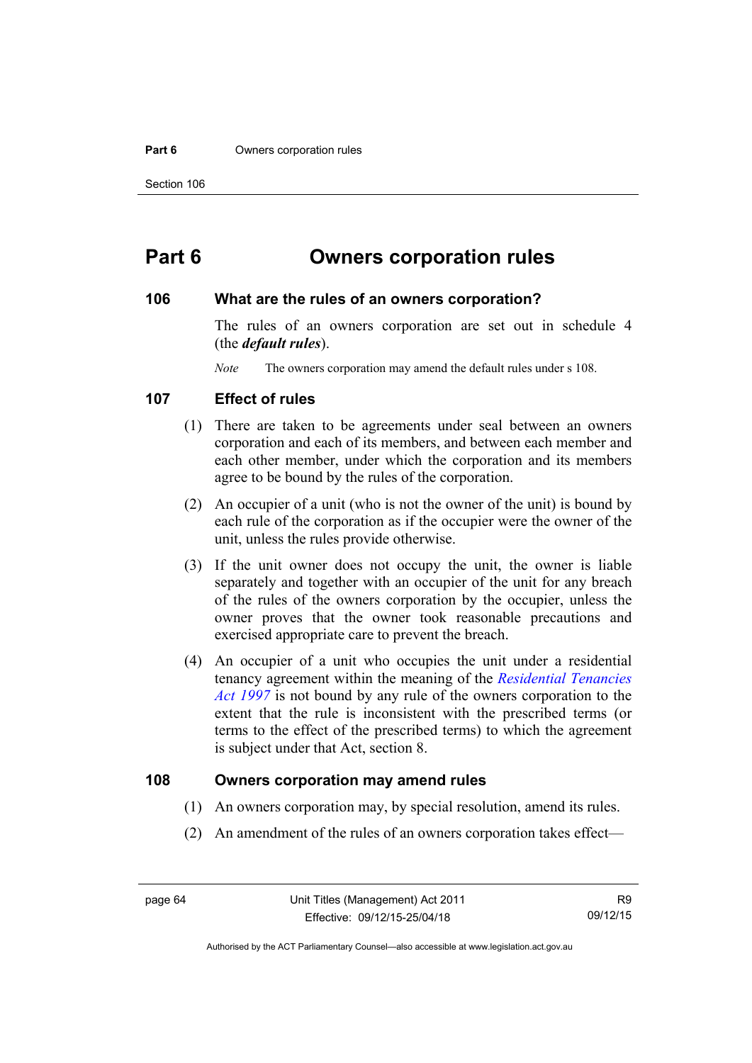# Part 6 Owners corporation rules

## 106 What are the rules of an owners corporation?

The rules of an owners corporation are set out in schedule 4 (the ***default rules***).

*Note* The owners corporation may amend the default rules under s 108.

## 107 Effect of rules

(1) There are taken to be agreements under seal between an owners corporation and each of its members, and between each member and each other member, under which the corporation and its members agree to be bound by the rules of the corporation.

(2) An occupier of a unit (who is not the owner of the unit) is bound by each rule of the corporation as if the occupier were the owner of the unit, unless the rules provide otherwise.

(3) If the unit owner does not occupy the unit, the owner is liable separately and together with an occupier of the unit for any breach of the rules of the owners corporation by the occupier, unless the owner proves that the owner took reasonable precautions and exercised appropriate care to prevent the breach.

(4) An occupier of a unit who occupies the unit under a residential tenancy agreement within the meaning of the *Residential Tenancies Act 1997* is not bound by any rule of the owners corporation to the extent that the rule is inconsistent with the prescribed terms (or terms to the effect of the prescribed terms) to which the agreement is subject under that Act, section 8.

## 108 Owners corporation may amend rules

(1) An owners corporation may, by special resolution, amend its rules.

(2) An amendment of the rules of an owners corporation takes effect—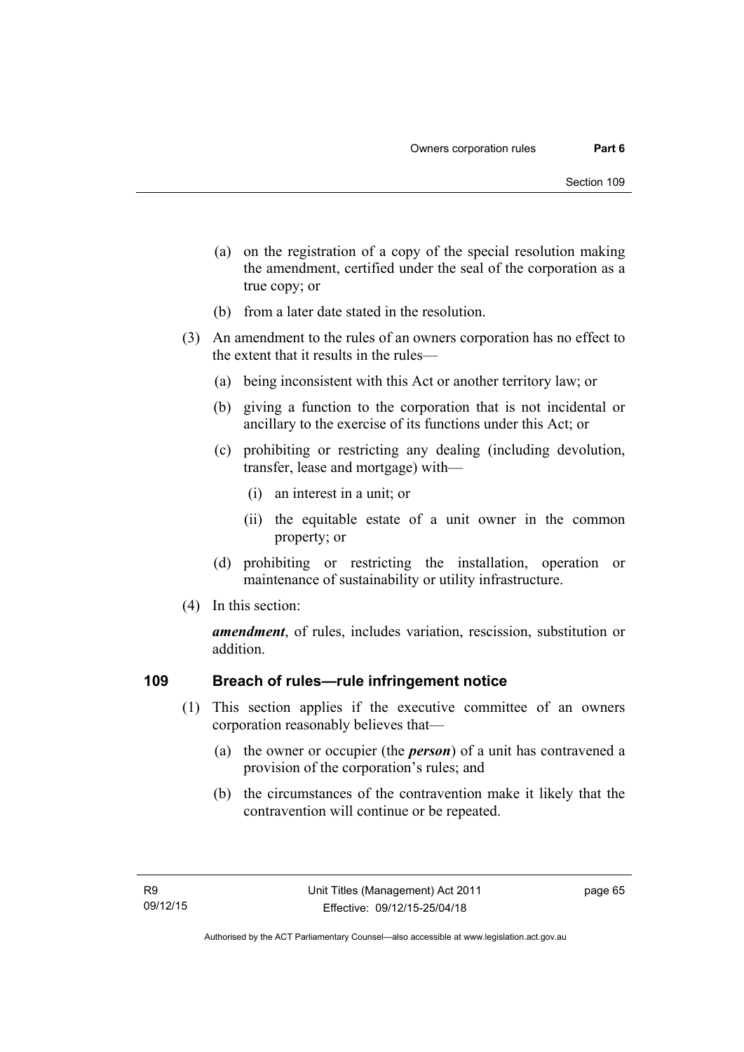(a) on the registration of a copy of the special resolution making the amendment, certified under the seal of the corporation as a true copy; or

(b) from a later date stated in the resolution.

(3) An amendment to the rules of an owners corporation has no effect to the extent that it results in the rules—

(a) being inconsistent with this Act or another territory law; or

(b) giving a function to the corporation that is not incidental or ancillary to the exercise of its functions under this Act; or

(c) prohibiting or restricting any dealing (including devolution, transfer, lease and mortgage) with—

(i) an interest in a unit; or

(ii) the equitable estate of a unit owner in the common property; or

(d) prohibiting or restricting the installation, operation or maintenance of sustainability or utility infrastructure.

(4) In this section:

***amendment***, of rules, includes variation, rescission, substitution or addition.

## 109 Breach of rules—rule infringement notice

(1) This section applies if the executive committee of an owners corporation reasonably believes that—

(a) the owner or occupier (the ***person***) of a unit has contravened a provision of the corporation's rules; and

(b) the circumstances of the contravention make it likely that the contravention will continue or be repeated.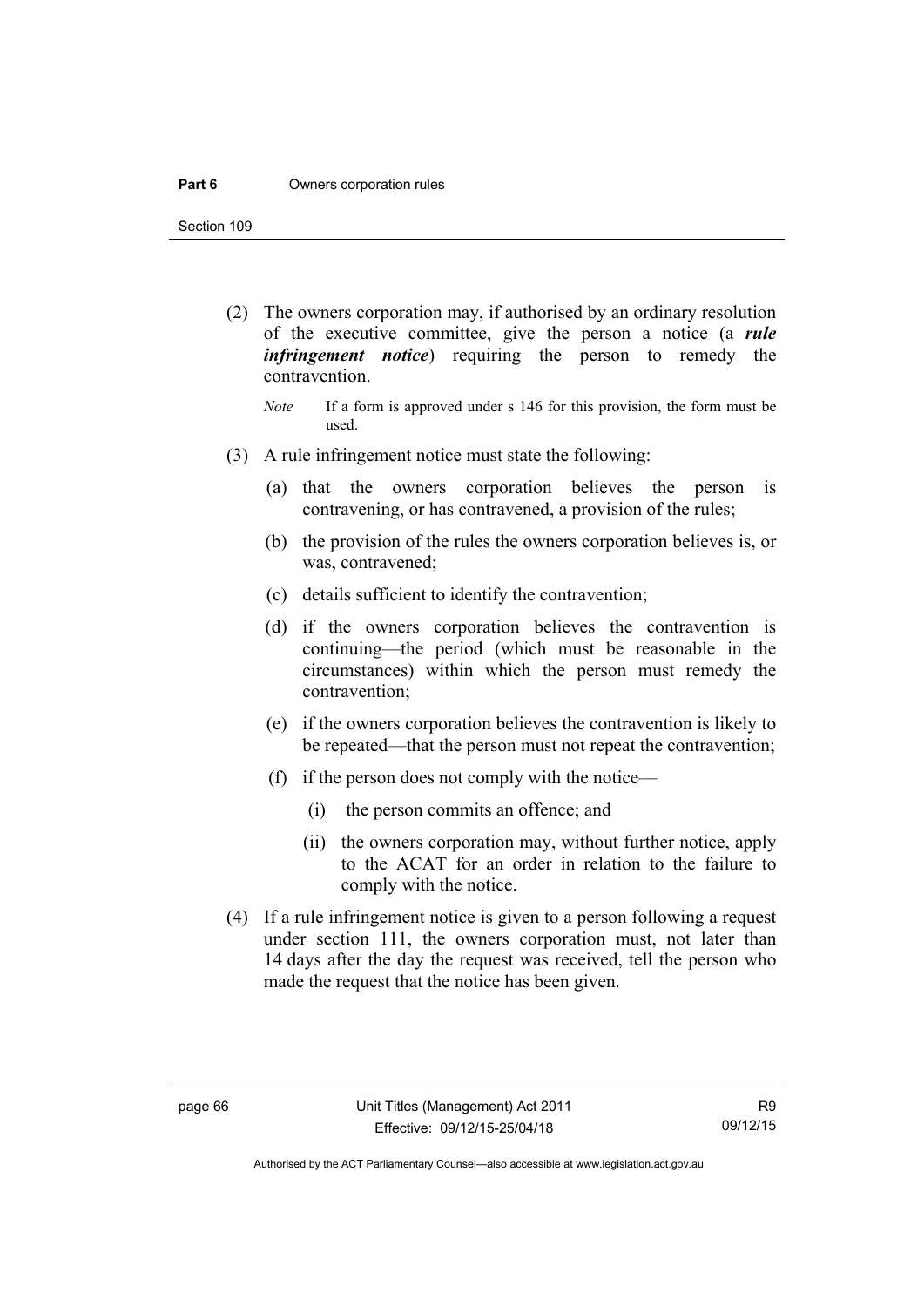(2) The owners corporation may, if authorised by an ordinary resolution of the executive committee, give the person a notice (a ***rule infringement notice***) requiring the person to remedy the contravention.

*Note* If a form is approved under s 146 for this provision, the form must be used.

(3) A rule infringement notice must state the following:

(a) that the owners corporation believes the person is contravening, or has contravened, a provision of the rules;

(b) the provision of the rules the owners corporation believes is, or was, contravened;

(c) details sufficient to identify the contravention;

(d) if the owners corporation believes the contravention is continuing—the period (which must be reasonable in the circumstances) within which the person must remedy the contravention;

(e) if the owners corporation believes the contravention is likely to be repeated—that the person must not repeat the contravention;

(f) if the person does not comply with the notice—

(i) the person commits an offence; and

(ii) the owners corporation may, without further notice, apply to the ACAT for an order in relation to the failure to comply with the notice.

(4) If a rule infringement notice is given to a person following a request under section 111, the owners corporation must, not later than 14 days after the day the request was received, tell the person who made the request that the notice has been given.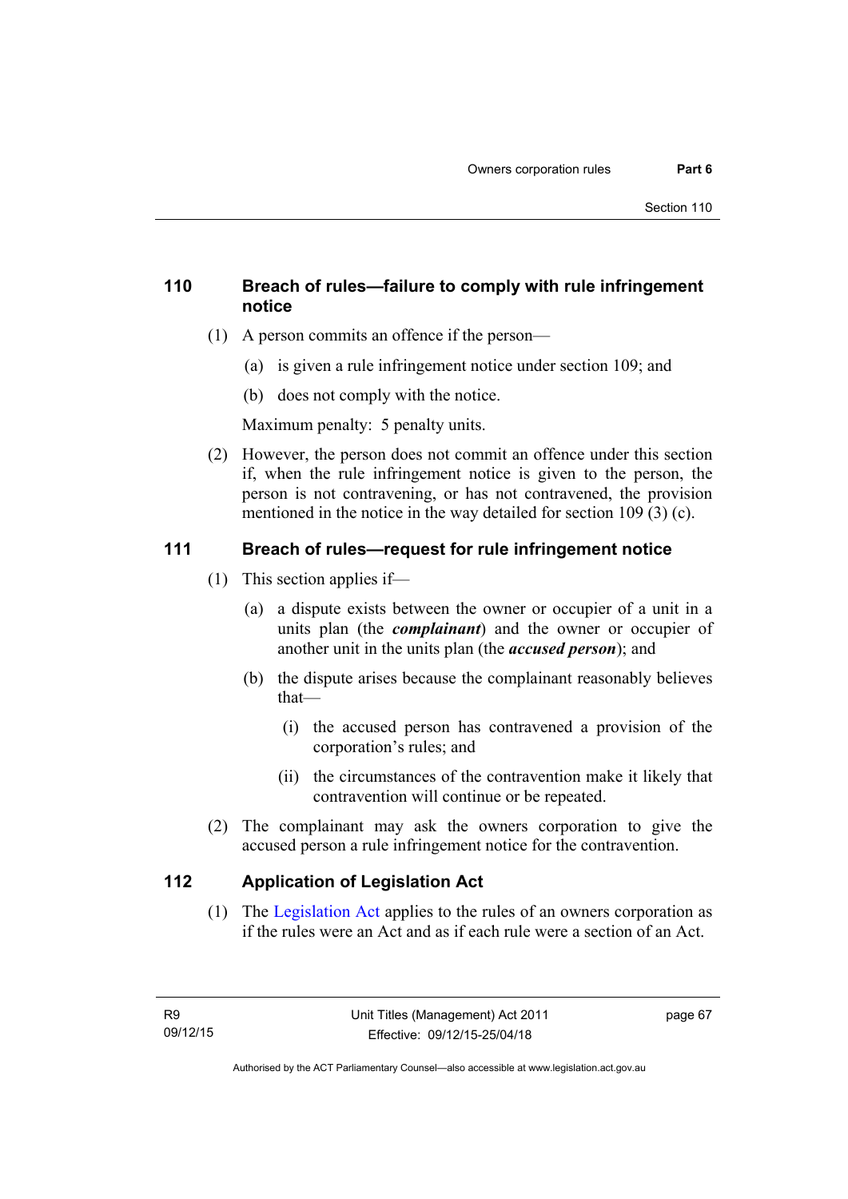### 110 Breach of rules—failure to comply with rule infringement notice

(1) A person commits an offence if the person—

(a) is given a rule infringement notice under section 109; and

(b) does not comply with the notice.

Maximum penalty: 5 penalty units.

(2) However, the person does not commit an offence under this section if, when the rule infringement notice is given to the person, the person is not contravening, or has not contravened, the provision mentioned in the notice in the way detailed for section 109 (3) (c).

### 111 Breach of rules—request for rule infringement notice

(1) This section applies if—

(a) a dispute exists between the owner or occupier of a unit in a units plan (the ***complainant***) and the owner or occupier of another unit in the units plan (the ***accused person***); and

(b) the dispute arises because the complainant reasonably believes that—

(i) the accused person has contravened a provision of the corporation's rules; and

(ii) the circumstances of the contravention make it likely that contravention will continue or be repeated.

(2) The complainant may ask the owners corporation to give the accused person a rule infringement notice for the contravention.

### 112 Application of Legislation Act

(1) The Legislation Act applies to the rules of an owners corporation as if the rules were an Act and as if each rule were a section of an Act.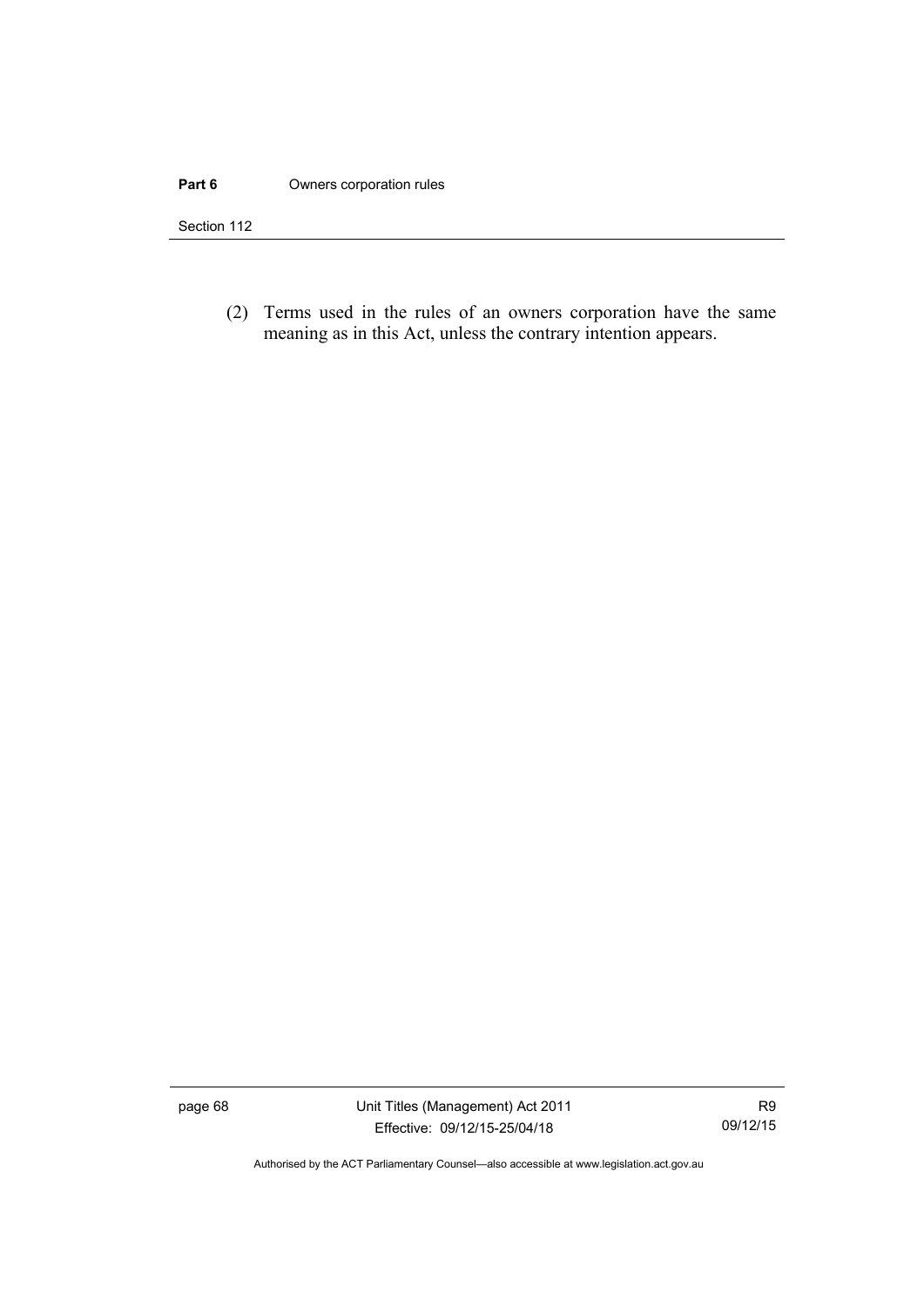(2) Terms used in the rules of an owners corporation have the same meaning as in this Act, unless the contrary intention appears.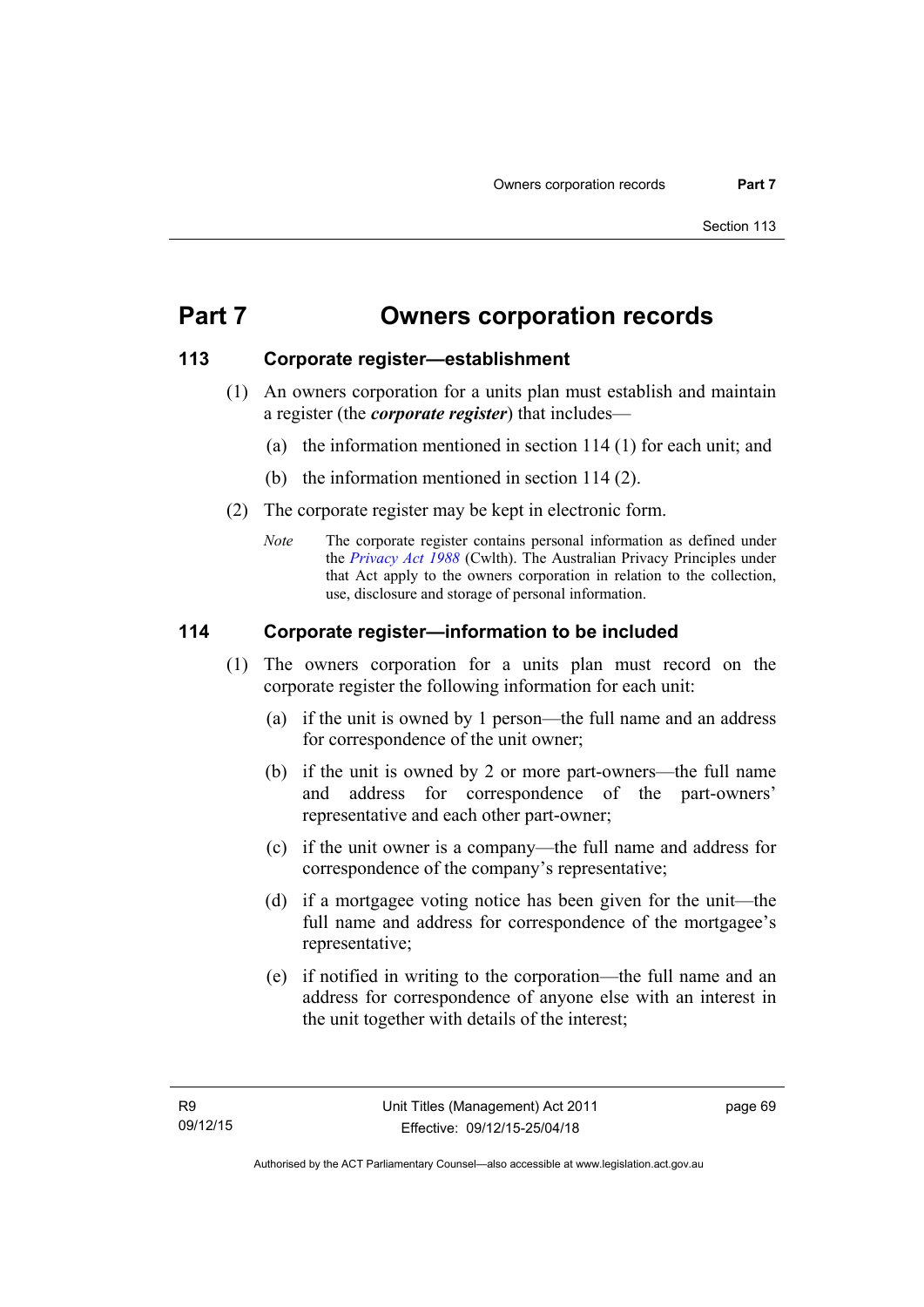# Part 7 Owners corporation records

## 113 Corporate register—establishment

(1) An owners corporation for a units plan must establish and maintain a register (the ***corporate register***) that includes—

(a) the information mentioned in section 114 (1) for each unit; and

(b) the information mentioned in section 114 (2).

(2) The corporate register may be kept in electronic form.

*Note* The corporate register contains personal information as defined under the *Privacy Act 1988* (Cwlth). The Australian Privacy Principles under that Act apply to the owners corporation in relation to the collection, use, disclosure and storage of personal information.

## 114 Corporate register—information to be included

(1) The owners corporation for a units plan must record on the corporate register the following information for each unit:

(a) if the unit is owned by 1 person—the full name and an address for correspondence of the unit owner;

(b) if the unit is owned by 2 or more part-owners—the full name and address for correspondence of the part-owners' representative and each other part-owner;

(c) if the unit owner is a company—the full name and address for correspondence of the company's representative;

(d) if a mortgagee voting notice has been given for the unit—the full name and address for correspondence of the mortgagee's representative;

(e) if notified in writing to the corporation—the full name and an address for correspondence of anyone else with an interest in the unit together with details of the interest;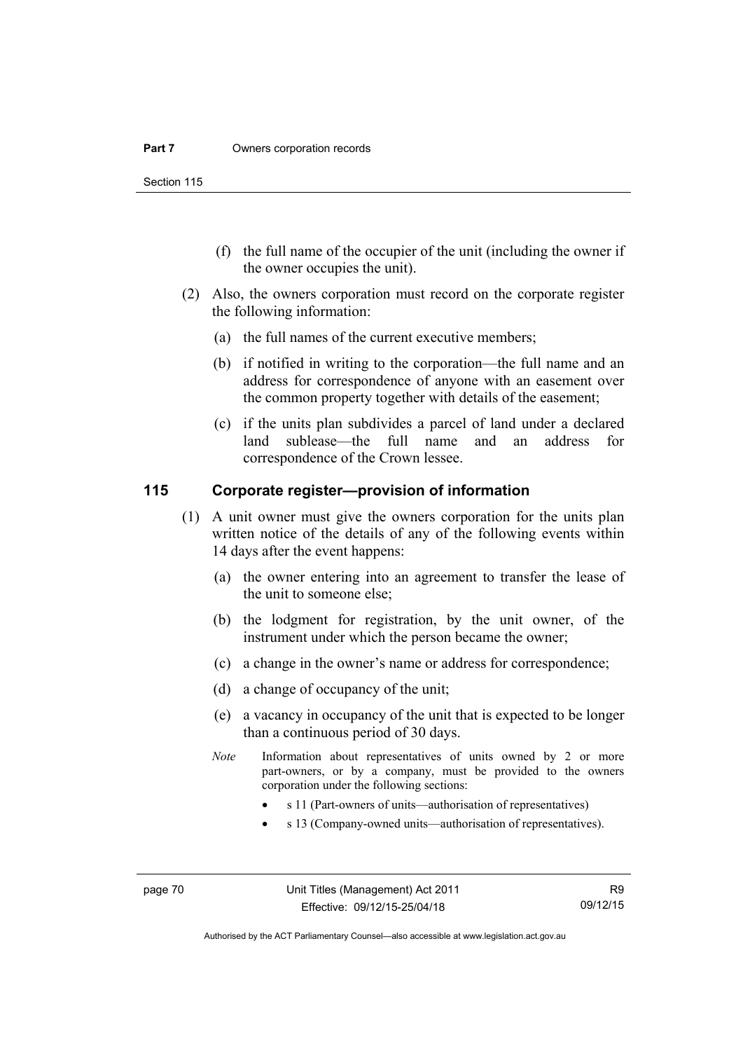(f) the full name of the occupier of the unit (including the owner if the owner occupies the unit).

(2) Also, the owners corporation must record on the corporate register the following information:

(a) the full names of the current executive members;

(b) if notified in writing to the corporation—the full name and an address for correspondence of anyone with an easement over the common property together with details of the easement;

(c) if the units plan subdivides a parcel of land under a declared land sublease—the full name and an address for correspondence of the Crown lessee.

## 115 Corporate register—provision of information

(1) A unit owner must give the owners corporation for the units plan written notice of the details of any of the following events within 14 days after the event happens:

(a) the owner entering into an agreement to transfer the lease of the unit to someone else;

(b) the lodgment for registration, by the unit owner, of the instrument under which the person became the owner;

(c) a change in the owner's name or address for correspondence;

(d) a change of occupancy of the unit;

(e) a vacancy in occupancy of the unit that is expected to be longer than a continuous period of 30 days.

*Note* Information about representatives of units owned by 2 or more part-owners, or by a company, must be provided to the owners corporation under the following sections:

- s 11 (Part-owners of units—authorisation of representatives)
- s 13 (Company-owned units—authorisation of representatives).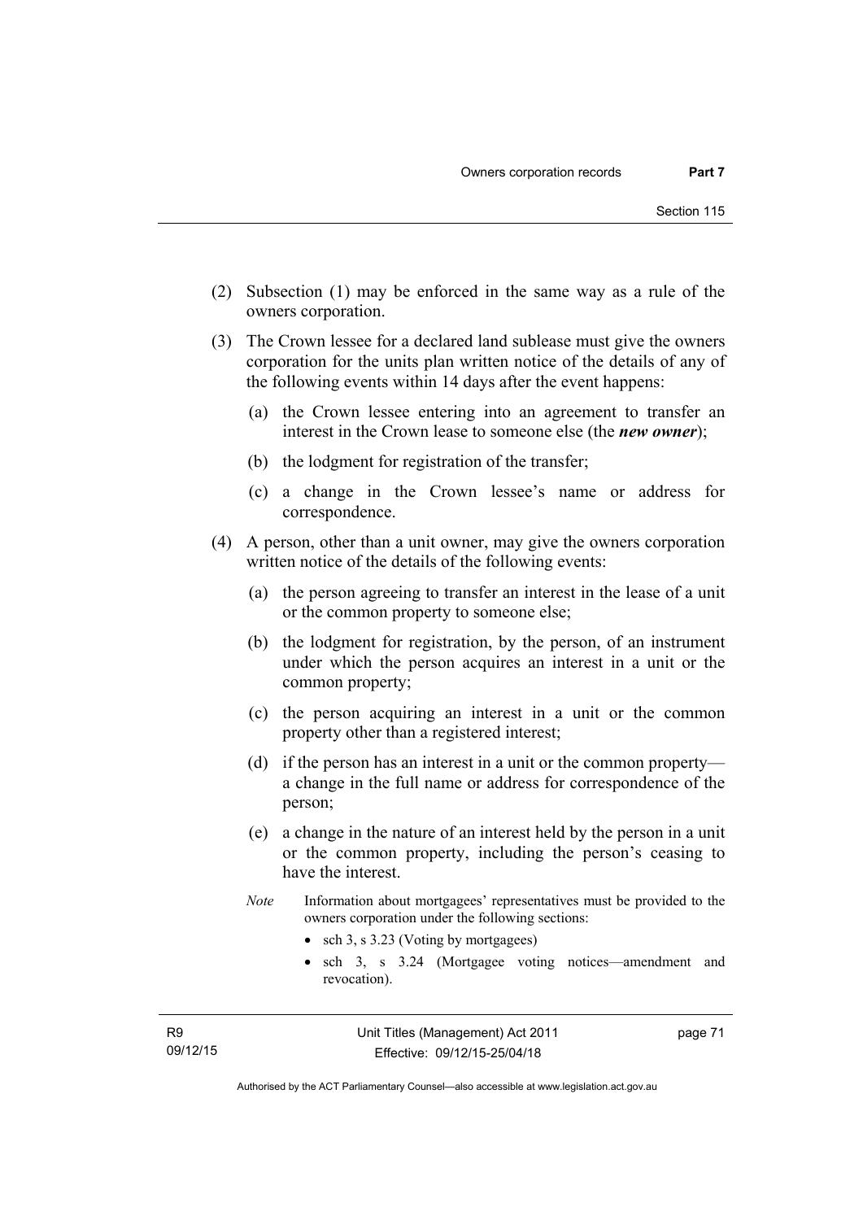(2) Subsection (1) may be enforced in the same way as a rule of the owners corporation.

(3) The Crown lessee for a declared land sublease must give the owners corporation for the units plan written notice of the details of any of the following events within 14 days after the event happens:

  (a) the Crown lessee entering into an agreement to transfer an interest in the Crown lease to someone else (the ***new owner***);

  (b) the lodgment for registration of the transfer;

  (c) a change in the Crown lessee's name or address for correspondence.

(4) A person, other than a unit owner, may give the owners corporation written notice of the details of the following events:

  (a) the person agreeing to transfer an interest in the lease of a unit or the common property to someone else;

  (b) the lodgment for registration, by the person, of an instrument under which the person acquires an interest in a unit or the common property;

  (c) the person acquiring an interest in a unit or the common property other than a registered interest;

  (d) if the person has an interest in a unit or the common property—a change in the full name or address for correspondence of the person;

  (e) a change in the nature of an interest held by the person in a unit or the common property, including the person's ceasing to have the interest.

*Note* Information about mortgagees' representatives must be provided to the owners corporation under the following sections:

- sch 3, s 3.23 (Voting by mortgagees)
- sch 3, s 3.24 (Mortgagee voting notices—amendment and revocation).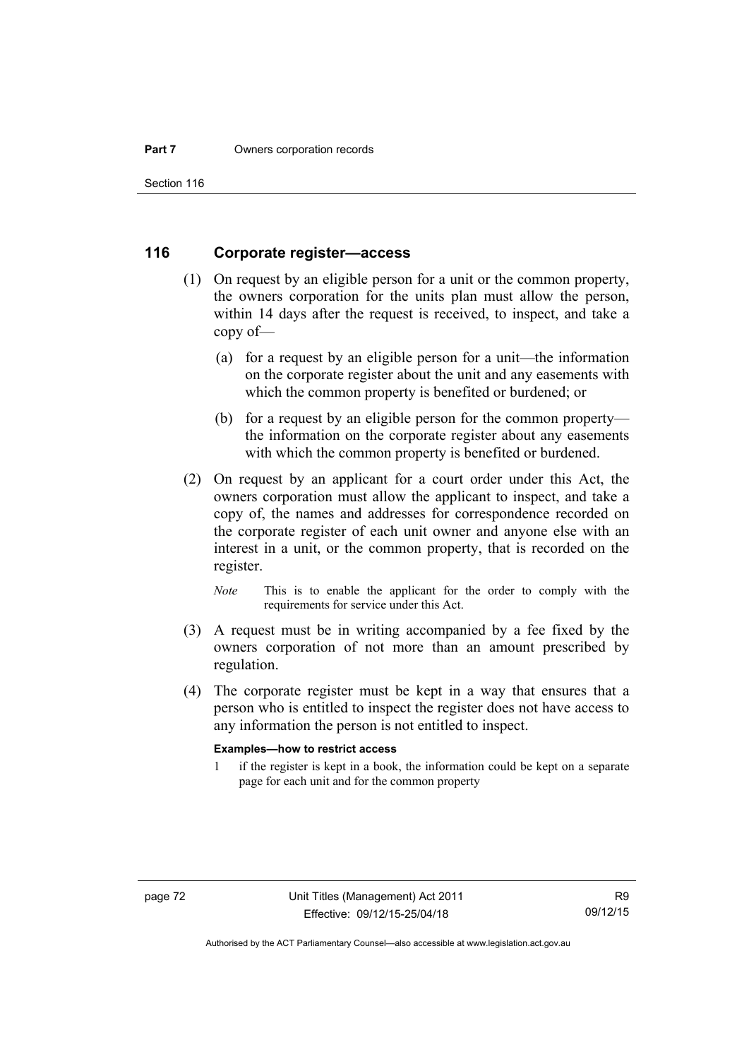## 116 Corporate register—access

(1) On request by an eligible person for a unit or the common property, the owners corporation for the units plan must allow the person, within 14 days after the request is received, to inspect, and take a copy of—

(a) for a request by an eligible person for a unit—the information on the corporate register about the unit and any easements with which the common property is benefited or burdened; or

(b) for a request by an eligible person for the common property—the information on the corporate register about any easements with which the common property is benefited or burdened.

(2) On request by an applicant for a court order under this Act, the owners corporation must allow the applicant to inspect, and take a copy of, the names and addresses for correspondence recorded on the corporate register of each unit owner and anyone else with an interest in a unit, or the common property, that is recorded on the register.

*Note* This is to enable the applicant for the order to comply with the requirements for service under this Act.

(3) A request must be in writing accompanied by a fee fixed by the owners corporation of not more than an amount prescribed by regulation.

(4) The corporate register must be kept in a way that ensures that a person who is entitled to inspect the register does not have access to any information the person is not entitled to inspect.

**Examples—how to restrict access**

1 if the register is kept in a book, the information could be kept on a separate page for each unit and for the common property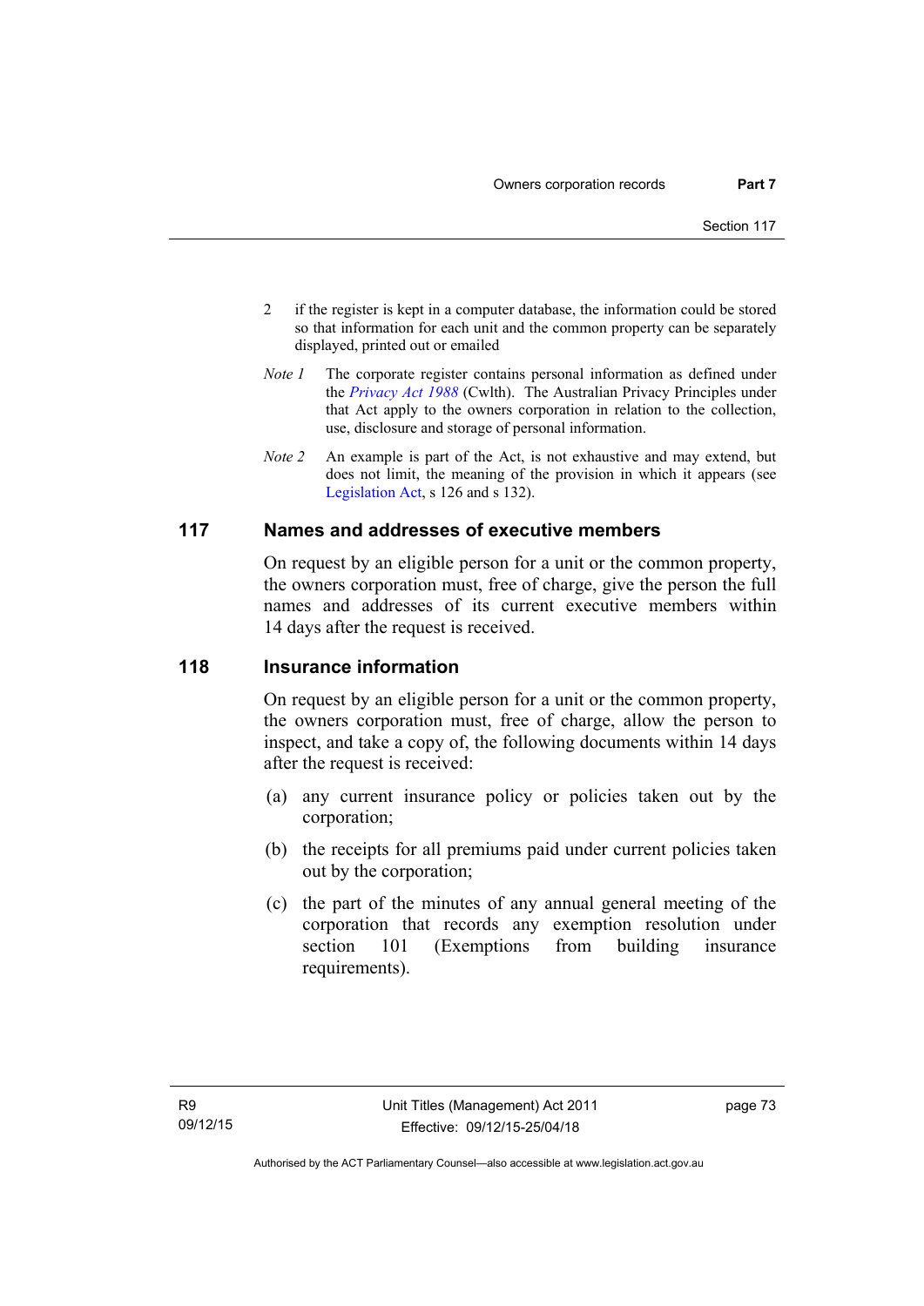2 if the register is kept in a computer database, the information could be stored so that information for each unit and the common property can be separately displayed, printed out or emailed

*Note 1* The corporate register contains personal information as defined under the *Privacy Act 1988* (Cwlth). The Australian Privacy Principles under that Act apply to the owners corporation in relation to the collection, use, disclosure and storage of personal information.

*Note 2* An example is part of the Act, is not exhaustive and may extend, but does not limit, the meaning of the provision in which it appears (see Legislation Act, s 126 and s 132).

## 117 Names and addresses of executive members

On request by an eligible person for a unit or the common property, the owners corporation must, free of charge, give the person the full names and addresses of its current executive members within 14 days after the request is received.

## 118 Insurance information

On request by an eligible person for a unit or the common property, the owners corporation must, free of charge, allow the person to inspect, and take a copy of, the following documents within 14 days after the request is received:

(a) any current insurance policy or policies taken out by the corporation;

(b) the receipts for all premiums paid under current policies taken out by the corporation;

(c) the part of the minutes of any annual general meeting of the corporation that records any exemption resolution under section 101 (Exemptions from building insurance requirements).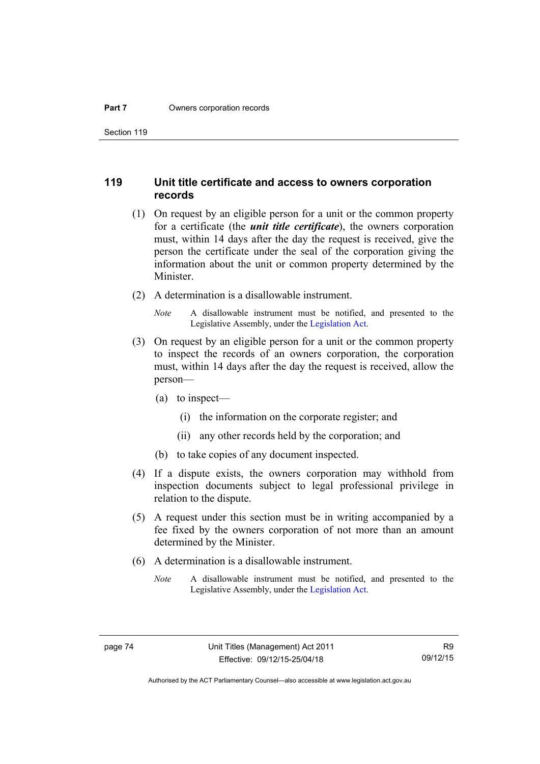## 119 Unit title certificate and access to owners corporation records

(1) On request by an eligible person for a unit or the common property for a certificate (the ***unit title certificate***), the owners corporation must, within 14 days after the day the request is received, give the person the certificate under the seal of the corporation giving the information about the unit or common property determined by the Minister.

(2) A determination is a disallowable instrument.

*Note* A disallowable instrument must be notified, and presented to the Legislative Assembly, under the Legislation Act.

(3) On request by an eligible person for a unit or the common property to inspect the records of an owners corporation, the corporation must, within 14 days after the day the request is received, allow the person—

(a) to inspect—

(i) the information on the corporate register; and

(ii) any other records held by the corporation; and

(b) to take copies of any document inspected.

(4) If a dispute exists, the owners corporation may withhold from inspection documents subject to legal professional privilege in relation to the dispute.

(5) A request under this section must be in writing accompanied by a fee fixed by the owners corporation of not more than an amount determined by the Minister.

(6) A determination is a disallowable instrument.

*Note* A disallowable instrument must be notified, and presented to the Legislative Assembly, under the Legislation Act.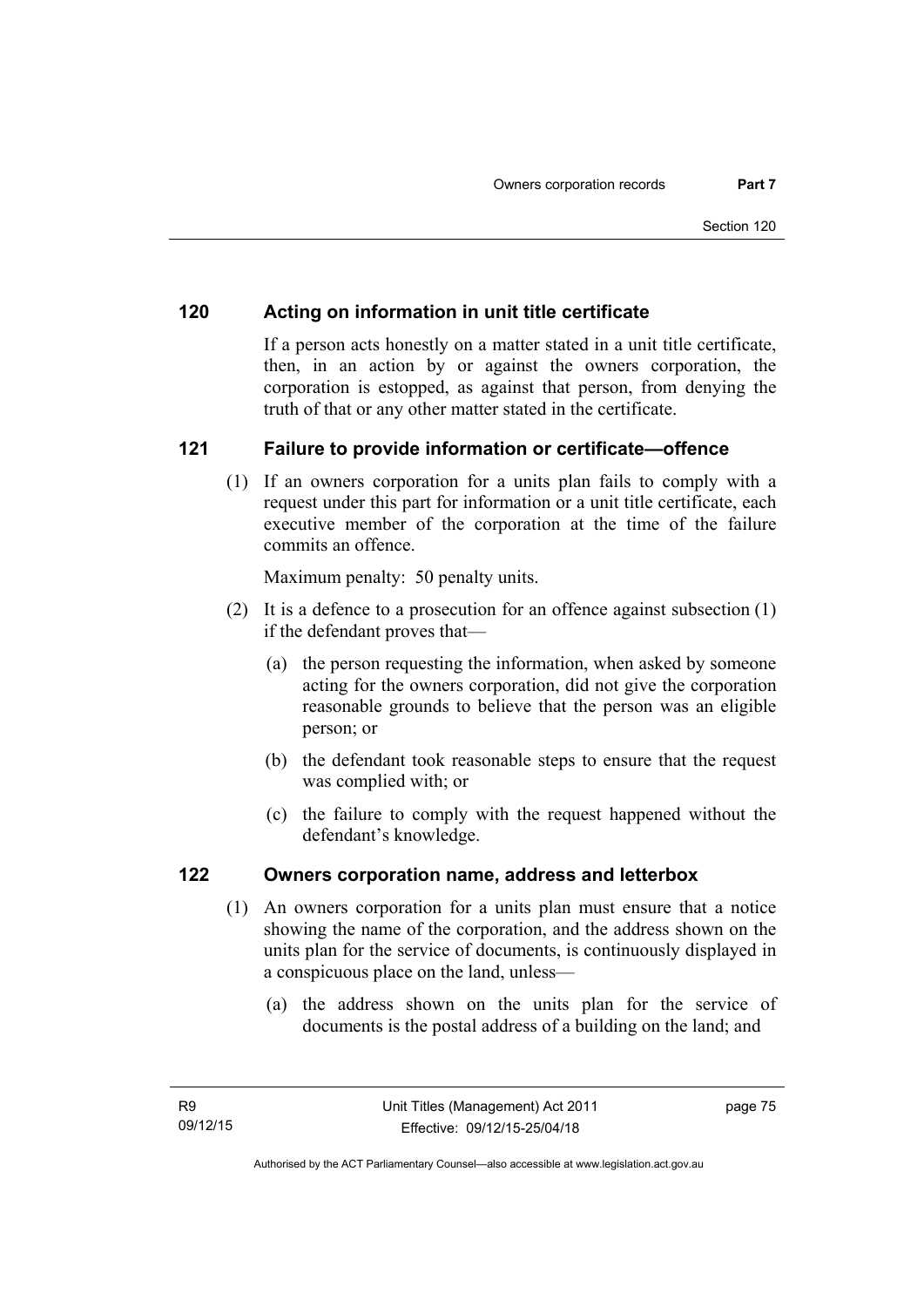## 120 Acting on information in unit title certificate

If a person acts honestly on a matter stated in a unit title certificate, then, in an action by or against the owners corporation, the corporation is estopped, as against that person, from denying the truth of that or any other matter stated in the certificate.

## 121 Failure to provide information or certificate—offence

(1) If an owners corporation for a units plan fails to comply with a request under this part for information or a unit title certificate, each executive member of the corporation at the time of the failure commits an offence.

Maximum penalty: 50 penalty units.

(2) It is a defence to a prosecution for an offence against subsection (1) if the defendant proves that—

(a) the person requesting the information, when asked by someone acting for the owners corporation, did not give the corporation reasonable grounds to believe that the person was an eligible person; or

(b) the defendant took reasonable steps to ensure that the request was complied with; or

(c) the failure to comply with the request happened without the defendant's knowledge.

## 122 Owners corporation name, address and letterbox

(1) An owners corporation for a units plan must ensure that a notice showing the name of the corporation, and the address shown on the units plan for the service of documents, is continuously displayed in a conspicuous place on the land, unless—

(a) the address shown on the units plan for the service of documents is the postal address of a building on the land; and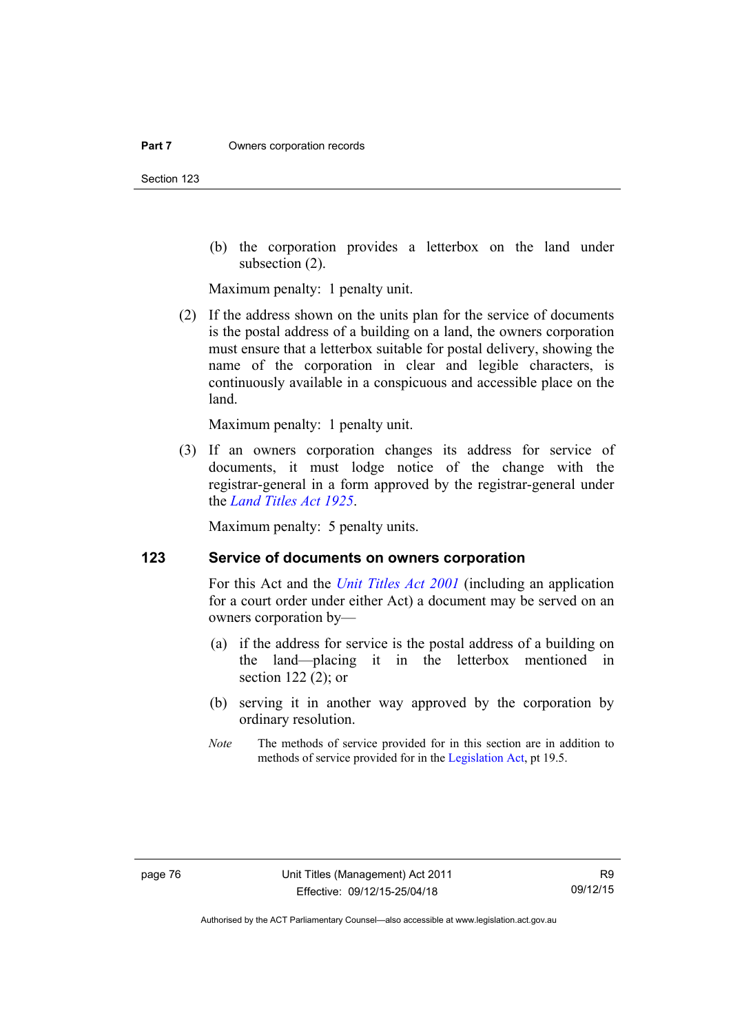(b) the corporation provides a letterbox on the land under subsection (2).

Maximum penalty: 1 penalty unit.

(2) If the address shown on the units plan for the service of documents is the postal address of a building on a land, the owners corporation must ensure that a letterbox suitable for postal delivery, showing the name of the corporation in clear and legible characters, is continuously available in a conspicuous and accessible place on the land.

Maximum penalty: 1 penalty unit.

(3) If an owners corporation changes its address for service of documents, it must lodge notice of the change with the registrar-general in a form approved by the registrar-general under the *Land Titles Act 1925*.

Maximum penalty: 5 penalty units.

## 123 Service of documents on owners corporation

For this Act and the *Unit Titles Act 2001* (including an application for a court order under either Act) a document may be served on an owners corporation by—

(a) if the address for service is the postal address of a building on the land—placing it in the letterbox mentioned in section 122 (2); or

(b) serving it in another way approved by the corporation by ordinary resolution.

*Note* The methods of service provided for in this section are in addition to methods of service provided for in the Legislation Act, pt 19.5.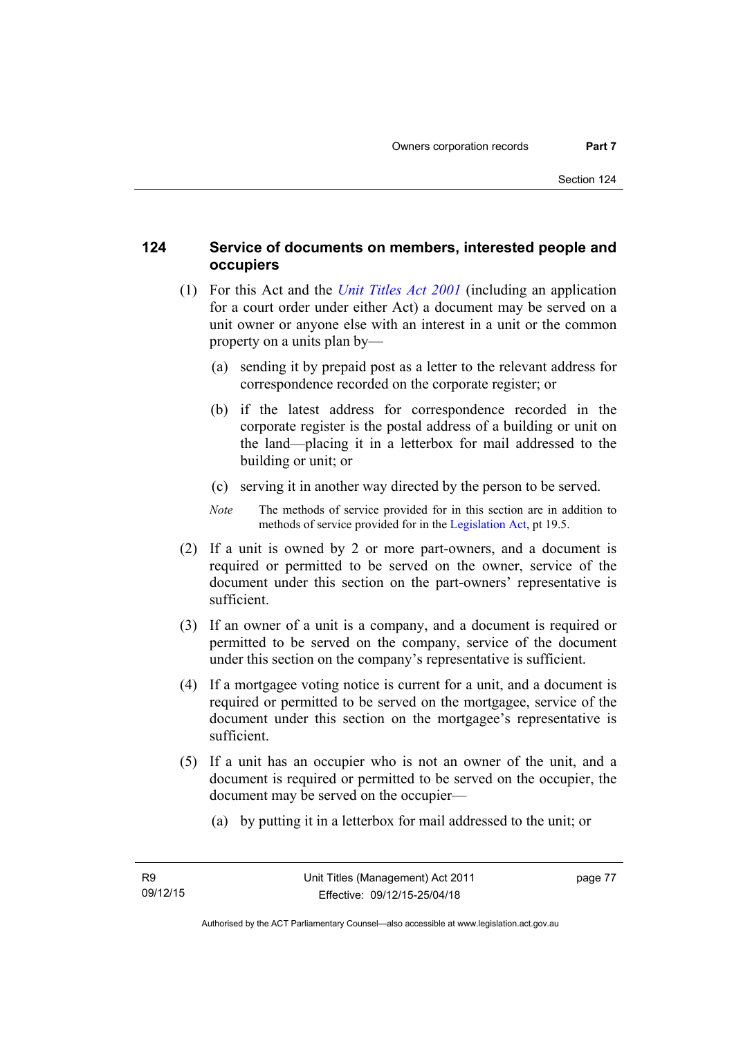## 124 Service of documents on members, interested people and occupiers

(1) For this Act and the *Unit Titles Act 2001* (including an application for a court order under either Act) a document may be served on a unit owner or anyone else with an interest in a unit or the common property on a units plan by—

(a) sending it by prepaid post as a letter to the relevant address for correspondence recorded on the corporate register; or

(b) if the latest address for correspondence recorded in the corporate register is the postal address of a building or unit on the land—placing it in a letterbox for mail addressed to the building or unit; or

(c) serving it in another way directed by the person to be served.

*Note* The methods of service provided for in this section are in addition to methods of service provided for in the Legislation Act, pt 19.5.

(2) If a unit is owned by 2 or more part-owners, and a document is required or permitted to be served on the owner, service of the document under this section on the part-owners' representative is sufficient.

(3) If an owner of a unit is a company, and a document is required or permitted to be served on the company, service of the document under this section on the company's representative is sufficient.

(4) If a mortgagee voting notice is current for a unit, and a document is required or permitted to be served on the mortgagee, service of the document under this section on the mortgagee's representative is sufficient.

(5) If a unit has an occupier who is not an owner of the unit, and a document is required or permitted to be served on the occupier, the document may be served on the occupier—

(a) by putting it in a letterbox for mail addressed to the unit; or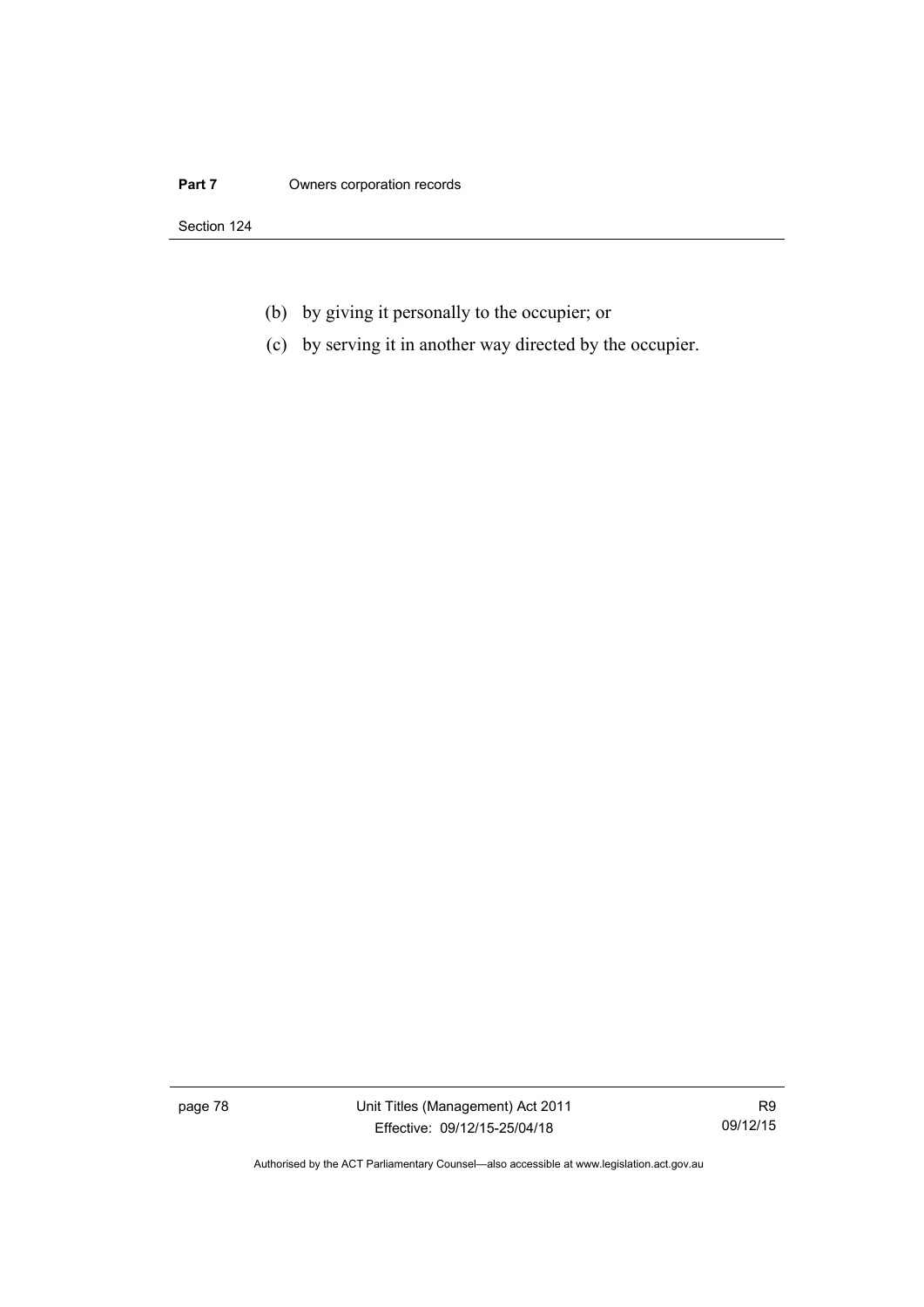(b) by giving it personally to the occupier; or

(c) by serving it in another way directed by the occupier.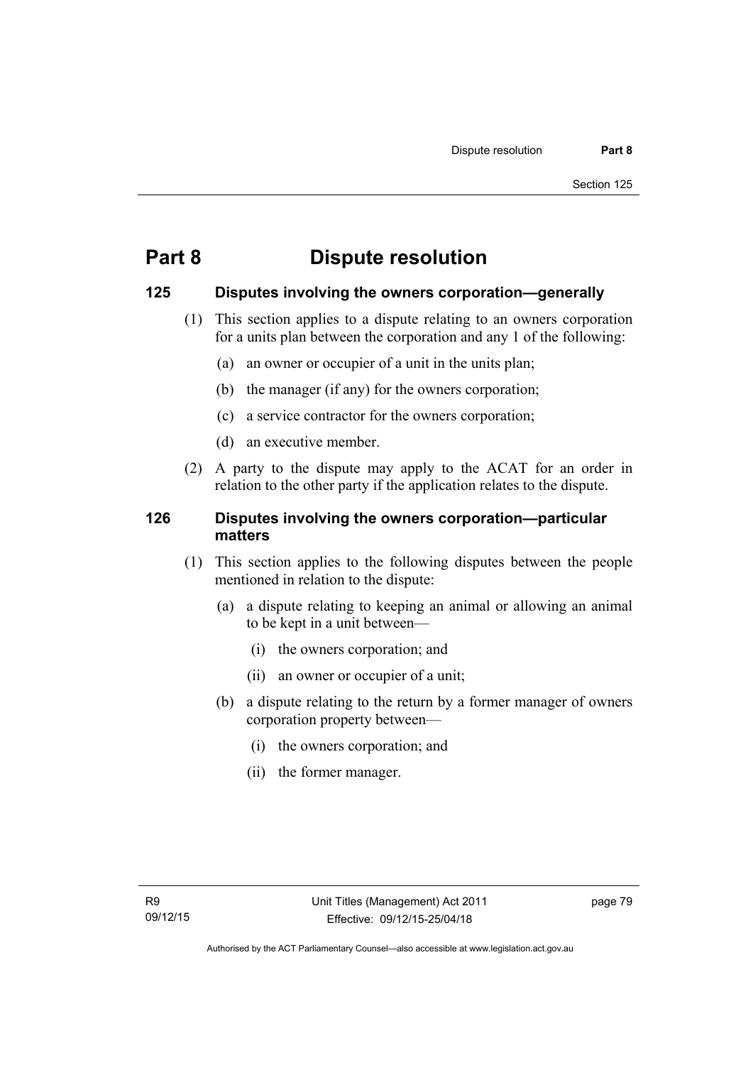# Part 8 Dispute resolution

## 125 Disputes involving the owners corporation—generally

(1) This section applies to a dispute relating to an owners corporation for a units plan between the corporation and any 1 of the following:

(a) an owner or occupier of a unit in the units plan;

(b) the manager (if any) for the owners corporation;

(c) a service contractor for the owners corporation;

(d) an executive member.

(2) A party to the dispute may apply to the ACAT for an order in relation to the other party if the application relates to the dispute.

## 126 Disputes involving the owners corporation—particular matters

(1) This section applies to the following disputes between the people mentioned in relation to the dispute:

(a) a dispute relating to keeping an animal or allowing an animal to be kept in a unit between—

(i) the owners corporation; and

(ii) an owner or occupier of a unit;

(b) a dispute relating to the return by a former manager of owners corporation property between—

(i) the owners corporation; and

(ii) the former manager.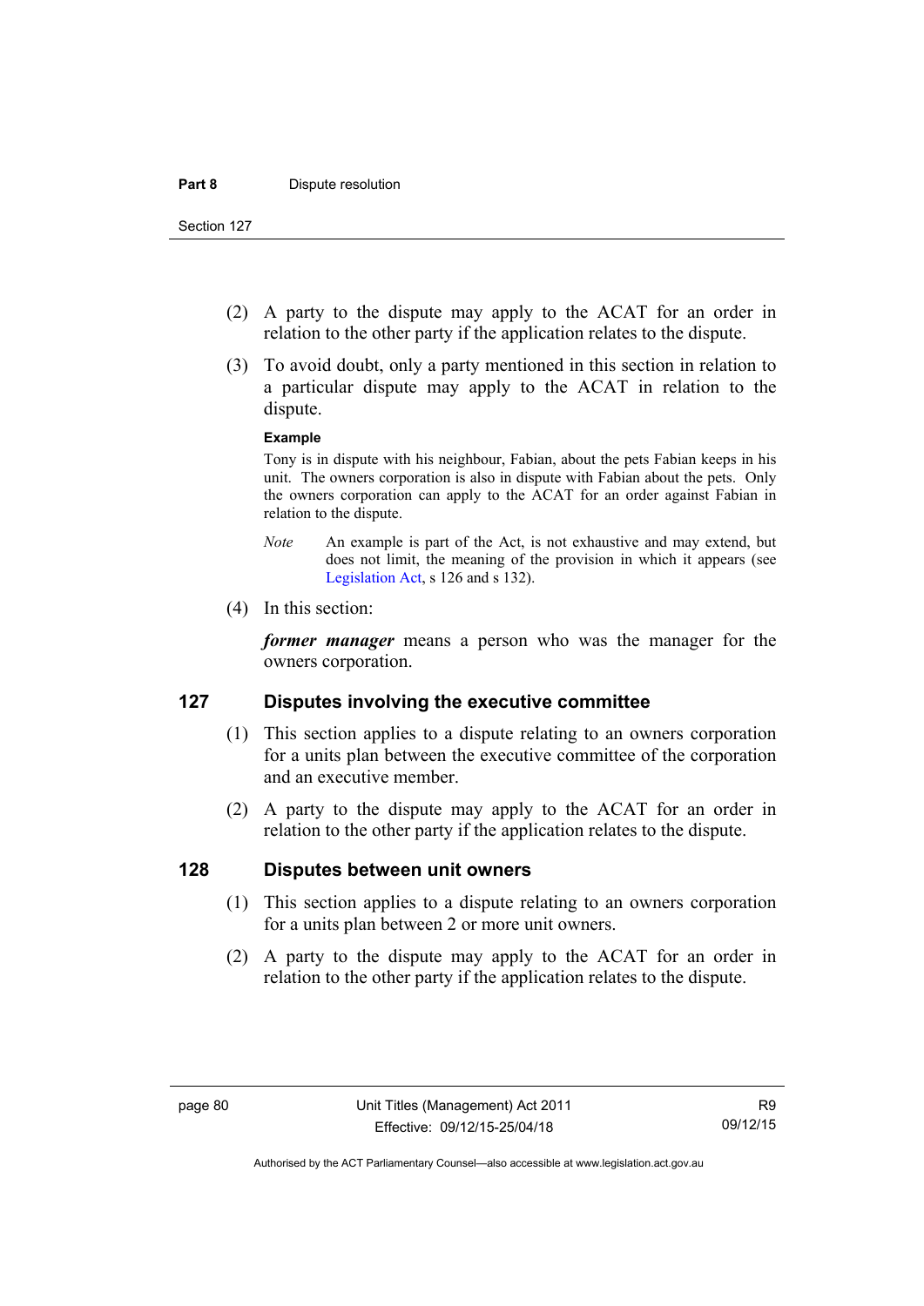(2) A party to the dispute may apply to the ACAT for an order in relation to the other party if the application relates to the dispute.

(3) To avoid doubt, only a party mentioned in this section in relation to a particular dispute may apply to the ACAT in relation to the dispute.

**Example**

Tony is in dispute with his neighbour, Fabian, about the pets Fabian keeps in his unit. The owners corporation is also in dispute with Fabian about the pets. Only the owners corporation can apply to the ACAT for an order against Fabian in relation to the dispute.

*Note* An example is part of the Act, is not exhaustive and may extend, but does not limit, the meaning of the provision in which it appears (see Legislation Act, s 126 and s 132).

(4) In this section:

***former manager*** means a person who was the manager for the owners corporation.

## 127 Disputes involving the executive committee

(1) This section applies to a dispute relating to an owners corporation for a units plan between the executive committee of the corporation and an executive member.

(2) A party to the dispute may apply to the ACAT for an order in relation to the other party if the application relates to the dispute.

## 128 Disputes between unit owners

(1) This section applies to a dispute relating to an owners corporation for a units plan between 2 or more unit owners.

(2) A party to the dispute may apply to the ACAT for an order in relation to the other party if the application relates to the dispute.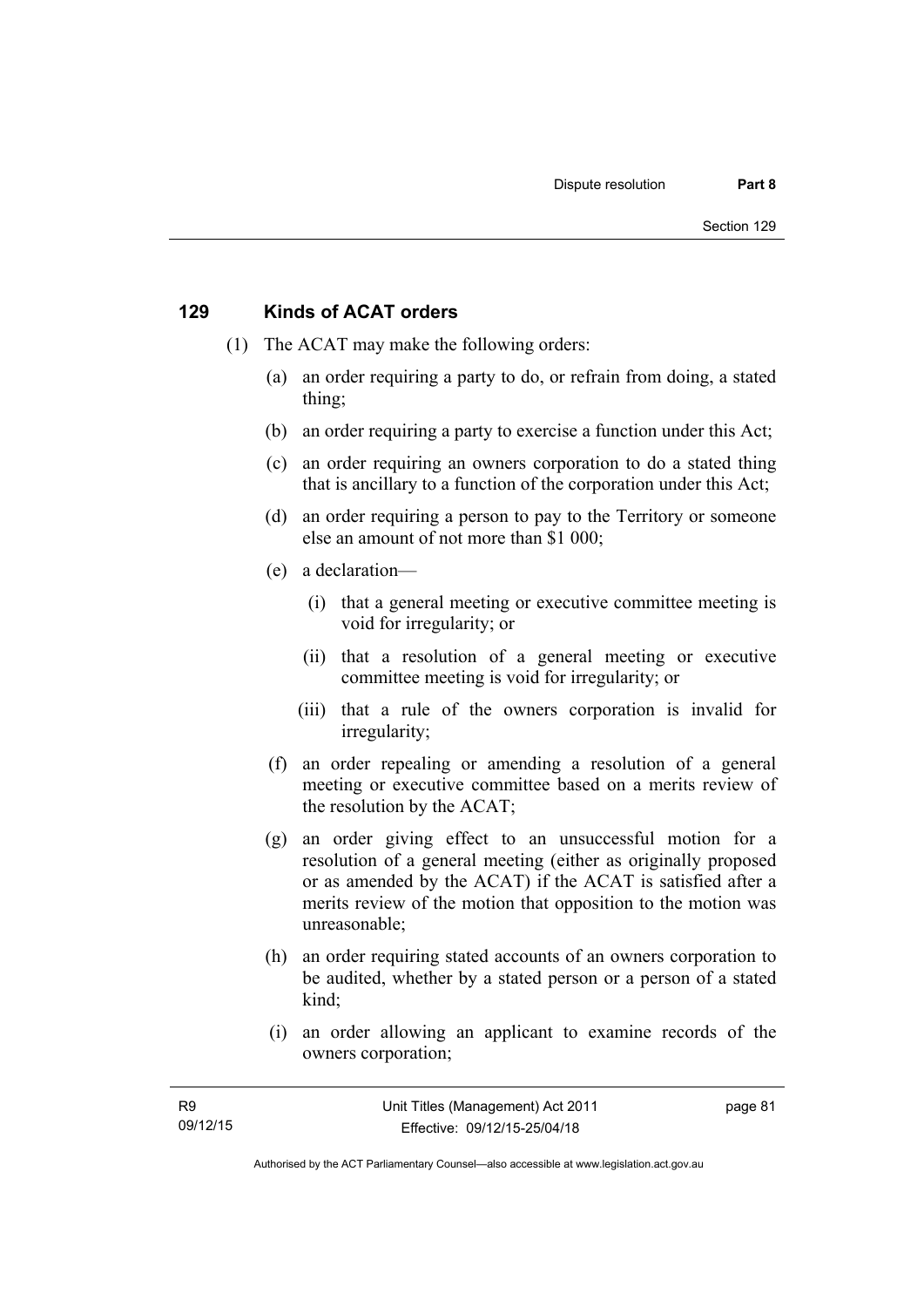## 129 Kinds of ACAT orders

(1) The ACAT may make the following orders:

(a) an order requiring a party to do, or refrain from doing, a stated thing;

(b) an order requiring a party to exercise a function under this Act;

(c) an order requiring an owners corporation to do a stated thing that is ancillary to a function of the corporation under this Act;

(d) an order requiring a person to pay to the Territory or someone else an amount of not more than $1 000;

(e) a declaration—

(i) that a general meeting or executive committee meeting is void for irregularity; or

(ii) that a resolution of a general meeting or executive committee meeting is void for irregularity; or

(iii) that a rule of the owners corporation is invalid for irregularity;

(f) an order repealing or amending a resolution of a general meeting or executive committee based on a merits review of the resolution by the ACAT;

(g) an order giving effect to an unsuccessful motion for a resolution of a general meeting (either as originally proposed or as amended by the ACAT) if the ACAT is satisfied after a merits review of the motion that opposition to the motion was unreasonable;

(h) an order requiring stated accounts of an owners corporation to be audited, whether by a stated person or a person of a stated kind;

(i) an order allowing an applicant to examine records of the owners corporation;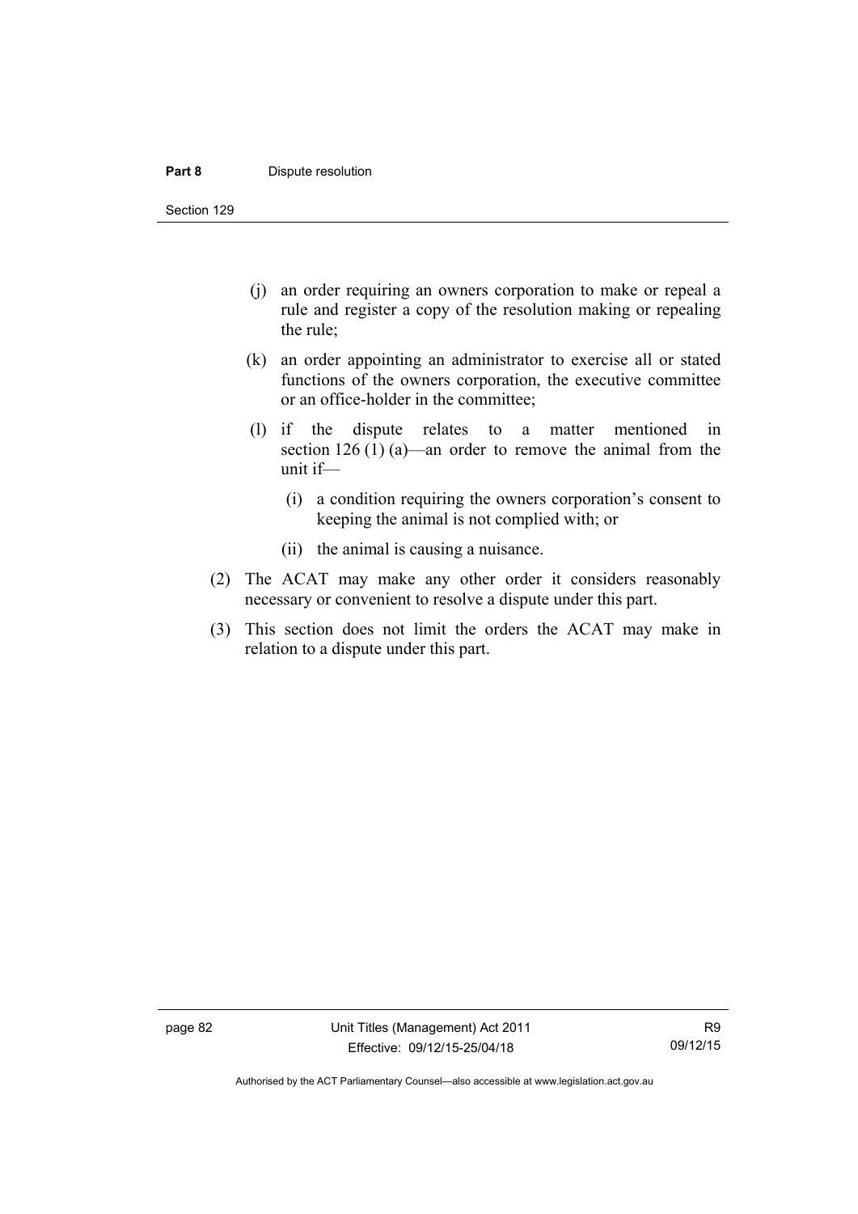(j) an order requiring an owners corporation to make or repeal a rule and register a copy of the resolution making or repealing the rule;

(k) an order appointing an administrator to exercise all or stated functions of the owners corporation, the executive committee or an office-holder in the committee;

(l) if the dispute relates to a matter mentioned in section 126 (1) (a)—an order to remove the animal from the unit if—

(i) a condition requiring the owners corporation's consent to keeping the animal is not complied with; or

(ii) the animal is causing a nuisance.

(2) The ACAT may make any other order it considers reasonably necessary or convenient to resolve a dispute under this part.

(3) This section does not limit the orders the ACAT may make in relation to a dispute under this part.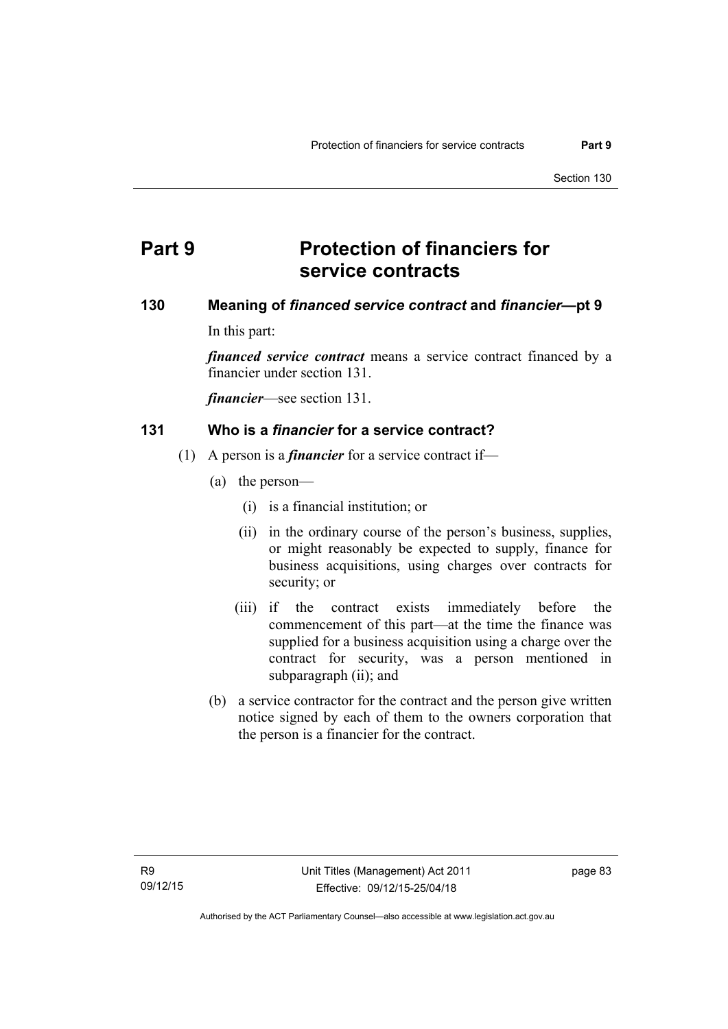# Part 9 Protection of financiers for service contracts

## 130 Meaning of *financed service contract* and *financier*—pt 9

In this part:

***financed service contract*** means a service contract financed by a financier under section 131.

***financier***—see section 131.

## 131 Who is a *financier* for a service contract?

(1) A person is a ***financier*** for a service contract if—

(a) the person—

(i) is a financial institution; or

(ii) in the ordinary course of the person's business, supplies, or might reasonably be expected to supply, finance for business acquisitions, using charges over contracts for security; or

(iii) if the contract exists immediately before the commencement of this part—at the time the finance was supplied for a business acquisition using a charge over the contract for security, was a person mentioned in subparagraph (ii); and

(b) a service contractor for the contract and the person give written notice signed by each of them to the owners corporation that the person is a financier for the contract.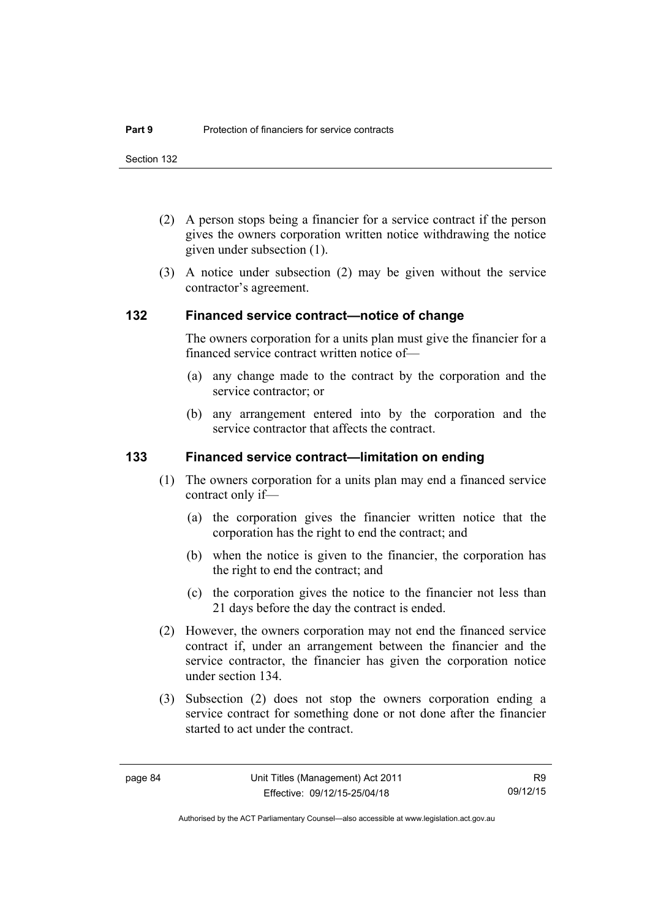(2) A person stops being a financier for a service contract if the person gives the owners corporation written notice withdrawing the notice given under subsection (1).

(3) A notice under subsection (2) may be given without the service contractor's agreement.

## 132 Financed service contract—notice of change

The owners corporation for a units plan must give the financier for a financed service contract written notice of—

(a) any change made to the contract by the corporation and the service contractor; or

(b) any arrangement entered into by the corporation and the service contractor that affects the contract.

## 133 Financed service contract—limitation on ending

(1) The owners corporation for a units plan may end a financed service contract only if—

(a) the corporation gives the financier written notice that the corporation has the right to end the contract; and

(b) when the notice is given to the financier, the corporation has the right to end the contract; and

(c) the corporation gives the notice to the financier not less than 21 days before the day the contract is ended.

(2) However, the owners corporation may not end the financed service contract if, under an arrangement between the financier and the service contractor, the financier has given the corporation notice under section 134.

(3) Subsection (2) does not stop the owners corporation ending a service contract for something done or not done after the financier started to act under the contract.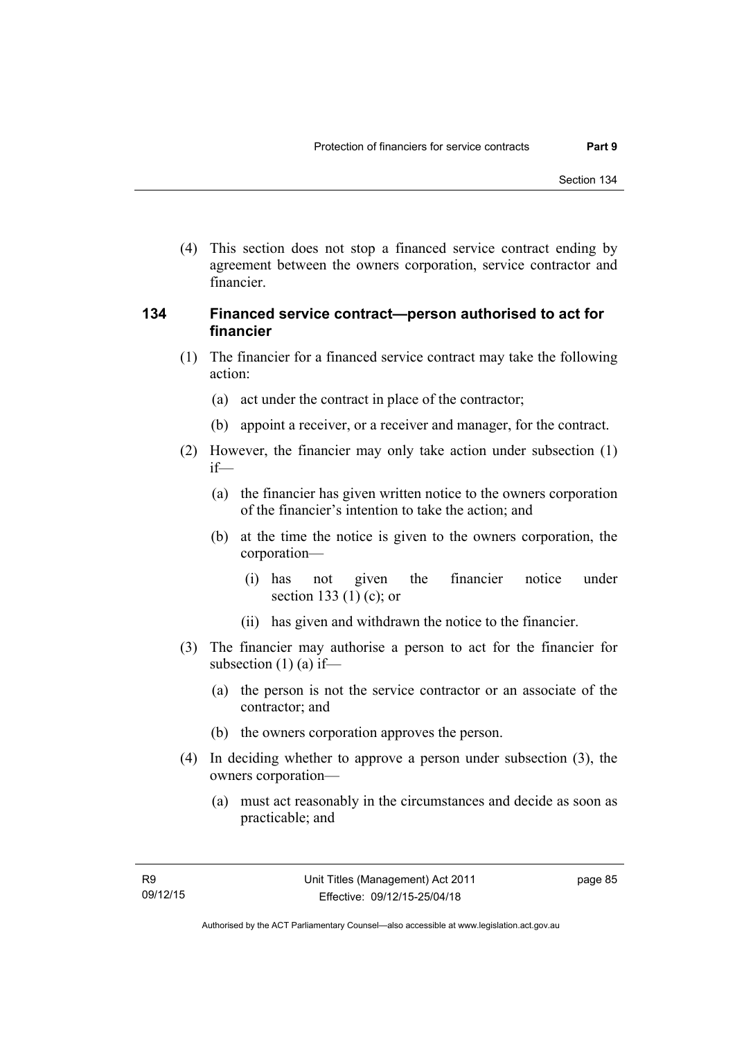(4) This section does not stop a financed service contract ending by agreement between the owners corporation, service contractor and financier.

## 134 Financed service contract—person authorised to act for financier

(1) The financier for a financed service contract may take the following action:

(a) act under the contract in place of the contractor;

(b) appoint a receiver, or a receiver and manager, for the contract.

(2) However, the financier may only take action under subsection (1) if—

(a) the financier has given written notice to the owners corporation of the financier's intention to take the action; and

(b) at the time the notice is given to the owners corporation, the corporation—

(i) has not given the financier notice under section 133 (1) (c); or

(ii) has given and withdrawn the notice to the financier.

(3) The financier may authorise a person to act for the financier for subsection (1) (a) if—

(a) the person is not the service contractor or an associate of the contractor; and

(b) the owners corporation approves the person.

(4) In deciding whether to approve a person under subsection (3), the owners corporation—

(a) must act reasonably in the circumstances and decide as soon as practicable; and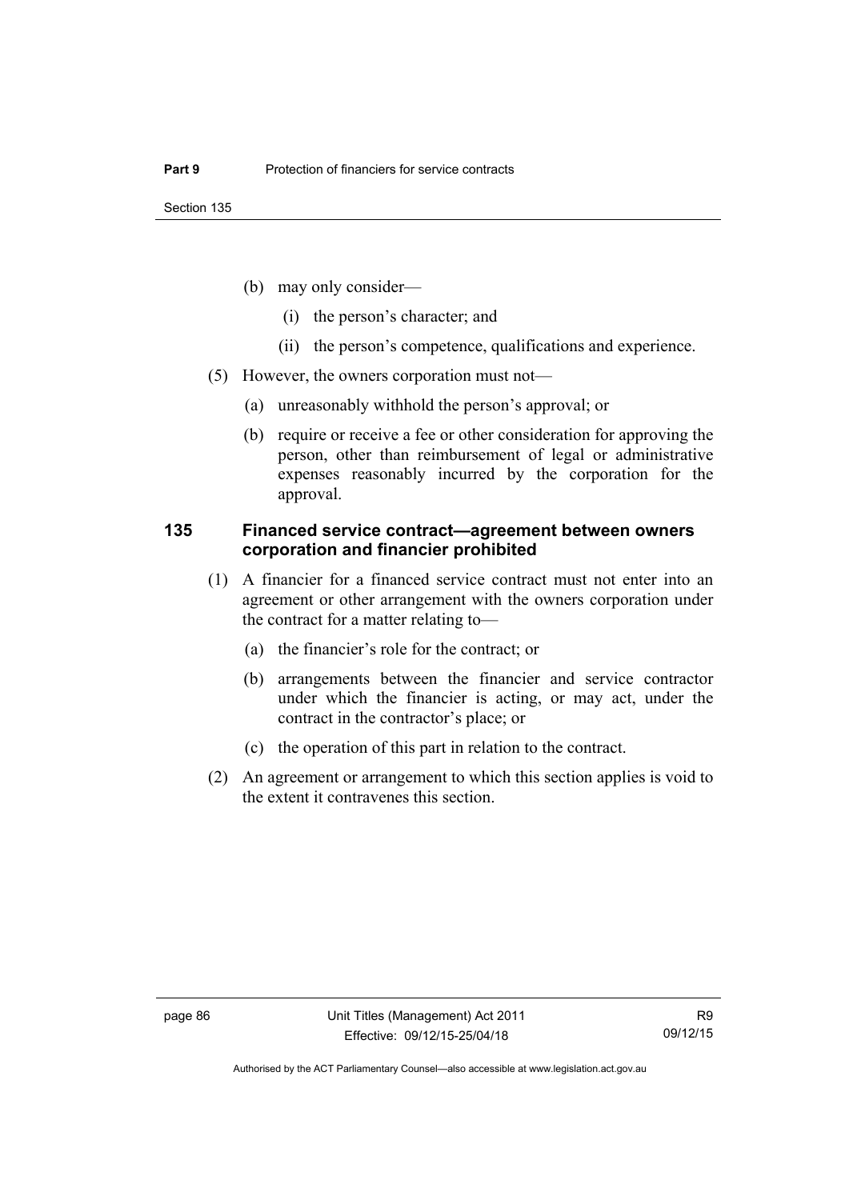(b) may only consider—

  (i) the person's character; and

  (ii) the person's competence, qualifications and experience.

(5) However, the owners corporation must not—

  (a) unreasonably withhold the person's approval; or

  (b) require or receive a fee or other consideration for approving the person, other than reimbursement of legal or administrative expenses reasonably incurred by the corporation for the approval.

### 135 Financed service contract—agreement between owners corporation and financier prohibited

(1) A financier for a financed service contract must not enter into an agreement or other arrangement with the owners corporation under the contract for a matter relating to—

  (a) the financier's role for the contract; or

  (b) arrangements between the financier and service contractor under which the financier is acting, or may act, under the contract in the contractor's place; or

  (c) the operation of this part in relation to the contract.

(2) An agreement or arrangement to which this section applies is void to the extent it contravenes this section.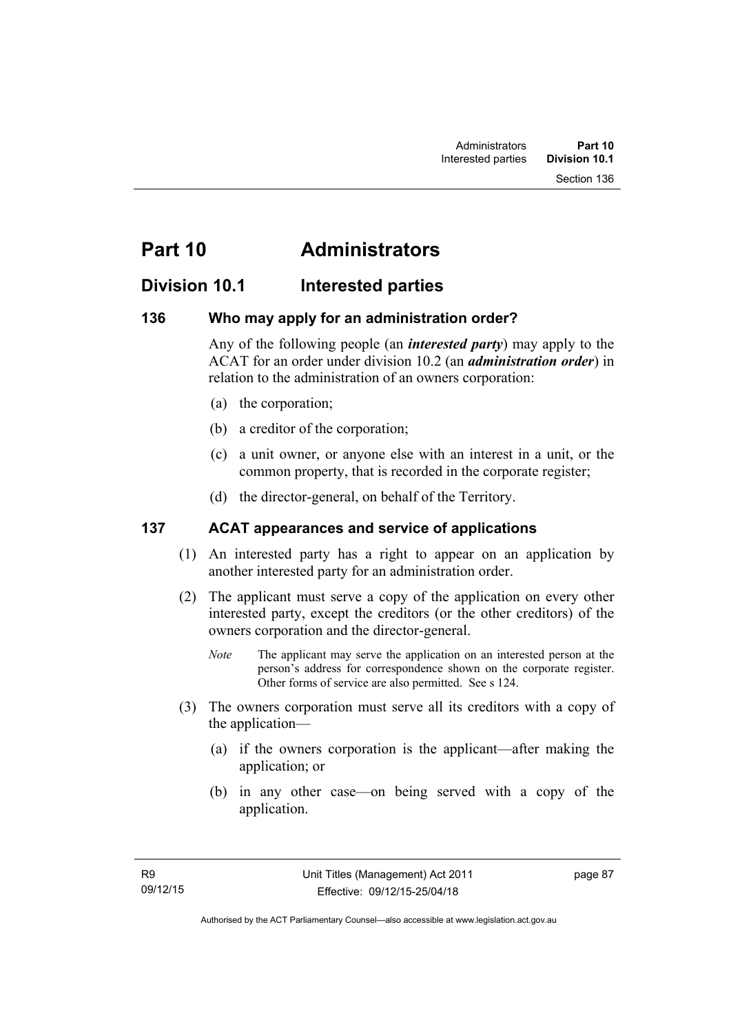# Part 10 Administrators

## Division 10.1 Interested parties

### 136 Who may apply for an administration order?

Any of the following people (an ***interested party***) may apply to the ACAT for an order under division 10.2 (an ***administration order***) in relation to the administration of an owners corporation:

(a) the corporation;

(b) a creditor of the corporation;

(c) a unit owner, or anyone else with an interest in a unit, or the common property, that is recorded in the corporate register;

(d) the director-general, on behalf of the Territory.

### 137 ACAT appearances and service of applications

(1) An interested party has a right to appear on an application by another interested party for an administration order.

(2) The applicant must serve a copy of the application on every other interested party, except the creditors (or the other creditors) of the owners corporation and the director-general.

*Note* The applicant may serve the application on an interested person at the person's address for correspondence shown on the corporate register. Other forms of service are also permitted. See s 124.

(3) The owners corporation must serve all its creditors with a copy of the application—

(a) if the owners corporation is the applicant—after making the application; or

(b) in any other case—on being served with a copy of the application.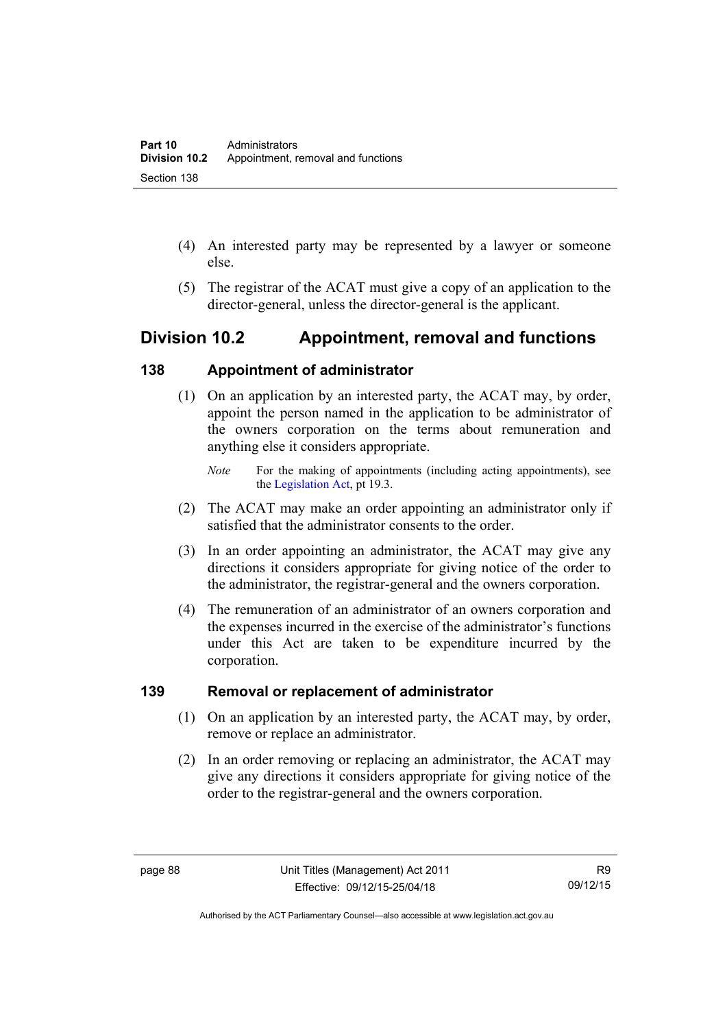(4) An interested party may be represented by a lawyer or someone else.

(5) The registrar of the ACAT must give a copy of an application to the director-general, unless the director-general is the applicant.

## Division 10.2 Appointment, removal and functions

### 138 Appointment of administrator

(1) On an application by an interested party, the ACAT may, by order, appoint the person named in the application to be administrator of the owners corporation on the terms about remuneration and anything else it considers appropriate.

*Note* For the making of appointments (including acting appointments), see the Legislation Act, pt 19.3.

(2) The ACAT may make an order appointing an administrator only if satisfied that the administrator consents to the order.

(3) In an order appointing an administrator, the ACAT may give any directions it considers appropriate for giving notice of the order to the administrator, the registrar-general and the owners corporation.

(4) The remuneration of an administrator of an owners corporation and the expenses incurred in the exercise of the administrator's functions under this Act are taken to be expenditure incurred by the corporation.

### 139 Removal or replacement of administrator

(1) On an application by an interested party, the ACAT may, by order, remove or replace an administrator.

(2) In an order removing or replacing an administrator, the ACAT may give any directions it considers appropriate for giving notice of the order to the registrar-general and the owners corporation.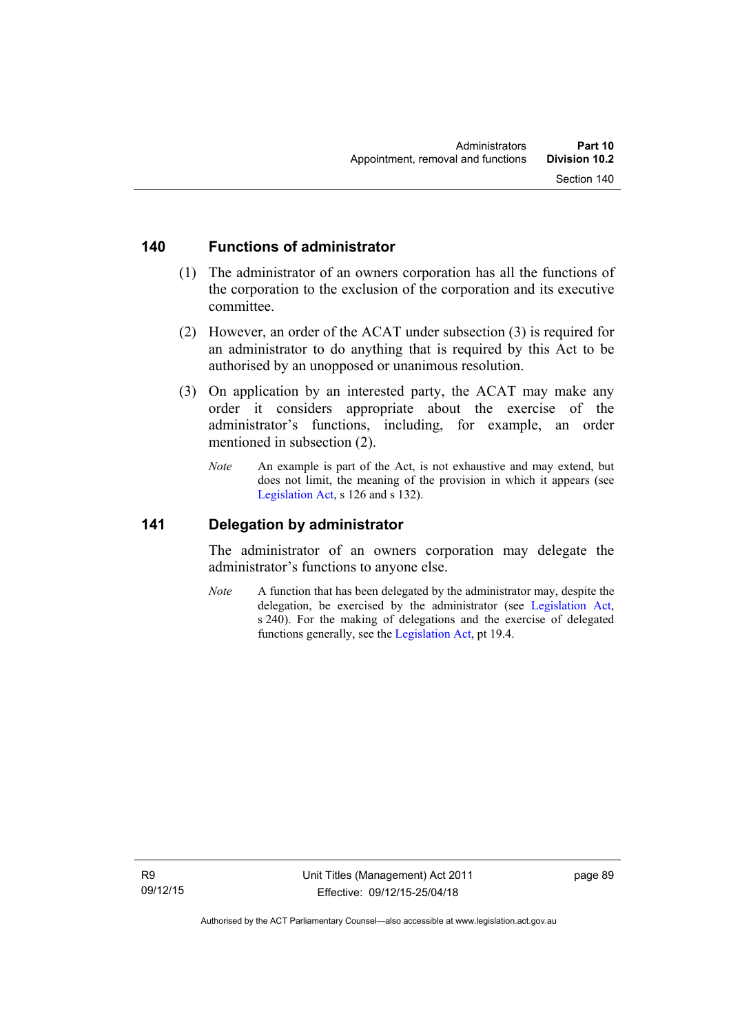## 140 Functions of administrator

(1) The administrator of an owners corporation has all the functions of the corporation to the exclusion of the corporation and its executive committee.

(2) However, an order of the ACAT under subsection (3) is required for an administrator to do anything that is required by this Act to be authorised by an unopposed or unanimous resolution.

(3) On application by an interested party, the ACAT may make any order it considers appropriate about the exercise of the administrator's functions, including, for example, an order mentioned in subsection (2).

*Note* An example is part of the Act, is not exhaustive and may extend, but does not limit, the meaning of the provision in which it appears (see Legislation Act, s 126 and s 132).

## 141 Delegation by administrator

The administrator of an owners corporation may delegate the administrator's functions to anyone else.

*Note* A function that has been delegated by the administrator may, despite the delegation, be exercised by the administrator (see Legislation Act, s 240). For the making of delegations and the exercise of delegated functions generally, see the Legislation Act, pt 19.4.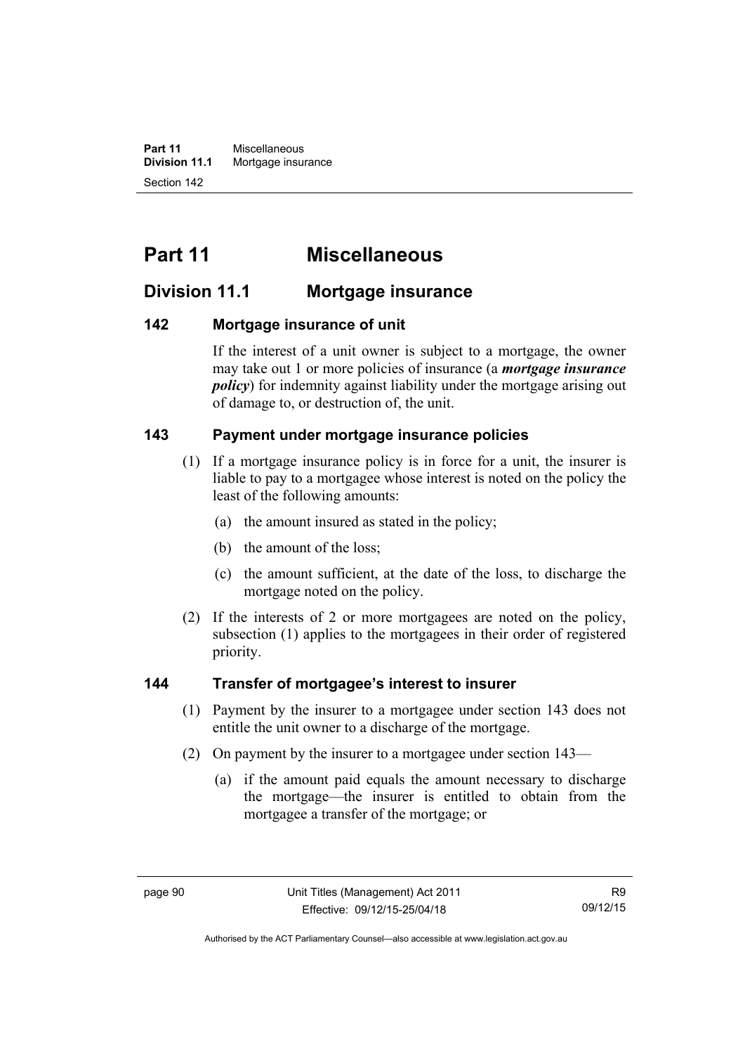# Part 11 Miscellaneous

## Division 11.1 Mortgage insurance

### 142 Mortgage insurance of unit

If the interest of a unit owner is subject to a mortgage, the owner may take out 1 or more policies of insurance (a ***mortgage insurance policy***) for indemnity against liability under the mortgage arising out of damage to, or destruction of, the unit.

### 143 Payment under mortgage insurance policies

(1) If a mortgage insurance policy is in force for a unit, the insurer is liable to pay to a mortgagee whose interest is noted on the policy the least of the following amounts:

(a) the amount insured as stated in the policy;

(b) the amount of the loss;

(c) the amount sufficient, at the date of the loss, to discharge the mortgage noted on the policy.

(2) If the interests of 2 or more mortgagees are noted on the policy, subsection (1) applies to the mortgagees in their order of registered priority.

### 144 Transfer of mortgagee's interest to insurer

(1) Payment by the insurer to a mortgagee under section 143 does not entitle the unit owner to a discharge of the mortgage.

(2) On payment by the insurer to a mortgagee under section 143—

(a) if the amount paid equals the amount necessary to discharge the mortgage—the insurer is entitled to obtain from the mortgagee a transfer of the mortgage; or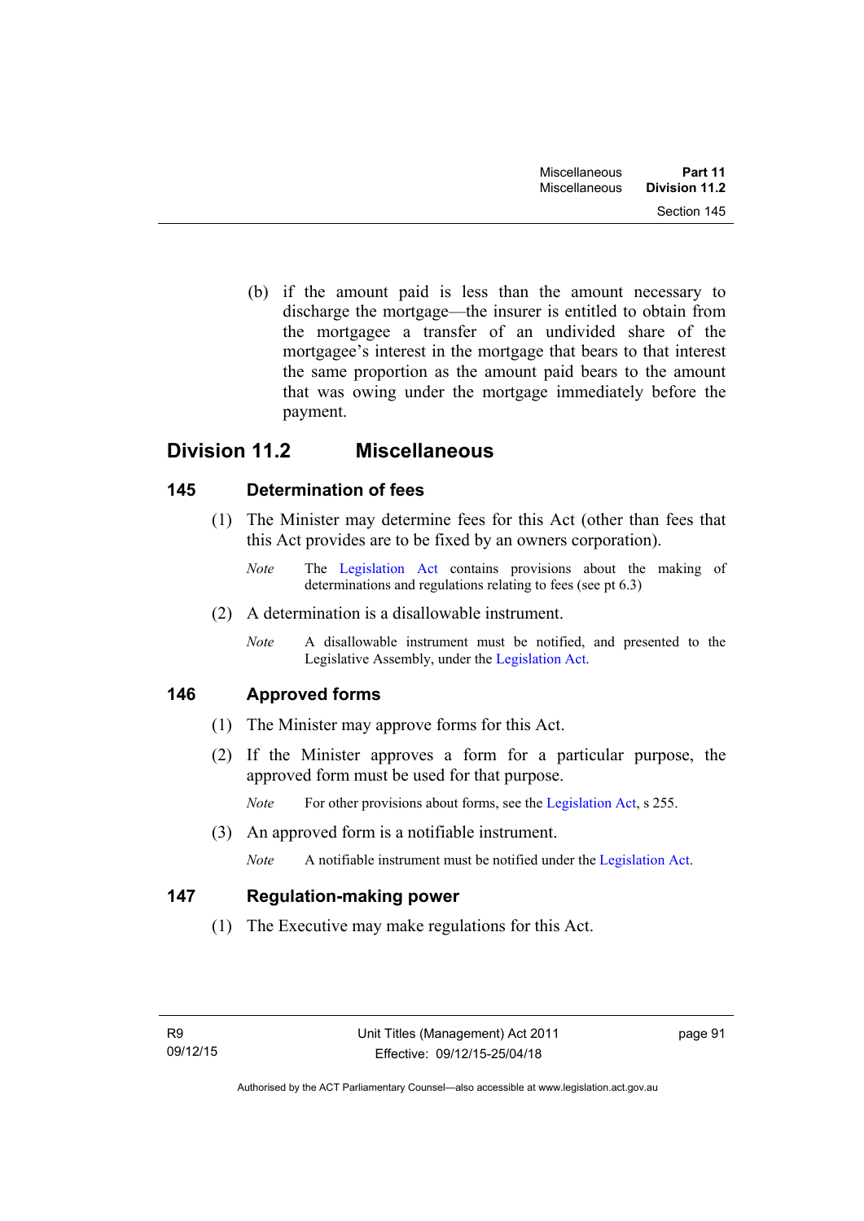(b) if the amount paid is less than the amount necessary to discharge the mortgage—the insurer is entitled to obtain from the mortgagee a transfer of an undivided share of the mortgagee's interest in the mortgage that bears to that interest the same proportion as the amount paid bears to the amount that was owing under the mortgage immediately before the payment.

## Division 11.2 Miscellaneous

### 145 Determination of fees

(1) The Minister may determine fees for this Act (other than fees that this Act provides are to be fixed by an owners corporation).

*Note* The Legislation Act contains provisions about the making of determinations and regulations relating to fees (see pt 6.3)

(2) A determination is a disallowable instrument.

*Note* A disallowable instrument must be notified, and presented to the Legislative Assembly, under the Legislation Act.

### 146 Approved forms

(1) The Minister may approve forms for this Act.

(2) If the Minister approves a form for a particular purpose, the approved form must be used for that purpose.

*Note* For other provisions about forms, see the Legislation Act, s 255.

(3) An approved form is a notifiable instrument.

*Note* A notifiable instrument must be notified under the Legislation Act.

### 147 Regulation-making power

(1) The Executive may make regulations for this Act.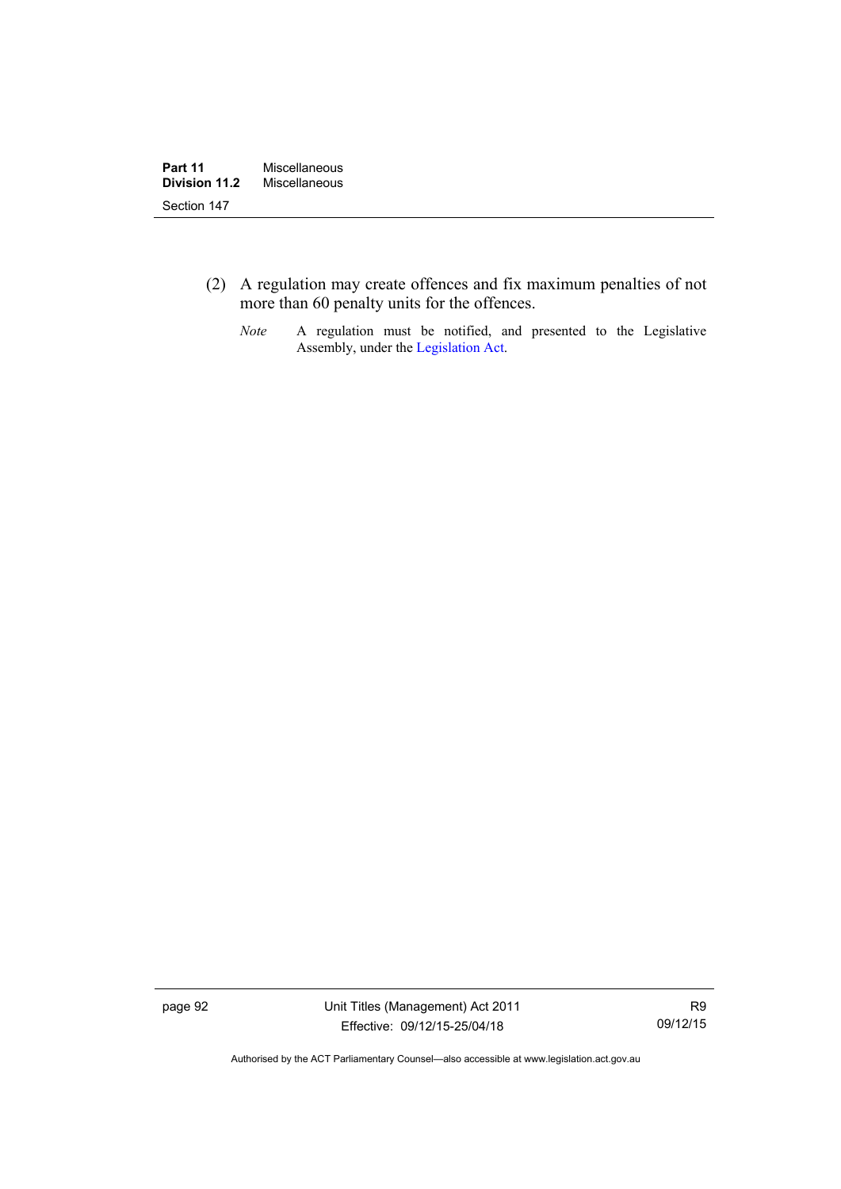(2) A regulation may create offences and fix maximum penalties of not more than 60 penalty units for the offences.

*Note* A regulation must be notified, and presented to the Legislative Assembly, under the Legislation Act.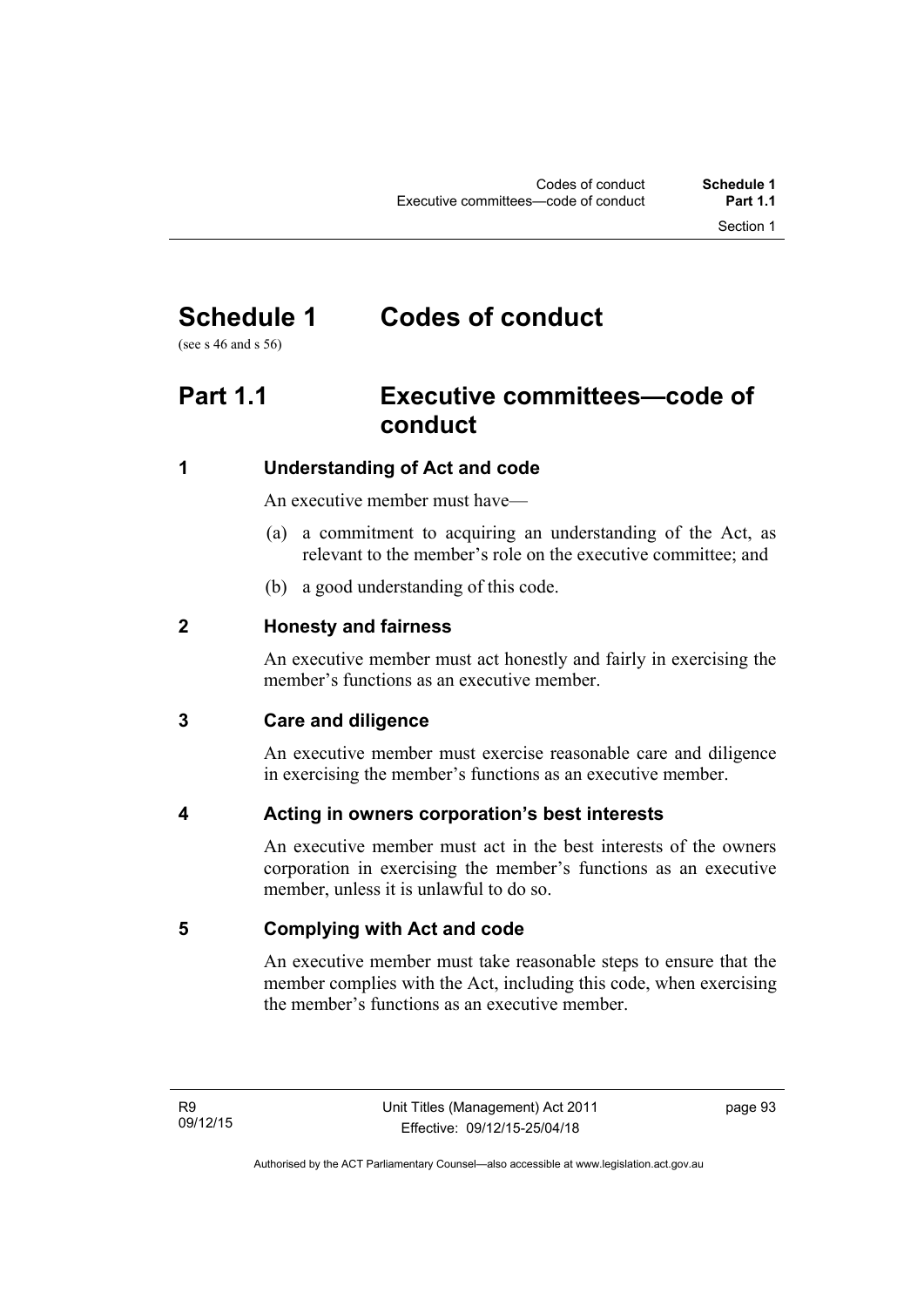# Schedule 1 Codes of conduct

(see s 46 and s 56)

## Part 1.1 Executive committees—code of conduct

### 1 Understanding of Act and code

An executive member must have—

(a) a commitment to acquiring an understanding of the Act, as relevant to the member's role on the executive committee; and

(b) a good understanding of this code.

### 2 Honesty and fairness

An executive member must act honestly and fairly in exercising the member's functions as an executive member.

### 3 Care and diligence

An executive member must exercise reasonable care and diligence in exercising the member's functions as an executive member.

### 4 Acting in owners corporation's best interests

An executive member must act in the best interests of the owners corporation in exercising the member's functions as an executive member, unless it is unlawful to do so.

### 5 Complying with Act and code

An executive member must take reasonable steps to ensure that the member complies with the Act, including this code, when exercising the member's functions as an executive member.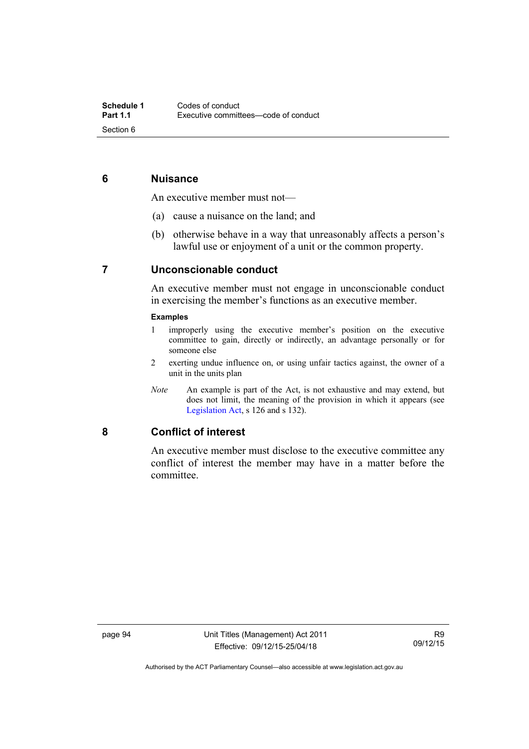## 6 Nuisance

An executive member must not—

(a) cause a nuisance on the land; and

(b) otherwise behave in a way that unreasonably affects a person's lawful use or enjoyment of a unit or the common property.

## 7 Unconscionable conduct

An executive member must not engage in unconscionable conduct in exercising the member's functions as an executive member.

**Examples**

1 improperly using the executive member's position on the executive committee to gain, directly or indirectly, an advantage personally or for someone else

2 exerting undue influence on, or using unfair tactics against, the owner of a unit in the units plan

*Note* An example is part of the Act, is not exhaustive and may extend, but does not limit, the meaning of the provision in which it appears (see Legislation Act, s 126 and s 132).

## 8 Conflict of interest

An executive member must disclose to the executive committee any conflict of interest the member may have in a matter before the committee.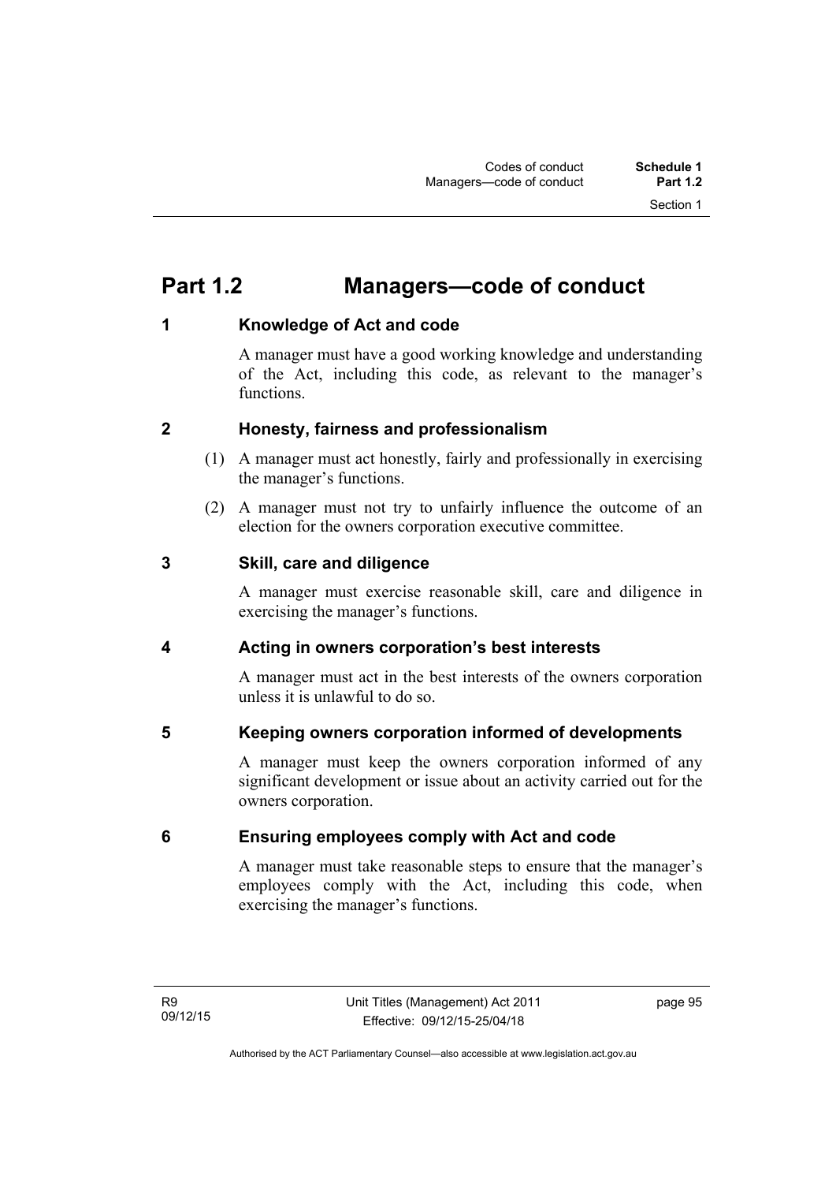## Part 1.2 Managers—code of conduct

### 1 Knowledge of Act and code

A manager must have a good working knowledge and understanding of the Act, including this code, as relevant to the manager's functions.

### 2 Honesty, fairness and professionalism

(1) A manager must act honestly, fairly and professionally in exercising the manager's functions.

(2) A manager must not try to unfairly influence the outcome of an election for the owners corporation executive committee.

### 3 Skill, care and diligence

A manager must exercise reasonable skill, care and diligence in exercising the manager's functions.

### 4 Acting in owners corporation's best interests

A manager must act in the best interests of the owners corporation unless it is unlawful to do so.

### 5 Keeping owners corporation informed of developments

A manager must keep the owners corporation informed of any significant development or issue about an activity carried out for the owners corporation.

### 6 Ensuring employees comply with Act and code

A manager must take reasonable steps to ensure that the manager's employees comply with the Act, including this code, when exercising the manager's functions.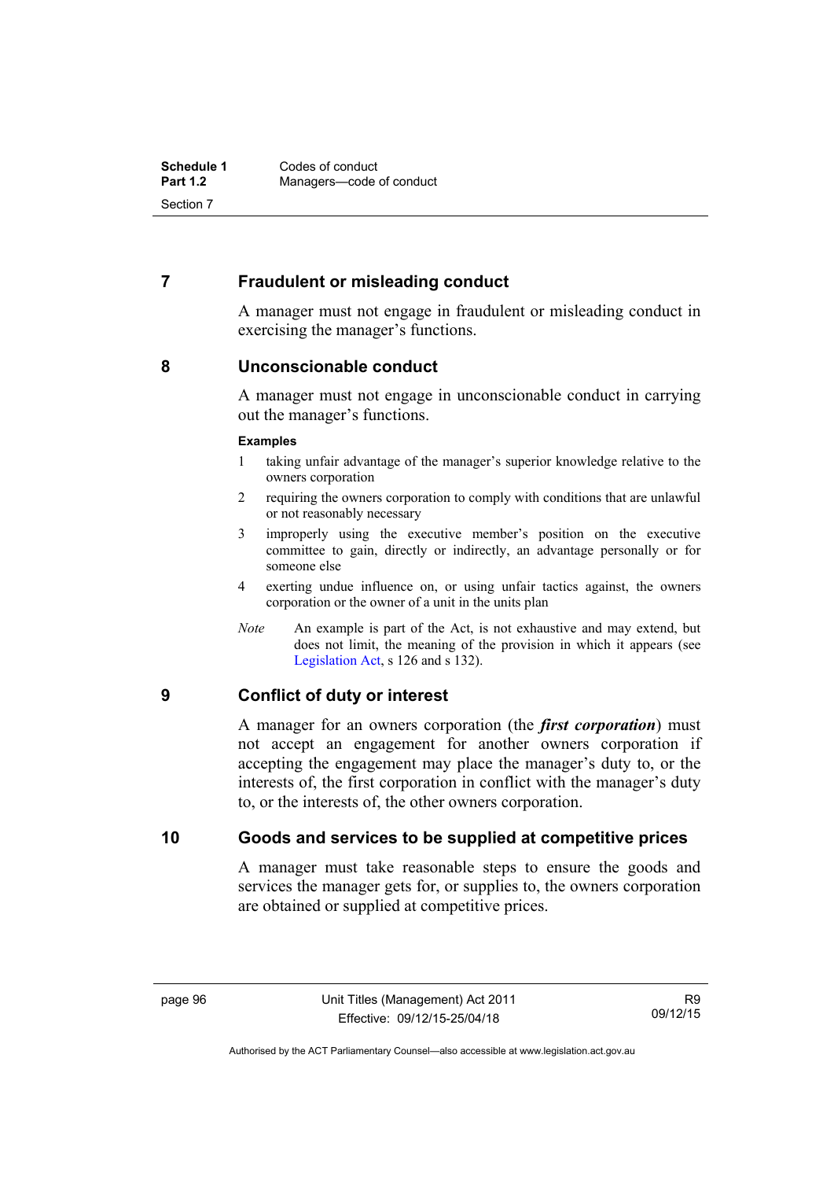## 7 Fraudulent or misleading conduct

A manager must not engage in fraudulent or misleading conduct in exercising the manager's functions.

## 8 Unconscionable conduct

A manager must not engage in unconscionable conduct in carrying out the manager's functions.

**Examples**

1 taking unfair advantage of the manager's superior knowledge relative to the owners corporation

2 requiring the owners corporation to comply with conditions that are unlawful or not reasonably necessary

3 improperly using the executive member's position on the executive committee to gain, directly or indirectly, an advantage personally or for someone else

4 exerting undue influence on, or using unfair tactics against, the owners corporation or the owner of a unit in the units plan

*Note* An example is part of the Act, is not exhaustive and may extend, but does not limit, the meaning of the provision in which it appears (see Legislation Act, s 126 and s 132).

## 9 Conflict of duty or interest

A manager for an owners corporation (the ***first corporation***) must not accept an engagement for another owners corporation if accepting the engagement may place the manager's duty to, or the interests of, the first corporation in conflict with the manager's duty to, or the interests of, the other owners corporation.

## 10 Goods and services to be supplied at competitive prices

A manager must take reasonable steps to ensure the goods and services the manager gets for, or supplies to, the owners corporation are obtained or supplied at competitive prices.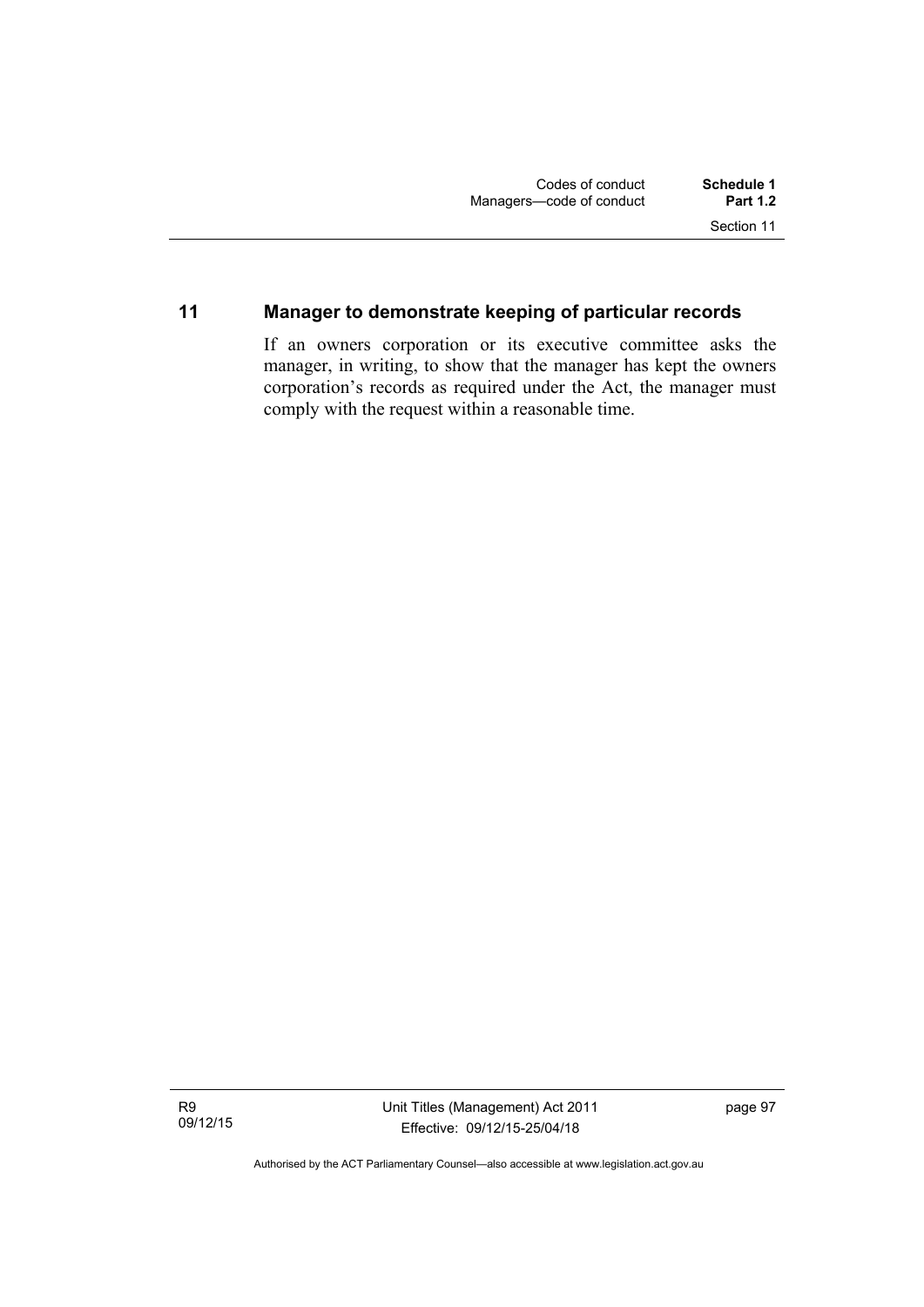## 11 Manager to demonstrate keeping of particular records

If an owners corporation or its executive committee asks the manager, in writing, to show that the manager has kept the owners corporation's records as required under the Act, the manager must comply with the request within a reasonable time.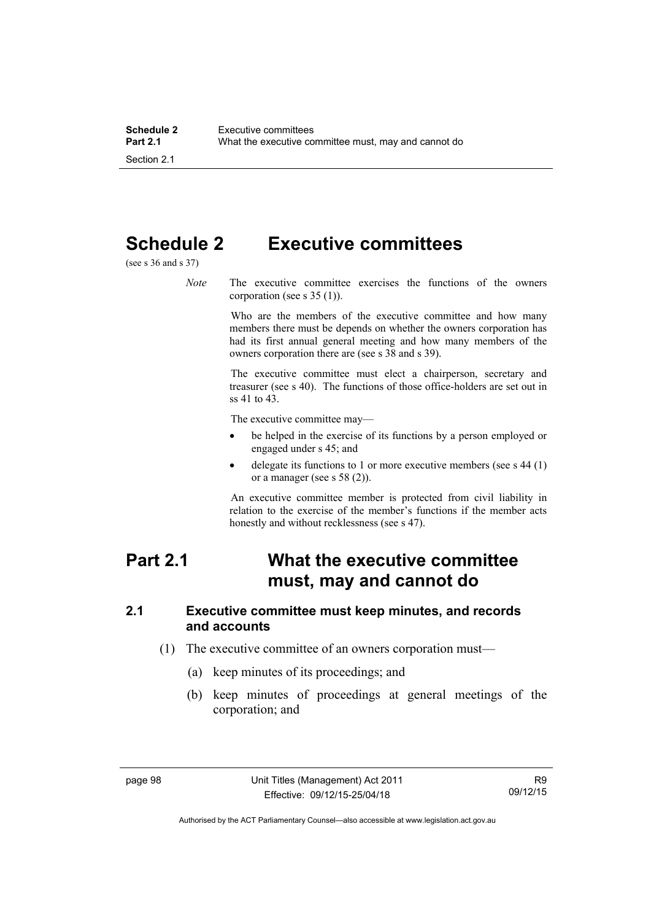# Schedule 2 Executive committees

(see s 36 and s 37)

*Note* The executive committee exercises the functions of the owners corporation (see s 35 (1)).

Who are the members of the executive committee and how many members there must be depends on whether the owners corporation has had its first annual general meeting and how many members of the owners corporation there are (see s 38 and s 39).

The executive committee must elect a chairperson, secretary and treasurer (see s 40). The functions of those office-holders are set out in ss 41 to 43.

The executive committee may—

- be helped in the exercise of its functions by a person employed or engaged under s 45; and
- delegate its functions to 1 or more executive members (see s 44 (1) or a manager (see s 58 (2)).

An executive committee member is protected from civil liability in relation to the exercise of the member's functions if the member acts honestly and without recklessness (see s 47).

## Part 2.1 What the executive committee must, may and cannot do

### 2.1 Executive committee must keep minutes, and records and accounts

(1) The executive committee of an owners corporation must—

(a) keep minutes of its proceedings; and

(b) keep minutes of proceedings at general meetings of the corporation; and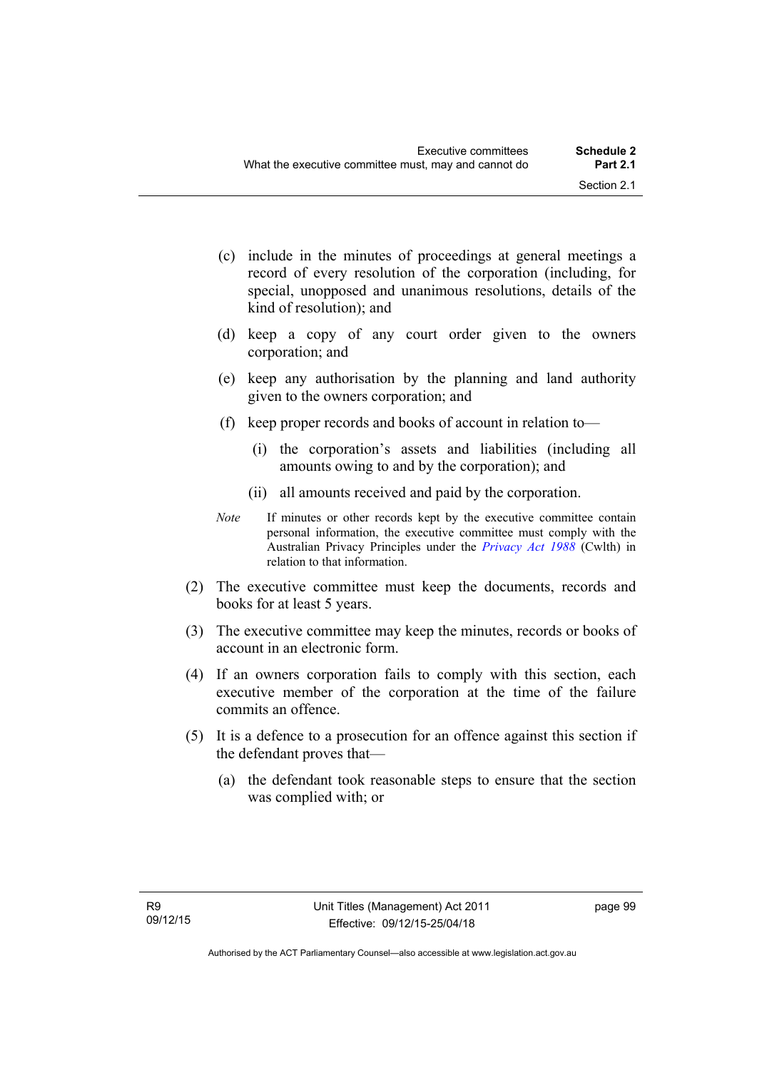(c) include in the minutes of proceedings at general meetings a record of every resolution of the corporation (including, for special, unopposed and unanimous resolutions, details of the kind of resolution); and

(d) keep a copy of any court order given to the owners corporation; and

(e) keep any authorisation by the planning and land authority given to the owners corporation; and

(f) keep proper records and books of account in relation to—

(i) the corporation's assets and liabilities (including all amounts owing to and by the corporation); and

(ii) all amounts received and paid by the corporation.

*Note* If minutes or other records kept by the executive committee contain personal information, the executive committee must comply with the Australian Privacy Principles under the *Privacy Act 1988* (Cwlth) in relation to that information.

(2) The executive committee must keep the documents, records and books for at least 5 years.

(3) The executive committee may keep the minutes, records or books of account in an electronic form.

(4) If an owners corporation fails to comply with this section, each executive member of the corporation at the time of the failure commits an offence.

(5) It is a defence to a prosecution for an offence against this section if the defendant proves that—

(a) the defendant took reasonable steps to ensure that the section was complied with; or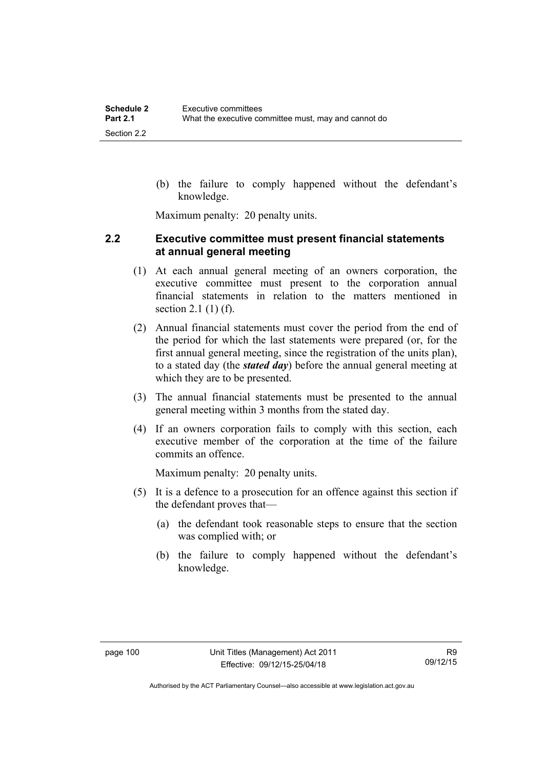(b) the failure to comply happened without the defendant's knowledge.

Maximum penalty: 20 penalty units.

### 2.2 Executive committee must present financial statements at annual general meeting

(1) At each annual general meeting of an owners corporation, the executive committee must present to the corporation annual financial statements in relation to the matters mentioned in section 2.1 (1) (f).

(2) Annual financial statements must cover the period from the end of the period for which the last statements were prepared (or, for the first annual general meeting, since the registration of the units plan), to a stated day (the ***stated day***) before the annual general meeting at which they are to be presented.

(3) The annual financial statements must be presented to the annual general meeting within 3 months from the stated day.

(4) If an owners corporation fails to comply with this section, each executive member of the corporation at the time of the failure commits an offence.

Maximum penalty: 20 penalty units.

(5) It is a defence to a prosecution for an offence against this section if the defendant proves that—

(a) the defendant took reasonable steps to ensure that the section was complied with; or

(b) the failure to comply happened without the defendant's knowledge.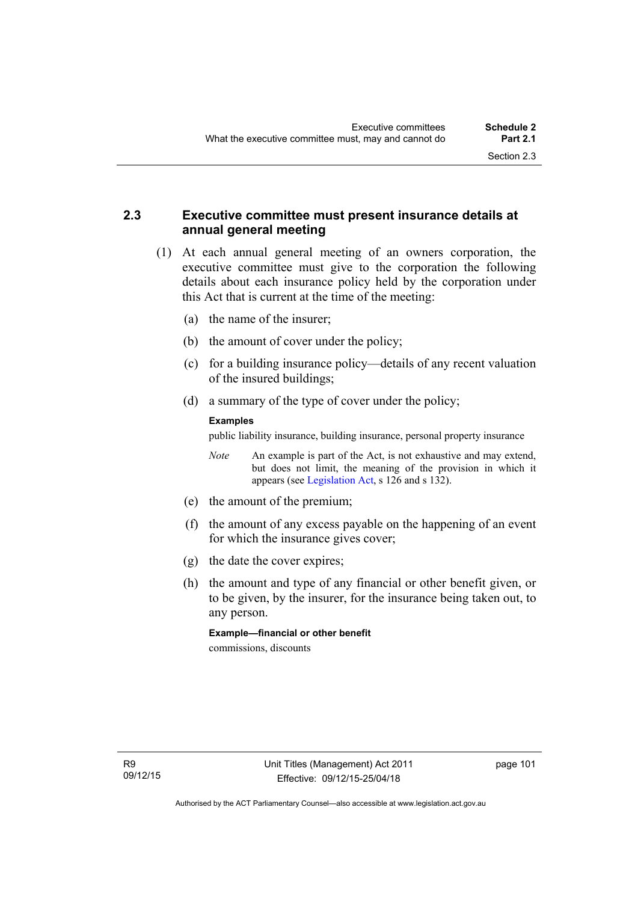## 2.3 Executive committee must present insurance details at annual general meeting

(1) At each annual general meeting of an owners corporation, the executive committee must give to the corporation the following details about each insurance policy held by the corporation under this Act that is current at the time of the meeting:

(a) the name of the insurer;

(b) the amount of cover under the policy;

(c) for a building insurance policy—details of any recent valuation of the insured buildings;

(d) a summary of the type of cover under the policy;

**Examples**

public liability insurance, building insurance, personal property insurance

*Note* An example is part of the Act, is not exhaustive and may extend, but does not limit, the meaning of the provision in which it appears (see Legislation Act, s 126 and s 132).

(e) the amount of the premium;

(f) the amount of any excess payable on the happening of an event for which the insurance gives cover;

(g) the date the cover expires;

(h) the amount and type of any financial or other benefit given, or to be given, by the insurer, for the insurance being taken out, to any person.

**Example—financial or other benefit**

commissions, discounts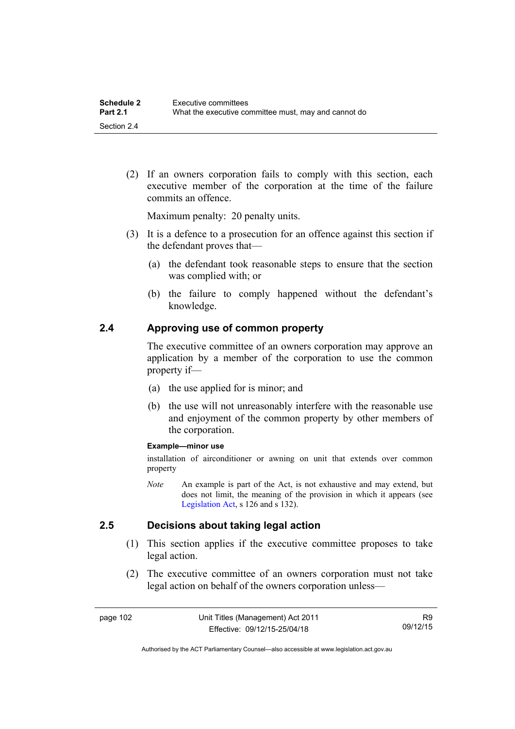(2) If an owners corporation fails to comply with this section, each executive member of the corporation at the time of the failure commits an offence.

Maximum penalty: 20 penalty units.

(3) It is a defence to a prosecution for an offence against this section if the defendant proves that—

(a) the defendant took reasonable steps to ensure that the section was complied with; or

(b) the failure to comply happened without the defendant's knowledge.

## 2.4 Approving use of common property

The executive committee of an owners corporation may approve an application by a member of the corporation to use the common property if—

(a) the use applied for is minor; and

(b) the use will not unreasonably interfere with the reasonable use and enjoyment of the common property by other members of the corporation.

**Example—minor use**

installation of airconditioner or awning on unit that extends over common property

*Note* An example is part of the Act, is not exhaustive and may extend, but does not limit, the meaning of the provision in which it appears (see Legislation Act, s 126 and s 132).

## 2.5 Decisions about taking legal action

(1) This section applies if the executive committee proposes to take legal action.

(2) The executive committee of an owners corporation must not take legal action on behalf of the owners corporation unless—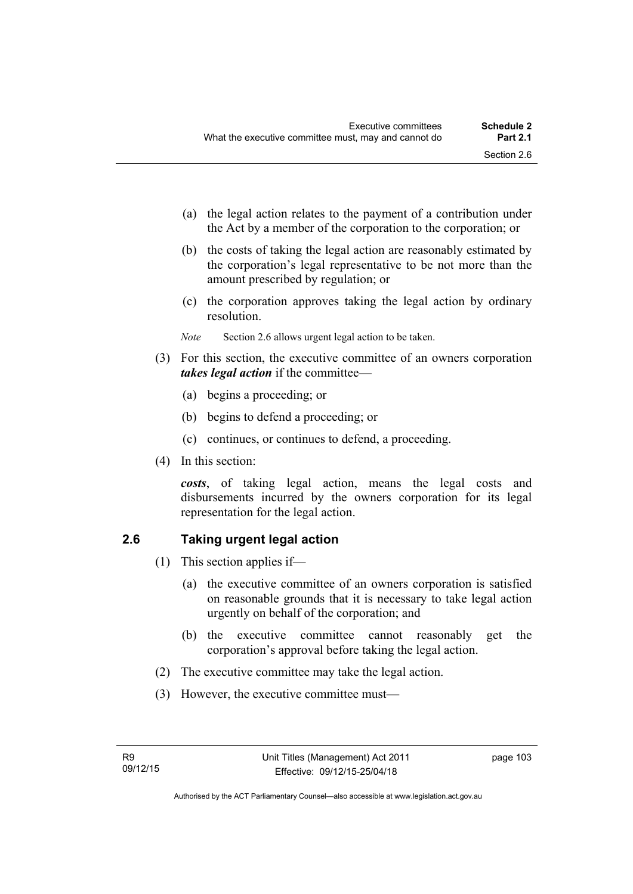(a) the legal action relates to the payment of a contribution under the Act by a member of the corporation to the corporation; or

(b) the costs of taking the legal action are reasonably estimated by the corporation's legal representative to be not more than the amount prescribed by regulation; or

(c) the corporation approves taking the legal action by ordinary resolution.

*Note* Section 2.6 allows urgent legal action to be taken.

(3) For this section, the executive committee of an owners corporation ***takes legal action*** if the committee—

(a) begins a proceeding; or

(b) begins to defend a proceeding; or

(c) continues, or continues to defend, a proceeding.

(4) In this section:

***costs***, of taking legal action, means the legal costs and disbursements incurred by the owners corporation for its legal representation for the legal action.

## 2.6 Taking urgent legal action

(1) This section applies if—

(a) the executive committee of an owners corporation is satisfied on reasonable grounds that it is necessary to take legal action urgently on behalf of the corporation; and

(b) the executive committee cannot reasonably get the corporation's approval before taking the legal action.

(2) The executive committee may take the legal action.

(3) However, the executive committee must—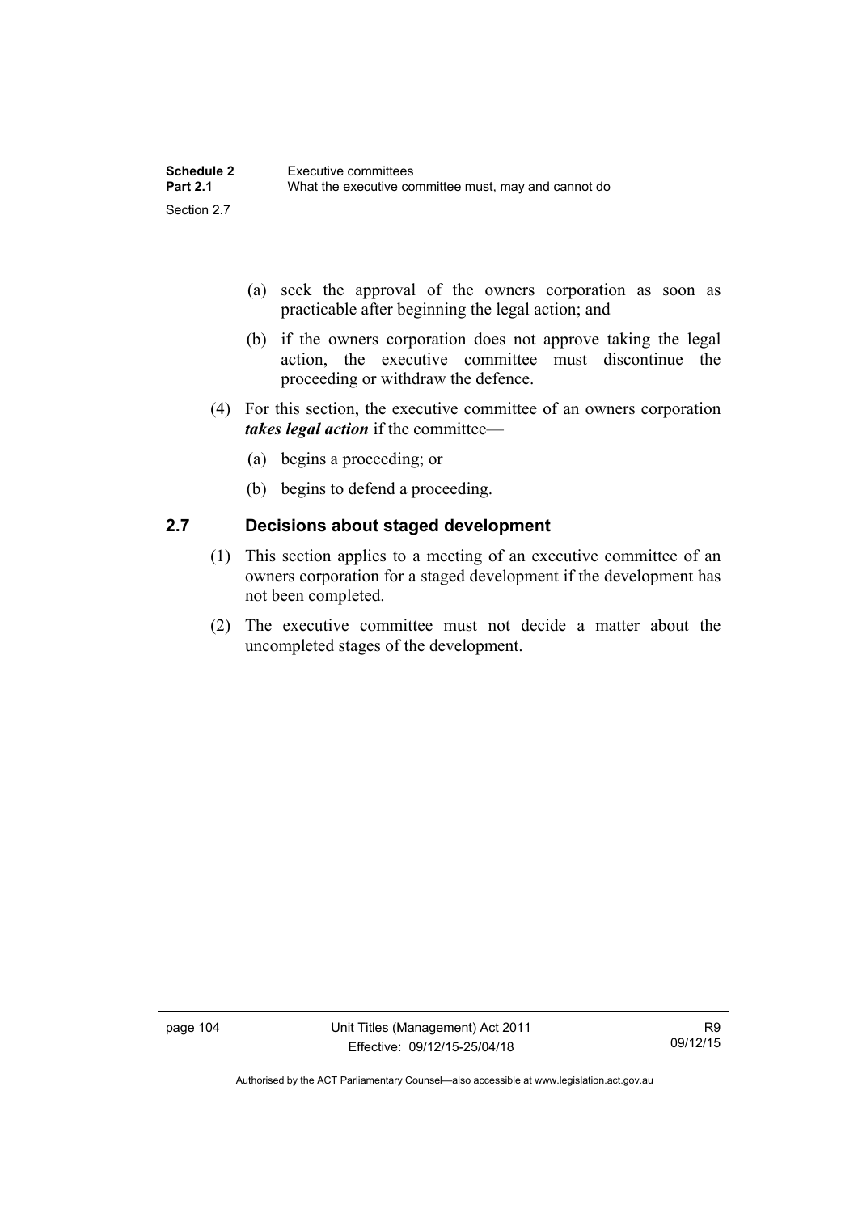(a) seek the approval of the owners corporation as soon as practicable after beginning the legal action; and

(b) if the owners corporation does not approve taking the legal action, the executive committee must discontinue the proceeding or withdraw the defence.

(4) For this section, the executive committee of an owners corporation ***takes legal action*** if the committee—

(a) begins a proceeding; or

(b) begins to defend a proceeding.

### 2.7 Decisions about staged development

(1) This section applies to a meeting of an executive committee of an owners corporation for a staged development if the development has not been completed.

(2) The executive committee must not decide a matter about the uncompleted stages of the development.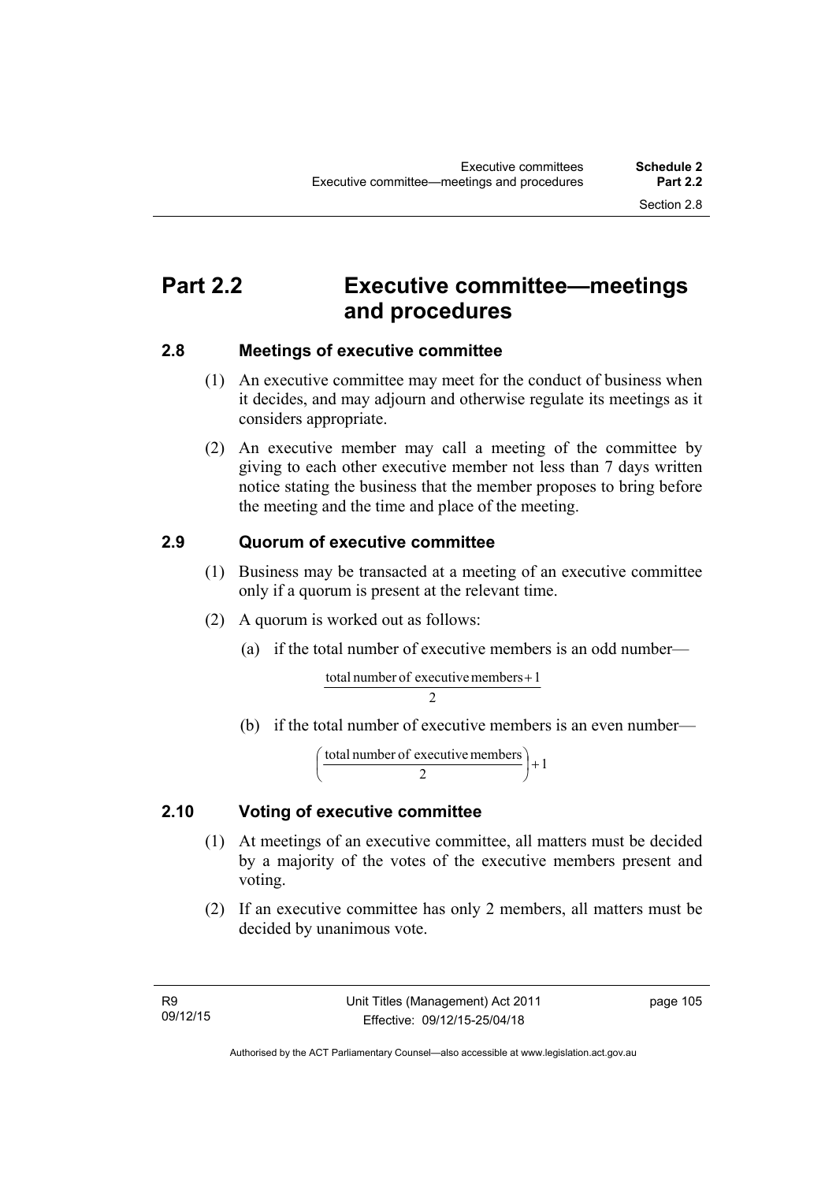# Part 2.2 Executive committee—meetings and procedures

## 2.8 Meetings of executive committee

(1) An executive committee may meet for the conduct of business when it decides, and may adjourn and otherwise regulate its meetings as it considers appropriate.

(2) An executive member may call a meeting of the committee by giving to each other executive member not less than 7 days written notice stating the business that the member proposes to bring before the meeting and the time and place of the meeting.

## 2.9 Quorum of executive committee

(1) Business may be transacted at a meeting of an executive committee only if a quorum is present at the relevant time.

(2) A quorum is worked out as follows:

(a) if the total number of executive members is an odd number—

$$\frac{\text{total number of executive members} + 1}{2}$$

(b) if the total number of executive members is an even number—

$$\left(\frac{\text{total number of executive members}}{2}\right) + 1$$

## 2.10 Voting of executive committee

(1) At meetings of an executive committee, all matters must be decided by a majority of the votes of the executive members present and voting.

(2) If an executive committee has only 2 members, all matters must be decided by unanimous vote.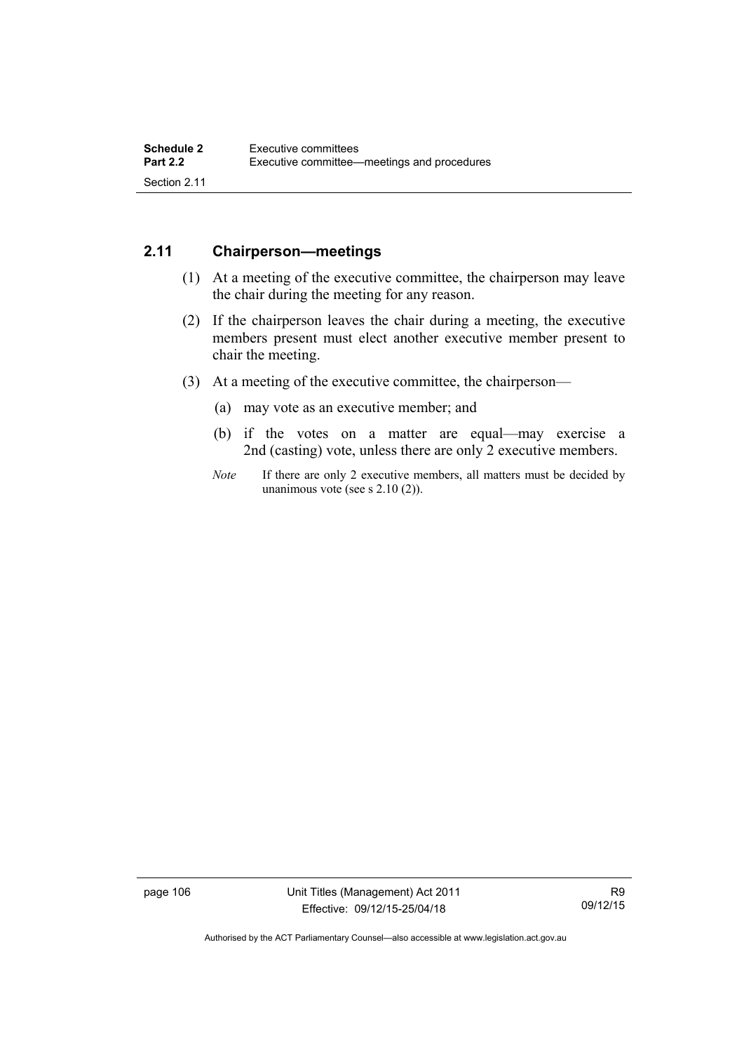## 2.11 Chairperson—meetings

(1) At a meeting of the executive committee, the chairperson may leave the chair during the meeting for any reason.

(2) If the chairperson leaves the chair during a meeting, the executive members present must elect another executive member present to chair the meeting.

(3) At a meeting of the executive committee, the chairperson—

(a) may vote as an executive member; and

(b) if the votes on a matter are equal—may exercise a 2nd (casting) vote, unless there are only 2 executive members.

*Note* If there are only 2 executive members, all matters must be decided by unanimous vote (see s 2.10 (2)).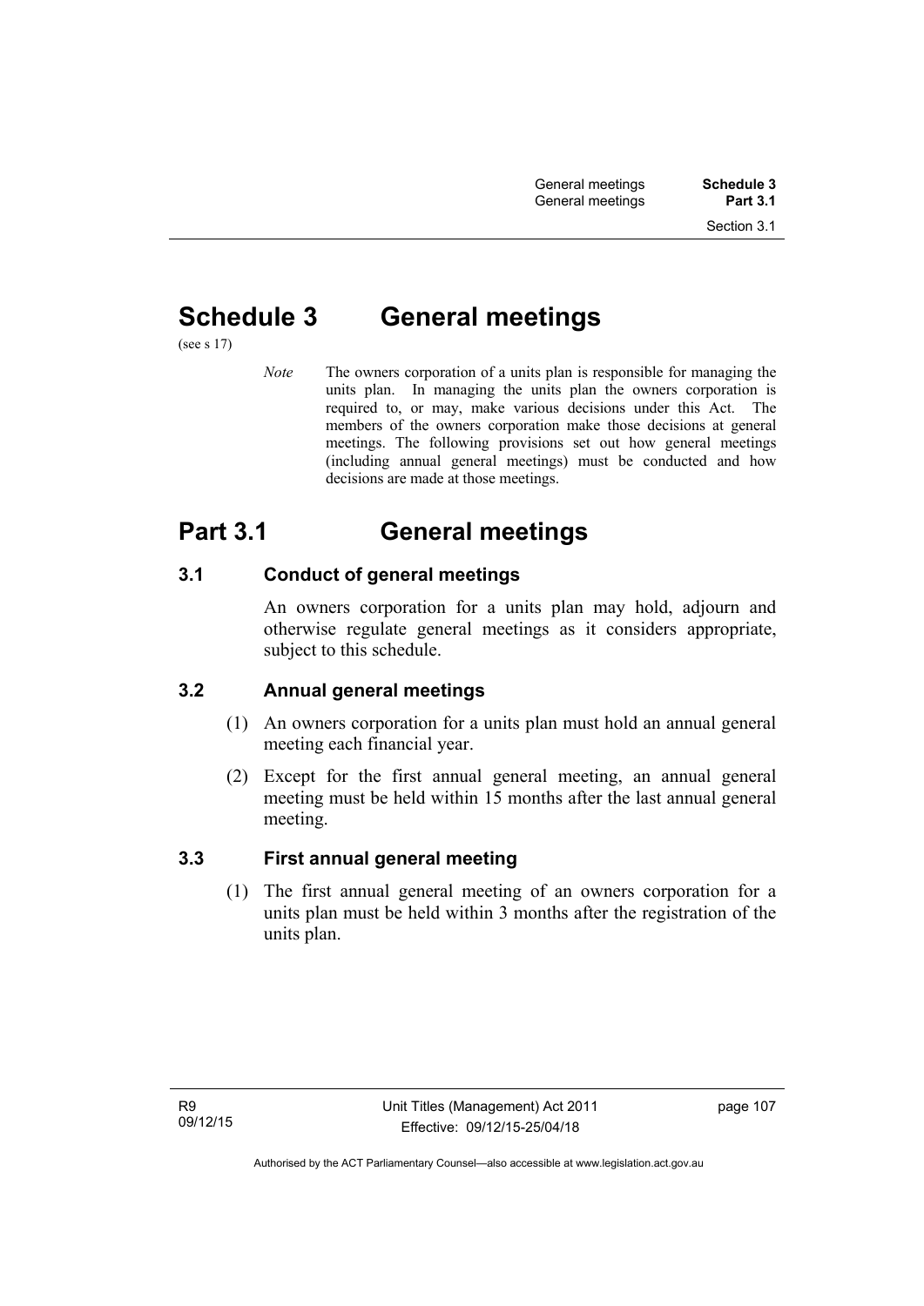# Schedule 3 General meetings

(see s 17)

*Note* The owners corporation of a units plan is responsible for managing the units plan. In managing the units plan the owners corporation is required to, or may, make various decisions under this Act. The members of the owners corporation make those decisions at general meetings. The following provisions set out how general meetings (including annual general meetings) must be conducted and how decisions are made at those meetings.

# Part 3.1 General meetings

### 3.1 Conduct of general meetings

An owners corporation for a units plan may hold, adjourn and otherwise regulate general meetings as it considers appropriate, subject to this schedule.

### 3.2 Annual general meetings

(1) An owners corporation for a units plan must hold an annual general meeting each financial year.

(2) Except for the first annual general meeting, an annual general meeting must be held within 15 months after the last annual general meeting.

### 3.3 First annual general meeting

(1) The first annual general meeting of an owners corporation for a units plan must be held within 3 months after the registration of the units plan.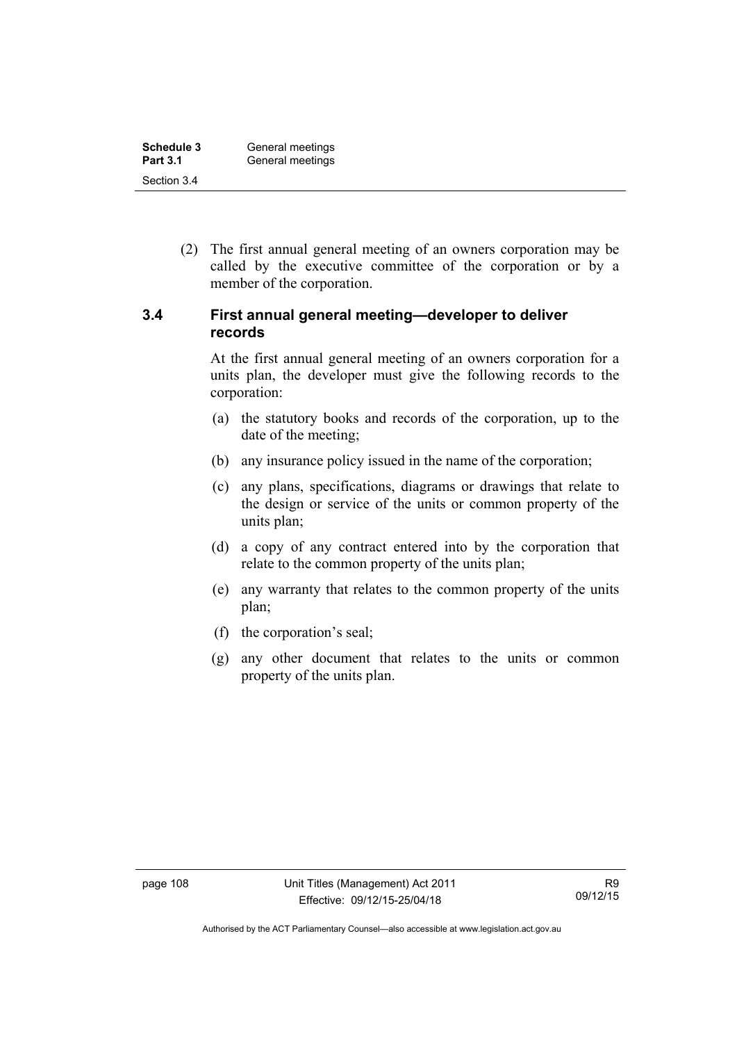(2) The first annual general meeting of an owners corporation may be called by the executive committee of the corporation or by a member of the corporation.

### 3.4 First annual general meeting—developer to deliver records

At the first annual general meeting of an owners corporation for a units plan, the developer must give the following records to the corporation:

(a) the statutory books and records of the corporation, up to the date of the meeting;

(b) any insurance policy issued in the name of the corporation;

(c) any plans, specifications, diagrams or drawings that relate to the design or service of the units or common property of the units plan;

(d) a copy of any contract entered into by the corporation that relate to the common property of the units plan;

(e) any warranty that relates to the common property of the units plan;

(f) the corporation's seal;

(g) any other document that relates to the units or common property of the units plan.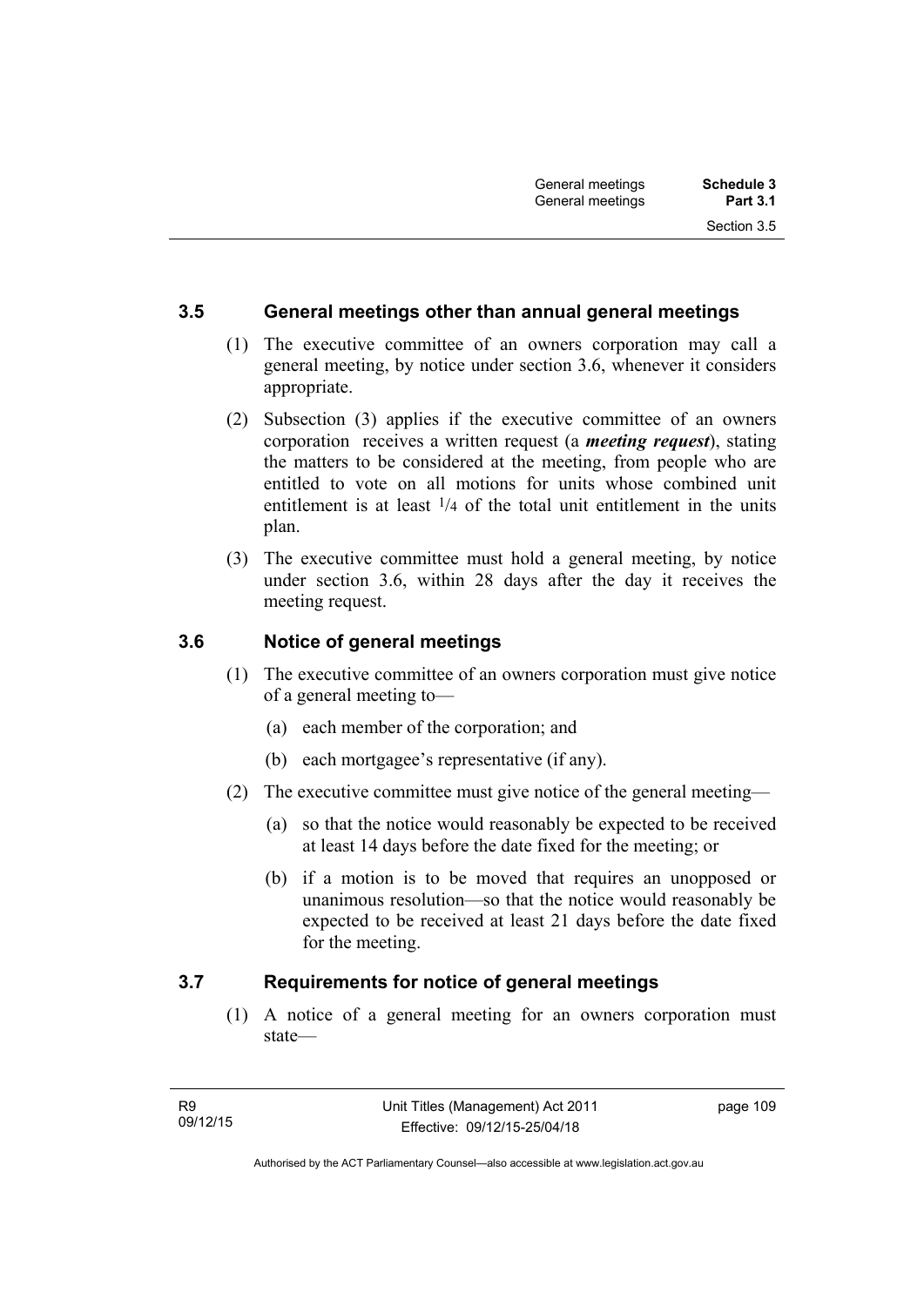## 3.5 General meetings other than annual general meetings

(1) The executive committee of an owners corporation may call a general meeting, by notice under section 3.6, whenever it considers appropriate.

(2) Subsection (3) applies if the executive committee of an owners corporation receives a written request (a ***meeting request***), stating the matters to be considered at the meeting, from people who are entitled to vote on all motions for units whose combined unit entitlement is at least $^1/_4$ of the total unit entitlement in the units plan.

(3) The executive committee must hold a general meeting, by notice under section 3.6, within 28 days after the day it receives the meeting request.

## 3.6 Notice of general meetings

(1) The executive committee of an owners corporation must give notice of a general meeting to—

- (a) each member of the corporation; and
- (b) each mortgagee's representative (if any).

(2) The executive committee must give notice of the general meeting—

- (a) so that the notice would reasonably be expected to be received at least 14 days before the date fixed for the meeting; or
- (b) if a motion is to be moved that requires an unopposed or unanimous resolution—so that the notice would reasonably be expected to be received at least 21 days before the date fixed for the meeting.

## 3.7 Requirements for notice of general meetings

(1) A notice of a general meeting for an owners corporation must state—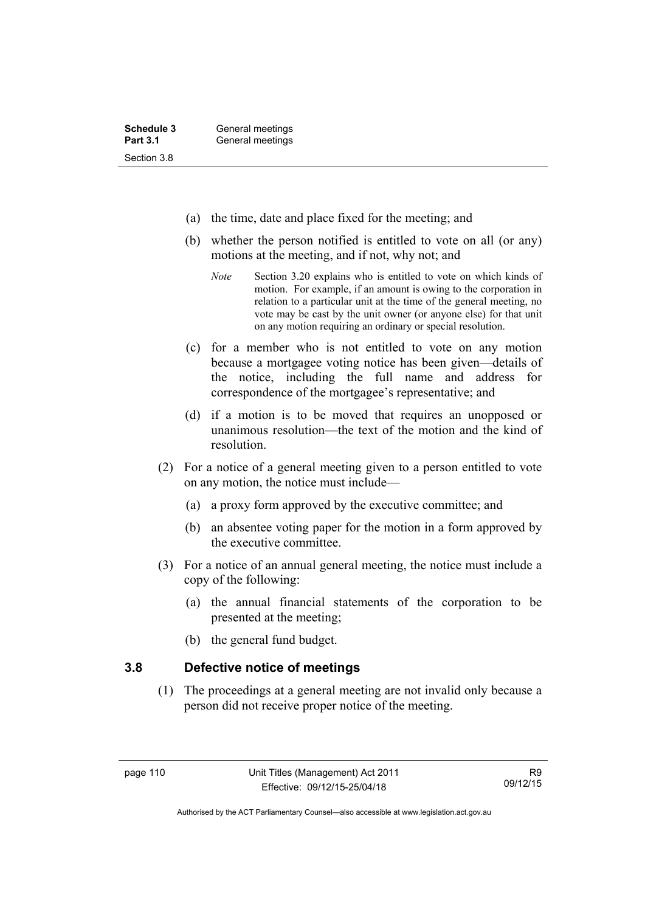(a) the time, date and place fixed for the meeting; and

(b) whether the person notified is entitled to vote on all (or any) motions at the meeting, and if not, why not; and

*Note* Section 3.20 explains who is entitled to vote on which kinds of motion. For example, if an amount is owing to the corporation in relation to a particular unit at the time of the general meeting, no vote may be cast by the unit owner (or anyone else) for that unit on any motion requiring an ordinary or special resolution.

(c) for a member who is not entitled to vote on any motion because a mortgagee voting notice has been given—details of the notice, including the full name and address for correspondence of the mortgagee's representative; and

(d) if a motion is to be moved that requires an unopposed or unanimous resolution—the text of the motion and the kind of resolution.

(2) For a notice of a general meeting given to a person entitled to vote on any motion, the notice must include—

(a) a proxy form approved by the executive committee; and

(b) an absentee voting paper for the motion in a form approved by the executive committee.

(3) For a notice of an annual general meeting, the notice must include a copy of the following:

(a) the annual financial statements of the corporation to be presented at the meeting;

(b) the general fund budget.

### 3.8 Defective notice of meetings

(1) The proceedings at a general meeting are not invalid only because a person did not receive proper notice of the meeting.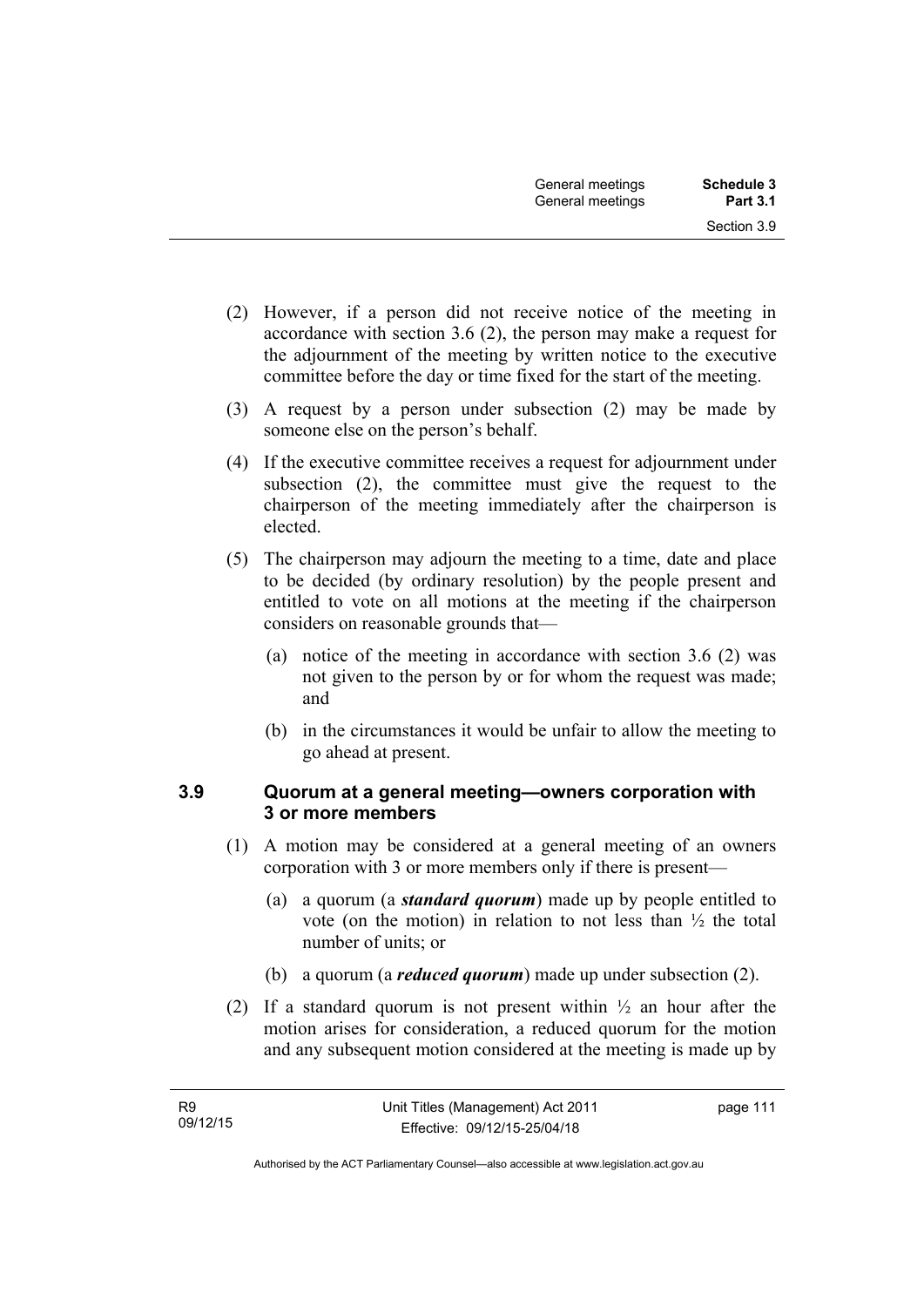(2) However, if a person did not receive notice of the meeting in accordance with section 3.6 (2), the person may make a request for the adjournment of the meeting by written notice to the executive committee before the day or time fixed for the start of the meeting.

(3) A request by a person under subsection (2) may be made by someone else on the person's behalf.

(4) If the executive committee receives a request for adjournment under subsection (2), the committee must give the request to the chairperson of the meeting immediately after the chairperson is elected.

(5) The chairperson may adjourn the meeting to a time, date and place to be decided (by ordinary resolution) by the people present and entitled to vote on all motions at the meeting if the chairperson considers on reasonable grounds that—

(a) notice of the meeting in accordance with section 3.6 (2) was not given to the person by or for whom the request was made; and

(b) in the circumstances it would be unfair to allow the meeting to go ahead at present.

### 3.9 Quorum at a general meeting—owners corporation with 3 or more members

(1) A motion may be considered at a general meeting of an owners corporation with 3 or more members only if there is present—

(a) a quorum (a ***standard quorum***) made up by people entitled to vote (on the motion) in relation to not less than ½ the total number of units; or

(b) a quorum (a ***reduced quorum***) made up under subsection (2).

(2) If a standard quorum is not present within ½ an hour after the motion arises for consideration, a reduced quorum for the motion and any subsequent motion considered at the meeting is made up by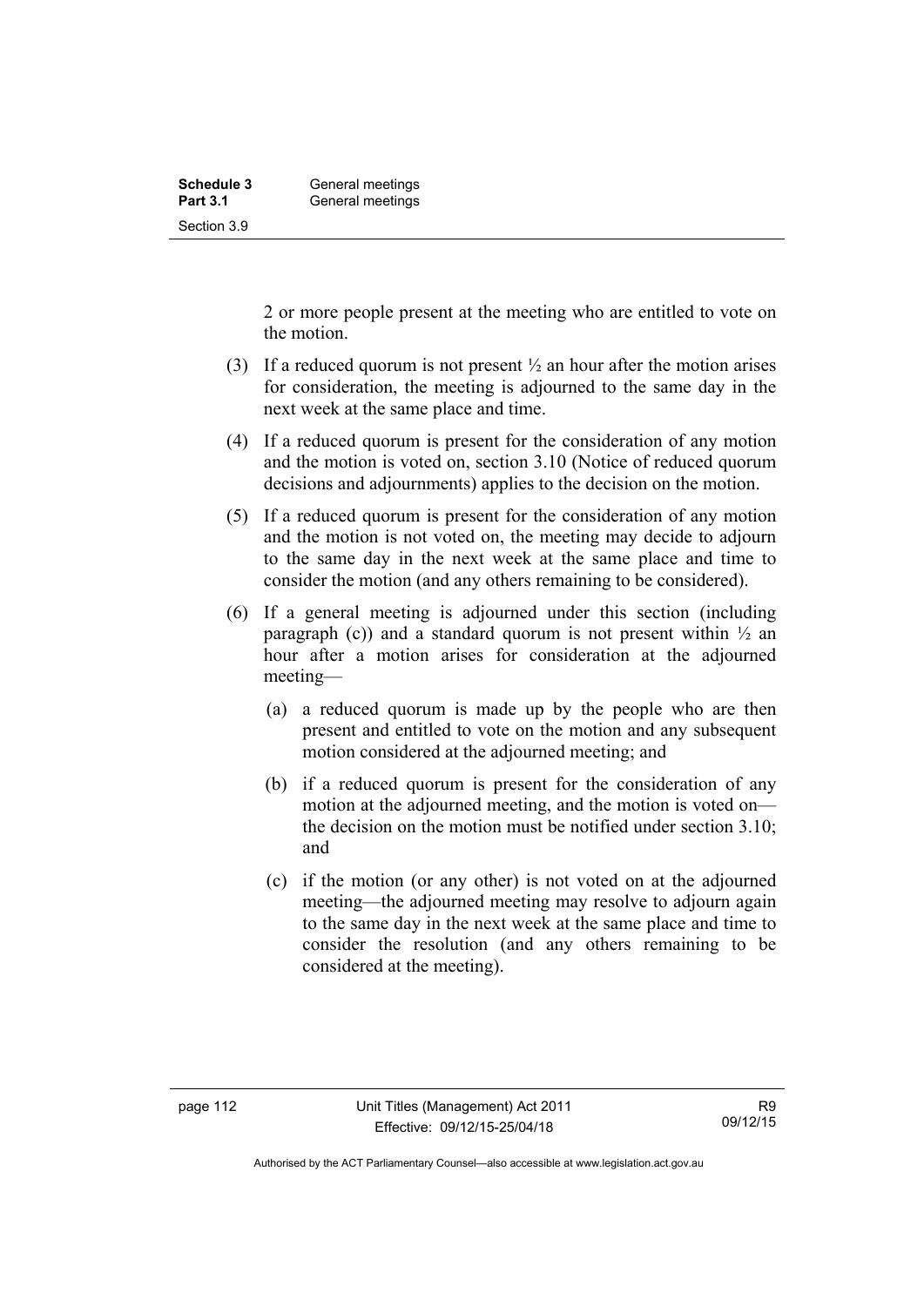2 or more people present at the meeting who are entitled to vote on the motion.

(3) If a reduced quorum is not present ½ an hour after the motion arises for consideration, the meeting is adjourned to the same day in the next week at the same place and time.

(4) If a reduced quorum is present for the consideration of any motion and the motion is voted on, section 3.10 (Notice of reduced quorum decisions and adjournments) applies to the decision on the motion.

(5) If a reduced quorum is present for the consideration of any motion and the motion is not voted on, the meeting may decide to adjourn to the same day in the next week at the same place and time to consider the motion (and any others remaining to be considered).

(6) If a general meeting is adjourned under this section (including paragraph (c)) and a standard quorum is not present within ½ an hour after a motion arises for consideration at the adjourned meeting—

(a) a reduced quorum is made up by the people who are then present and entitled to vote on the motion and any subsequent motion considered at the adjourned meeting; and

(b) if a reduced quorum is present for the consideration of any motion at the adjourned meeting, and the motion is voted on—the decision on the motion must be notified under section 3.10; and

(c) if the motion (or any other) is not voted on at the adjourned meeting—the adjourned meeting may resolve to adjourn again to the same day in the next week at the same place and time to consider the resolution (and any others remaining to be considered at the meeting).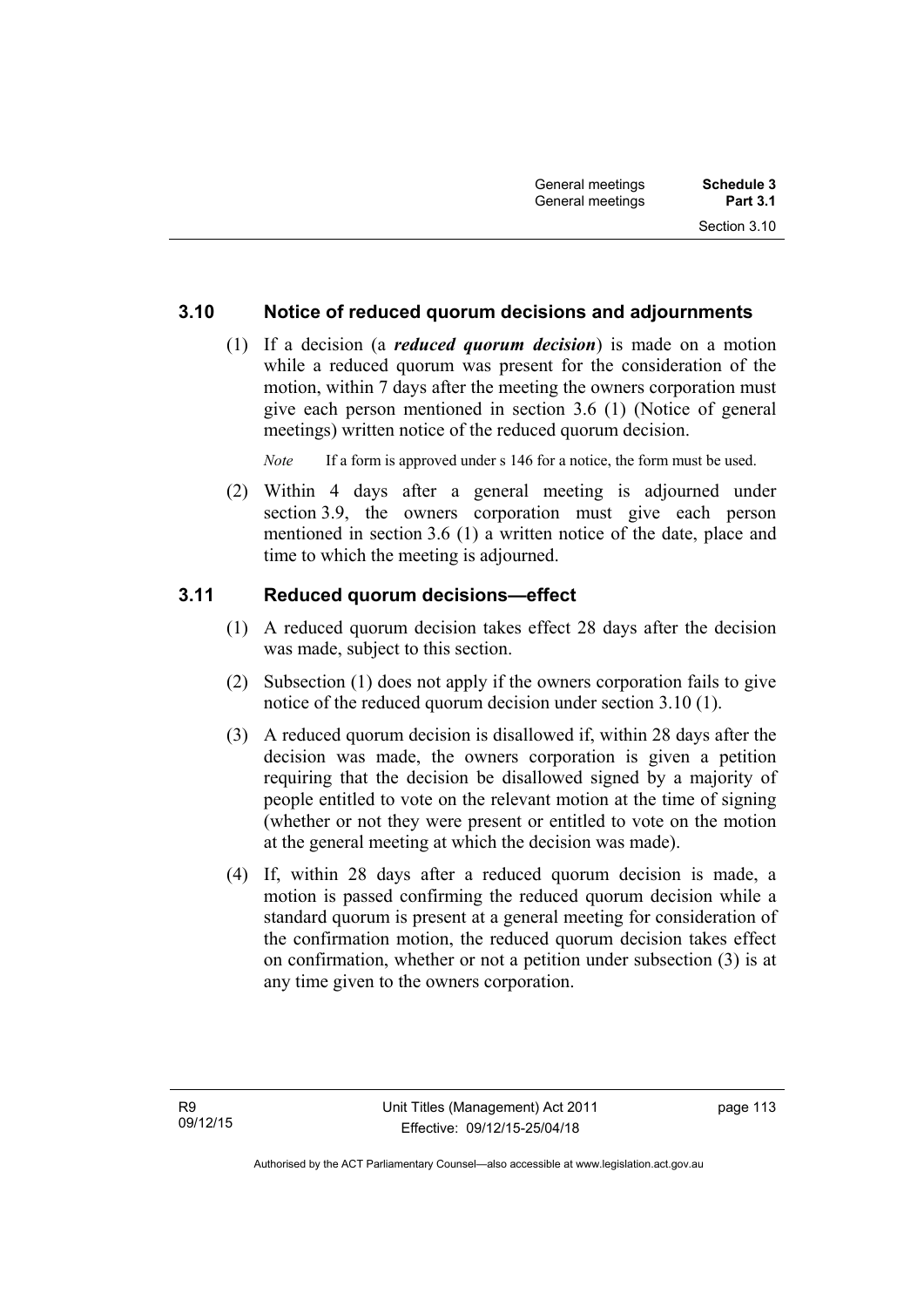### 3.10 Notice of reduced quorum decisions and adjournments

(1) If a decision (a ***reduced quorum decision***) is made on a motion while a reduced quorum was present for the consideration of the motion, within 7 days after the meeting the owners corporation must give each person mentioned in section 3.6 (1) (Notice of general meetings) written notice of the reduced quorum decision.

*Note* If a form is approved under s 146 for a notice, the form must be used.

(2) Within 4 days after a general meeting is adjourned under section 3.9, the owners corporation must give each person mentioned in section 3.6 (1) a written notice of the date, place and time to which the meeting is adjourned.

### 3.11 Reduced quorum decisions—effect

(1) A reduced quorum decision takes effect 28 days after the decision was made, subject to this section.

(2) Subsection (1) does not apply if the owners corporation fails to give notice of the reduced quorum decision under section 3.10 (1).

(3) A reduced quorum decision is disallowed if, within 28 days after the decision was made, the owners corporation is given a petition requiring that the decision be disallowed signed by a majority of people entitled to vote on the relevant motion at the time of signing (whether or not they were present or entitled to vote on the motion at the general meeting at which the decision was made).

(4) If, within 28 days after a reduced quorum decision is made, a motion is passed confirming the reduced quorum decision while a standard quorum is present at a general meeting for consideration of the confirmation motion, the reduced quorum decision takes effect on confirmation, whether or not a petition under subsection (3) is at any time given to the owners corporation.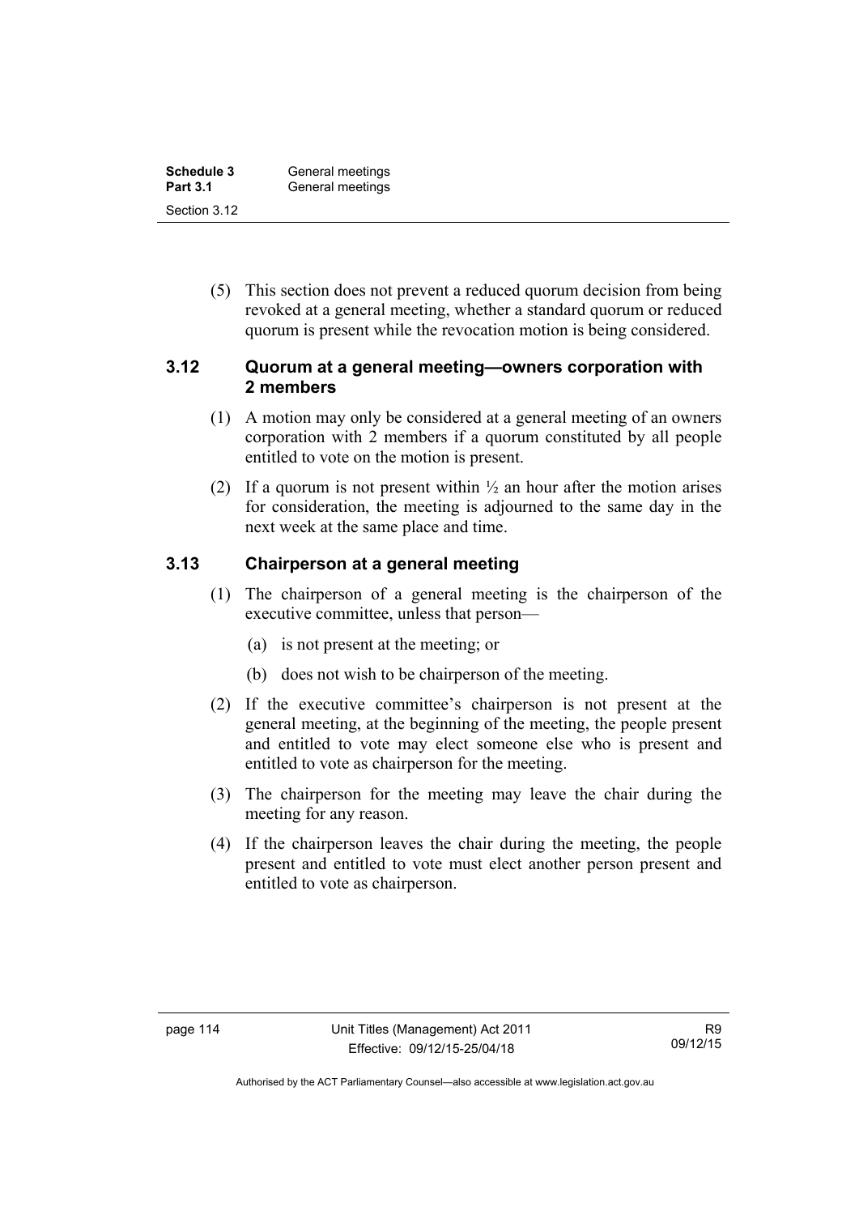(5) This section does not prevent a reduced quorum decision from being revoked at a general meeting, whether a standard quorum or reduced quorum is present while the revocation motion is being considered.

### 3.12 Quorum at a general meeting—owners corporation with 2 members

(1) A motion may only be considered at a general meeting of an owners corporation with 2 members if a quorum constituted by all people entitled to vote on the motion is present.

(2) If a quorum is not present within ½ an hour after the motion arises for consideration, the meeting is adjourned to the same day in the next week at the same place and time.

### 3.13 Chairperson at a general meeting

(1) The chairperson of a general meeting is the chairperson of the executive committee, unless that person—

(a) is not present at the meeting; or

(b) does not wish to be chairperson of the meeting.

(2) If the executive committee's chairperson is not present at the general meeting, at the beginning of the meeting, the people present and entitled to vote may elect someone else who is present and entitled to vote as chairperson for the meeting.

(3) The chairperson for the meeting may leave the chair during the meeting for any reason.

(4) If the chairperson leaves the chair during the meeting, the people present and entitled to vote must elect another person present and entitled to vote as chairperson.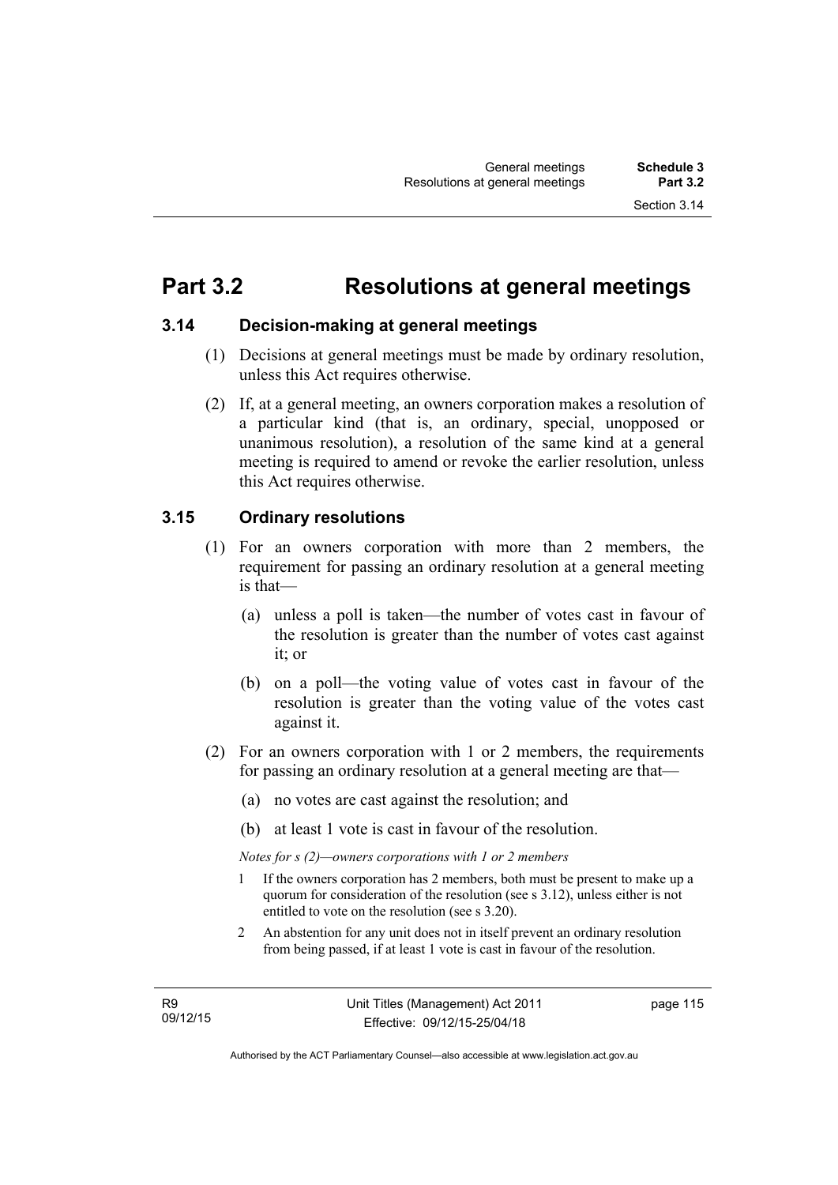# Part 3.2 Resolutions at general meetings

## 3.14 Decision-making at general meetings

(1) Decisions at general meetings must be made by ordinary resolution, unless this Act requires otherwise.

(2) If, at a general meeting, an owners corporation makes a resolution of a particular kind (that is, an ordinary, special, unopposed or unanimous resolution), a resolution of the same kind at a general meeting is required to amend or revoke the earlier resolution, unless this Act requires otherwise.

## 3.15 Ordinary resolutions

(1) For an owners corporation with more than 2 members, the requirement for passing an ordinary resolution at a general meeting is that—

(a) unless a poll is taken—the number of votes cast in favour of the resolution is greater than the number of votes cast against it; or

(b) on a poll—the voting value of votes cast in favour of the resolution is greater than the voting value of the votes cast against it.

(2) For an owners corporation with 1 or 2 members, the requirements for passing an ordinary resolution at a general meeting are that—

(a) no votes are cast against the resolution; and

(b) at least 1 vote is cast in favour of the resolution.

*Notes for s (2)—owners corporations with 1 or 2 members*

1 If the owners corporation has 2 members, both must be present to make up a quorum for consideration of the resolution (see s 3.12), unless either is not entitled to vote on the resolution (see s 3.20).

2 An abstention for any unit does not in itself prevent an ordinary resolution from being passed, if at least 1 vote is cast in favour of the resolution.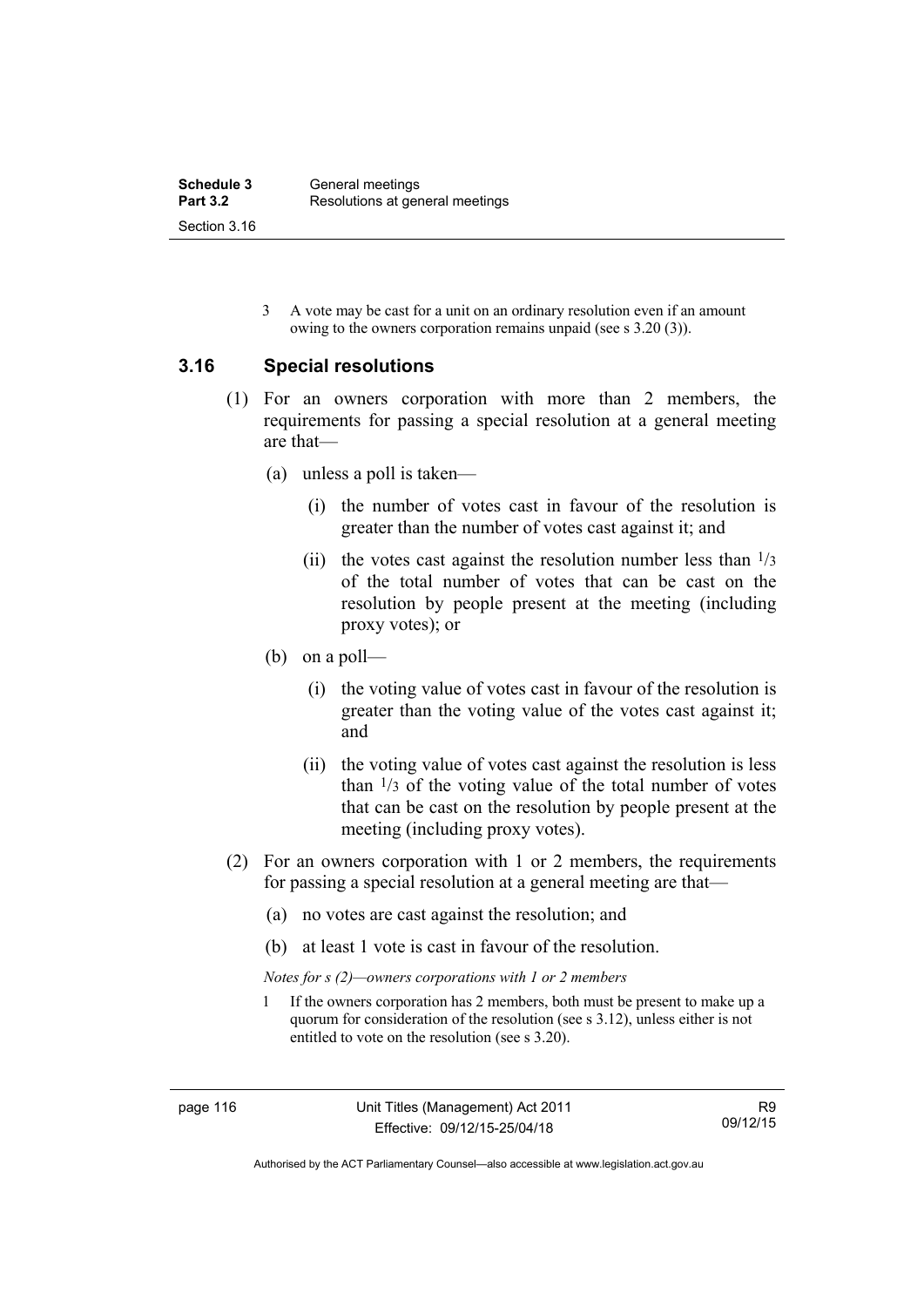3 A vote may be cast for a unit on an ordinary resolution even if an amount owing to the owners corporation remains unpaid (see s 3.20 (3)).

## 3.16 Special resolutions

(1) For an owners corporation with more than 2 members, the requirements for passing a special resolution at a general meeting are that—

(a) unless a poll is taken—

(i) the number of votes cast in favour of the resolution is greater than the number of votes cast against it; and

(ii) the votes cast against the resolution number less than $1/3$ of the total number of votes that can be cast on the resolution by people present at the meeting (including proxy votes); or

(b) on a poll—

(i) the voting value of votes cast in favour of the resolution is greater than the voting value of the votes cast against it; and

(ii) the voting value of votes cast against the resolution is less than $1/3$ of the voting value of the total number of votes that can be cast on the resolution by people present at the meeting (including proxy votes).

(2) For an owners corporation with 1 or 2 members, the requirements for passing a special resolution at a general meeting are that—

(a) no votes are cast against the resolution; and

(b) at least 1 vote is cast in favour of the resolution.

*Notes for s (2)—owners corporations with 1 or 2 members*

1 If the owners corporation has 2 members, both must be present to make up a quorum for consideration of the resolution (see s 3.12), unless either is not entitled to vote on the resolution (see s 3.20).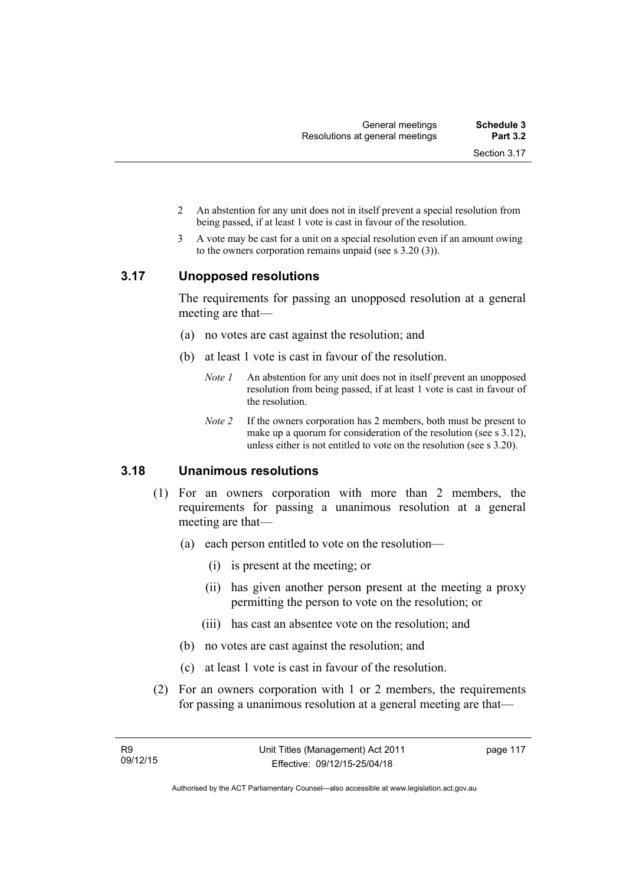2 An abstention for any unit does not in itself prevent a special resolution from being passed, if at least 1 vote is cast in favour of the resolution.

3 A vote may be cast for a unit on a special resolution even if an amount owing to the owners corporation remains unpaid (see s 3.20 (3)).

### 3.17 Unopposed resolutions

The requirements for passing an unopposed resolution at a general meeting are that—

(a) no votes are cast against the resolution; and

(b) at least 1 vote is cast in favour of the resolution.

*Note 1* An abstention for any unit does not in itself prevent an unopposed resolution from being passed, if at least 1 vote is cast in favour of the resolution.

*Note 2* If the owners corporation has 2 members, both must be present to make up a quorum for consideration of the resolution (see s 3.12), unless either is not entitled to vote on the resolution (see s 3.20).

### 3.18 Unanimous resolutions

(1) For an owners corporation with more than 2 members, the requirements for passing a unanimous resolution at a general meeting are that—

(a) each person entitled to vote on the resolution—

(i) is present at the meeting; or

(ii) has given another person present at the meeting a proxy permitting the person to vote on the resolution; or

(iii) has cast an absentee vote on the resolution; and

(b) no votes are cast against the resolution; and

(c) at least 1 vote is cast in favour of the resolution.

(2) For an owners corporation with 1 or 2 members, the requirements for passing a unanimous resolution at a general meeting are that—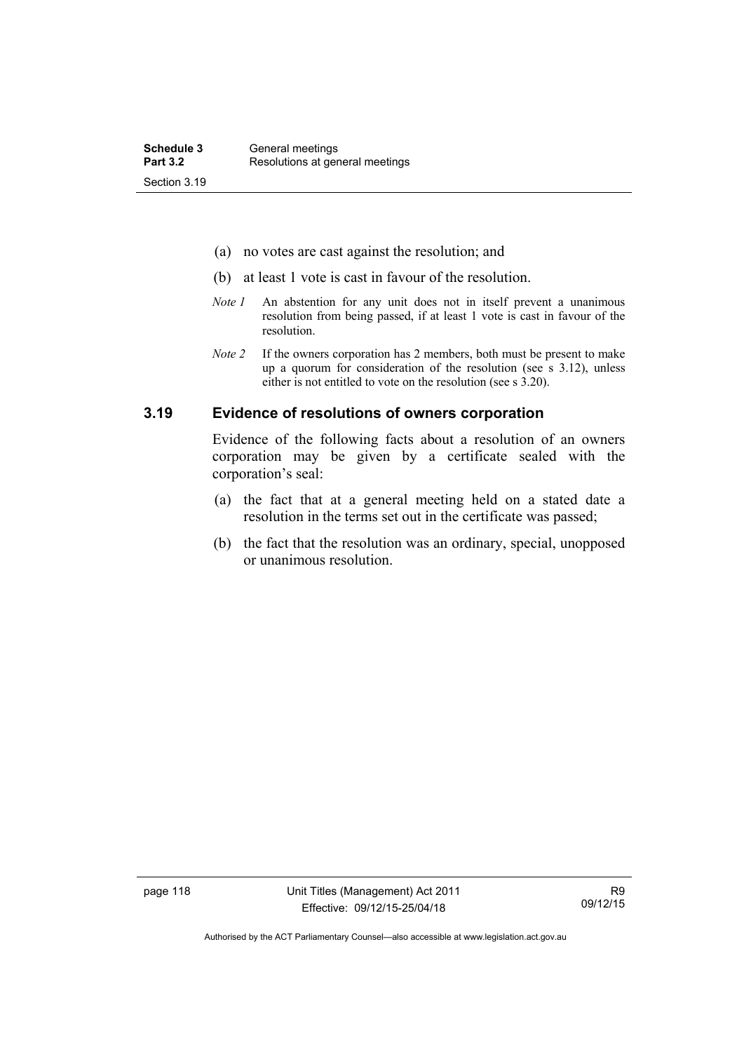(a) no votes are cast against the resolution; and

(b) at least 1 vote is cast in favour of the resolution.

*Note 1* An abstention for any unit does not in itself prevent a unanimous resolution from being passed, if at least 1 vote is cast in favour of the resolution.

*Note 2* If the owners corporation has 2 members, both must be present to make up a quorum for consideration of the resolution (see s 3.12), unless either is not entitled to vote on the resolution (see s 3.20).

### 3.19 Evidence of resolutions of owners corporation

Evidence of the following facts about a resolution of an owners corporation may be given by a certificate sealed with the corporation's seal:

(a) the fact that at a general meeting held on a stated date a resolution in the terms set out in the certificate was passed;

(b) the fact that the resolution was an ordinary, special, unopposed or unanimous resolution.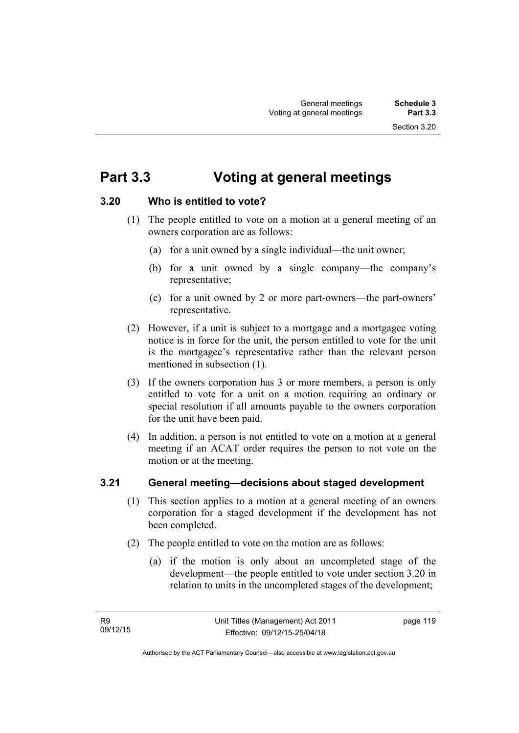# Part 3.3 Voting at general meetings

### 3.20 Who is entitled to vote?

(1) The people entitled to vote on a motion at a general meeting of an owners corporation are as follows:

(a) for a unit owned by a single individual—the unit owner;

(b) for a unit owned by a single company—the company's representative;

(c) for a unit owned by 2 or more part-owners—the part-owners' representative.

(2) However, if a unit is subject to a mortgage and a mortgagee voting notice is in force for the unit, the person entitled to vote for the unit is the mortgagee's representative rather than the relevant person mentioned in subsection (1).

(3) If the owners corporation has 3 or more members, a person is only entitled to vote for a unit on a motion requiring an ordinary or special resolution if all amounts payable to the owners corporation for the unit have been paid.

(4) In addition, a person is not entitled to vote on a motion at a general meeting if an ACAT order requires the person to not vote on the motion or at the meeting.

### 3.21 General meeting—decisions about staged development

(1) This section applies to a motion at a general meeting of an owners corporation for a staged development if the development has not been completed.

(2) The people entitled to vote on the motion are as follows:

(a) if the motion is only about an uncompleted stage of the development—the people entitled to vote under section 3.20 in relation to units in the uncompleted stages of the development;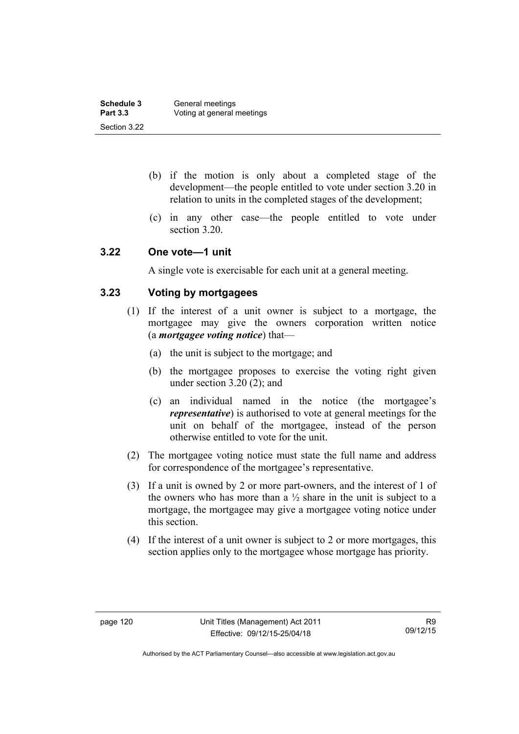(b) if the motion is only about a completed stage of the development—the people entitled to vote under section 3.20 in relation to units in the completed stages of the development;

(c) in any other case—the people entitled to vote under section 3.20.

### 3.22 One vote—1 unit

A single vote is exercisable for each unit at a general meeting.

### 3.23 Voting by mortgagees

(1) If the interest of a unit owner is subject to a mortgage, the mortgagee may give the owners corporation written notice (a ***mortgagee voting notice***) that—

(a) the unit is subject to the mortgage; and

(b) the mortgagee proposes to exercise the voting right given under section 3.20 (2); and

(c) an individual named in the notice (the mortgagee's ***representative***) is authorised to vote at general meetings for the unit on behalf of the mortgagee, instead of the person otherwise entitled to vote for the unit.

(2) The mortgagee voting notice must state the full name and address for correspondence of the mortgagee's representative.

(3) If a unit is owned by 2 or more part-owners, and the interest of 1 of the owners who has more than a ½ share in the unit is subject to a mortgage, the mortgagee may give a mortgagee voting notice under this section.

(4) If the interest of a unit owner is subject to 2 or more mortgages, this section applies only to the mortgagee whose mortgage has priority.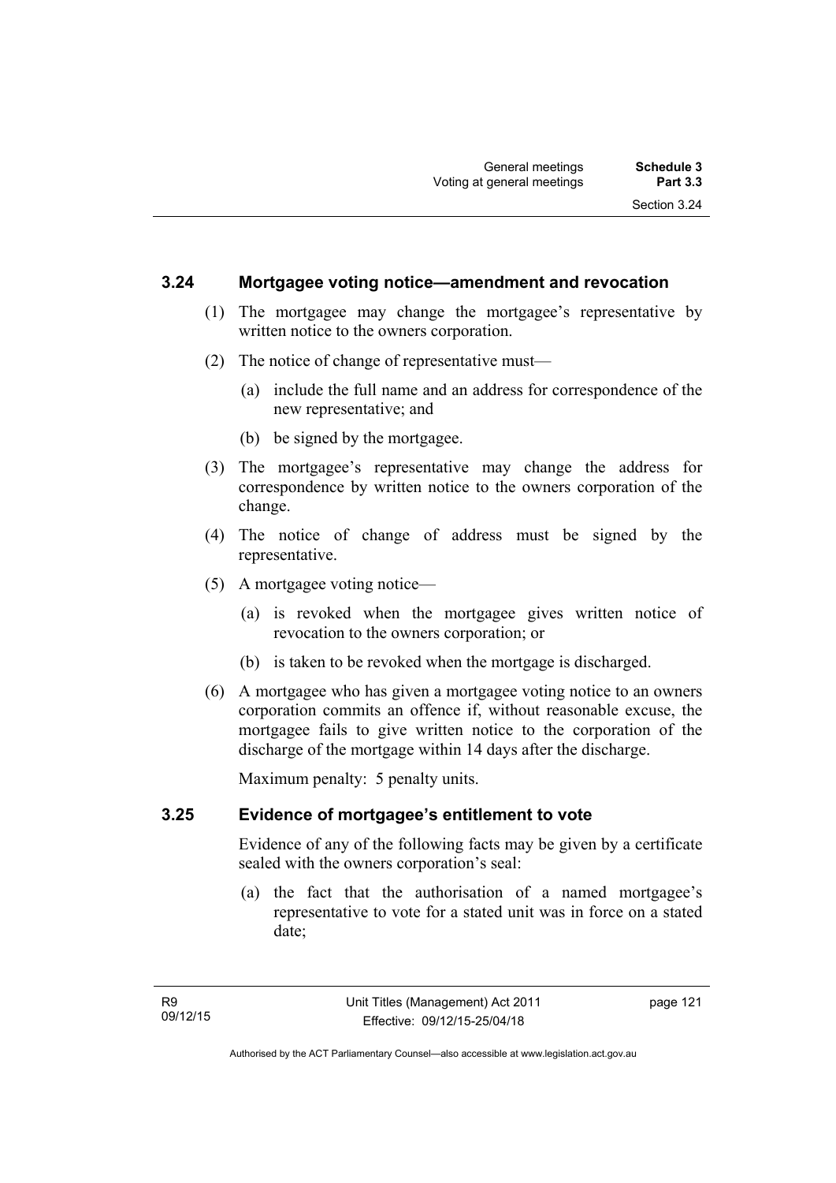### 3.24 Mortgagee voting notice—amendment and revocation

(1) The mortgagee may change the mortgagee's representative by written notice to the owners corporation.

(2) The notice of change of representative must—

(a) include the full name and an address for correspondence of the new representative; and

(b) be signed by the mortgagee.

(3) The mortgagee's representative may change the address for correspondence by written notice to the owners corporation of the change.

(4) The notice of change of address must be signed by the representative.

(5) A mortgagee voting notice—

(a) is revoked when the mortgagee gives written notice of revocation to the owners corporation; or

(b) is taken to be revoked when the mortgage is discharged.

(6) A mortgagee who has given a mortgagee voting notice to an owners corporation commits an offence if, without reasonable excuse, the mortgagee fails to give written notice to the corporation of the discharge of the mortgage within 14 days after the discharge.

Maximum penalty: 5 penalty units.

### 3.25 Evidence of mortgagee's entitlement to vote

Evidence of any of the following facts may be given by a certificate sealed with the owners corporation's seal:

(a) the fact that the authorisation of a named mortgagee's representative to vote for a stated unit was in force on a stated date;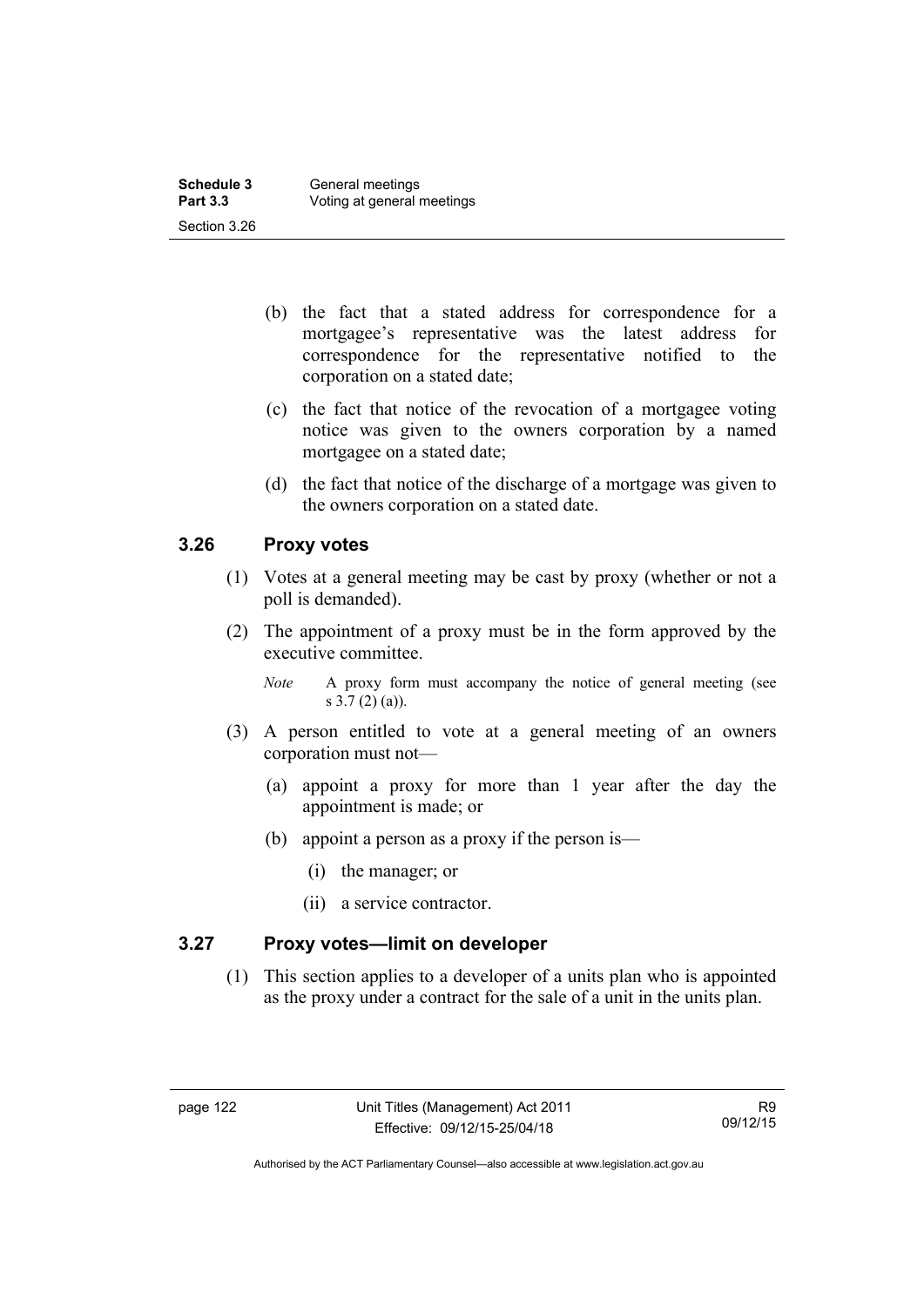(b) the fact that a stated address for correspondence for a mortgagee's representative was the latest address for correspondence for the representative notified to the corporation on a stated date;

(c) the fact that notice of the revocation of a mortgagee voting notice was given to the owners corporation by a named mortgagee on a stated date;

(d) the fact that notice of the discharge of a mortgage was given to the owners corporation on a stated date.

### 3.26 Proxy votes

(1) Votes at a general meeting may be cast by proxy (whether or not a poll is demanded).

(2) The appointment of a proxy must be in the form approved by the executive committee.

*Note* A proxy form must accompany the notice of general meeting (see s 3.7 (2) (a)).

(3) A person entitled to vote at a general meeting of an owners corporation must not—

(a) appoint a proxy for more than 1 year after the day the appointment is made; or

(b) appoint a person as a proxy if the person is—

(i) the manager; or

(ii) a service contractor.

### 3.27 Proxy votes—limit on developer

(1) This section applies to a developer of a units plan who is appointed as the proxy under a contract for the sale of a unit in the units plan.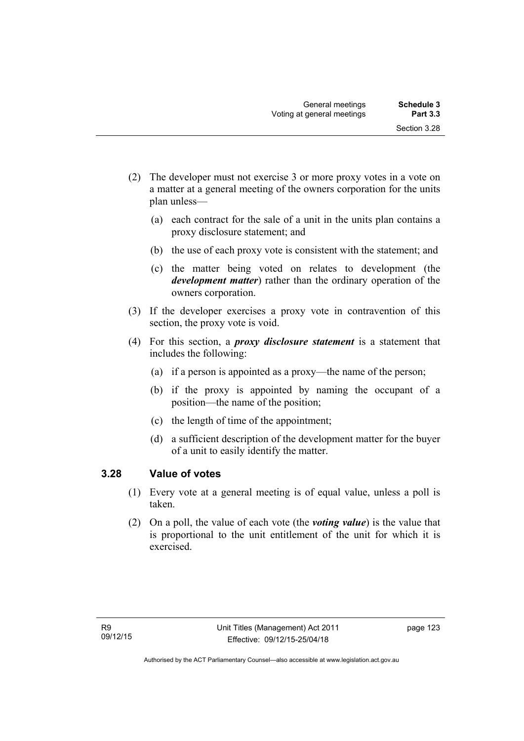(2) The developer must not exercise 3 or more proxy votes in a vote on a matter at a general meeting of the owners corporation for the units plan unless—

(a) each contract for the sale of a unit in the units plan contains a proxy disclosure statement; and

(b) the use of each proxy vote is consistent with the statement; and

(c) the matter being voted on relates to development (the ***development matter***) rather than the ordinary operation of the owners corporation.

(3) If the developer exercises a proxy vote in contravention of this section, the proxy vote is void.

(4) For this section, a ***proxy disclosure statement*** is a statement that includes the following:

(a) if a person is appointed as a proxy—the name of the person;

(b) if the proxy is appointed by naming the occupant of a position—the name of the position;

(c) the length of time of the appointment;

(d) a sufficient description of the development matter for the buyer of a unit to easily identify the matter.

### 3.28 Value of votes

(1) Every vote at a general meeting is of equal value, unless a poll is taken.

(2) On a poll, the value of each vote (the ***voting value***) is the value that is proportional to the unit entitlement of the unit for which it is exercised.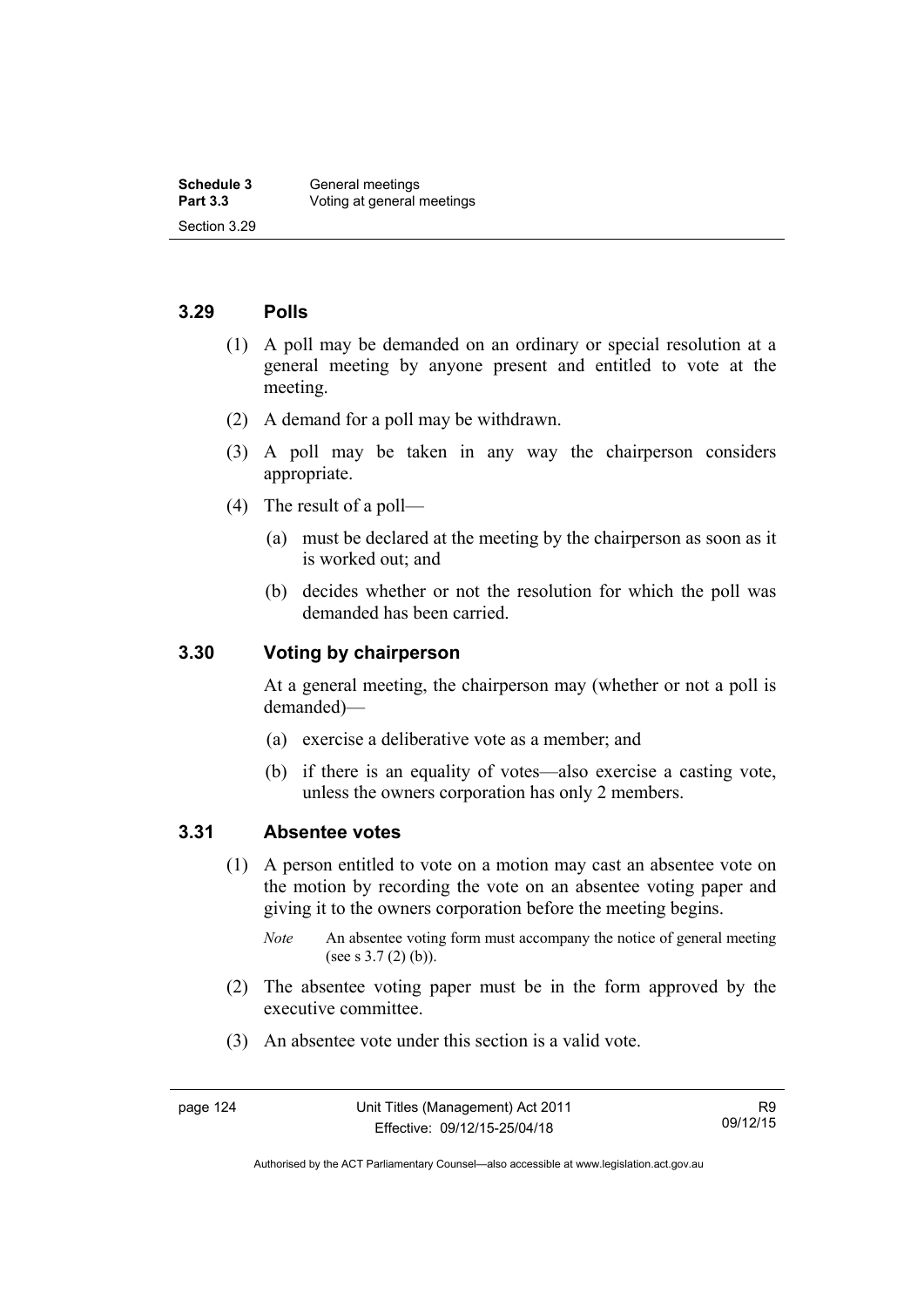### 3.29 Polls

(1) A poll may be demanded on an ordinary or special resolution at a general meeting by anyone present and entitled to vote at the meeting.

(2) A demand for a poll may be withdrawn.

(3) A poll may be taken in any way the chairperson considers appropriate.

(4) The result of a poll—

(a) must be declared at the meeting by the chairperson as soon as it is worked out; and

(b) decides whether or not the resolution for which the poll was demanded has been carried.

### 3.30 Voting by chairperson

At a general meeting, the chairperson may (whether or not a poll is demanded)—

(a) exercise a deliberative vote as a member; and

(b) if there is an equality of votes—also exercise a casting vote, unless the owners corporation has only 2 members.

### 3.31 Absentee votes

(1) A person entitled to vote on a motion may cast an absentee vote on the motion by recording the vote on an absentee voting paper and giving it to the owners corporation before the meeting begins.

*Note* An absentee voting form must accompany the notice of general meeting (see s 3.7 (2) (b)).

(2) The absentee voting paper must be in the form approved by the executive committee.

(3) An absentee vote under this section is a valid vote.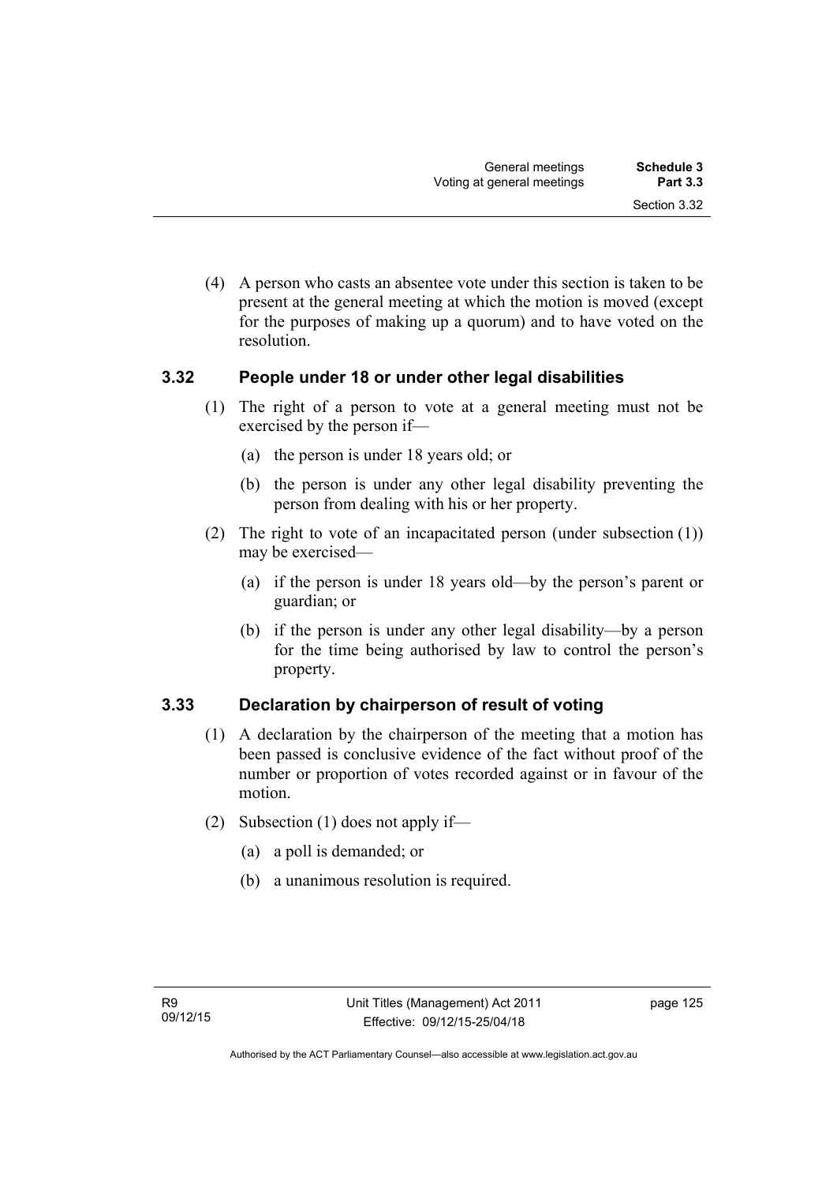(4) A person who casts an absentee vote under this section is taken to be present at the general meeting at which the motion is moved (except for the purposes of making up a quorum) and to have voted on the resolution.

### 3.32 People under 18 or under other legal disabilities

(1) The right of a person to vote at a general meeting must not be exercised by the person if—

(a) the person is under 18 years old; or

(b) the person is under any other legal disability preventing the person from dealing with his or her property.

(2) The right to vote of an incapacitated person (under subsection (1)) may be exercised—

(a) if the person is under 18 years old—by the person's parent or guardian; or

(b) if the person is under any other legal disability—by a person for the time being authorised by law to control the person's property.

### 3.33 Declaration by chairperson of result of voting

(1) A declaration by the chairperson of the meeting that a motion has been passed is conclusive evidence of the fact without proof of the number or proportion of votes recorded against or in favour of the motion.

(2) Subsection (1) does not apply if—

(a) a poll is demanded; or

(b) a unanimous resolution is required.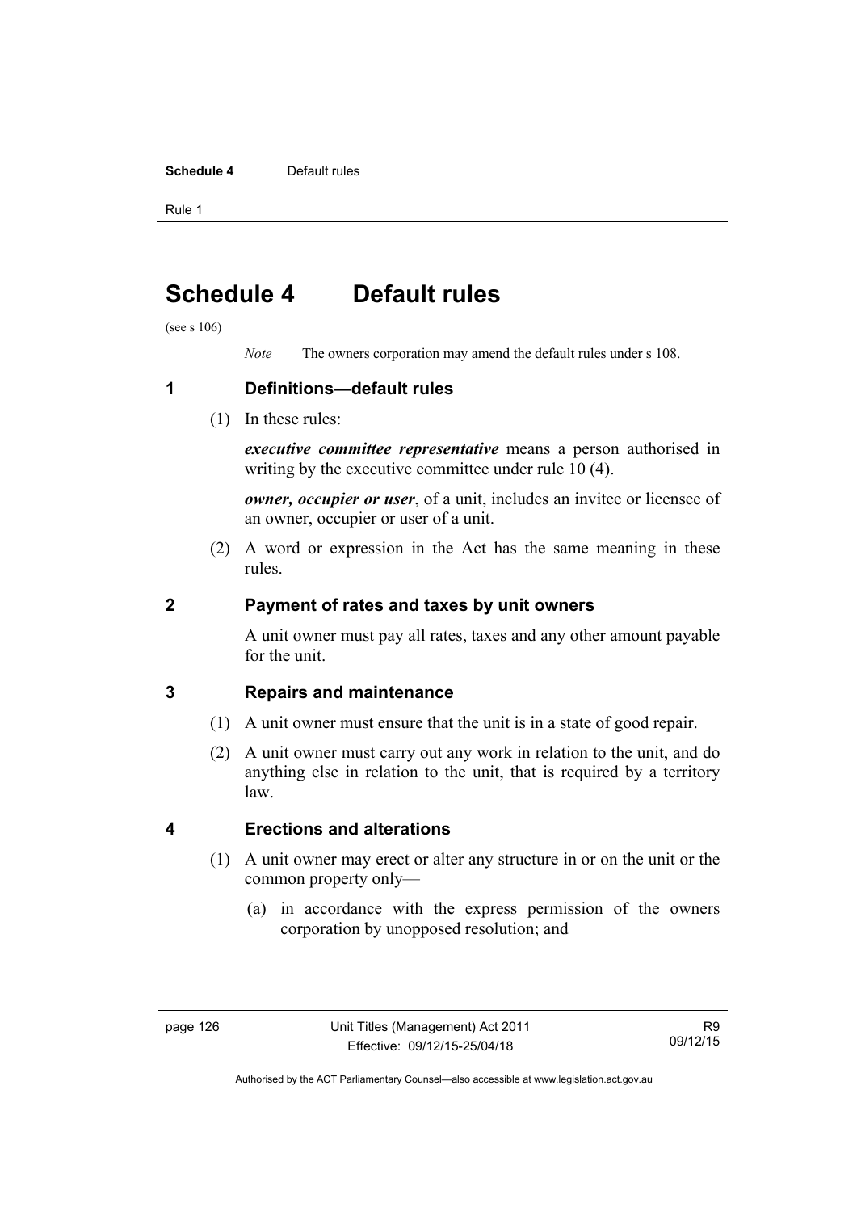# Schedule 4 Default rules

(see s 106)

*Note* The owners corporation may amend the default rules under s 108.

## 1 Definitions—default rules

(1) In these rules:

***executive committee representative*** means a person authorised in writing by the executive committee under rule 10 (4).

***owner, occupier or user***, of a unit, includes an invitee or licensee of an owner, occupier or user of a unit.

(2) A word or expression in the Act has the same meaning in these rules.

## 2 Payment of rates and taxes by unit owners

A unit owner must pay all rates, taxes and any other amount payable for the unit.

## 3 Repairs and maintenance

(1) A unit owner must ensure that the unit is in a state of good repair.

(2) A unit owner must carry out any work in relation to the unit, and do anything else in relation to the unit, that is required by a territory law.

## 4 Erections and alterations

(1) A unit owner may erect or alter any structure in or on the unit or the common property only—

(a) in accordance with the express permission of the owners corporation by unopposed resolution; and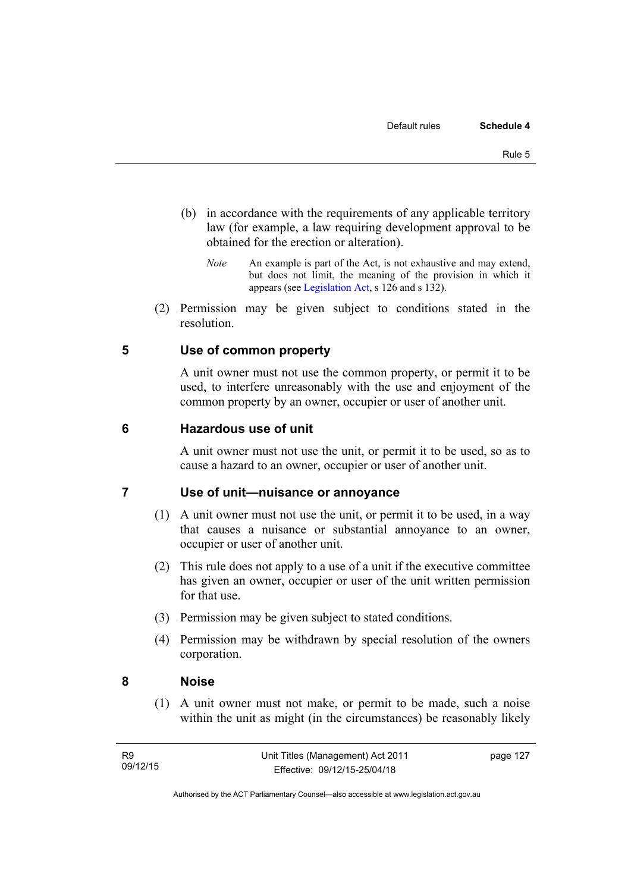(b) in accordance with the requirements of any applicable territory law (for example, a law requiring development approval to be obtained for the erection or alteration).

*Note* An example is part of the Act, is not exhaustive and may extend, but does not limit, the meaning of the provision in which it appears (see Legislation Act, s 126 and s 132).

(2) Permission may be given subject to conditions stated in the resolution.

## 5 Use of common property

A unit owner must not use the common property, or permit it to be used, to interfere unreasonably with the use and enjoyment of the common property by an owner, occupier or user of another unit.

## 6 Hazardous use of unit

A unit owner must not use the unit, or permit it to be used, so as to cause a hazard to an owner, occupier or user of another unit.

## 7 Use of unit—nuisance or annoyance

(1) A unit owner must not use the unit, or permit it to be used, in a way that causes a nuisance or substantial annoyance to an owner, occupier or user of another unit.

(2) This rule does not apply to a use of a unit if the executive committee has given an owner, occupier or user of the unit written permission for that use.

(3) Permission may be given subject to stated conditions.

(4) Permission may be withdrawn by special resolution of the owners corporation.

## 8 Noise

(1) A unit owner must not make, or permit to be made, such a noise within the unit as might (in the circumstances) be reasonably likely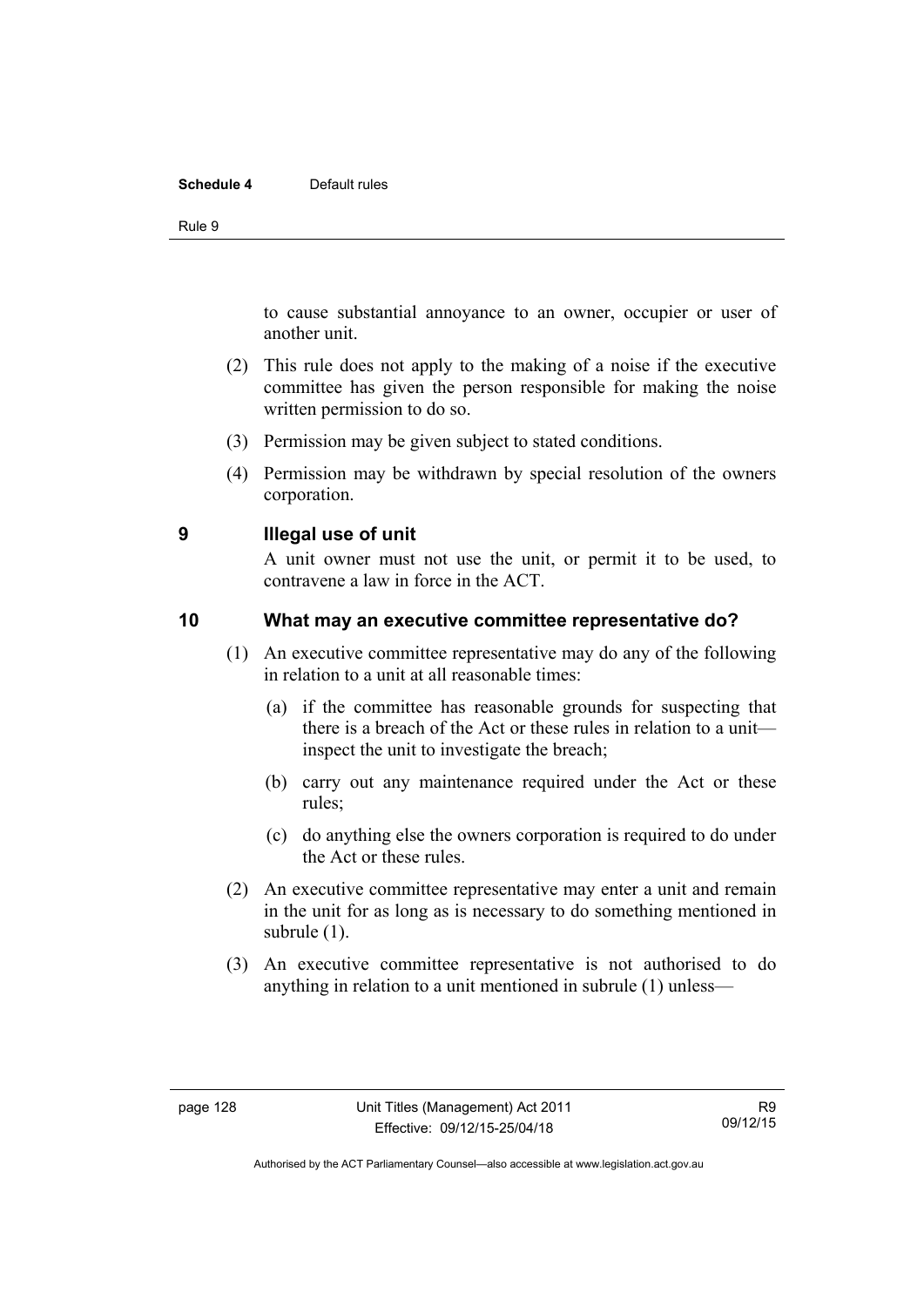to cause substantial annoyance to an owner, occupier or user of another unit.

(2) This rule does not apply to the making of a noise if the executive committee has given the person responsible for making the noise written permission to do so.

(3) Permission may be given subject to stated conditions.

(4) Permission may be withdrawn by special resolution of the owners corporation.

## 9 Illegal use of unit

A unit owner must not use the unit, or permit it to be used, to contravene a law in force in the ACT.

## 10 What may an executive committee representative do?

(1) An executive committee representative may do any of the following in relation to a unit at all reasonable times:

(a) if the committee has reasonable grounds for suspecting that there is a breach of the Act or these rules in relation to a unit—inspect the unit to investigate the breach;

(b) carry out any maintenance required under the Act or these rules;

(c) do anything else the owners corporation is required to do under the Act or these rules.

(2) An executive committee representative may enter a unit and remain in the unit for as long as is necessary to do something mentioned in subrule (1).

(3) An executive committee representative is not authorised to do anything in relation to a unit mentioned in subrule (1) unless—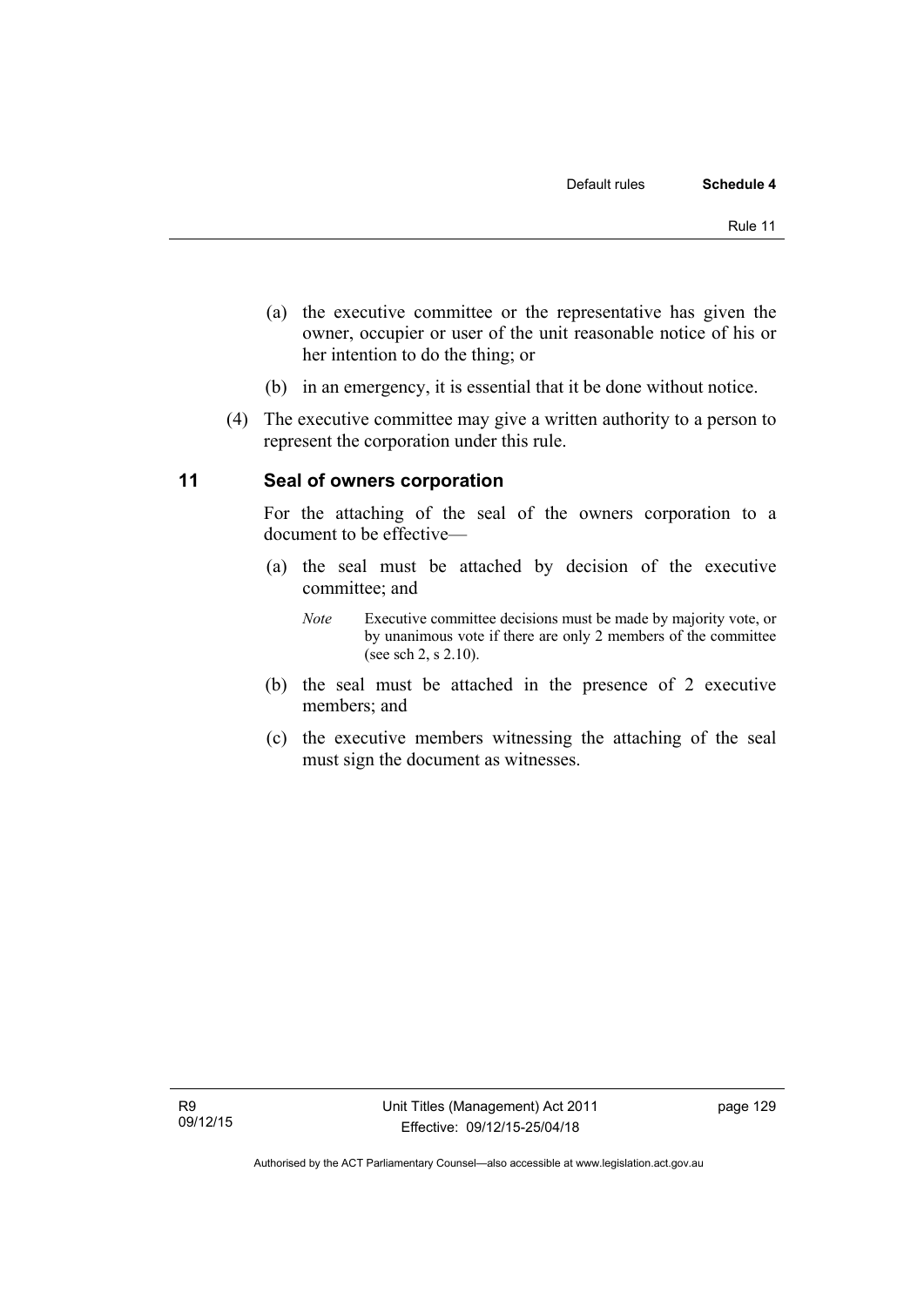(a) the executive committee or the representative has given the owner, occupier or user of the unit reasonable notice of his or her intention to do the thing; or

(b) in an emergency, it is essential that it be done without notice.

(4) The executive committee may give a written authority to a person to represent the corporation under this rule.

## 11 Seal of owners corporation

For the attaching of the seal of the owners corporation to a document to be effective—

(a) the seal must be attached by decision of the executive committee; and

*Note* Executive committee decisions must be made by majority vote, or by unanimous vote if there are only 2 members of the committee (see sch 2, s 2.10).

(b) the seal must be attached in the presence of 2 executive members; and

(c) the executive members witnessing the attaching of the seal must sign the document as witnesses.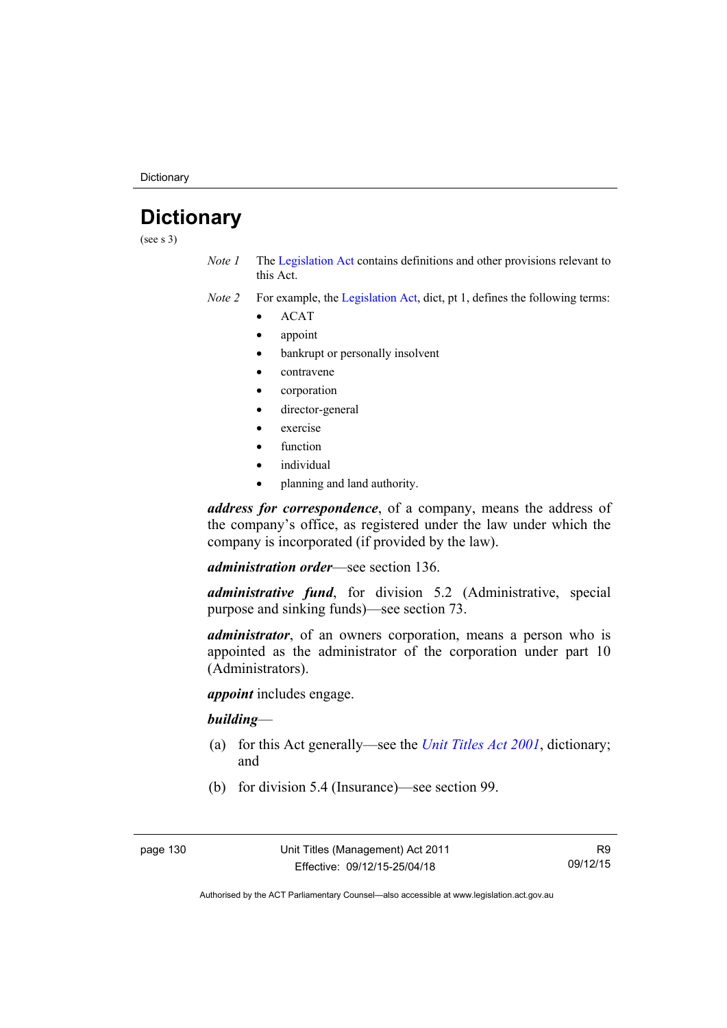# Dictionary

(see s 3)

*Note 1* The Legislation Act contains definitions and other provisions relevant to this Act.

*Note 2* For example, the Legislation Act, dict, pt 1, defines the following terms:

- ACAT
- appoint
- bankrupt or personally insolvent
- contravene
- corporation
- director-general
- exercise
- function
- individual
- planning and land authority.

***address for correspondence***, of a company, means the address of the company's office, as registered under the law under which the company is incorporated (if provided by the law).

***administration order***—see section 136.

***administrative fund***, for division 5.2 (Administrative, special purpose and sinking funds)—see section 73.

***administrator***, of an owners corporation, means a person who is appointed as the administrator of the corporation under part 10 (Administrators).

***appoint*** includes engage.

***building***—

(a) for this Act generally—see the *Unit Titles Act 2001*, dictionary; and

(b) for division 5.4 (Insurance)—see section 99.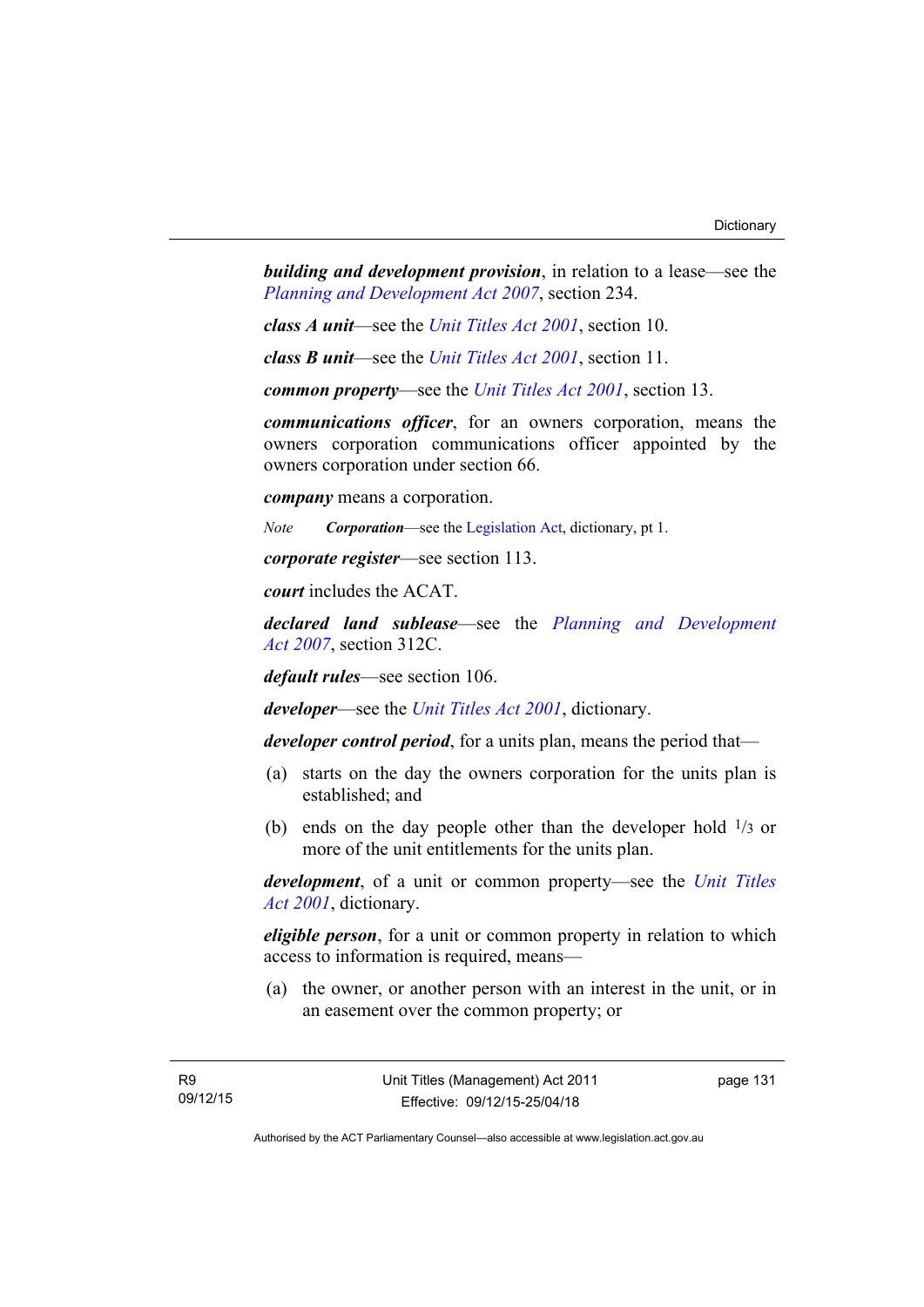***building and development provision***, in relation to a lease—see the *Planning and Development Act 2007*, section 234.

***class A unit***—see the *Unit Titles Act 2001*, section 10.

***class B unit***—see the *Unit Titles Act 2001*, section 11.

***common property***—see the *Unit Titles Act 2001*, section 13.

***communications officer***, for an owners corporation, means the owners corporation communications officer appointed by the owners corporation under section 66.

***company*** means a corporation.

*Note* ***Corporation***—see the Legislation Act, dictionary, pt 1.

***corporate register***—see section 113.

***court*** includes the ACAT.

***declared land sublease***—see the *Planning and Development Act 2007*, section 312C.

***default rules***—see section 106.

***developer***—see the *Unit Titles Act 2001*, dictionary.

***developer control period***, for a units plan, means the period that—

(a) starts on the day the owners corporation for the units plan is established; and

(b) ends on the day people other than the developer hold $^{1}/_{3}$ or more of the unit entitlements for the units plan.

***development***, of a unit or common property—see the *Unit Titles Act 2001*, dictionary.

***eligible person***, for a unit or common property in relation to which access to information is required, means—

(a) the owner, or another person with an interest in the unit, or in an easement over the common property; or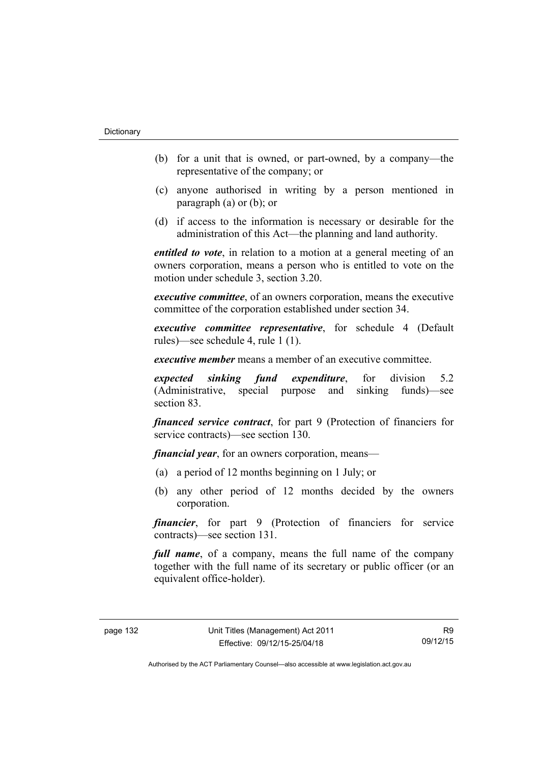(b) for a unit that is owned, or part-owned, by a company—the representative of the company; or

(c) anyone authorised in writing by a person mentioned in paragraph (a) or (b); or

(d) if access to the information is necessary or desirable for the administration of this Act—the planning and land authority.

***entitled to vote***, in relation to a motion at a general meeting of an owners corporation, means a person who is entitled to vote on the motion under schedule 3, section 3.20.

***executive committee***, of an owners corporation, means the executive committee of the corporation established under section 34.

***executive committee representative***, for schedule 4 (Default rules)—see schedule 4, rule 1 (1).

***executive member*** means a member of an executive committee.

***expected sinking fund expenditure***, for division 5.2 (Administrative, special purpose and sinking funds)—see section 83.

***financed service contract***, for part 9 (Protection of financiers for service contracts)—see section 130.

***financial year***, for an owners corporation, means—

(a) a period of 12 months beginning on 1 July; or

(b) any other period of 12 months decided by the owners corporation.

***financier***, for part 9 (Protection of financiers for service contracts)—see section 131.

***full name***, of a company, means the full name of the company together with the full name of its secretary or public officer (or an equivalent office-holder).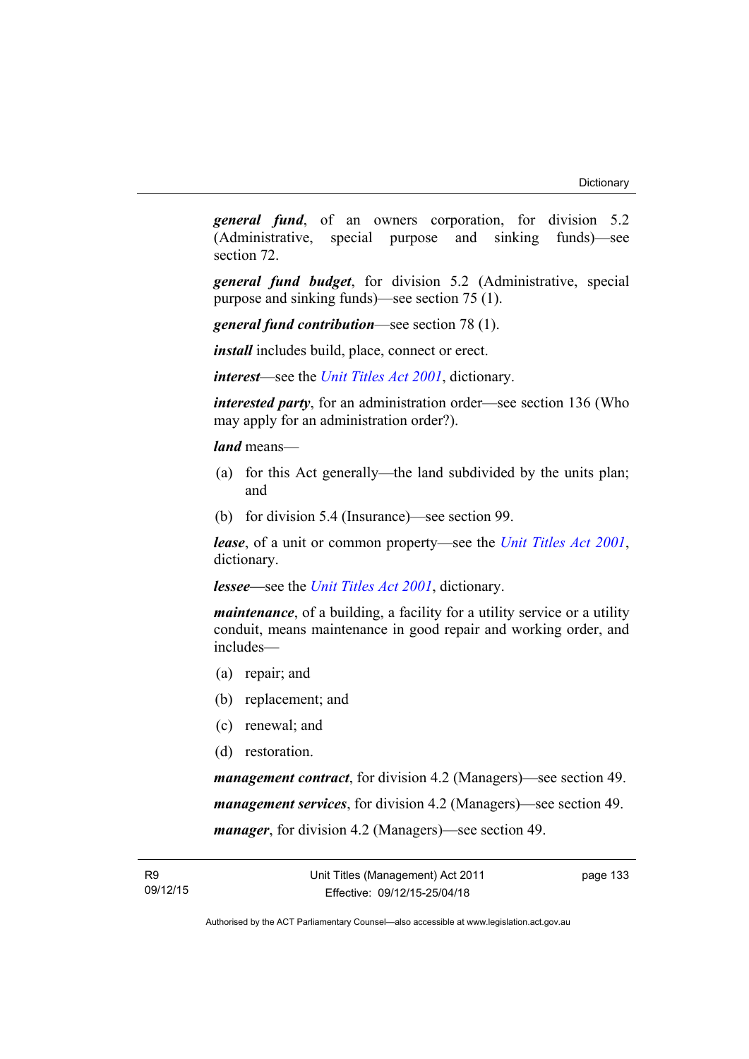***general fund***, of an owners corporation, for division 5.2 (Administrative, special purpose and sinking funds)—see section 72.

***general fund budget***, for division 5.2 (Administrative, special purpose and sinking funds)—see section 75 (1).

***general fund contribution***—see section 78 (1).

***install*** includes build, place, connect or erect.

***interest***—see the *Unit Titles Act 2001*, dictionary.

***interested party***, for an administration order—see section 136 (Who may apply for an administration order?).

***land*** means—

(a) for this Act generally—the land subdivided by the units plan; and

(b) for division 5.4 (Insurance)—see section 99.

***lease***, of a unit or common property—see the *Unit Titles Act 2001*, dictionary.

***lessee***—see the *Unit Titles Act 2001*, dictionary.

***maintenance***, of a building, a facility for a utility service or a utility conduit, means maintenance in good repair and working order, and includes—

(a) repair; and

(b) replacement; and

(c) renewal; and

(d) restoration.

***management contract***, for division 4.2 (Managers)—see section 49.

***management services***, for division 4.2 (Managers)—see section 49.

***manager***, for division 4.2 (Managers)—see section 49.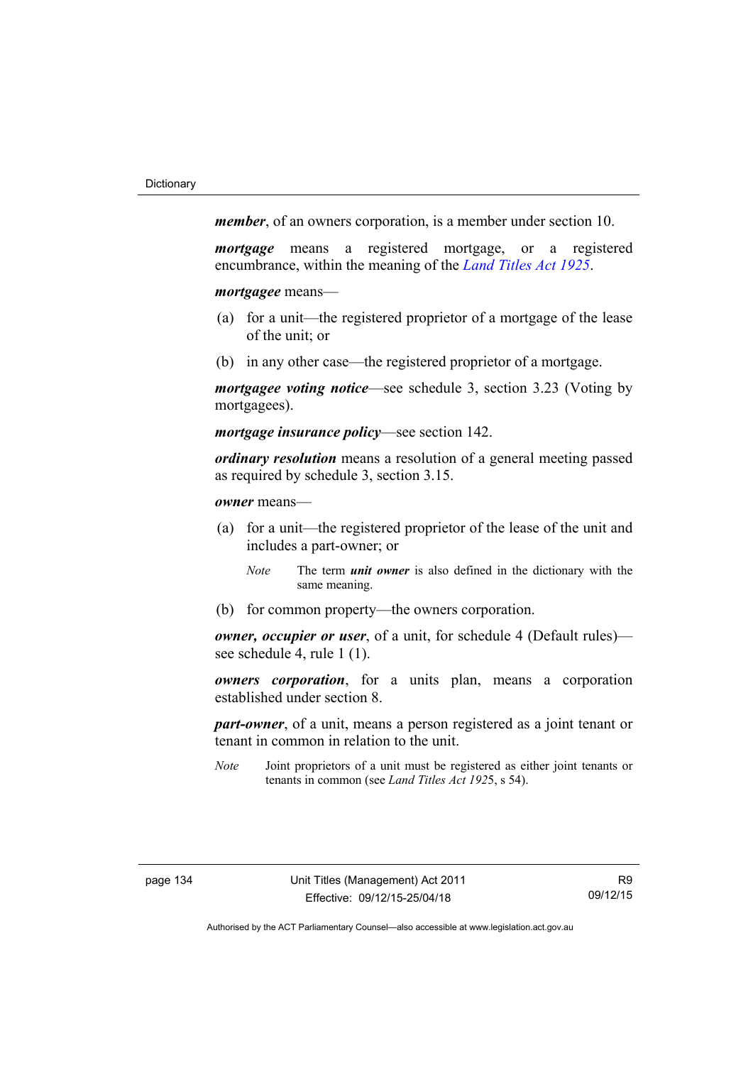***member***, of an owners corporation, is a member under section 10.

***mortgage*** means a registered mortgage, or a registered encumbrance, within the meaning of the *Land Titles Act 1925*.

***mortgagee*** means—

(a) for a unit—the registered proprietor of a mortgage of the lease of the unit; or

(b) in any other case—the registered proprietor of a mortgage.

***mortgagee voting notice***—see schedule 3, section 3.23 (Voting by mortgagees).

***mortgage insurance policy***—see section 142.

***ordinary resolution*** means a resolution of a general meeting passed as required by schedule 3, section 3.15.

***owner*** means—

(a) for a unit—the registered proprietor of the lease of the unit and includes a part-owner; or

*Note* The term ***unit owner*** is also defined in the dictionary with the same meaning.

(b) for common property—the owners corporation.

***owner, occupier or user***, of a unit, for schedule 4 (Default rules)—see schedule 4, rule 1 (1).

***owners corporation***, for a units plan, means a corporation established under section 8.

***part-owner***, of a unit, means a person registered as a joint tenant or tenant in common in relation to the unit.

*Note* Joint proprietors of a unit must be registered as either joint tenants or tenants in common (see *Land Titles Act 1925*, s 54).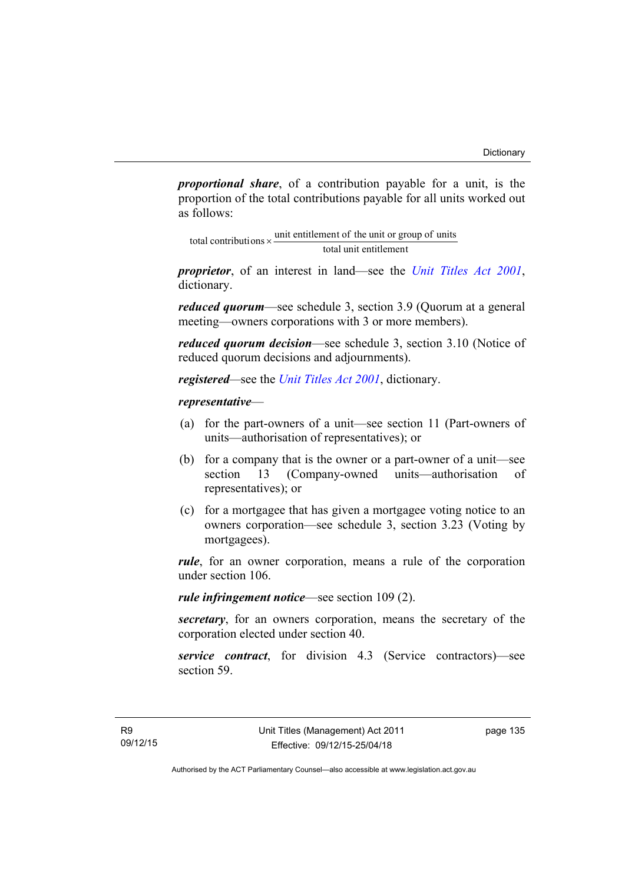***proportional share***, of a contribution payable for a unit, is the proportion of the total contributions payable for all units worked out as follows:

$$\text{total contributions} \times \frac{\text{unit entitlement of the unit or group of units}}{\text{total unit entitlement}}$$

***proprietor***, of an interest in land—see the *Unit Titles Act 2001*, dictionary.

***reduced quorum***—see schedule 3, section 3.9 (Quorum at a general meeting—owners corporations with 3 or more members).

***reduced quorum decision***—see schedule 3, section 3.10 (Notice of reduced quorum decisions and adjournments).

***registered***—see the *Unit Titles Act 2001*, dictionary.

***representative***—

(a) for the part-owners of a unit—see section 11 (Part-owners of units—authorisation of representatives); or

(b) for a company that is the owner or a part-owner of a unit—see section 13 (Company-owned units—authorisation of representatives); or

(c) for a mortgagee that has given a mortgagee voting notice to an owners corporation—see schedule 3, section 3.23 (Voting by mortgagees).

***rule***, for an owner corporation, means a rule of the corporation under section 106.

***rule infringement notice***—see section 109 (2).

***secretary***, for an owners corporation, means the secretary of the corporation elected under section 40.

***service contract***, for division 4.3 (Service contractors)—see section 59.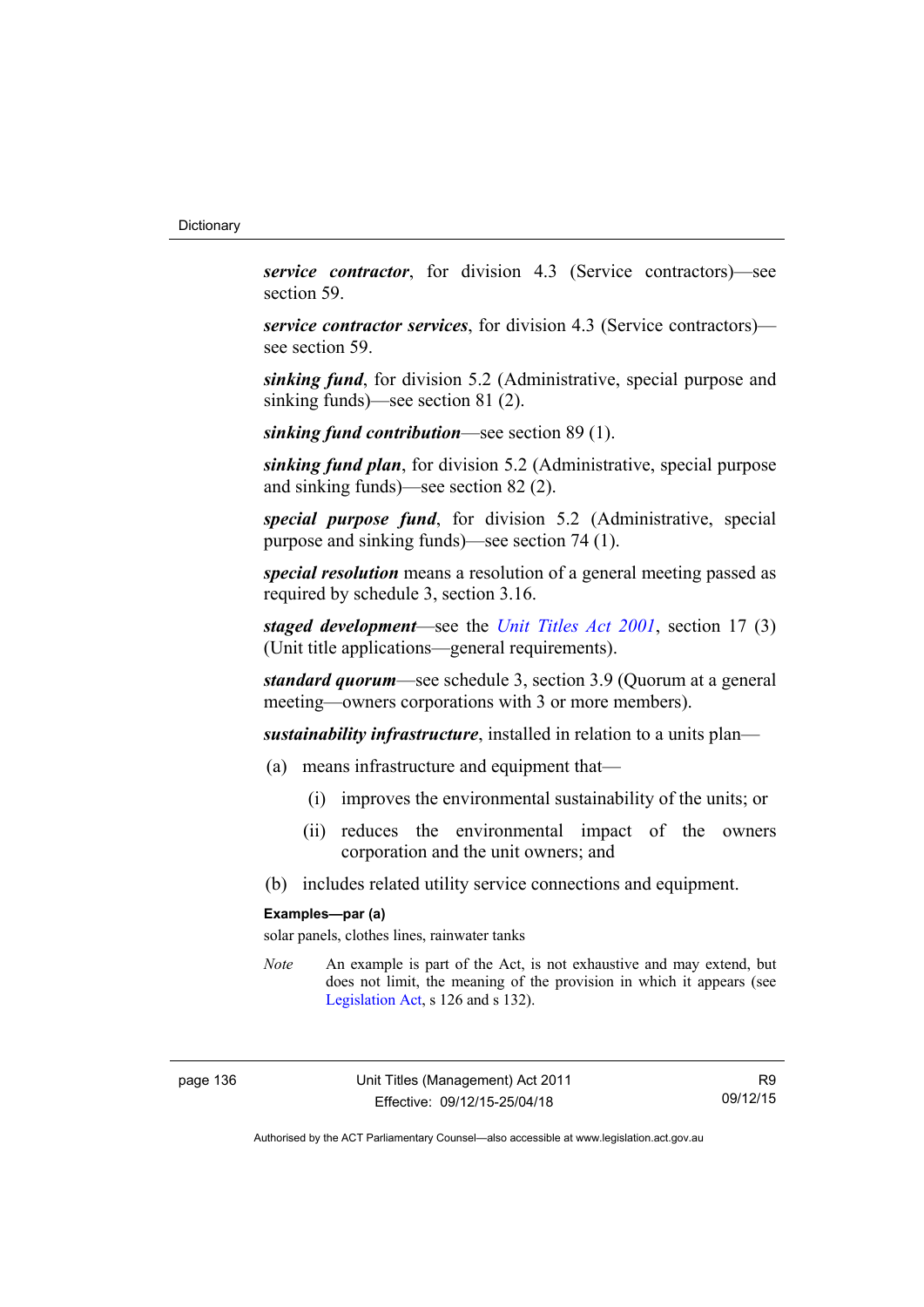***service contractor***, for division 4.3 (Service contractors)—see section 59.

***service contractor services***, for division 4.3 (Service contractors)—see section 59.

***sinking fund***, for division 5.2 (Administrative, special purpose and sinking funds)—see section 81 (2).

***sinking fund contribution***—see section 89 (1).

***sinking fund plan***, for division 5.2 (Administrative, special purpose and sinking funds)—see section 82 (2).

***special purpose fund***, for division 5.2 (Administrative, special purpose and sinking funds)—see section 74 (1).

***special resolution*** means a resolution of a general meeting passed as required by schedule 3, section 3.16.

***staged development***—see the *Unit Titles Act 2001*, section 17 (3) (Unit title applications—general requirements).

***standard quorum***—see schedule 3, section 3.9 (Quorum at a general meeting—owners corporations with 3 or more members).

***sustainability infrastructure***, installed in relation to a units plan—

(a) means infrastructure and equipment that—

  (i) improves the environmental sustainability of the units; or

  (ii) reduces the environmental impact of the owners corporation and the unit owners; and

(b) includes related utility service connections and equipment.

**Examples—par (a)**

solar panels, clothes lines, rainwater tanks

*Note* An example is part of the Act, is not exhaustive and may extend, but does not limit, the meaning of the provision in which it appears (see Legislation Act, s 126 and s 132).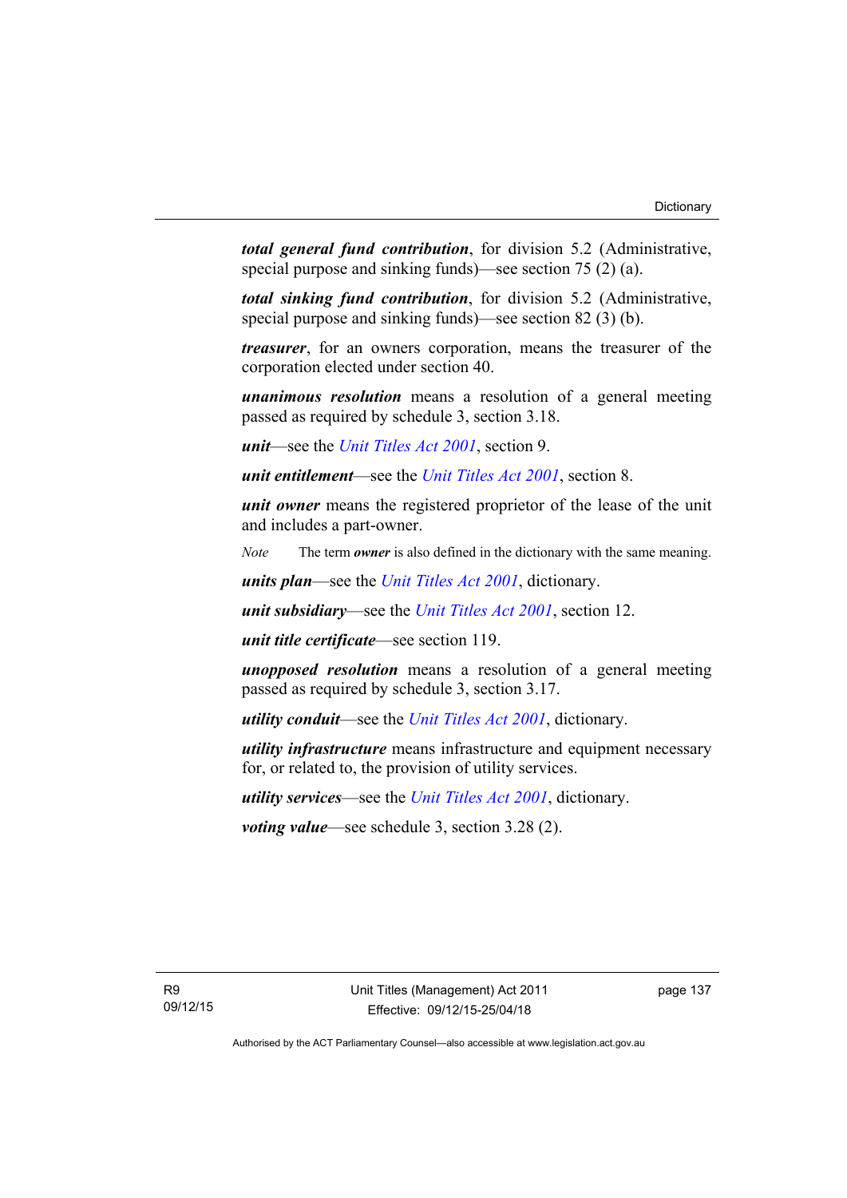***total general fund contribution***, for division 5.2 (Administrative, special purpose and sinking funds)—see section 75 (2) (a).

***total sinking fund contribution***, for division 5.2 (Administrative, special purpose and sinking funds)—see section 82 (3) (b).

***treasurer***, for an owners corporation, means the treasurer of the corporation elected under section 40.

***unanimous resolution*** means a resolution of a general meeting passed as required by schedule 3, section 3.18.

***unit***—see the *Unit Titles Act 2001*, section 9.

***unit entitlement***—see the *Unit Titles Act 2001*, section 8.

***unit owner*** means the registered proprietor of the lease of the unit and includes a part-owner.

*Note* The term ***owner*** is also defined in the dictionary with the same meaning.

***units plan***—see the *Unit Titles Act 2001*, dictionary.

***unit subsidiary***—see the *Unit Titles Act 2001*, section 12.

***unit title certificate***—see section 119.

***unopposed resolution*** means a resolution of a general meeting passed as required by schedule 3, section 3.17.

***utility conduit***—see the *Unit Titles Act 2001*, dictionary.

***utility infrastructure*** means infrastructure and equipment necessary for, or related to, the provision of utility services.

***utility services***—see the *Unit Titles Act 2001*, dictionary.

***voting value***—see schedule 3, section 3.28 (2).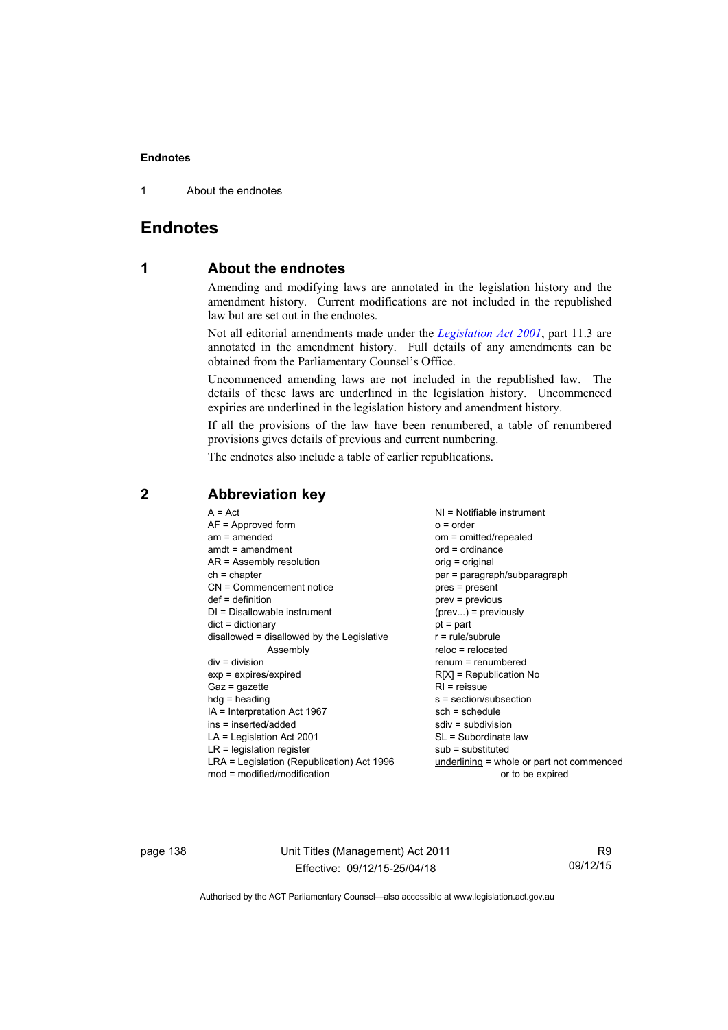# Endnotes

## 1 About the endnotes

Amending and modifying laws are annotated in the legislation history and the amendment history. Current modifications are not included in the republished law but are set out in the endnotes.

Not all editorial amendments made under the *Legislation Act 2001*, part 11.3 are annotated in the amendment history. Full details of any amendments can be obtained from the Parliamentary Counsel's Office.

Uncommenced amending laws are not included in the republished law. The details of these laws are underlined in the legislation history. Uncommenced expiries are underlined in the legislation history and amendment history.

If all the provisions of the law have been renumbered, a table of renumbered provisions gives details of previous and current numbering.

The endnotes also include a table of earlier republications.

## 2 Abbreviation key

A = Act
AF = Approved form
am = amended
amdt = amendment
AR = Assembly resolution
ch = chapter
CN = Commencement notice
def = definition
DI = Disallowable instrument
dict = dictionary
disallowed = disallowed by the Legislative Assembly
div = division
exp = expires/expired
Gaz = gazette
hdg = heading
IA = Interpretation Act 1967
ins = inserted/added
LA = Legislation Act 2001
LR = legislation register
LRA = Legislation (Republication) Act 1996
mod = modified/modification
NI = Notifiable instrument
o = order
om = omitted/repealed
ord = ordinance
orig = original
par = paragraph/subparagraph
pres = present
prev = previous
(prev...) = previously
pt = part
r = rule/subrule
reloc = relocated
renum = renumbered
R[X] = Republication No
RI = reissue
s = section/subsection
sch = schedule
sdiv = subdivision
SL = Subordinate law
sub = substituted
underlining = whole or part not commenced or to be expired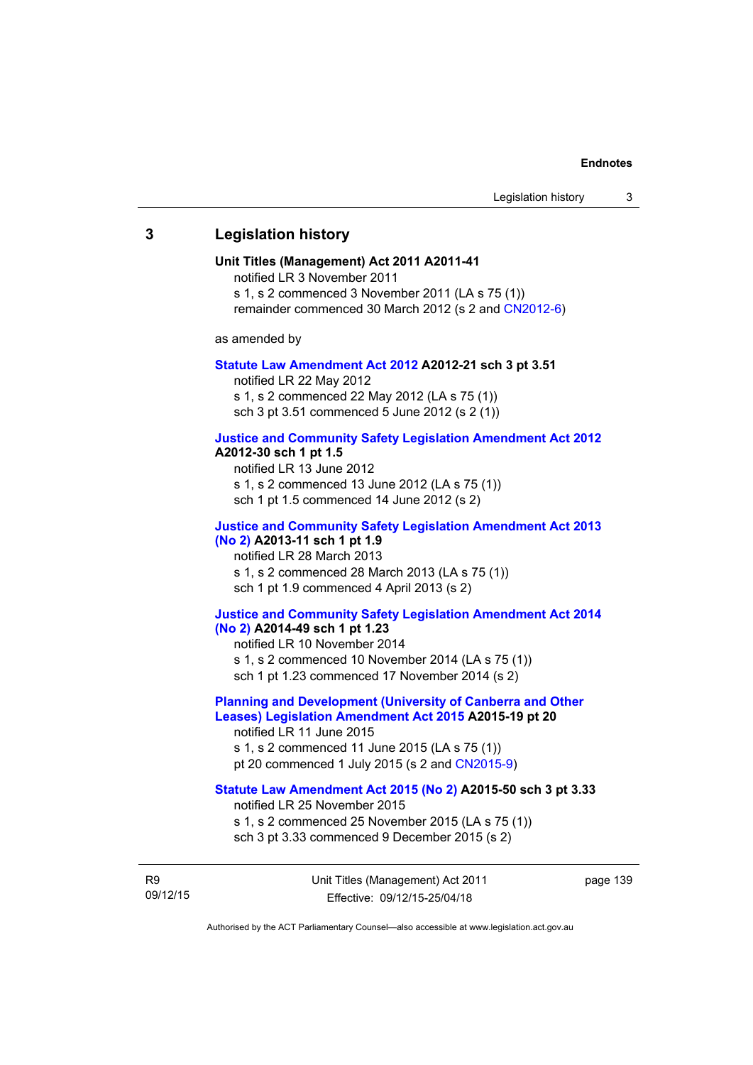## 3 Legislation history

**Unit Titles (Management) Act 2011 A2011-41**

notified LR 3 November 2011

s 1, s 2 commenced 3 November 2011 (LA s 75 (1))

remainder commenced 30 March 2012 (s 2 and CN2012-6)

as amended by

**Statute Law Amendment Act 2012 A2012-21 sch 3 pt 3.51**

notified LR 22 May 2012

s 1, s 2 commenced 22 May 2012 (LA s 75 (1))

sch 3 pt 3.51 commenced 5 June 2012 (s 2 (1))

**Justice and Community Safety Legislation Amendment Act 2012 A2012-30 sch 1 pt 1.5**

notified LR 13 June 2012

s 1, s 2 commenced 13 June 2012 (LA s 75 (1))

sch 1 pt 1.5 commenced 14 June 2012 (s 2)

**Justice and Community Safety Legislation Amendment Act 2013 (No 2) A2013-11 sch 1 pt 1.9**

notified LR 28 March 2013

s 1, s 2 commenced 28 March 2013 (LA s 75 (1))

sch 1 pt 1.9 commenced 4 April 2013 (s 2)

**Justice and Community Safety Legislation Amendment Act 2014 (No 2) A2014-49 sch 1 pt 1.23**

notified LR 10 November 2014

s 1, s 2 commenced 10 November 2014 (LA s 75 (1))

sch 1 pt 1.23 commenced 17 November 2014 (s 2)

**Planning and Development (University of Canberra and Other Leases) Legislation Amendment Act 2015 A2015-19 pt 20**

notified LR 11 June 2015

s 1, s 2 commenced 11 June 2015 (LA s 75 (1))

pt 20 commenced 1 July 2015 (s 2 and CN2015-9)

**Statute Law Amendment Act 2015 (No 2) A2015-50 sch 3 pt 3.33**

notified LR 25 November 2015

s 1, s 2 commenced 25 November 2015 (LA s 75 (1))

sch 3 pt 3.33 commenced 9 December 2015 (s 2)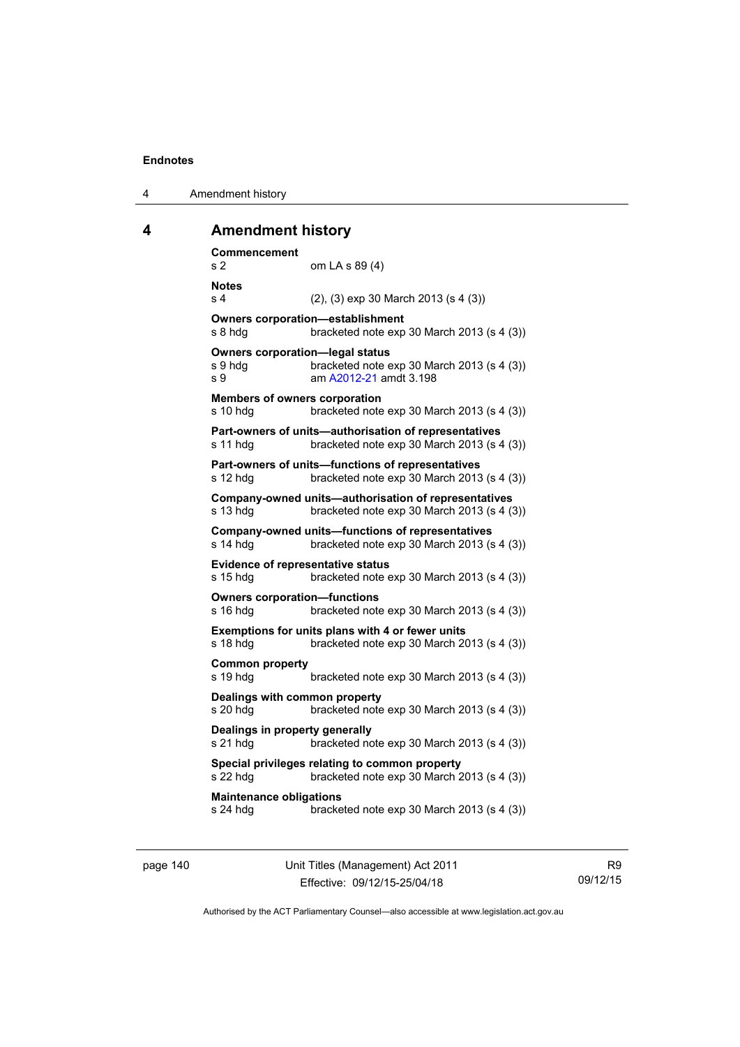## 4 Amendment history

**Commencement**
s 2 om LA s 89 (4)

**Notes**
s 4 (2), (3) exp 30 March 2013 (s 4 (3))

**Owners corporation—establishment**
s 8 hdg bracketed note exp 30 March 2013 (s 4 (3))

**Owners corporation—legal status**
s 9 hdg bracketed note exp 30 March 2013 (s 4 (3))
s 9 am A2012-21 amdt 3.198

**Members of owners corporation**
s 10 hdg bracketed note exp 30 March 2013 (s 4 (3))

**Part-owners of units—authorisation of representatives**
s 11 hdg bracketed note exp 30 March 2013 (s 4 (3))

**Part-owners of units—functions of representatives**
s 12 hdg bracketed note exp 30 March 2013 (s 4 (3))

**Company-owned units—authorisation of representatives**
s 13 hdg bracketed note exp 30 March 2013 (s 4 (3))

**Company-owned units—functions of representatives**
s 14 hdg bracketed note exp 30 March 2013 (s 4 (3))

**Evidence of representative status**
s 15 hdg bracketed note exp 30 March 2013 (s 4 (3))

**Owners corporation—functions**
s 16 hdg bracketed note exp 30 March 2013 (s 4 (3))

**Exemptions for units plans with 4 or fewer units**
s 18 hdg bracketed note exp 30 March 2013 (s 4 (3))

**Common property**
s 19 hdg bracketed note exp 30 March 2013 (s 4 (3))

**Dealings with common property**
s 20 hdg bracketed note exp 30 March 2013 (s 4 (3))

**Dealings in property generally**
s 21 hdg bracketed note exp 30 March 2013 (s 4 (3))

**Special privileges relating to common property**
s 22 hdg bracketed note exp 30 March 2013 (s 4 (3))

**Maintenance obligations**
s 24 hdg bracketed note exp 30 March 2013 (s 4 (3))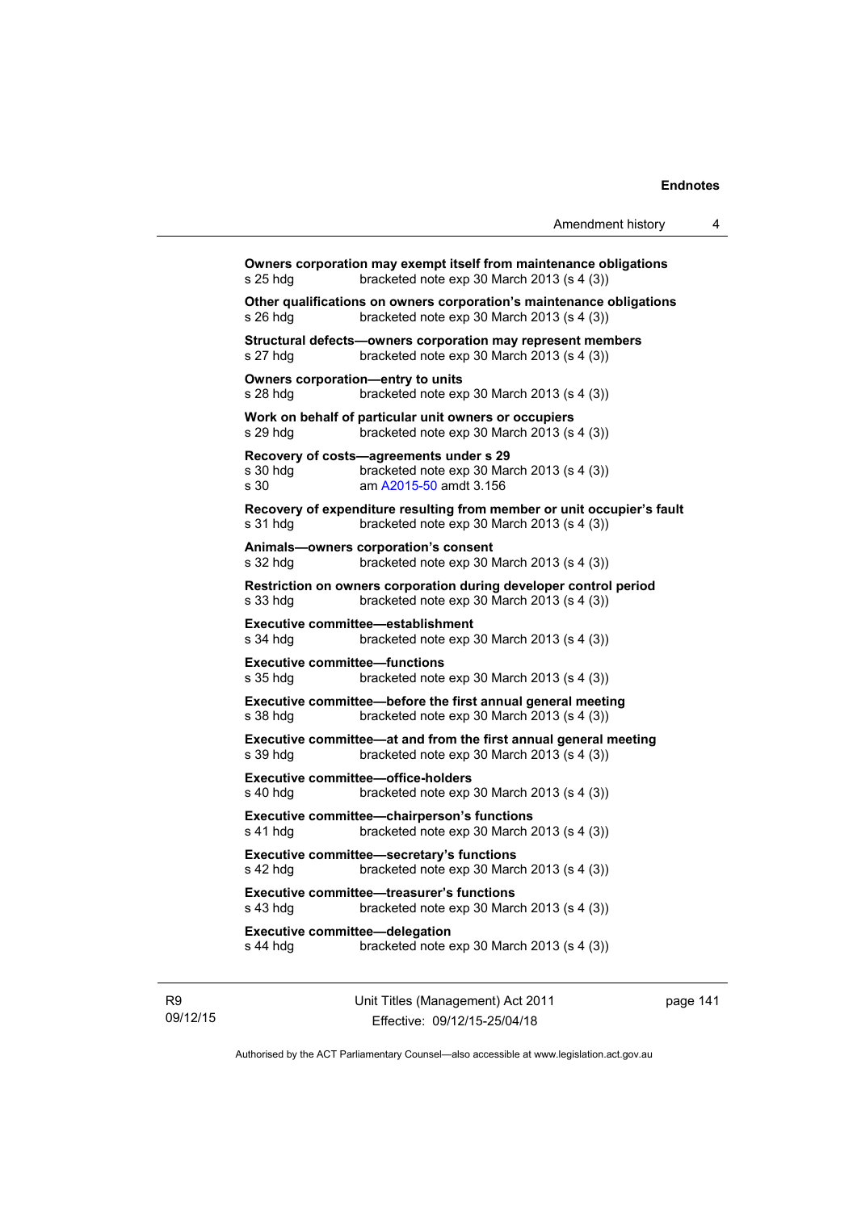**Owners corporation may exempt itself from maintenance obligations**
s 25 hdg bracketed note exp 30 March 2013 (s 4 (3))

**Other qualifications on owners corporation's maintenance obligations**
s 26 hdg bracketed note exp 30 March 2013 (s 4 (3))

**Structural defects—owners corporation may represent members**
s 27 hdg bracketed note exp 30 March 2013 (s 4 (3))

**Owners corporation—entry to units**
s 28 hdg bracketed note exp 30 March 2013 (s 4 (3))

**Work on behalf of particular unit owners or occupiers**
s 29 hdg bracketed note exp 30 March 2013 (s 4 (3))

**Recovery of costs—agreements under s 29**
s 30 hdg bracketed note exp 30 March 2013 (s 4 (3))
s 30 am A2015-50 amdt 3.156

**Recovery of expenditure resulting from member or unit occupier's fault**
s 31 hdg bracketed note exp 30 March 2013 (s 4 (3))

**Animals—owners corporation's consent**
s 32 hdg bracketed note exp 30 March 2013 (s 4 (3))

**Restriction on owners corporation during developer control period**
s 33 hdg bracketed note exp 30 March 2013 (s 4 (3))

**Executive committee—establishment**
s 34 hdg bracketed note exp 30 March 2013 (s 4 (3))

**Executive committee—functions**
s 35 hdg bracketed note exp 30 March 2013 (s 4 (3))

**Executive committee—before the first annual general meeting**
s 38 hdg bracketed note exp 30 March 2013 (s 4 (3))

**Executive committee—at and from the first annual general meeting**
s 39 hdg bracketed note exp 30 March 2013 (s 4 (3))

**Executive committee—office-holders**
s 40 hdg bracketed note exp 30 March 2013 (s 4 (3))

**Executive committee—chairperson's functions**
s 41 hdg bracketed note exp 30 March 2013 (s 4 (3))

**Executive committee—secretary's functions**
s 42 hdg bracketed note exp 30 March 2013 (s 4 (3))

**Executive committee—treasurer's functions**
s 43 hdg bracketed note exp 30 March 2013 (s 4 (3))

**Executive committee—delegation**
s 44 hdg bracketed note exp 30 March 2013 (s 4 (3))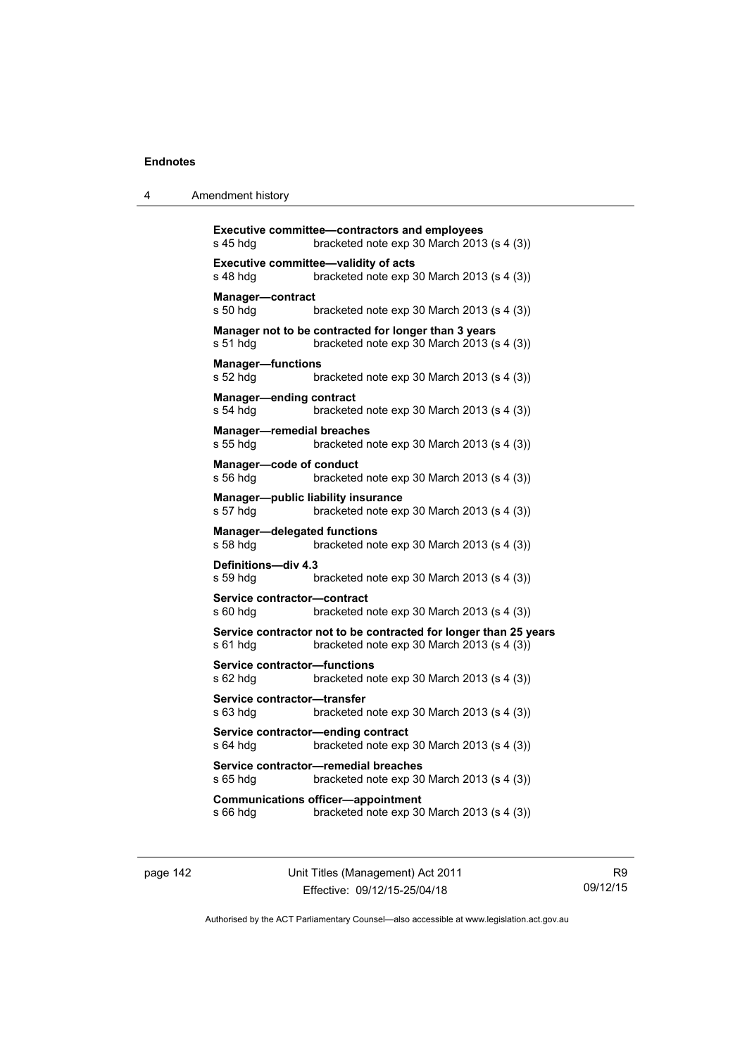**Executive committee—contractors and employees**
s 45 hdg bracketed note exp 30 March 2013 (s 4 (3))

**Executive committee—validity of acts**
s 48 hdg bracketed note exp 30 March 2013 (s 4 (3))

**Manager—contract**
s 50 hdg bracketed note exp 30 March 2013 (s 4 (3))

**Manager not to be contracted for longer than 3 years**
s 51 hdg bracketed note exp 30 March 2013 (s 4 (3))

**Manager—functions**
s 52 hdg bracketed note exp 30 March 2013 (s 4 (3))

**Manager—ending contract**
s 54 hdg bracketed note exp 30 March 2013 (s 4 (3))

**Manager—remedial breaches**
s 55 hdg bracketed note exp 30 March 2013 (s 4 (3))

**Manager—code of conduct**
s 56 hdg bracketed note exp 30 March 2013 (s 4 (3))

**Manager—public liability insurance**
s 57 hdg bracketed note exp 30 March 2013 (s 4 (3))

**Manager—delegated functions**
s 58 hdg bracketed note exp 30 March 2013 (s 4 (3))

**Definitions—div 4.3**
s 59 hdg bracketed note exp 30 March 2013 (s 4 (3))

**Service contractor—contract**
s 60 hdg bracketed note exp 30 March 2013 (s 4 (3))

**Service contractor not to be contracted for longer than 25 years**
s 61 hdg bracketed note exp 30 March 2013 (s 4 (3))

**Service contractor—functions**
s 62 hdg bracketed note exp 30 March 2013 (s 4 (3))

**Service contractor—transfer**
s 63 hdg bracketed note exp 30 March 2013 (s 4 (3))

**Service contractor—ending contract**
s 64 hdg bracketed note exp 30 March 2013 (s 4 (3))

**Service contractor—remedial breaches**
s 65 hdg bracketed note exp 30 March 2013 (s 4 (3))

**Communications officer—appointment**
s 66 hdg bracketed note exp 30 March 2013 (s 4 (3))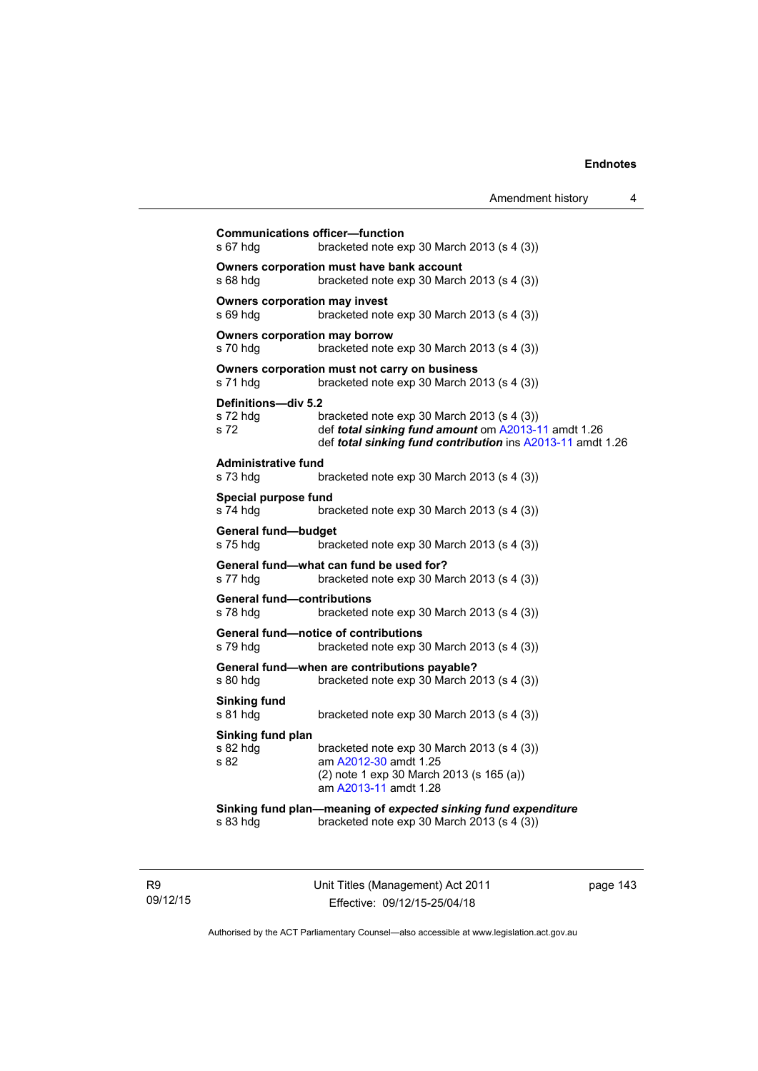**Communications officer—function**
s 67 hdg bracketed note exp 30 March 2013 (s 4 (3))

**Owners corporation must have bank account**
s 68 hdg bracketed note exp 30 March 2013 (s 4 (3))

**Owners corporation may invest**
s 69 hdg bracketed note exp 30 March 2013 (s 4 (3))

**Owners corporation may borrow**
s 70 hdg bracketed note exp 30 March 2013 (s 4 (3))

**Owners corporation must not carry on business**
s 71 hdg bracketed note exp 30 March 2013 (s 4 (3))

**Definitions—div 5.2**
s 72 hdg bracketed note exp 30 March 2013 (s 4 (3))
s 72 def ***total sinking fund amount*** om A2013-11 amdt 1.26
def ***total sinking fund contribution*** ins A2013-11 amdt 1.26

**Administrative fund**
s 73 hdg bracketed note exp 30 March 2013 (s 4 (3))

**Special purpose fund**
s 74 hdg bracketed note exp 30 March 2013 (s 4 (3))

**General fund—budget**
s 75 hdg bracketed note exp 30 March 2013 (s 4 (3))

**General fund—what can fund be used for?**
s 77 hdg bracketed note exp 30 March 2013 (s 4 (3))

**General fund—contributions**
s 78 hdg bracketed note exp 30 March 2013 (s 4 (3))

**General fund—notice of contributions**
s 79 hdg bracketed note exp 30 March 2013 (s 4 (3))

**General fund—when are contributions payable?**
s 80 hdg bracketed note exp 30 March 2013 (s 4 (3))

**Sinking fund**
s 81 hdg bracketed note exp 30 March 2013 (s 4 (3))

**Sinking fund plan**
s 82 hdg bracketed note exp 30 March 2013 (s 4 (3))
s 82 am A2012-30 amdt 1.25
(2) note 1 exp 30 March 2013 (s 165 (a))
am A2013-11 amdt 1.28

**Sinking fund plan—meaning of *expected sinking fund expenditure***
s 83 hdg bracketed note exp 30 March 2013 (s 4 (3))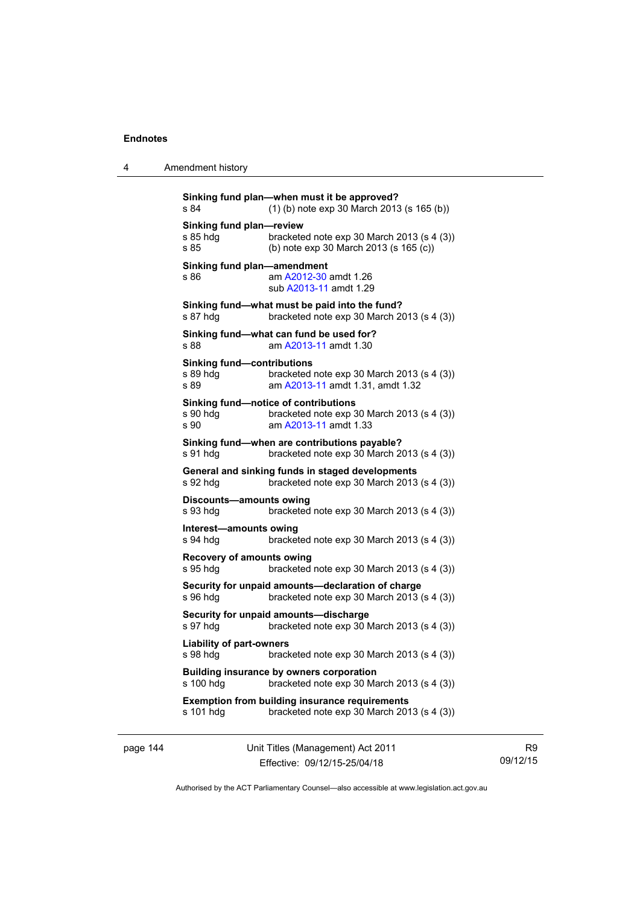**Sinking fund plan—when must it be approved?**
s 84 (1) (b) note exp 30 March 2013 (s 165 (b))

**Sinking fund plan—review**
s 85 hdg bracketed note exp 30 March 2013 (s 4 (3))
s 85 (b) note exp 30 March 2013 (s 165 (c))

**Sinking fund plan—amendment**
s 86 am A2012-30 amdt 1.26
sub A2013-11 amdt 1.29

**Sinking fund—what must be paid into the fund?**
s 87 hdg bracketed note exp 30 March 2013 (s 4 (3))

**Sinking fund—what can fund be used for?**
s 88 am A2013-11 amdt 1.30

**Sinking fund—contributions**
s 89 hdg bracketed note exp 30 March 2013 (s 4 (3))
s 89 am A2013-11 amdt 1.31, amdt 1.32

**Sinking fund—notice of contributions**
s 90 hdg bracketed note exp 30 March 2013 (s 4 (3))
s 90 am A2013-11 amdt 1.33

**Sinking fund—when are contributions payable?**
s 91 hdg bracketed note exp 30 March 2013 (s 4 (3))

**General and sinking funds in staged developments**
s 92 hdg bracketed note exp 30 March 2013 (s 4 (3))

**Discounts—amounts owing**
s 93 hdg bracketed note exp 30 March 2013 (s 4 (3))

**Interest—amounts owing**
s 94 hdg bracketed note exp 30 March 2013 (s 4 (3))

**Recovery of amounts owing**
s 95 hdg bracketed note exp 30 March 2013 (s 4 (3))

**Security for unpaid amounts—declaration of charge**
s 96 hdg bracketed note exp 30 March 2013 (s 4 (3))

**Security for unpaid amounts—discharge**
s 97 hdg bracketed note exp 30 March 2013 (s 4 (3))

**Liability of part-owners**
s 98 hdg bracketed note exp 30 March 2013 (s 4 (3))

**Building insurance by owners corporation**
s 100 hdg bracketed note exp 30 March 2013 (s 4 (3))

**Exemption from building insurance requirements**
s 101 hdg bracketed note exp 30 March 2013 (s 4 (3))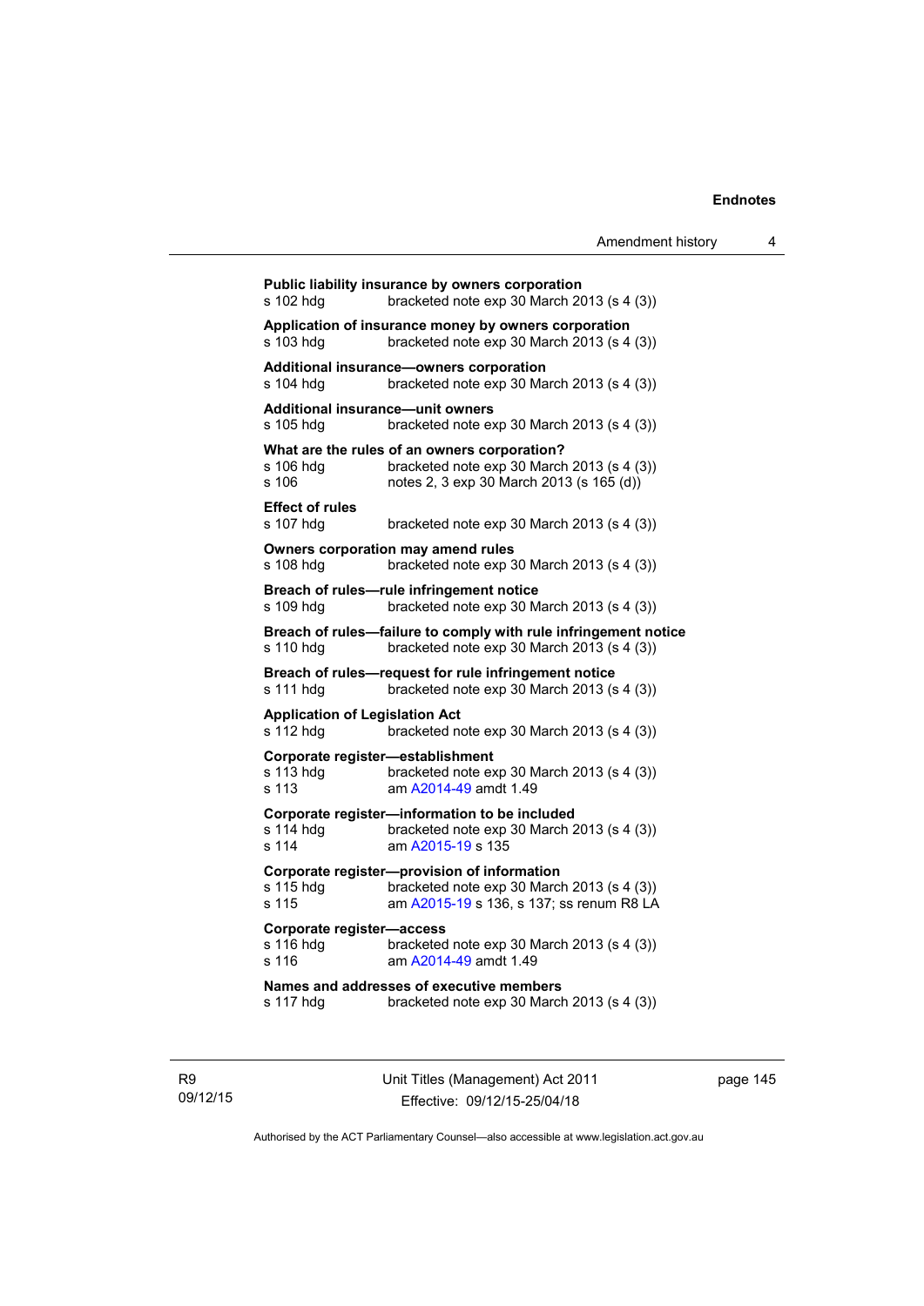**Public liability insurance by owners corporation**
s 102 hdg bracketed note exp 30 March 2013 (s 4 (3))

**Application of insurance money by owners corporation**
s 103 hdg bracketed note exp 30 March 2013 (s 4 (3))

**Additional insurance—owners corporation**
s 104 hdg bracketed note exp 30 March 2013 (s 4 (3))

**Additional insurance—unit owners**
s 105 hdg bracketed note exp 30 March 2013 (s 4 (3))

**What are the rules of an owners corporation?**
s 106 hdg bracketed note exp 30 March 2013 (s 4 (3))
s 106 notes 2, 3 exp 30 March 2013 (s 165 (d))

**Effect of rules**
s 107 hdg bracketed note exp 30 March 2013 (s 4 (3))

**Owners corporation may amend rules**
s 108 hdg bracketed note exp 30 March 2013 (s 4 (3))

**Breach of rules—rule infringement notice**
s 109 hdg bracketed note exp 30 March 2013 (s 4 (3))

**Breach of rules—failure to comply with rule infringement notice**
s 110 hdg bracketed note exp 30 March 2013 (s 4 (3))

**Breach of rules—request for rule infringement notice**
s 111 hdg bracketed note exp 30 March 2013 (s 4 (3))

**Application of Legislation Act**
s 112 hdg bracketed note exp 30 March 2013 (s 4 (3))

**Corporate register—establishment**
s 113 hdg bracketed note exp 30 March 2013 (s 4 (3))
s 113 am A2014-49 amdt 1.49

**Corporate register—information to be included**
s 114 hdg bracketed note exp 30 March 2013 (s 4 (3))
s 114 am A2015-19 s 135

**Corporate register—provision of information**
s 115 hdg bracketed note exp 30 March 2013 (s 4 (3))
s 115 am A2015-19 s 136, s 137; ss renum R8 LA

**Corporate register—access**
s 116 hdg bracketed note exp 30 March 2013 (s 4 (3))
s 116 am A2014-49 amdt 1.49

**Names and addresses of executive members**
s 117 hdg bracketed note exp 30 March 2013 (s 4 (3))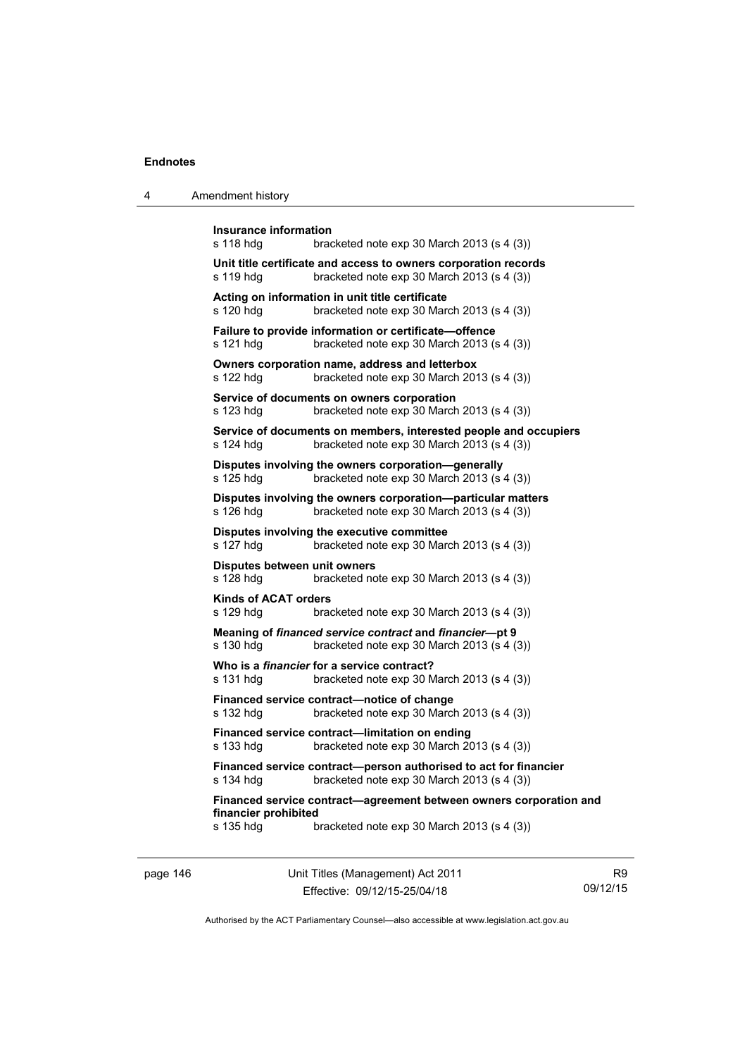**Insurance information**
s 118 hdg bracketed note exp 30 March 2013 (s 4 (3))

**Unit title certificate and access to owners corporation records**
s 119 hdg bracketed note exp 30 March 2013 (s 4 (3))

**Acting on information in unit title certificate**
s 120 hdg bracketed note exp 30 March 2013 (s 4 (3))

**Failure to provide information or certificate—offence**
s 121 hdg bracketed note exp 30 March 2013 (s 4 (3))

**Owners corporation name, address and letterbox**
s 122 hdg bracketed note exp 30 March 2013 (s 4 (3))

**Service of documents on owners corporation**
s 123 hdg bracketed note exp 30 March 2013 (s 4 (3))

**Service of documents on members, interested people and occupiers**
s 124 hdg bracketed note exp 30 March 2013 (s 4 (3))

**Disputes involving the owners corporation—generally**
s 125 hdg bracketed note exp 30 March 2013 (s 4 (3))

**Disputes involving the owners corporation—particular matters**
s 126 hdg bracketed note exp 30 March 2013 (s 4 (3))

**Disputes involving the executive committee**
s 127 hdg bracketed note exp 30 March 2013 (s 4 (3))

**Disputes between unit owners**
s 128 hdg bracketed note exp 30 March 2013 (s 4 (3))

**Kinds of ACAT orders**
s 129 hdg bracketed note exp 30 March 2013 (s 4 (3))

**Meaning of *financed service contract* and *financier*—pt 9**
s 130 hdg bracketed note exp 30 March 2013 (s 4 (3))

**Who is a *financier* for a service contract?**
s 131 hdg bracketed note exp 30 March 2013 (s 4 (3))

**Financed service contract—notice of change**
s 132 hdg bracketed note exp 30 March 2013 (s 4 (3))

**Financed service contract—limitation on ending**
s 133 hdg bracketed note exp 30 March 2013 (s 4 (3))

**Financed service contract—person authorised to act for financier**
s 134 hdg bracketed note exp 30 March 2013 (s 4 (3))

**Financed service contract—agreement between owners corporation and financier prohibited**
s 135 hdg bracketed note exp 30 March 2013 (s 4 (3))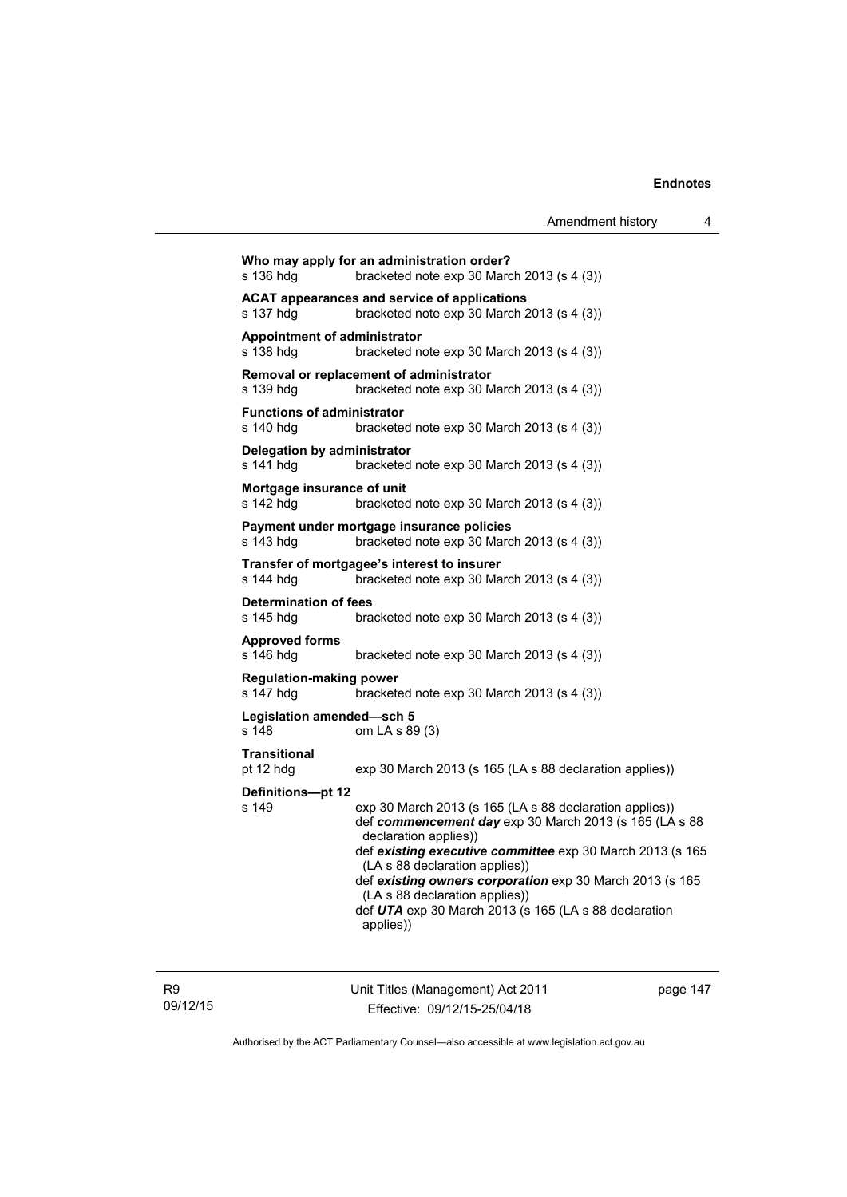**Who may apply for an administration order?**
s 136 hdg bracketed note exp 30 March 2013 (s 4 (3))

**ACAT appearances and service of applications**
s 137 hdg bracketed note exp 30 March 2013 (s 4 (3))

**Appointment of administrator**
s 138 hdg bracketed note exp 30 March 2013 (s 4 (3))

**Removal or replacement of administrator**
s 139 hdg bracketed note exp 30 March 2013 (s 4 (3))

**Functions of administrator**
s 140 hdg bracketed note exp 30 March 2013 (s 4 (3))

**Delegation by administrator**
s 141 hdg bracketed note exp 30 March 2013 (s 4 (3))

**Mortgage insurance of unit**
s 142 hdg bracketed note exp 30 March 2013 (s 4 (3))

**Payment under mortgage insurance policies**
s 143 hdg bracketed note exp 30 March 2013 (s 4 (3))

**Transfer of mortgagee's interest to insurer**
s 144 hdg bracketed note exp 30 March 2013 (s 4 (3))

**Determination of fees**
s 145 hdg bracketed note exp 30 March 2013 (s 4 (3))

**Approved forms**
s 146 hdg bracketed note exp 30 March 2013 (s 4 (3))

**Regulation-making power**
s 147 hdg bracketed note exp 30 March 2013 (s 4 (3))

**Legislation amended—sch 5**
s 148 om LA s 89 (3)

**Transitional**
pt 12 hdg exp 30 March 2013 (s 165 (LA s 88 declaration applies))

**Definitions—pt 12**
s 149 exp 30 March 2013 (s 165 (LA s 88 declaration applies))
def ***commencement day*** exp 30 March 2013 (s 165 (LA s 88 declaration applies))
def ***existing executive committee*** exp 30 March 2013 (s 165 (LA s 88 declaration applies))
def ***existing owners corporation*** exp 30 March 2013 (s 165 (LA s 88 declaration applies))
def ***UTA*** exp 30 March 2013 (s 165 (LA s 88 declaration applies))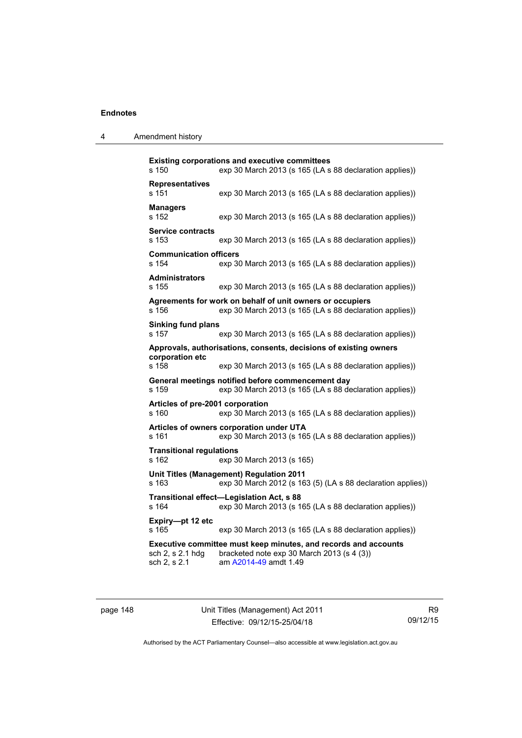**Existing corporations and executive committees**
s 150 exp 30 March 2013 (s 165 (LA s 88 declaration applies))

**Representatives**
s 151 exp 30 March 2013 (s 165 (LA s 88 declaration applies))

**Managers**
s 152 exp 30 March 2013 (s 165 (LA s 88 declaration applies))

**Service contracts**
s 153 exp 30 March 2013 (s 165 (LA s 88 declaration applies))

**Communication officers**
s 154 exp 30 March 2013 (s 165 (LA s 88 declaration applies))

**Administrators**
s 155 exp 30 March 2013 (s 165 (LA s 88 declaration applies))

**Agreements for work on behalf of unit owners or occupiers**
s 156 exp 30 March 2013 (s 165 (LA s 88 declaration applies))

**Sinking fund plans**
s 157 exp 30 March 2013 (s 165 (LA s 88 declaration applies))

**Approvals, authorisations, consents, decisions of existing owners corporation etc**
s 158 exp 30 March 2013 (s 165 (LA s 88 declaration applies))

**General meetings notified before commencement day**
s 159 exp 30 March 2013 (s 165 (LA s 88 declaration applies))

**Articles of pre-2001 corporation**
s 160 exp 30 March 2013 (s 165 (LA s 88 declaration applies))

**Articles of owners corporation under UTA**
s 161 exp 30 March 2013 (s 165 (LA s 88 declaration applies))

**Transitional regulations**
s 162 exp 30 March 2013 (s 165)

**Unit Titles (Management) Regulation 2011**
s 163 exp 30 March 2012 (s 163 (5) (LA s 88 declaration applies))

**Transitional effect—Legislation Act, s 88**
s 164 exp 30 March 2013 (s 165 (LA s 88 declaration applies))

**Expiry—pt 12 etc**
s 165 exp 30 March 2013 (s 165 (LA s 88 declaration applies))

**Executive committee must keep minutes, and records and accounts**
sch 2, s 2.1 hdg bracketed note exp 30 March 2013 (s 4 (3))
sch 2, s 2.1 am A2014-49 amdt 1.49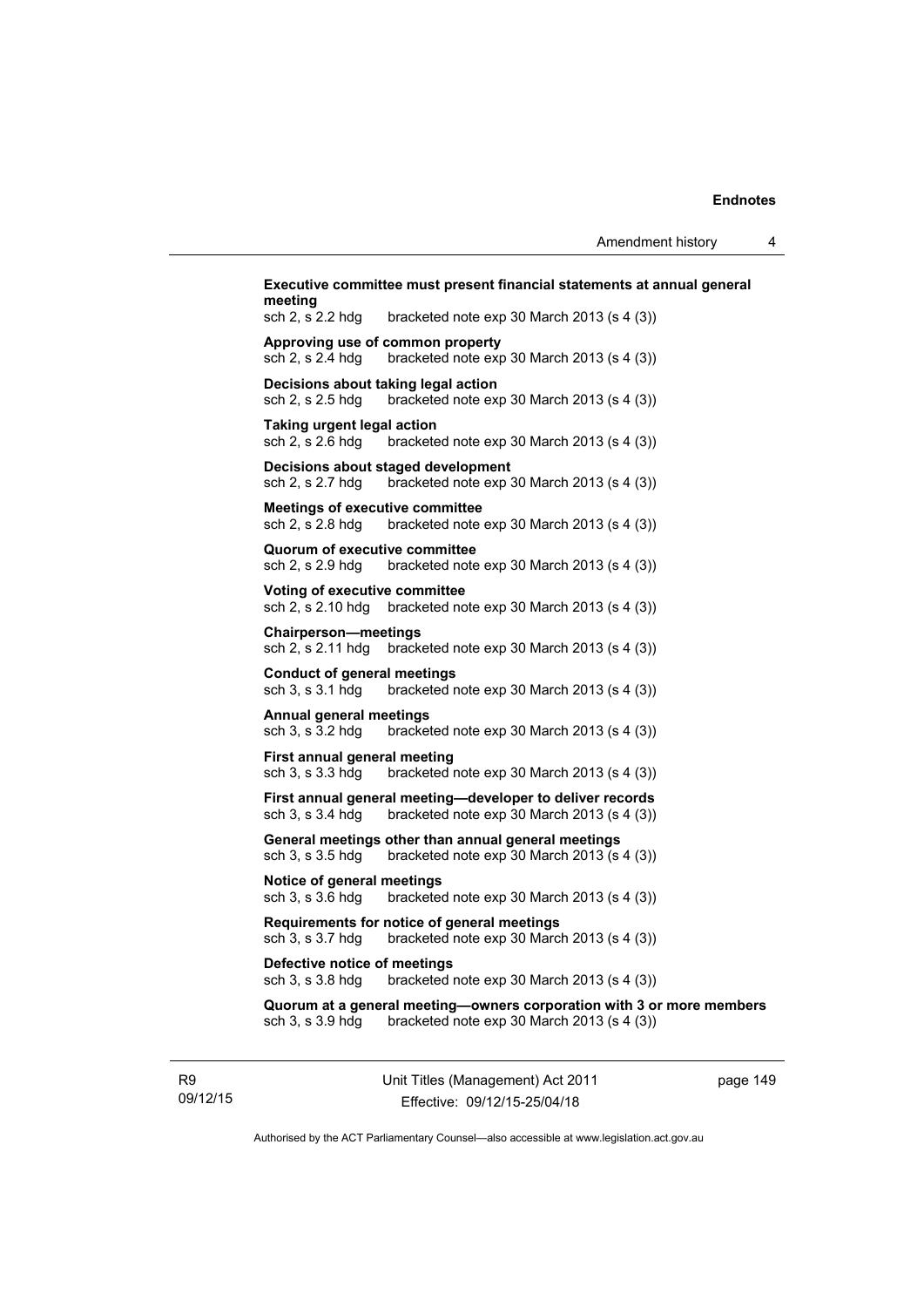**Executive committee must present financial statements at annual general meeting**
sch 2, s 2.2 hdg bracketed note exp 30 March 2013 (s 4 (3))

**Approving use of common property**
sch 2, s 2.4 hdg bracketed note exp 30 March 2013 (s 4 (3))

**Decisions about taking legal action**
sch 2, s 2.5 hdg bracketed note exp 30 March 2013 (s 4 (3))

**Taking urgent legal action**
sch 2, s 2.6 hdg bracketed note exp 30 March 2013 (s 4 (3))

**Decisions about staged development**
sch 2, s 2.7 hdg bracketed note exp 30 March 2013 (s 4 (3))

**Meetings of executive committee**
sch 2, s 2.8 hdg bracketed note exp 30 March 2013 (s 4 (3))

**Quorum of executive committee**
sch 2, s 2.9 hdg bracketed note exp 30 March 2013 (s 4 (3))

**Voting of executive committee**
sch 2, s 2.10 hdg bracketed note exp 30 March 2013 (s 4 (3))

**Chairperson—meetings**
sch 2, s 2.11 hdg bracketed note exp 30 March 2013 (s 4 (3))

**Conduct of general meetings**
sch 3, s 3.1 hdg bracketed note exp 30 March 2013 (s 4 (3))

**Annual general meetings**
sch 3, s 3.2 hdg bracketed note exp 30 March 2013 (s 4 (3))

**First annual general meeting**
sch 3, s 3.3 hdg bracketed note exp 30 March 2013 (s 4 (3))

**First annual general meeting—developer to deliver records**
sch 3, s 3.4 hdg bracketed note exp 30 March 2013 (s 4 (3))

**General meetings other than annual general meetings**
sch 3, s 3.5 hdg bracketed note exp 30 March 2013 (s 4 (3))

**Notice of general meetings**
sch 3, s 3.6 hdg bracketed note exp 30 March 2013 (s 4 (3))

**Requirements for notice of general meetings**
sch 3, s 3.7 hdg bracketed note exp 30 March 2013 (s 4 (3))

**Defective notice of meetings**
sch 3, s 3.8 hdg bracketed note exp 30 March 2013 (s 4 (3))

**Quorum at a general meeting—owners corporation with 3 or more members**
sch 3, s 3.9 hdg bracketed note exp 30 March 2013 (s 4 (3))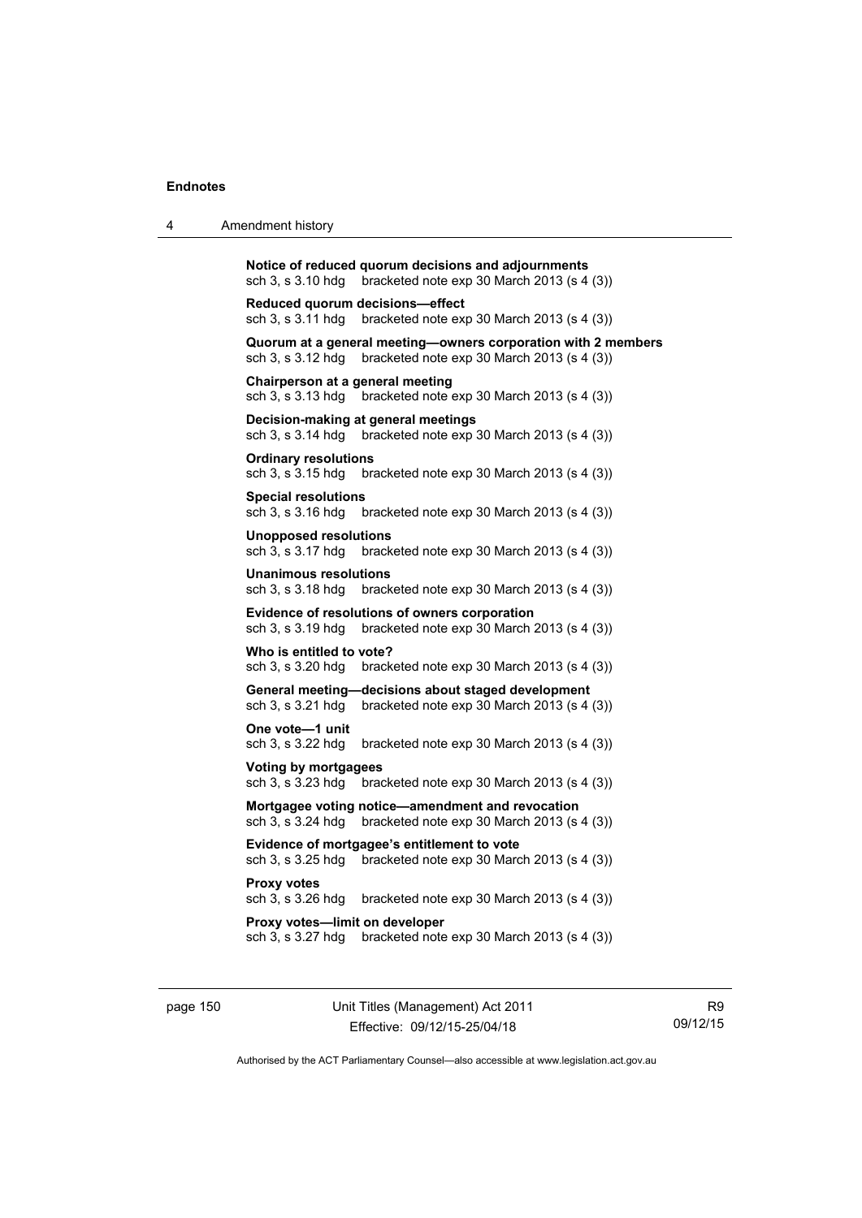**Notice of reduced quorum decisions and adjournments**
sch 3, s 3.10 hdg bracketed note exp 30 March 2013 (s 4 (3))

**Reduced quorum decisions—effect**
sch 3, s 3.11 hdg bracketed note exp 30 March 2013 (s 4 (3))

**Quorum at a general meeting—owners corporation with 2 members**
sch 3, s 3.12 hdg bracketed note exp 30 March 2013 (s 4 (3))

**Chairperson at a general meeting**
sch 3, s 3.13 hdg bracketed note exp 30 March 2013 (s 4 (3))

**Decision-making at general meetings**
sch 3, s 3.14 hdg bracketed note exp 30 March 2013 (s 4 (3))

**Ordinary resolutions**
sch 3, s 3.15 hdg bracketed note exp 30 March 2013 (s 4 (3))

**Special resolutions**
sch 3, s 3.16 hdg bracketed note exp 30 March 2013 (s 4 (3))

**Unopposed resolutions**
sch 3, s 3.17 hdg bracketed note exp 30 March 2013 (s 4 (3))

**Unanimous resolutions**
sch 3, s 3.18 hdg bracketed note exp 30 March 2013 (s 4 (3))

**Evidence of resolutions of owners corporation**
sch 3, s 3.19 hdg bracketed note exp 30 March 2013 (s 4 (3))

**Who is entitled to vote?**
sch 3, s 3.20 hdg bracketed note exp 30 March 2013 (s 4 (3))

**General meeting—decisions about staged development**
sch 3, s 3.21 hdg bracketed note exp 30 March 2013 (s 4 (3))

**One vote—1 unit**
sch 3, s 3.22 hdg bracketed note exp 30 March 2013 (s 4 (3))

**Voting by mortgagees**
sch 3, s 3.23 hdg bracketed note exp 30 March 2013 (s 4 (3))

**Mortgagee voting notice—amendment and revocation**
sch 3, s 3.24 hdg bracketed note exp 30 March 2013 (s 4 (3))

**Evidence of mortgagee's entitlement to vote**
sch 3, s 3.25 hdg bracketed note exp 30 March 2013 (s 4 (3))

**Proxy votes**
sch 3, s 3.26 hdg bracketed note exp 30 March 2013 (s 4 (3))

**Proxy votes—limit on developer**
sch 3, s 3.27 hdg bracketed note exp 30 March 2013 (s 4 (3))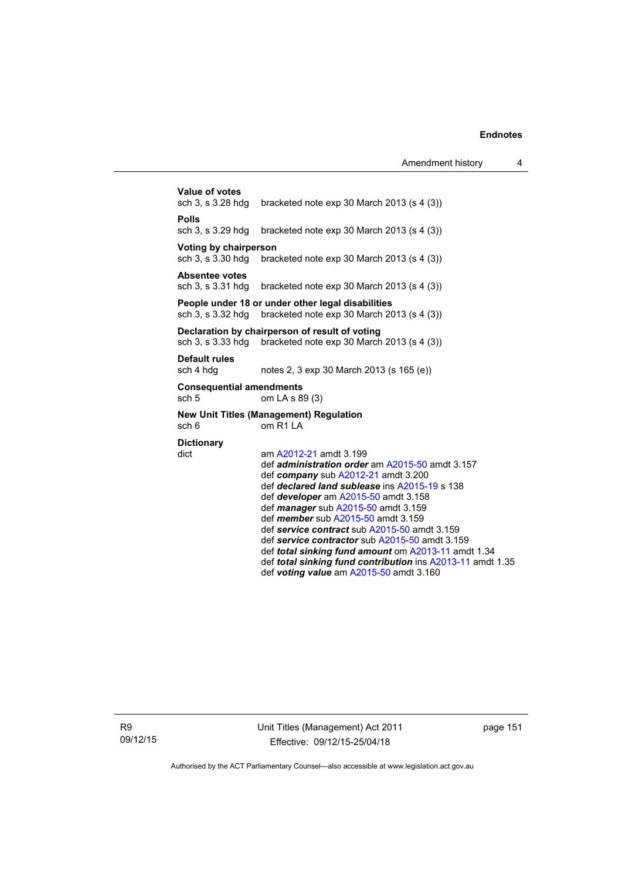**Value of votes**
sch 3, s 3.28 hdg bracketed note exp 30 March 2013 (s 4 (3))

**Polls**
sch 3, s 3.29 hdg bracketed note exp 30 March 2013 (s 4 (3))

**Voting by chairperson**
sch 3, s 3.30 hdg bracketed note exp 30 March 2013 (s 4 (3))

**Absentee votes**
sch 3, s 3.31 hdg bracketed note exp 30 March 2013 (s 4 (3))

**People under 18 or under other legal disabilities**
sch 3, s 3.32 hdg bracketed note exp 30 March 2013 (s 4 (3))

**Declaration by chairperson of result of voting**
sch 3, s 3.33 hdg bracketed note exp 30 March 2013 (s 4 (3))

**Default rules**
sch 4 hdg notes 2, 3 exp 30 March 2013 (s 165 (e))

**Consequential amendments**
sch 5 om LA s 89 (3)

**New Unit Titles (Management) Regulation**
sch 6 om R1 LA

**Dictionary**
dict am A2012-21 amdt 3.199
def ***administration order*** am A2015-50 amdt 3.157
def ***company*** sub A2012-21 amdt 3.200
def ***declared land sublease*** ins A2015-19 s 138
def ***developer*** am A2015-50 amdt 3.158
def ***manager*** sub A2015-50 amdt 3.159
def ***member*** sub A2015-50 amdt 3.159
def ***service contract*** sub A2015-50 amdt 3.159
def ***service contractor*** sub A2015-50 amdt 3.159
def ***total sinking fund amount*** om A2013-11 amdt 1.34
def ***total sinking fund contribution*** ins A2013-11 amdt 1.35
def ***voting value*** am A2015-50 amdt 3.160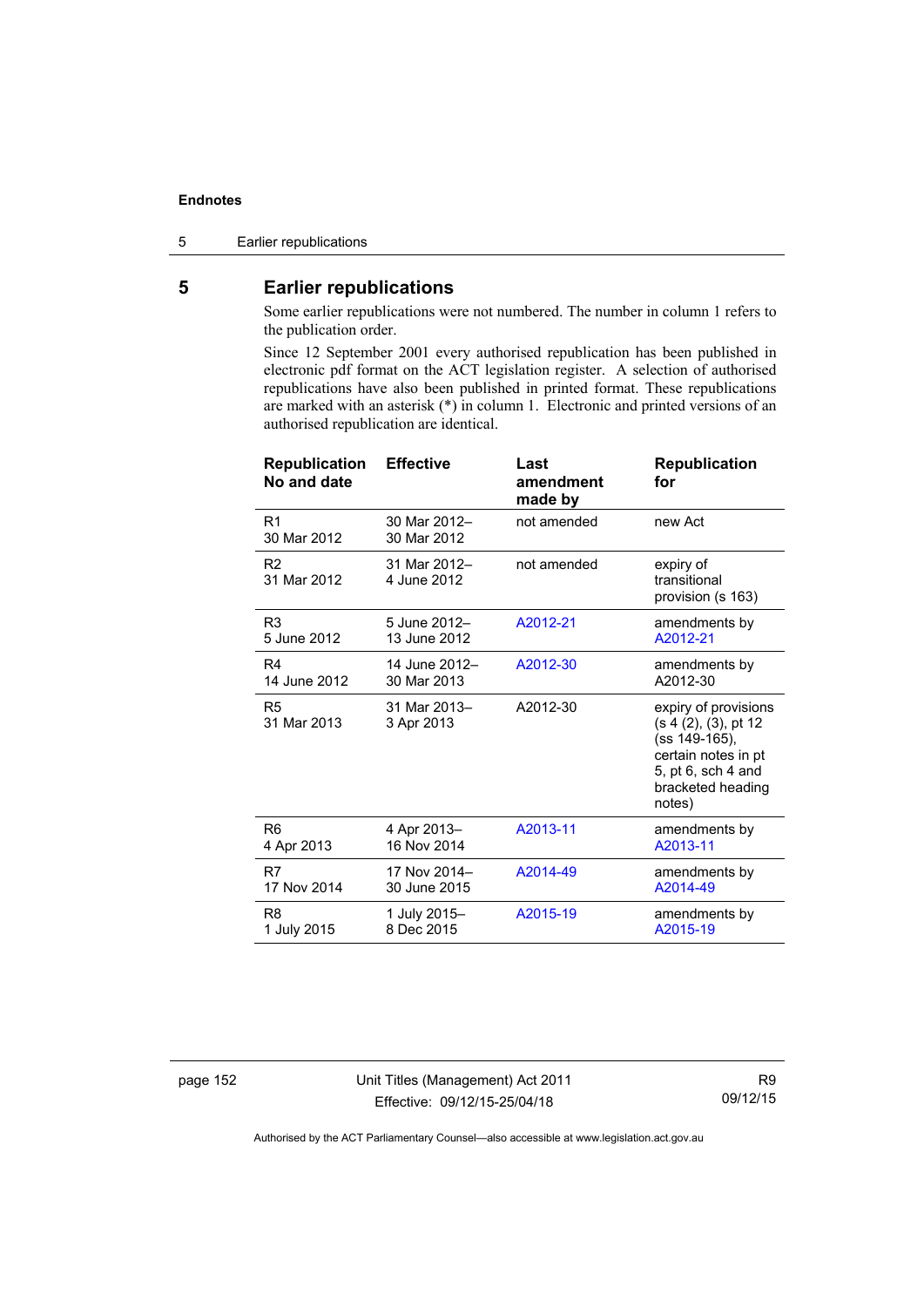## 5 Earlier republications

Some earlier republications were not numbered. The number in column 1 refers to the publication order.

Since 12 September 2001 every authorised republication has been published in electronic pdf format on the ACT legislation register. A selection of authorised republications have also been published in printed format. These republications are marked with an asterisk (*) in column 1. Electronic and printed versions of an authorised republication are identical.

| Republication No and date | Effective | Last amendment made by | Republication for |
|---|---|---|---|
| R1<br>30 Mar 2012 | 30 Mar 2012–<br>30 Mar 2012 | not amended | new Act |
| R2<br>31 Mar 2012 | 31 Mar 2012–<br>4 June 2012 | not amended | expiry of transitional provision (s 163) |
| R3<br>5 June 2012 | 5 June 2012–<br>13 June 2012 | A2012-21 | amendments by A2012-21 |
| R4<br>14 June 2012 | 14 June 2012–<br>30 Mar 2013 | A2012-30 | amendments by A2012-30 |
| R5<br>31 Mar 2013 | 31 Mar 2013–<br>3 Apr 2013 | A2012-30 | expiry of provisions (s 4 (2), (3), pt 12 (ss 149-165), certain notes in pt 5, pt 6, sch 4 and bracketed heading notes) |
| R6<br>4 Apr 2013 | 4 Apr 2013–<br>16 Nov 2014 | A2013-11 | amendments by A2013-11 |
| R7<br>17 Nov 2014 | 17 Nov 2014–<br>30 June 2015 | A2014-49 | amendments by A2014-49 |
| R8<br>1 July 2015 | 1 July 2015–<br>8 Dec 2015 | A2015-19 | amendments by A2015-19 |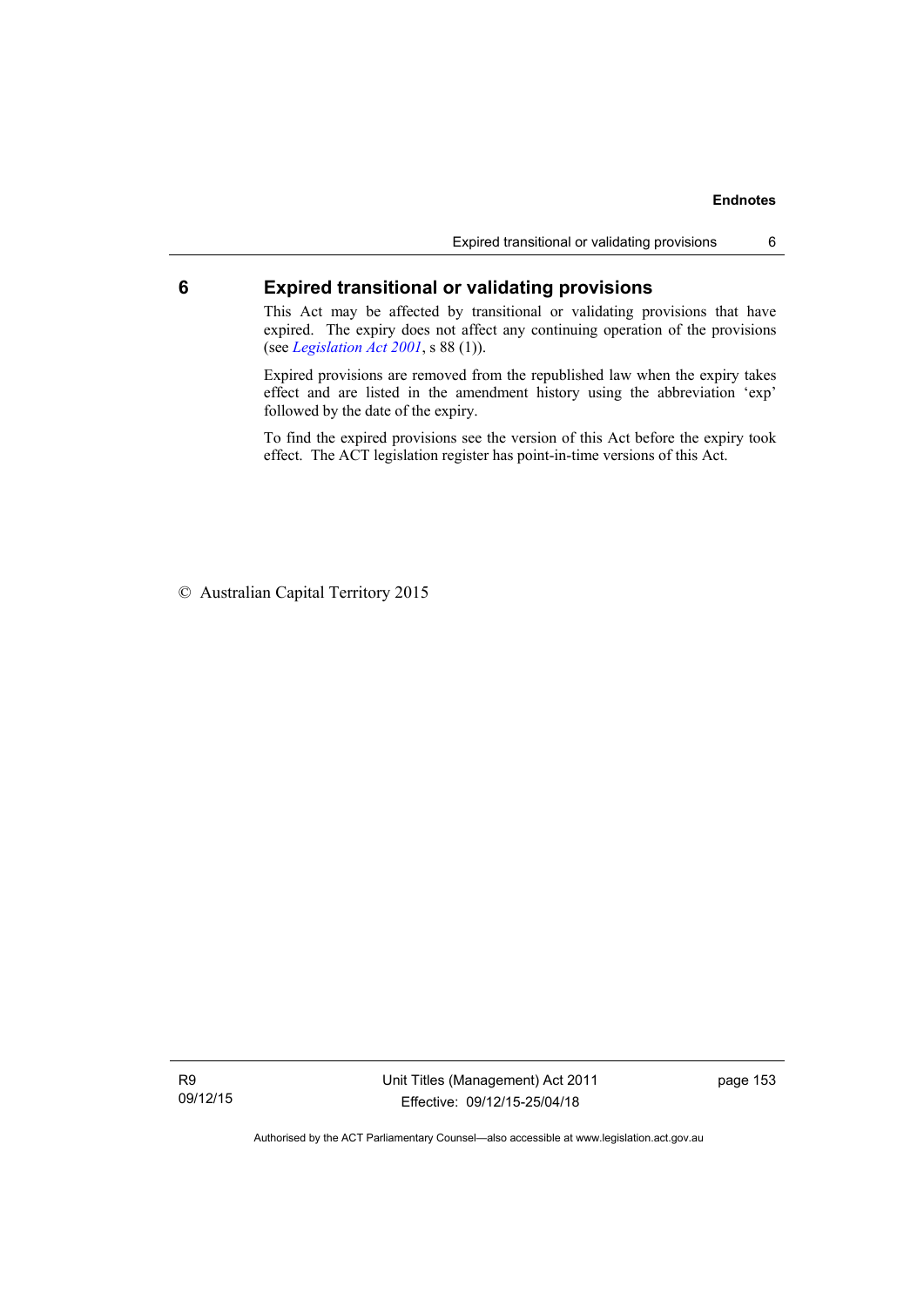## 6 Expired transitional or validating provisions

This Act may be affected by transitional or validating provisions that have expired. The expiry does not affect any continuing operation of the provisions (see *Legislation Act 2001*, s 88 (1)).

Expired provisions are removed from the republished law when the expiry takes effect and are listed in the amendment history using the abbreviation 'exp' followed by the date of the expiry.

To find the expired provisions see the version of this Act before the expiry took effect. The ACT legislation register has point-in-time versions of this Act.

© Australian Capital Territory 2015